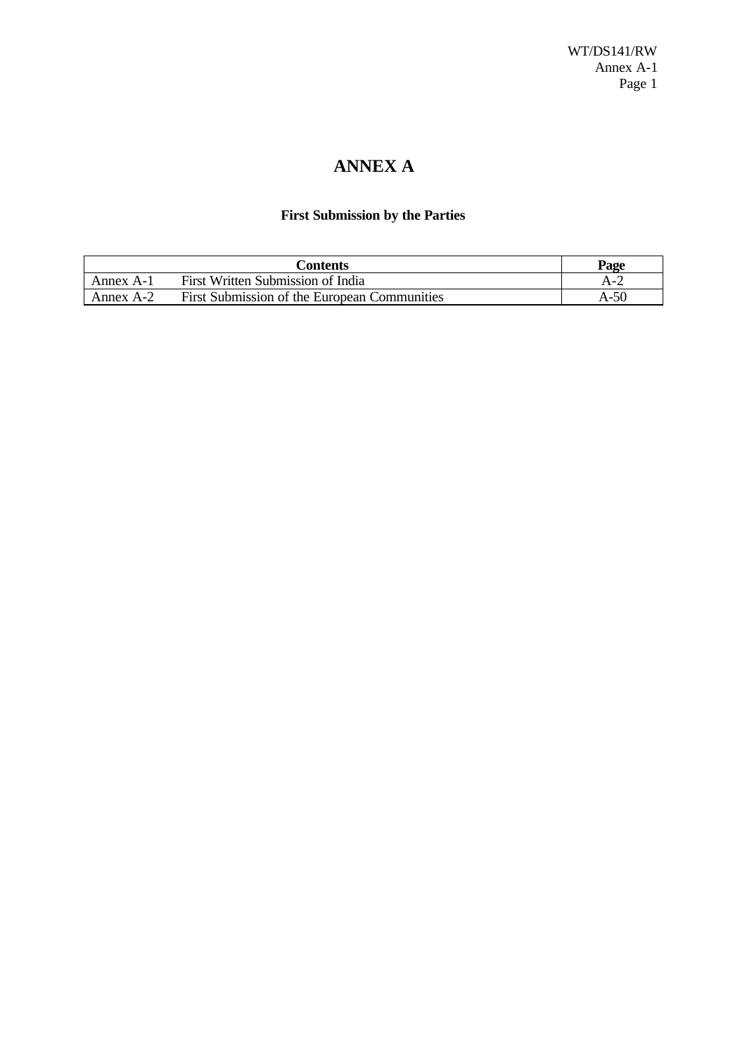# ANNEX A

### First Submission by the Parties

| Contents | | Page |
|---|---|---|
| Annex A-1 | First Written Submission of India | A-2 |
| Annex A-2 | First Submission of the European Communities | A-50 |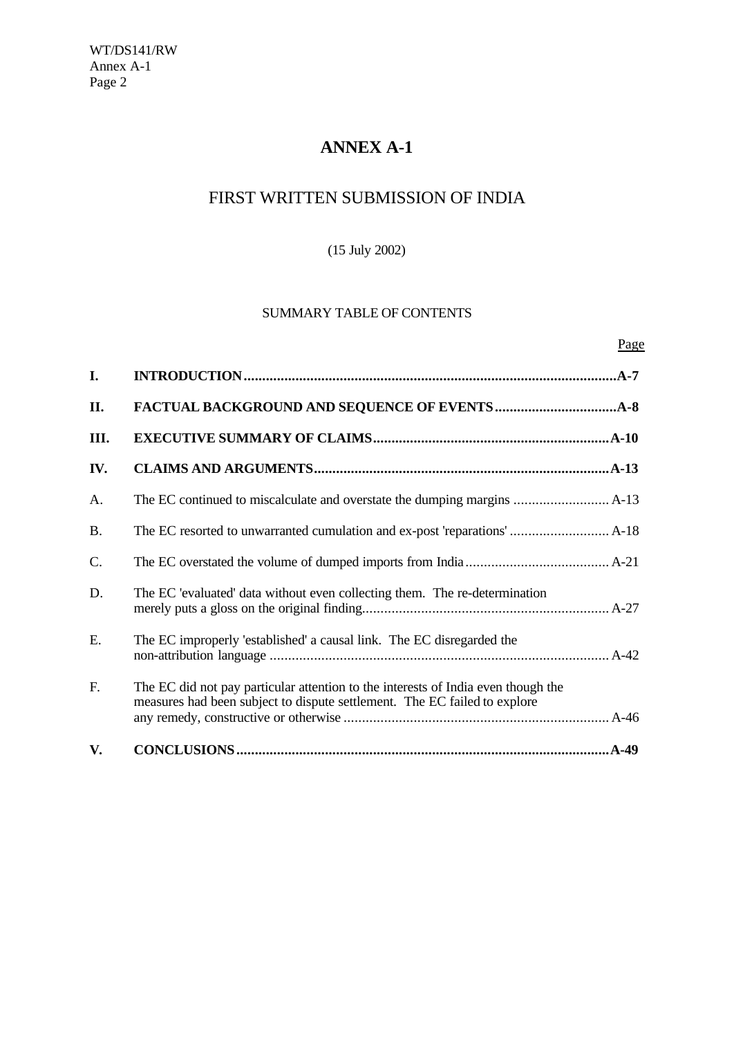# ANNEX A-1

## FIRST WRITTEN SUBMISSION OF INDIA

(15 July 2002)

SUMMARY TABLE OF CONTENTS

| | | Page |
|---|---|---|
| **I.** | **INTRODUCTION** | **A-7** |
| **II.** | **FACTUAL BACKGROUND AND SEQUENCE OF EVENTS** | **A-8** |
| **III.** | **EXECUTIVE SUMMARY OF CLAIMS** | **A-10** |
| **IV.** | **CLAIMS AND ARGUMENTS** | **A-13** |
| A. | The EC continued to miscalculate and overstate the dumping margins | A-13 |
| B. | The EC resorted to unwarranted cumulation and ex-post 'reparations' | A-18 |
| C. | The EC overstated the volume of dumped imports from India | A-21 |
| D. | The EC 'evaluated' data without even collecting them. The re-determination merely puts a gloss on the original finding | A-27 |
| E. | The EC improperly 'established' a causal link. The EC disregarded the non-attribution language | A-42 |
| F. | The EC did not pay particular attention to the interests of India even though the measures had been subject to dispute settlement. The EC failed to explore any remedy, constructive or otherwise | A-46 |
| **V.** | **CONCLUSIONS** | **A-49** |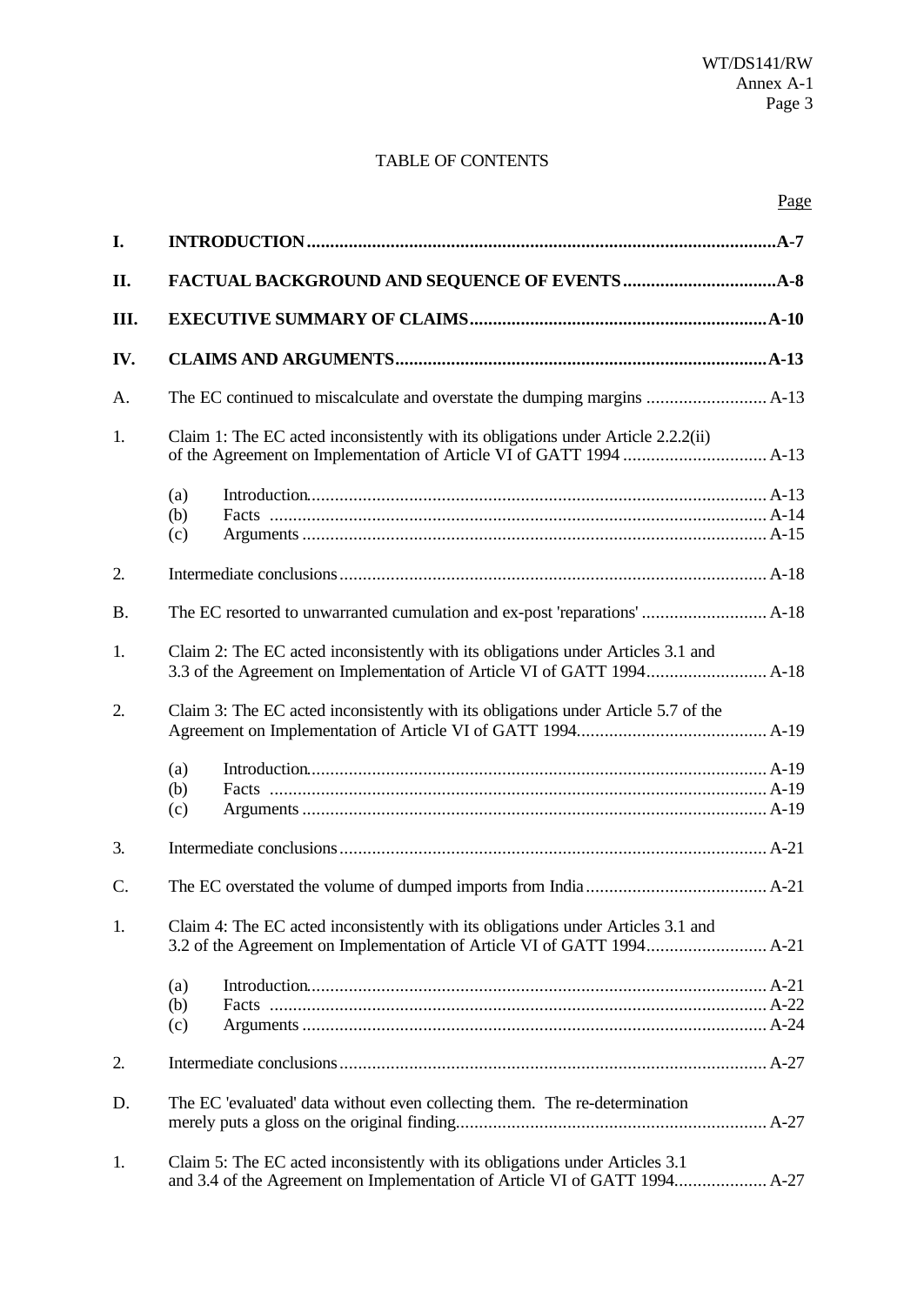TABLE OF CONTENTS

| | | Page |
|---|---|---|
| **I.** | **INTRODUCTION** | **A-7** |
| **II.** | **FACTUAL BACKGROUND AND SEQUENCE OF EVENTS** | **A-8** |
| **III.** | **EXECUTIVE SUMMARY OF CLAIMS** | **A-10** |
| **IV.** | **CLAIMS AND ARGUMENTS** | **A-13** |
| A. | The EC continued to miscalculate and overstate the dumping margins | A-13 |
| 1. | Claim 1: The EC acted inconsistently with its obligations under Article 2.2.2(ii) of the Agreement on Implementation of Article VI of GATT 1994 | A-13 |
| | (a) Introduction | A-13 |
| | (b) Facts | A-14 |
| | (c) Arguments | A-15 |
| 2. | Intermediate conclusions | A-18 |
| B. | The EC resorted to unwarranted cumulation and ex-post 'reparations' | A-18 |
| 1. | Claim 2: The EC acted inconsistently with its obligations under Articles 3.1 and 3.3 of the Agreement on Implementation of Article VI of GATT 1994 | A-18 |
| 2. | Claim 3: The EC acted inconsistently with its obligations under Article 5.7 of the Agreement on Implementation of Article VI of GATT 1994 | A-19 |
| | (a) Introduction | A-19 |
| | (b) Facts | A-19 |
| | (c) Arguments | A-19 |
| 3. | Intermediate conclusions | A-21 |
| C. | The EC overstated the volume of dumped imports from India | A-21 |
| 1. | Claim 4: The EC acted inconsistently with its obligations under Articles 3.1 and 3.2 of the Agreement on Implementation of Article VI of GATT 1994 | A-21 |
| | (a) Introduction | A-21 |
| | (b) Facts | A-22 |
| | (c) Arguments | A-24 |
| 2. | Intermediate conclusions | A-27 |
| D. | The EC 'evaluated' data without even collecting them. The re-determination merely puts a gloss on the original finding | A-27 |
| 1. | Claim 5: The EC acted inconsistently with its obligations under Articles 3.1 and 3.4 of the Agreement on Implementation of Article VI of GATT 1994 | A-27 |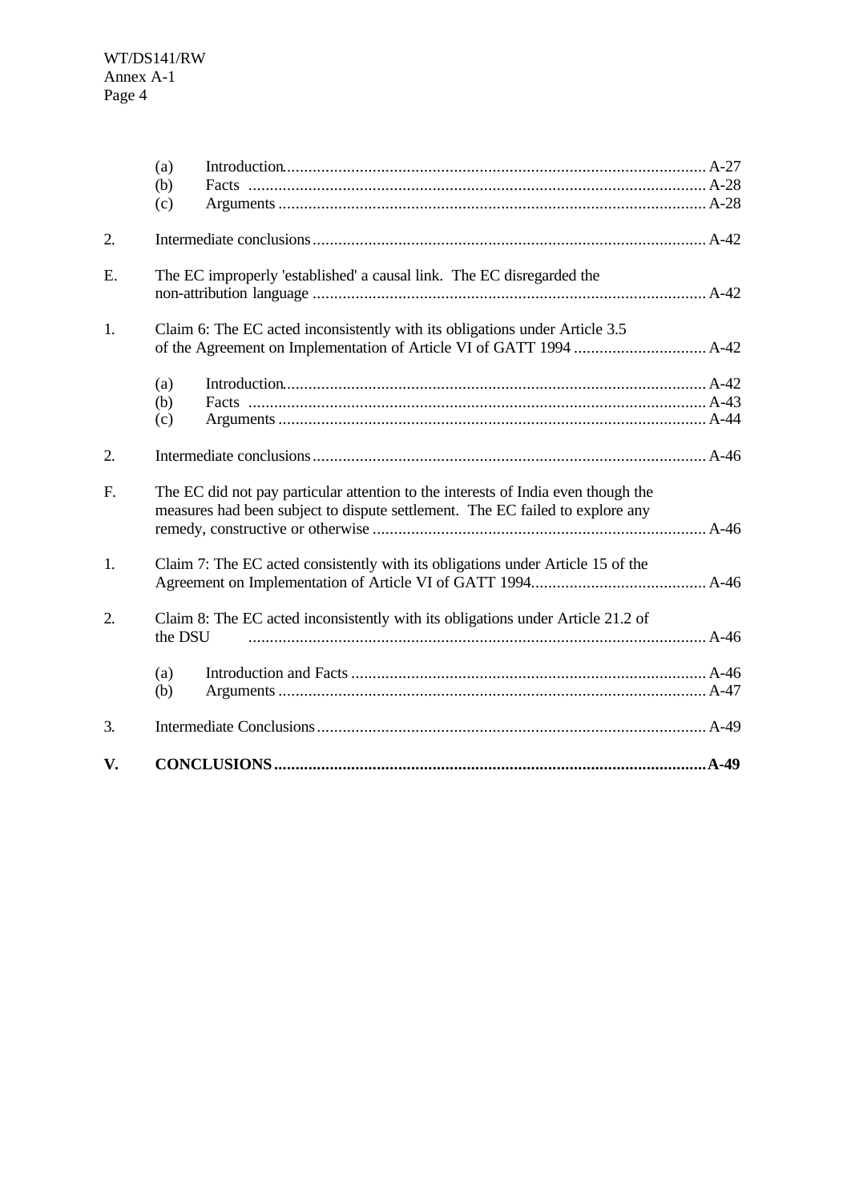(a) Introduction ..... A-27
(b) Facts ..... A-28
(c) Arguments ..... A-28

2. Intermediate conclusions ..... A-42

E. The EC improperly 'established' a causal link. The EC disregarded the non-attribution language ..... A-42

1. Claim 6: The EC acted inconsistently with its obligations under Article 3.5 of the Agreement on Implementation of Article VI of GATT 1994 ..... A-42

(a) Introduction ..... A-42
(b) Facts ..... A-43
(c) Arguments ..... A-44

2. Intermediate conclusions ..... A-46

F. The EC did not pay particular attention to the interests of India even though the measures had been subject to dispute settlement. The EC failed to explore any remedy, constructive or otherwise ..... A-46

1. Claim 7: The EC acted consistently with its obligations under Article 15 of the Agreement on Implementation of Article VI of GATT 1994 ..... A-46

2. Claim 8: The EC acted inconsistently with its obligations under Article 21.2 of the DSU ..... A-46

(a) Introduction and Facts ..... A-46
(b) Arguments ..... A-47

3. Intermediate Conclusions ..... A-49

**V. CONCLUSIONS ..... A-49**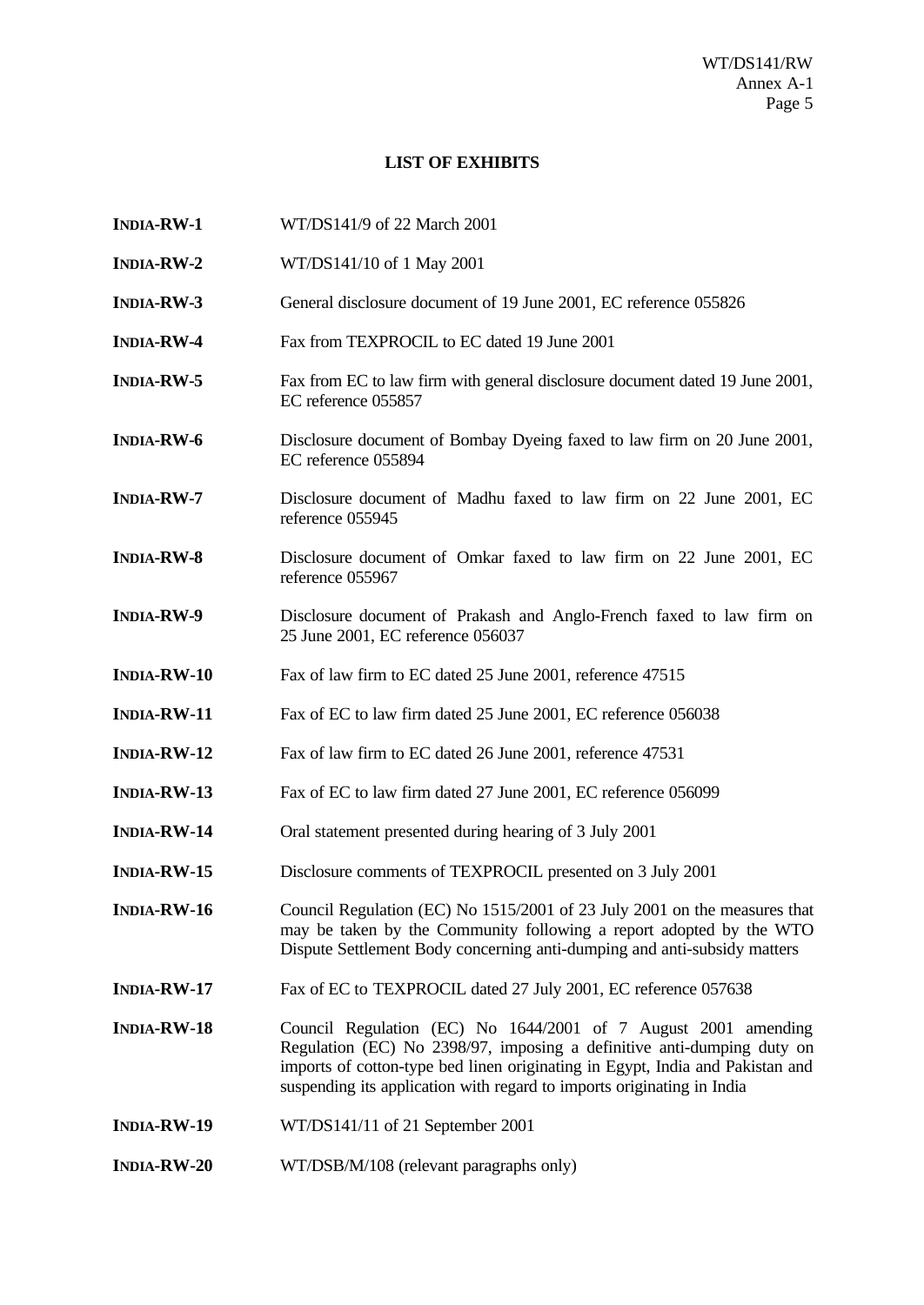**LIST OF EXHIBITS**

| | |
|---|---|
| **INDIA-RW-1** | WT/DS141/9 of 22 March 2001 |
| **INDIA-RW-2** | WT/DS141/10 of 1 May 2001 |
| **INDIA-RW-3** | General disclosure document of 19 June 2001, EC reference 055826 |
| **INDIA-RW-4** | Fax from TEXPROCIL to EC dated 19 June 2001 |
| **INDIA-RW-5** | Fax from EC to law firm with general disclosure document dated 19 June 2001, EC reference 055857 |
| **INDIA-RW-6** | Disclosure document of Bombay Dyeing faxed to law firm on 20 June 2001, EC reference 055894 |
| **INDIA-RW-7** | Disclosure document of Madhu faxed to law firm on 22 June 2001, EC reference 055945 |
| **INDIA-RW-8** | Disclosure document of Omkar faxed to law firm on 22 June 2001, EC reference 055967 |
| **INDIA-RW-9** | Disclosure document of Prakash and Anglo-French faxed to law firm on 25 June 2001, EC reference 056037 |
| **INDIA-RW-10** | Fax of law firm to EC dated 25 June 2001, reference 47515 |
| **INDIA-RW-11** | Fax of EC to law firm dated 25 June 2001, EC reference 056038 |
| **INDIA-RW-12** | Fax of law firm to EC dated 26 June 2001, reference 47531 |
| **INDIA-RW-13** | Fax of EC to law firm dated 27 June 2001, EC reference 056099 |
| **INDIA-RW-14** | Oral statement presented during hearing of 3 July 2001 |
| **INDIA-RW-15** | Disclosure comments of TEXPROCIL presented on 3 July 2001 |
| **INDIA-RW-16** | Council Regulation (EC) No 1515/2001 of 23 July 2001 on the measures that may be taken by the Community following a report adopted by the WTO Dispute Settlement Body concerning anti-dumping and anti-subsidy matters |
| **INDIA-RW-17** | Fax of EC to TEXPROCIL dated 27 July 2001, EC reference 057638 |
| **INDIA-RW-18** | Council Regulation (EC) No 1644/2001 of 7 August 2001 amending Regulation (EC) No 2398/97, imposing a definitive anti-dumping duty on imports of cotton-type bed linen originating in Egypt, India and Pakistan and suspending its application with regard to imports originating in India |
| **INDIA-RW-19** | WT/DS141/11 of 21 September 2001 |
| **INDIA-RW-20** | WT/DSB/M/108 (relevant paragraphs only) |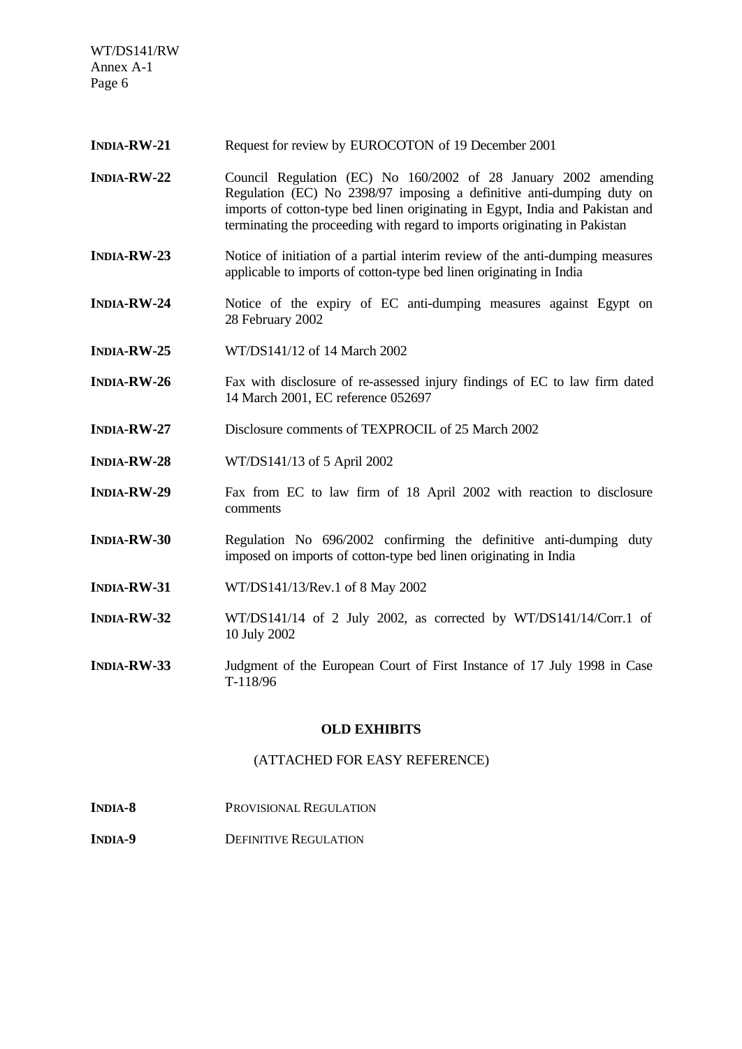| | |
|---|---|
| **INDIA-RW-21** | Request for review by EUROCOTON of 19 December 2001 |
| **INDIA-RW-22** | Council Regulation (EC) No 160/2002 of 28 January 2002 amending Regulation (EC) No 2398/97 imposing a definitive anti-dumping duty on imports of cotton-type bed linen originating in Egypt, India and Pakistan and terminating the proceeding with regard to imports originating in Pakistan |
| **INDIA-RW-23** | Notice of initiation of a partial interim review of the anti-dumping measures applicable to imports of cotton-type bed linen originating in India |
| **INDIA-RW-24** | Notice of the expiry of EC anti-dumping measures against Egypt on 28 February 2002 |
| **INDIA-RW-25** | WT/DS141/12 of 14 March 2002 |
| **INDIA-RW-26** | Fax with disclosure of re-assessed injury findings of EC to law firm dated 14 March 2001, EC reference 052697 |
| **INDIA-RW-27** | Disclosure comments of TEXPROCIL of 25 March 2002 |
| **INDIA-RW-28** | WT/DS141/13 of 5 April 2002 |
| **INDIA-RW-29** | Fax from EC to law firm of 18 April 2002 with reaction to disclosure comments |
| **INDIA-RW-30** | Regulation No 696/2002 confirming the definitive anti-dumping duty imposed on imports of cotton-type bed linen originating in India |
| **INDIA-RW-31** | WT/DS141/13/Rev.1 of 8 May 2002 |
| **INDIA-RW-32** | WT/DS141/14 of 2 July 2002, as corrected by WT/DS141/14/Corr.1 of 10 July 2002 |
| **INDIA-RW-33** | Judgment of the European Court of First Instance of 17 July 1998 in Case T-118/96 |

**OLD EXHIBITS**

(ATTACHED FOR EASY REFERENCE)

| | |
|---|---|
| **INDIA-8** | PROVISIONAL REGULATION |
| **INDIA-9** | DEFINITIVE REGULATION |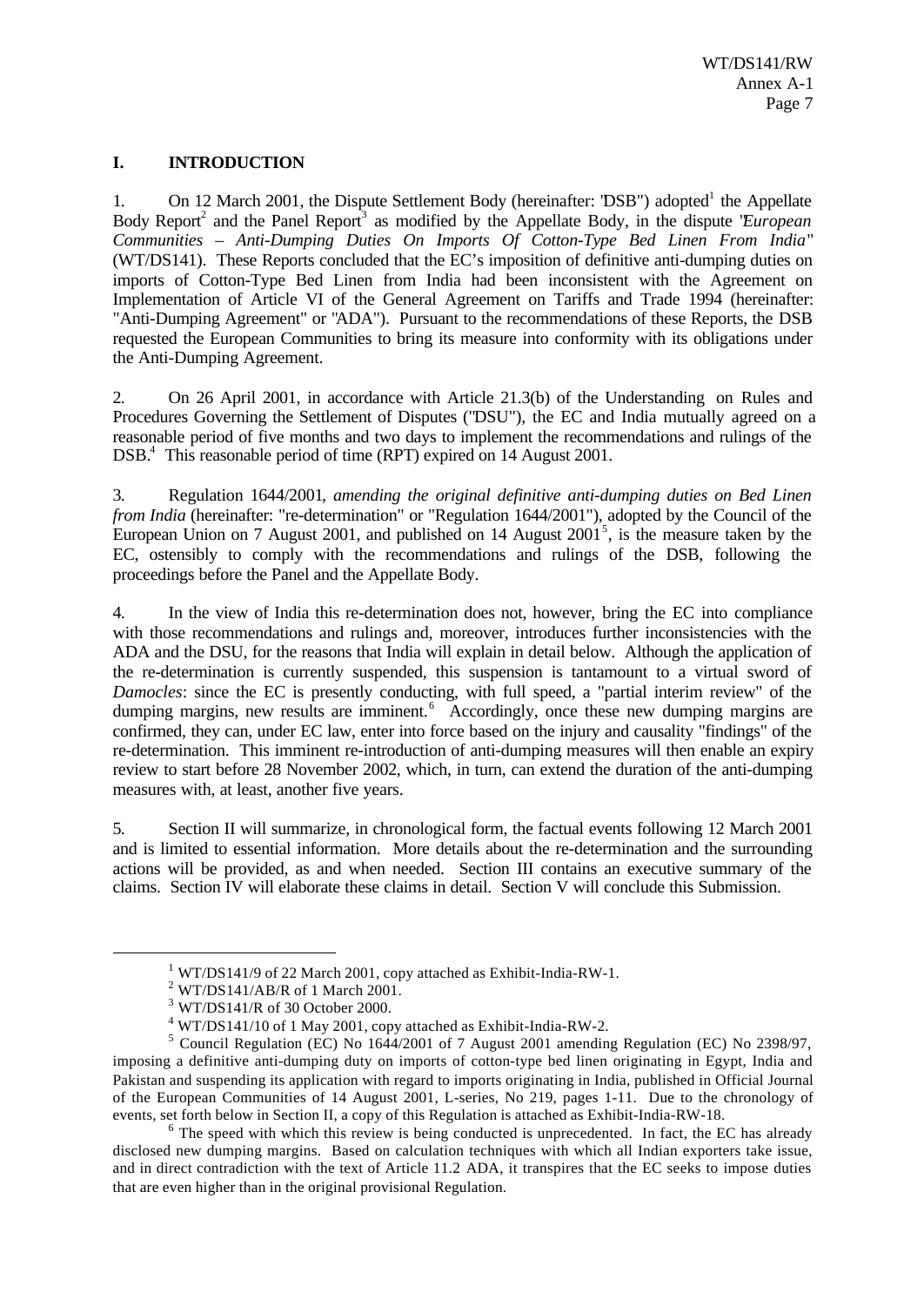## I. INTRODUCTION

1. On 12 March 2001, the Dispute Settlement Body (hereinafter: "DSB") adopted[1] the Appellate Body Report[2] and the Panel Report[3] as modified by the Appellate Body, in the dispute "*European Communities – Anti-Dumping Duties On Imports Of Cotton-Type Bed Linen From India*" (WT/DS141). These Reports concluded that the EC's imposition of definitive anti-dumping duties on imports of Cotton-Type Bed Linen from India had been inconsistent with the Agreement on Implementation of Article VI of the General Agreement on Tariffs and Trade 1994 (hereinafter: "Anti-Dumping Agreement" or "ADA"). Pursuant to the recommendations of these Reports, the DSB requested the European Communities to bring its measure into conformity with its obligations under the Anti-Dumping Agreement.

2. On 26 April 2001, in accordance with Article 21.3(b) of the Understanding on Rules and Procedures Governing the Settlement of Disputes ("DSU"), the EC and India mutually agreed on a reasonable period of five months and two days to implement the recommendations and rulings of the DSB.[4] This reasonable period of time (RPT) expired on 14 August 2001.

3. Regulation 1644/2001, *amending the original definitive anti-dumping duties on Bed Linen from India* (hereinafter: "re-determination" or "Regulation 1644/2001"), adopted by the Council of the European Union on 7 August 2001, and published on 14 August 2001[5], is the measure taken by the EC, ostensibly to comply with the recommendations and rulings of the DSB, following the proceedings before the Panel and the Appellate Body.

4. In the view of India this re-determination does not, however, bring the EC into compliance with those recommendations and rulings and, moreover, introduces further inconsistencies with the ADA and the DSU, for the reasons that India will explain in detail below. Although the application of the re-determination is currently suspended, this suspension is tantamount to a virtual sword of *Damocles*: since the EC is presently conducting, with full speed, a "partial interim review" of the dumping margins, new results are imminent.[6] Accordingly, once these new dumping margins are confirmed, they can, under EC law, enter into force based on the injury and causality "findings" of the re-determination. This imminent re-introduction of anti-dumping measures will then enable an expiry review to start before 28 November 2002, which, in turn, can extend the duration of the anti-dumping measures with, at least, another five years.

5. Section II will summarize, in chronological form, the factual events following 12 March 2001 and is limited to essential information. More details about the re-determination and the surrounding actions will be provided, as and when needed. Section III contains an executive summary of the claims. Section IV will elaborate these claims in detail. Section V will conclude this Submission.

---

[1] WT/DS141/9 of 22 March 2001, copy attached as Exhibit-India-RW-1.

[2] WT/DS141/AB/R of 1 March 2001.

[3] WT/DS141/R of 30 October 2000.

[4] WT/DS141/10 of 1 May 2001, copy attached as Exhibit-India-RW-2.

[5] Council Regulation (EC) No 1644/2001 of 7 August 2001 amending Regulation (EC) No 2398/97, imposing a definitive anti-dumping duty on imports of cotton-type bed linen originating in Egypt, India and Pakistan and suspending its application with regard to imports originating in India, published in Official Journal of the European Communities of 14 August 2001, L-series, No 219, pages 1-11. Due to the chronology of events, set forth below in Section II, a copy of this Regulation is attached as Exhibit-India-RW-18.

[6] The speed with which this review is being conducted is unprecedented. In fact, the EC has already disclosed new dumping margins. Based on calculation techniques with which all Indian exporters take issue, and in direct contradiction with the text of Article 11.2 ADA, it transpires that the EC seeks to impose duties that are even higher than in the original provisional Regulation.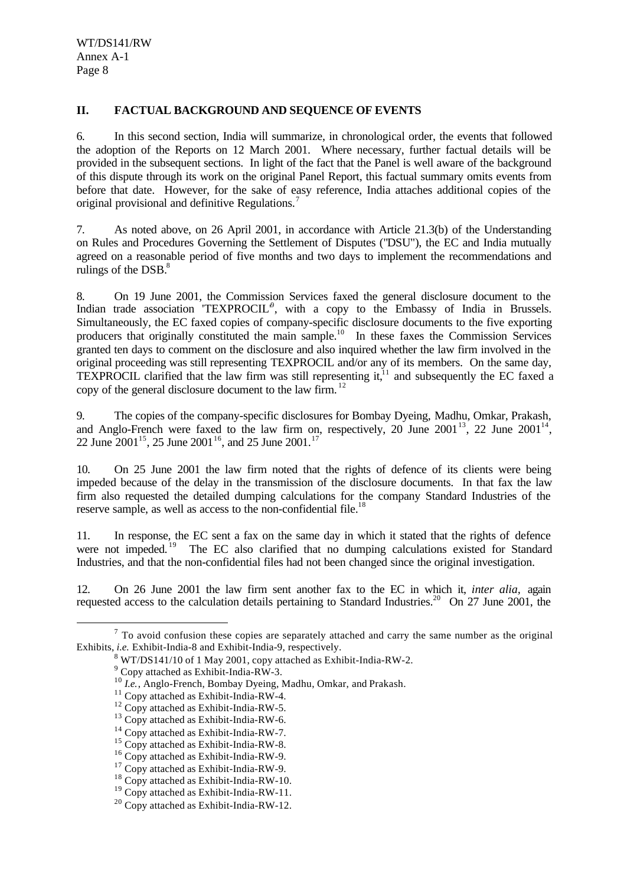## II. FACTUAL BACKGROUND AND SEQUENCE OF EVENTS

6. In this second section, India will summarize, in chronological order, the events that followed the adoption of the Reports on 12 March 2001. Where necessary, further factual details will be provided in the subsequent sections. In light of the fact that the Panel is well aware of the background of this dispute through its work on the original Panel Report, this factual summary omits events from before that date. However, for the sake of easy reference, India attaches additional copies of the original provisional and definitive Regulations.[7]

7. As noted above, on 26 April 2001, in accordance with Article 21.3(b) of the Understanding on Rules and Procedures Governing the Settlement of Disputes ("DSU"), the EC and India mutually agreed on a reasonable period of five months and two days to implement the recommendations and rulings of the DSB.[8]

8. On 19 June 2001, the Commission Services faxed the general disclosure document to the Indian trade association 'TEXPROCIL'[9], with a copy to the Embassy of India in Brussels. Simultaneously, the EC faxed copies of company-specific disclosure documents to the five exporting producers that originally constituted the main sample.[10] In these faxes the Commission Services granted ten days to comment on the disclosure and also inquired whether the law firm involved in the original proceeding was still representing TEXPROCIL and/or any of its members. On the same day, TEXPROCIL clarified that the law firm was still representing it,[11] and subsequently the EC faxed a copy of the general disclosure document to the law firm.[12]

9. The copies of the company-specific disclosures for Bombay Dyeing, Madhu, Omkar, Prakash, and Anglo-French were faxed to the law firm on, respectively, 20 June 2001[13], 22 June 2001[14], 22 June 2001[15], 25 June 2001[16], and 25 June 2001.[17]

10. On 25 June 2001 the law firm noted that the rights of defence of its clients were being impeded because of the delay in the transmission of the disclosure documents. In that fax the law firm also requested the detailed dumping calculations for the company Standard Industries of the reserve sample, as well as access to the non-confidential file.[18]

11. In response, the EC sent a fax on the same day in which it stated that the rights of defence were not impeded.[19] The EC also clarified that no dumping calculations existed for Standard Industries, and that the non-confidential files had not been changed since the original investigation.

12. On 26 June 2001 the law firm sent another fax to the EC in which it, *inter alia*, again requested access to the calculation details pertaining to Standard Industries.[20] On 27 June 2001, the

---

[7] To avoid confusion these copies are separately attached and carry the same number as the original Exhibits, *i.e.* Exhibit-India-8 and Exhibit-India-9, respectively.

[8] WT/DS141/10 of 1 May 2001, copy attached as Exhibit-India-RW-2.

[9] Copy attached as Exhibit-India-RW-3.

[10] *I.e.*, Anglo-French, Bombay Dyeing, Madhu, Omkar, and Prakash.

[11] Copy attached as Exhibit-India-RW-4.

[12] Copy attached as Exhibit-India-RW-5.

[13] Copy attached as Exhibit-India-RW-6.

[14] Copy attached as Exhibit-India-RW-7.

[15] Copy attached as Exhibit-India-RW-8.

[16] Copy attached as Exhibit-India-RW-9.

[17] Copy attached as Exhibit-India-RW-9.

[18] Copy attached as Exhibit-India-RW-10.

[19] Copy attached as Exhibit-India-RW-11.

[20] Copy attached as Exhibit-India-RW-12.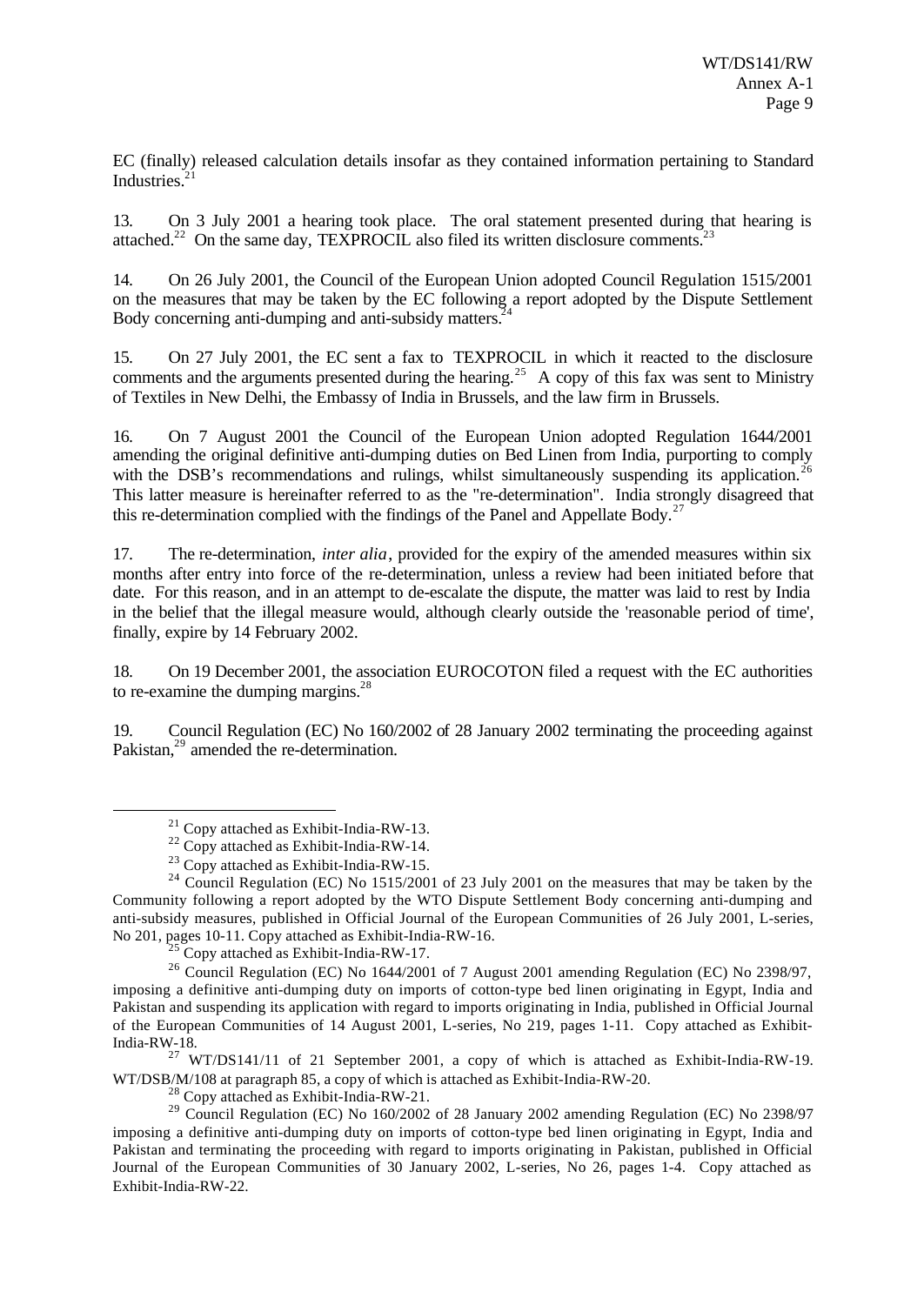EC (finally) released calculation details insofar as they contained information pertaining to Standard Industries.[21]

13. On 3 July 2001 a hearing took place. The oral statement presented during that hearing is attached.[22] On the same day, TEXPROCIL also filed its written disclosure comments.[23]

14. On 26 July 2001, the Council of the European Union adopted Council Regulation 1515/2001 on the measures that may be taken by the EC following a report adopted by the Dispute Settlement Body concerning anti-dumping and anti-subsidy matters.[24]

15. On 27 July 2001, the EC sent a fax to TEXPROCIL in which it reacted to the disclosure comments and the arguments presented during the hearing.[25] A copy of this fax was sent to Ministry of Textiles in New Delhi, the Embassy of India in Brussels, and the law firm in Brussels.

16. On 7 August 2001 the Council of the European Union adopted Regulation 1644/2001 amending the original definitive anti-dumping duties on Bed Linen from India, purporting to comply with the DSB's recommendations and rulings, whilst simultaneously suspending its application.[26] This latter measure is hereinafter referred to as the "re-determination". India strongly disagreed that this re-determination complied with the findings of the Panel and Appellate Body.[27]

17. The re-determination, *inter alia*, provided for the expiry of the amended measures within six months after entry into force of the re-determination, unless a review had been initiated before that date. For this reason, and in an attempt to de-escalate the dispute, the matter was laid to rest by India in the belief that the illegal measure would, although clearly outside the 'reasonable period of time', finally, expire by 14 February 2002.

18. On 19 December 2001, the association EUROCOTON filed a request with the EC authorities to re-examine the dumping margins.[28]

19. Council Regulation (EC) No 160/2002 of 28 January 2002 terminating the proceeding against Pakistan,[29] amended the re-determination.

---

[21] Copy attached as Exhibit-India-RW-13.

[22] Copy attached as Exhibit-India-RW-14.

[23] Copy attached as Exhibit-India-RW-15.

[24] Council Regulation (EC) No 1515/2001 of 23 July 2001 on the measures that may be taken by the Community following a report adopted by the WTO Dispute Settlement Body concerning anti-dumping and anti-subsidy measures, published in Official Journal of the European Communities of 26 July 2001, L-series, No 201, pages 10-11. Copy attached as Exhibit-India-RW-16.

[25] Copy attached as Exhibit-India-RW-17.

[26] Council Regulation (EC) No 1644/2001 of 7 August 2001 amending Regulation (EC) No 2398/97, imposing a definitive anti-dumping duty on imports of cotton-type bed linen originating in Egypt, India and Pakistan and suspending its application with regard to imports originating in India, published in Official Journal of the European Communities of 14 August 2001, L-series, No 219, pages 1-11. Copy attached as Exhibit-India-RW-18.

[27] WT/DS141/11 of 21 September 2001, a copy of which is attached as Exhibit-India-RW-19. WT/DSB/M/108 at paragraph 85, a copy of which is attached as Exhibit-India-RW-20.

[28] Copy attached as Exhibit-India-RW-21.

[29] Council Regulation (EC) No 160/2002 of 28 January 2002 amending Regulation (EC) No 2398/97 imposing a definitive anti-dumping duty on imports of cotton-type bed linen originating in Egypt, India and Pakistan and terminating the proceeding with regard to imports originating in Pakistan, published in Official Journal of the European Communities of 30 January 2002, L-series, No 26, pages 1-4. Copy attached as Exhibit-India-RW-22.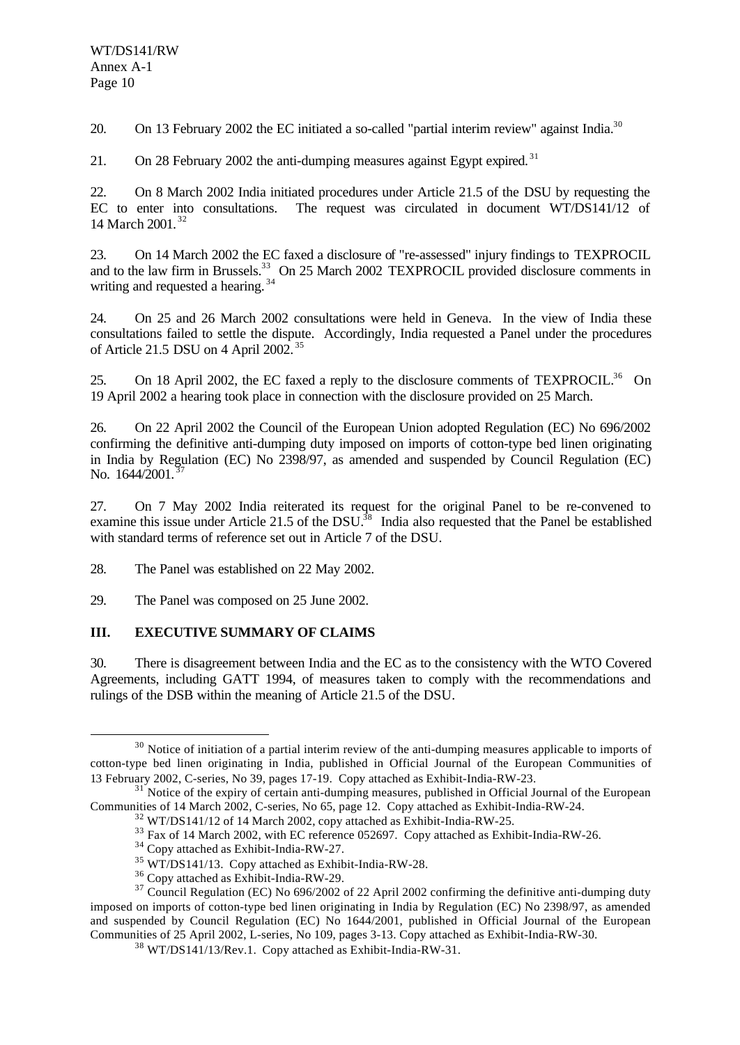20. On 13 February 2002 the EC initiated a so-called "partial interim review" against India.[30]

21. On 28 February 2002 the anti-dumping measures against Egypt expired.[31]

22. On 8 March 2002 India initiated procedures under Article 21.5 of the DSU by requesting the EC to enter into consultations. The request was circulated in document WT/DS141/12 of 14 March 2001.[32]

23. On 14 March 2002 the EC faxed a disclosure of "re-assessed" injury findings to TEXPROCIL and to the law firm in Brussels.[33] On 25 March 2002 TEXPROCIL provided disclosure comments in writing and requested a hearing.[34]

24. On 25 and 26 March 2002 consultations were held in Geneva. In the view of India these consultations failed to settle the dispute. Accordingly, India requested a Panel under the procedures of Article 21.5 DSU on 4 April 2002.[35]

25. On 18 April 2002, the EC faxed a reply to the disclosure comments of TEXPROCIL.[36] On 19 April 2002 a hearing took place in connection with the disclosure provided on 25 March.

26. On 22 April 2002 the Council of the European Union adopted Regulation (EC) No 696/2002 confirming the definitive anti-dumping duty imposed on imports of cotton-type bed linen originating in India by Regulation (EC) No 2398/97, as amended and suspended by Council Regulation (EC) No. 1644/2001.[37]

27. On 7 May 2002 India reiterated its request for the original Panel to be re-convened to examine this issue under Article 21.5 of the DSU.[38] India also requested that the Panel be established with standard terms of reference set out in Article 7 of the DSU.

28. The Panel was established on 22 May 2002.

29. The Panel was composed on 25 June 2002.

## III. EXECUTIVE SUMMARY OF CLAIMS

30. There is disagreement between India and the EC as to the consistency with the WTO Covered Agreements, including GATT 1994, of measures taken to comply with the recommendations and rulings of the DSB within the meaning of Article 21.5 of the DSU.

---

[30] Notice of initiation of a partial interim review of the anti-dumping measures applicable to imports of cotton-type bed linen originating in India, published in Official Journal of the European Communities of 13 February 2002, C-series, No 39, pages 17-19. Copy attached as Exhibit-India-RW-23.

[31] Notice of the expiry of certain anti-dumping measures, published in Official Journal of the European Communities of 14 March 2002, C-series, No 65, page 12. Copy attached as Exhibit-India-RW-24.

[32] WT/DS141/12 of 14 March 2002, copy attached as Exhibit-India-RW-25.

[33] Fax of 14 March 2002, with EC reference 052697. Copy attached as Exhibit-India-RW-26.

[34] Copy attached as Exhibit-India-RW-27.

[35] WT/DS141/13. Copy attached as Exhibit-India-RW-28.

[36] Copy attached as Exhibit-India-RW-29.

[37] Council Regulation (EC) No 696/2002 of 22 April 2002 confirming the definitive anti-dumping duty imposed on imports of cotton-type bed linen originating in India by Regulation (EC) No 2398/97, as amended and suspended by Council Regulation (EC) No 1644/2001, published in Official Journal of the European Communities of 25 April 2002, L-series, No 109, pages 3-13. Copy attached as Exhibit-India-RW-30.

[38] WT/DS141/13/Rev.1. Copy attached as Exhibit-India-RW-31.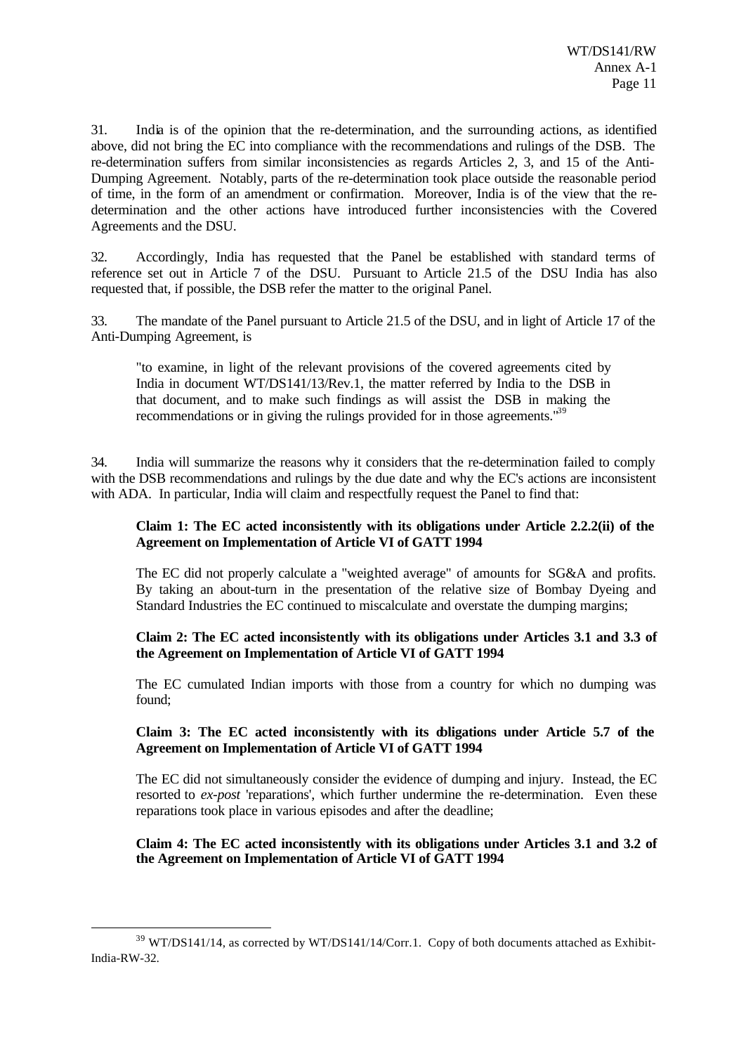31. India is of the opinion that the re-determination, and the surrounding actions, as identified above, did not bring the EC into compliance with the recommendations and rulings of the DSB. The re-determination suffers from similar inconsistencies as regards Articles 2, 3, and 15 of the Anti-Dumping Agreement. Notably, parts of the re-determination took place outside the reasonable period of time, in the form of an amendment or confirmation. Moreover, India is of the view that the re-determination and the other actions have introduced further inconsistencies with the Covered Agreements and the DSU.

32. Accordingly, India has requested that the Panel be established with standard terms of reference set out in Article 7 of the DSU. Pursuant to Article 21.5 of the DSU India has also requested that, if possible, the DSB refer the matter to the original Panel.

33. The mandate of the Panel pursuant to Article 21.5 of the DSU, and in light of Article 17 of the Anti-Dumping Agreement, is

> "to examine, in light of the relevant provisions of the covered agreements cited by India in document WT/DS141/13/Rev.1, the matter referred by India to the DSB in that document, and to make such findings as will assist the DSB in making the recommendations or in giving the rulings provided for in those agreements."[39]

34. India will summarize the reasons why it considers that the re-determination failed to comply with the DSB recommendations and rulings by the due date and why the EC's actions are inconsistent with ADA. In particular, India will claim and respectfully request the Panel to find that:

> **Claim 1: The EC acted inconsistently with its obligations under Article 2.2.2(ii) of the Agreement on Implementation of Article VI of GATT 1994**
>
> The EC did not properly calculate a "weighted average" of amounts for SG&A and profits. By taking an about-turn in the presentation of the relative size of Bombay Dyeing and Standard Industries the EC continued to miscalculate and overstate the dumping margins;
>
> **Claim 2: The EC acted inconsistently with its obligations under Articles 3.1 and 3.3 of the Agreement on Implementation of Article VI of GATT 1994**
>
> The EC cumulated Indian imports with those from a country for which no dumping was found;
>
> **Claim 3: The EC acted inconsistently with its obligations under Article 5.7 of the Agreement on Implementation of Article VI of GATT 1994**
>
> The EC did not simultaneously consider the evidence of dumping and injury. Instead, the EC resorted to *ex-post* 'reparations', which further undermine the re-determination. Even these reparations took place in various episodes and after the deadline;
>
> **Claim 4: The EC acted inconsistently with its obligations under Articles 3.1 and 3.2 of the Agreement on Implementation of Article VI of GATT 1994**

[39] WT/DS141/14, as corrected by WT/DS141/14/Corr.1. Copy of both documents attached as Exhibit-India-RW-32.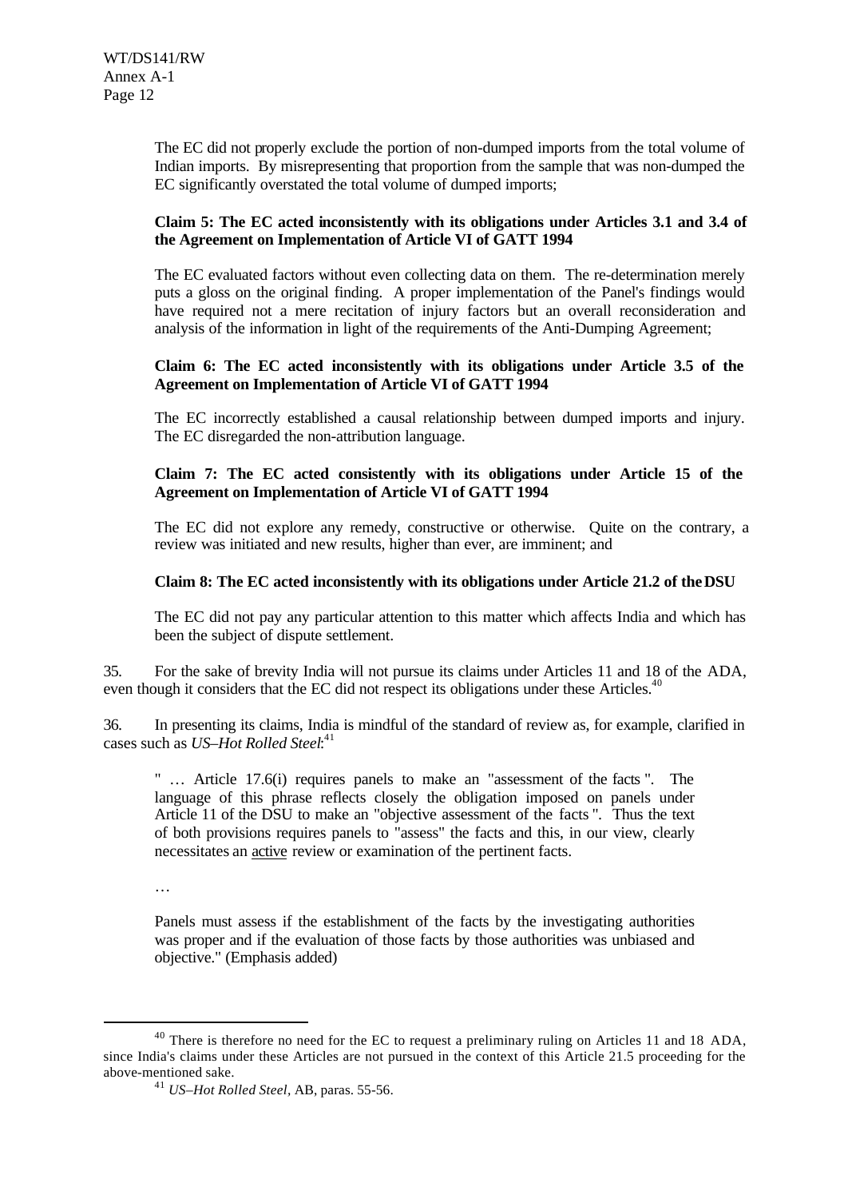The EC did not properly exclude the portion of non-dumped imports from the total volume of Indian imports. By misrepresenting that proportion from the sample that was non-dumped the EC significantly overstated the total volume of dumped imports;

**Claim 5: The EC acted inconsistently with its obligations under Articles 3.1 and 3.4 of the Agreement on Implementation of Article VI of GATT 1994**

The EC evaluated factors without even collecting data on them. The re-determination merely puts a gloss on the original finding. A proper implementation of the Panel's findings would have required not a mere recitation of injury factors but an overall reconsideration and analysis of the information in light of the requirements of the Anti-Dumping Agreement;

**Claim 6: The EC acted inconsistently with its obligations under Article 3.5 of the Agreement on Implementation of Article VI of GATT 1994**

The EC incorrectly established a causal relationship between dumped imports and injury. The EC disregarded the non-attribution language.

**Claim 7: The EC acted consistently with its obligations under Article 15 of the Agreement on Implementation of Article VI of GATT 1994**

The EC did not explore any remedy, constructive or otherwise. Quite on the contrary, a review was initiated and new results, higher than ever, are imminent; and

**Claim 8: The EC acted inconsistently with its obligations under Article 21.2 of the DSU**

The EC did not pay any particular attention to this matter which affects India and which has been the subject of dispute settlement.

35. For the sake of brevity India will not pursue its claims under Articles 11 and 18 of the ADA, even though it considers that the EC did not respect its obligations under these Articles.[40]

36. In presenting its claims, India is mindful of the standard of review as, for example, clarified in cases such as *US–Hot Rolled Steel*:[41]

> " … Article 17.6(i) requires panels to make an "assessment of the facts ". The language of this phrase reflects closely the obligation imposed on panels under Article 11 of the DSU to make an "objective assessment of the facts ". Thus the text of both provisions requires panels to "assess" the facts and this, in our view, clearly necessitates an <u>active</u> review or examination of the pertinent facts.
>
> …
>
> Panels must assess if the establishment of the facts by the investigating authorities was proper and if the evaluation of those facts by those authorities was unbiased and objective." (Emphasis added)

---

[40] There is therefore no need for the EC to request a preliminary ruling on Articles 11 and 18 ADA, since India's claims under these Articles are not pursued in the context of this Article 21.5 proceeding for the above-mentioned sake.

[41] *US–Hot Rolled Steel*, AB, paras. 55-56.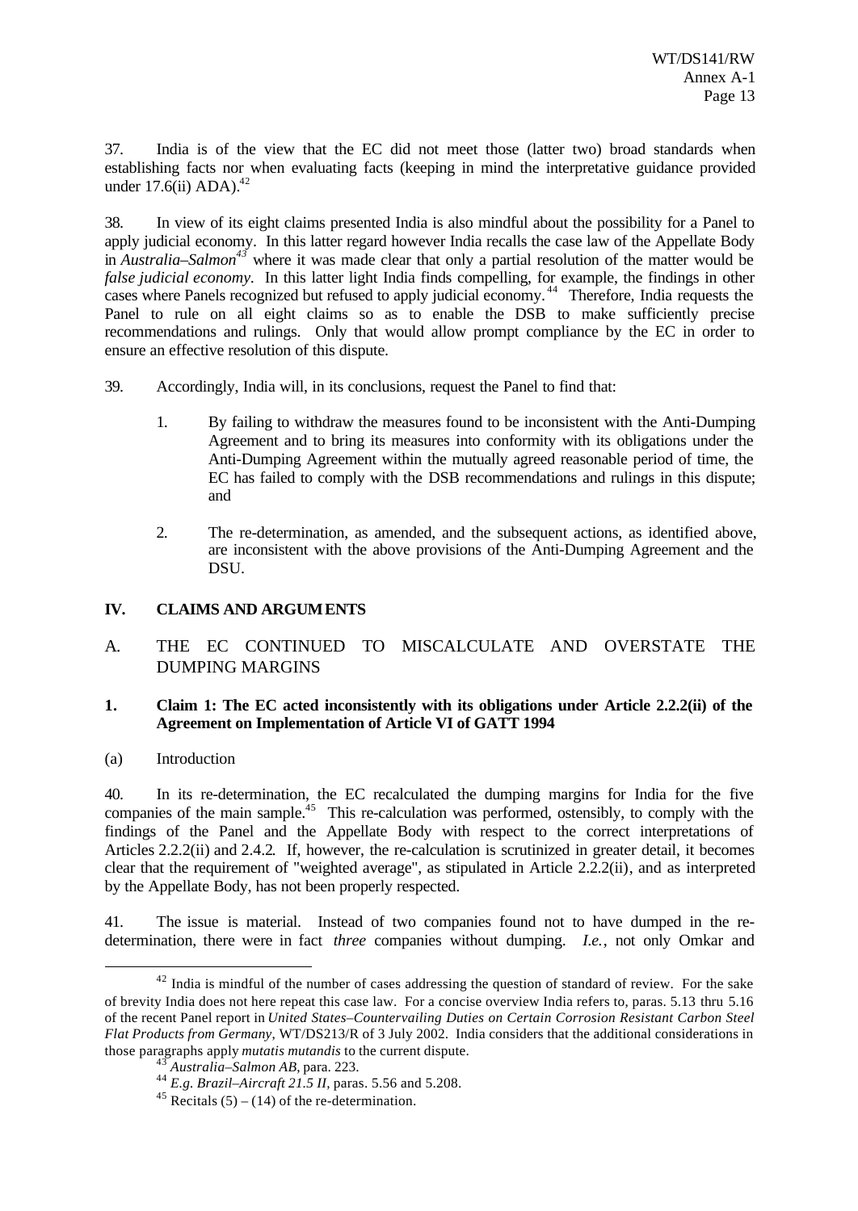37. India is of the view that the EC did not meet those (latter two) broad standards when establishing facts nor when evaluating facts (keeping in mind the interpretative guidance provided under 17.6(ii) ADA).[42]

38. In view of its eight claims presented India is also mindful about the possibility for a Panel to apply judicial economy. In this latter regard however India recalls the case law of the Appellate Body in *Australia–Salmon*[43] where it was made clear that only a partial resolution of the matter would be *false judicial economy*. In this latter light India finds compelling, for example, the findings in other cases where Panels recognized but refused to apply judicial economy.[44] Therefore, India requests the Panel to rule on all eight claims so as to enable the DSB to make sufficiently precise recommendations and rulings. Only that would allow prompt compliance by the EC in order to ensure an effective resolution of this dispute.

39. Accordingly, India will, in its conclusions, request the Panel to find that:

1. By failing to withdraw the measures found to be inconsistent with the Anti-Dumping Agreement and to bring its measures into conformity with its obligations under the Anti-Dumping Agreement within the mutually agreed reasonable period of time, the EC has failed to comply with the DSB recommendations and rulings in this dispute; and

2. The re-determination, as amended, and the subsequent actions, as identified above, are inconsistent with the above provisions of the Anti-Dumping Agreement and the DSU.

## IV. CLAIMS AND ARGUMENTS

### A. THE EC CONTINUED TO MISCALCULATE AND OVERSTATE THE DUMPING MARGINS

#### 1. Claim 1: The EC acted inconsistently with its obligations under Article 2.2.2(ii) of the Agreement on Implementation of Article VI of GATT 1994

(a) Introduction

40. In its re-determination, the EC recalculated the dumping margins for India for the five companies of the main sample.[45] This re-calculation was performed, ostensibly, to comply with the findings of the Panel and the Appellate Body with respect to the correct interpretations of Articles 2.2.2(ii) and 2.4.2. If, however, the re-calculation is scrutinized in greater detail, it becomes clear that the requirement of "weighted average", as stipulated in Article 2.2.2(ii), and as interpreted by the Appellate Body, has not been properly respected.

41. The issue is material. Instead of two companies found not to have dumped in the re-determination, there were in fact *three* companies without dumping. *I.e.*, not only Omkar and

---

[42] India is mindful of the number of cases addressing the question of standard of review. For the sake of brevity India does not here repeat this case law. For a concise overview India refers to, paras. 5.13 thru 5.16 of the recent Panel report in *United States–Countervailing Duties on Certain Corrosion Resistant Carbon Steel Flat Products from Germany*, WT/DS213/R of 3 July 2002. India considers that the additional considerations in those paragraphs apply *mutatis mutandis* to the current dispute.

[43] *Australia–Salmon AB*, para. 223.

[44] *E.g. Brazil–Aircraft 21.5 II*, paras. 5.56 and 5.208.

[45] Recitals (5) – (14) of the re-determination.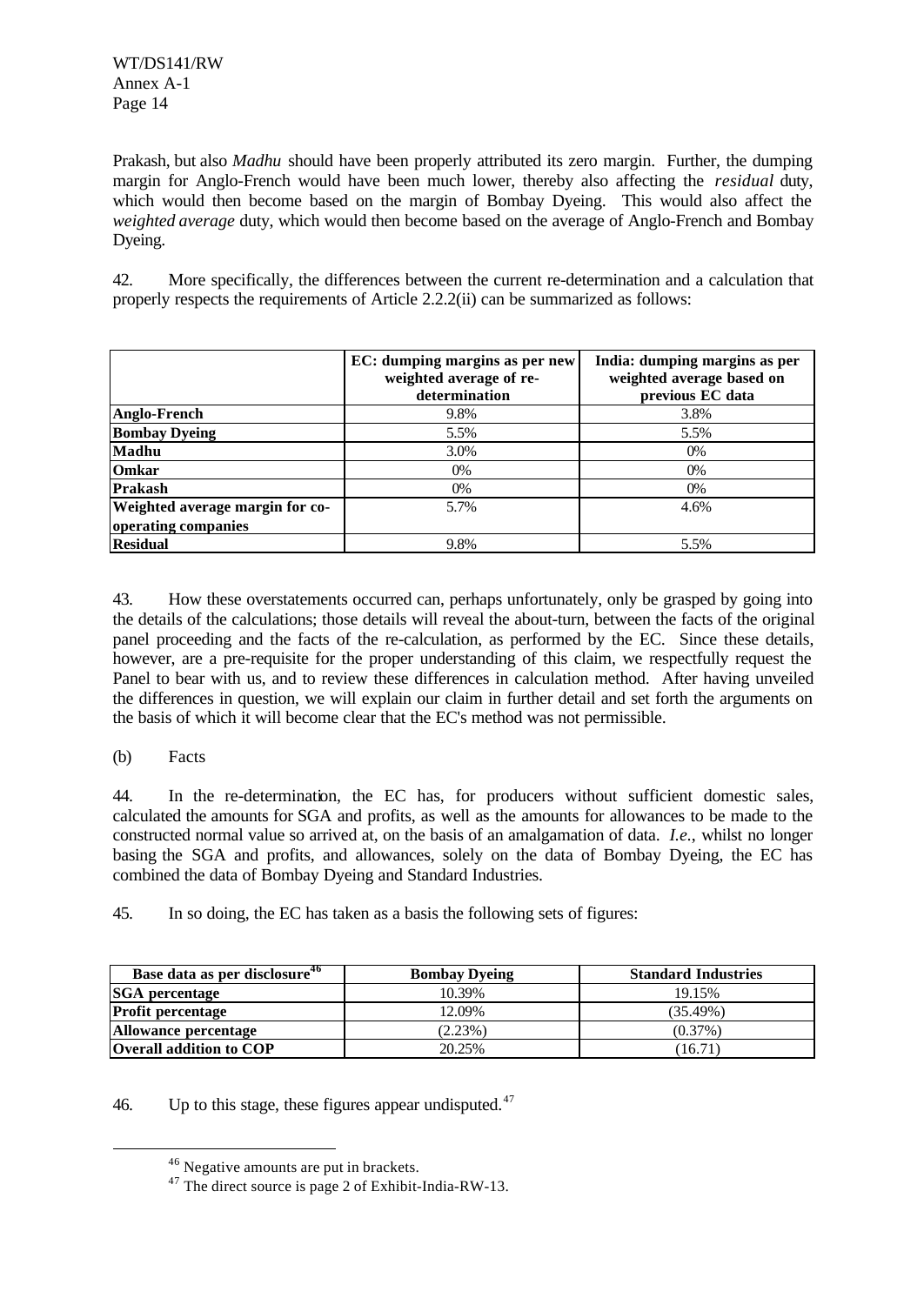Prakash, but also *Madhu* should have been properly attributed its zero margin. Further, the dumping margin for Anglo-French would have been much lower, thereby also affecting the *residual* duty, which would then become based on the margin of Bombay Dyeing. This would also affect the *weighted average* duty, which would then become based on the average of Anglo-French and Bombay Dyeing.

42. More specifically, the differences between the current re-determination and a calculation that properly respects the requirements of Article 2.2.2(ii) can be summarized as follows:

| | EC: dumping margins as per new weighted average of re-determination | India: dumping margins as per weighted average based on previous EC data |
|---|---|---|
| **Anglo-French** | 9.8% | 3.8% |
| **Bombay Dyeing** | 5.5% | 5.5% |
| **Madhu** | 3.0% | 0% |
| **Omkar** | 0% | 0% |
| **Prakash** | 0% | 0% |
| **Weighted average margin for co-operating companies** | 5.7% | 4.6% |
| **Residual** | 9.8% | 5.5% |

43. How these overstatements occurred can, perhaps unfortunately, only be grasped by going into the details of the calculations; those details will reveal the about-turn, between the facts of the original panel proceeding and the facts of the re-calculation, as performed by the EC. Since these details, however, are a pre-requisite for the proper understanding of this claim, we respectfully request the Panel to bear with us, and to review these differences in calculation method. After having unveiled the differences in question, we will explain our claim in further detail and set forth the arguments on the basis of which it will become clear that the EC's method was not permissible.

(b) Facts

44. In the re-determination, the EC has, for producers without sufficient domestic sales, calculated the amounts for SGA and profits, as well as the amounts for allowances to be made to the constructed normal value so arrived at, on the basis of an amalgamation of data. *I.e.*, whilst no longer basing the SGA and profits, and allowances, solely on the data of Bombay Dyeing, the EC has combined the data of Bombay Dyeing and Standard Industries.

45. In so doing, the EC has taken as a basis the following sets of figures:

| Base data as per disclosure[46] | Bombay Dyeing | Standard Industries |
|---|---|---|
| **SGA percentage** | 10.39% | 19.15% |
| **Profit percentage** | 12.09% | (35.49%) |
| **Allowance percentage** | (2.23%) | (0.37%) |
| **Overall addition to COP** | 20.25% | (16.71) |

46. Up to this stage, these figures appear undisputed.[47]

[46] Negative amounts are put in brackets.

[47] The direct source is page 2 of Exhibit-India-RW-13.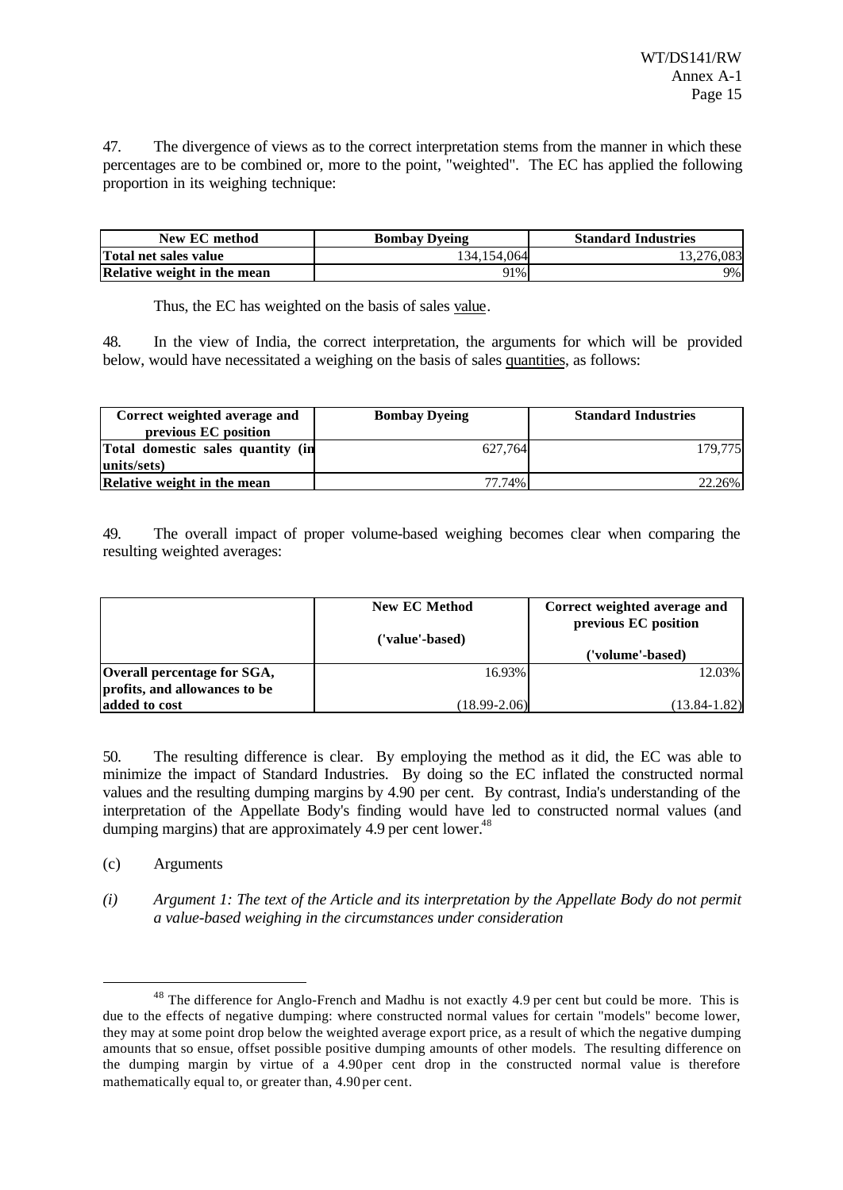47. The divergence of views as to the correct interpretation stems from the manner in which these percentages are to be combined or, more to the point, "weighted". The EC has applied the following proportion in its weighing technique:

| New EC method | Bombay Dyeing | Standard Industries |
|---|---|---|
| Total net sales value | 134,154,064 | 13,276,083 |
| Relative weight in the mean | 91% | 9% |

Thus, the EC has weighted on the basis of sales value.

48. In the view of India, the correct interpretation, the arguments for which will be provided below, would have necessitated a weighing on the basis of sales quantities, as follows:

| Correct weighted average and previous EC position | Bombay Dyeing | Standard Industries |
|---|---|---|
| Total domestic sales quantity (in units/sets) | 627,764 | 179,775 |
| Relative weight in the mean | 77.74% | 22.26% |

49. The overall impact of proper volume-based weighing becomes clear when comparing the resulting weighted averages:

| | New EC Method ('value'-based) | Correct weighted average and previous EC position ('volume'-based) |
|---|---|---|
| Overall percentage for SGA, profits, and allowances to be added to cost | 16.93% (18.99-2.06) | 12.03% (13.84-1.82) |

50. The resulting difference is clear. By employing the method as it did, the EC was able to minimize the impact of Standard Industries. By doing so the EC inflated the constructed normal values and the resulting dumping margins by 4.90 per cent. By contrast, India's understanding of the interpretation of the Appellate Body's finding would have led to constructed normal values (and dumping margins) that are approximately 4.9 per cent lower.[48]

(c) Arguments

*(i) Argument 1: The text of the Article and its interpretation by the Appellate Body do not permit a value-based weighing in the circumstances under consideration*

---

[48] The difference for Anglo-French and Madhu is not exactly 4.9 per cent but could be more. This is due to the effects of negative dumping: where constructed normal values for certain "models" become lower, they may at some point drop below the weighted average export price, as a result of which the negative dumping amounts that so ensue, offset possible positive dumping amounts of other models. The resulting difference on the dumping margin by virtue of a 4.90 per cent drop in the constructed normal value is therefore mathematically equal to, or greater than, 4.90 per cent.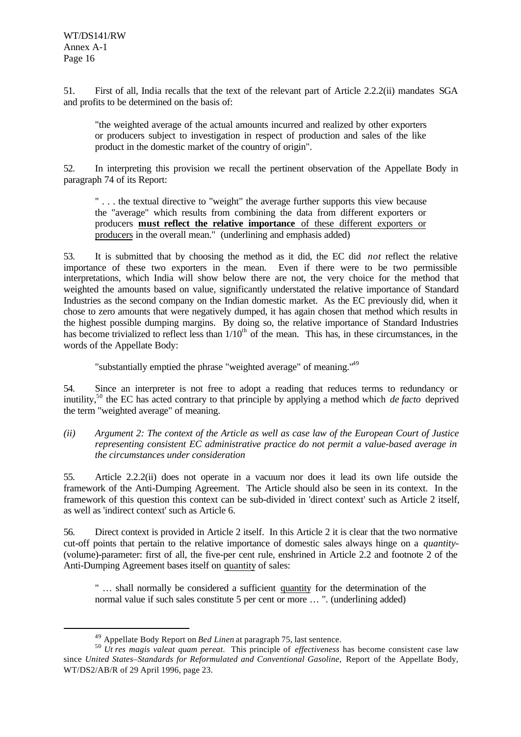51. First of all, India recalls that the text of the relevant part of Article 2.2.2(ii) mandates SGA and profits to be determined on the basis of:

> "the weighted average of the actual amounts incurred and realized by other exporters or producers subject to investigation in respect of production and sales of the like product in the domestic market of the country of origin".

52. In interpreting this provision we recall the pertinent observation of the Appellate Body in paragraph 74 of its Report:

> " . . . the textual directive to "weight" the average further supports this view because the "average" which results from combining the data from different exporters or producers **must reflect the relative importance** of these different exporters or producers in the overall mean." (underlining and emphasis added)

53. It is submitted that by choosing the method as it did, the EC did *not* reflect the relative importance of these two exporters in the mean. Even if there were to be two permissible interpretations, which India will show below there are not, the very choice for the method that weighted the amounts based on value, significantly understated the relative importance of Standard Industries as the second company on the Indian domestic market. As the EC previously did, when it chose to zero amounts that were negatively dumped, it has again chosen that method which results in the highest possible dumping margins. By doing so, the relative importance of Standard Industries has become trivialized to reflect less than 1/10th of the mean. This has, in these circumstances, in the words of the Appellate Body:

> "substantially emptied the phrase "weighted average" of meaning."[49]

54. Since an interpreter is not free to adopt a reading that reduces terms to redundancy or inutility,[50] the EC has acted contrary to that principle by applying a method which *de facto* deprived the term "weighted average" of meaning.

*(ii) Argument 2: The context of the Article as well as case law of the European Court of Justice representing consistent EC administrative practice do not permit a value-based average in the circumstances under consideration*

55. Article 2.2.2(ii) does not operate in a vacuum nor does it lead its own life outside the framework of the Anti-Dumping Agreement. The Article should also be seen in its context. In the framework of this question this context can be sub-divided in 'direct context' such as Article 2 itself, as well as 'indirect context' such as Article 6.

56. Direct context is provided in Article 2 itself. In this Article 2 it is clear that the two normative cut-off points that pertain to the relative importance of domestic sales always hinge on a *quantity*-(volume)-parameter: first of all, the five-per cent rule, enshrined in Article 2.2 and footnote 2 of the Anti-Dumping Agreement bases itself on quantity of sales:

> " … shall normally be considered a sufficient quantity for the determination of the normal value if such sales constitute 5 per cent or more … ". (underlining added)

---

[49] Appellate Body Report on *Bed Linen* at paragraph 75, last sentence.

[50] *Ut res magis valeat quam pereat*. This principle of *effectiveness* has become consistent case law since *United States–Standards for Reformulated and Conventional Gasoline,* Report of the Appellate Body, WT/DS2/AB/R of 29 April 1996, page 23.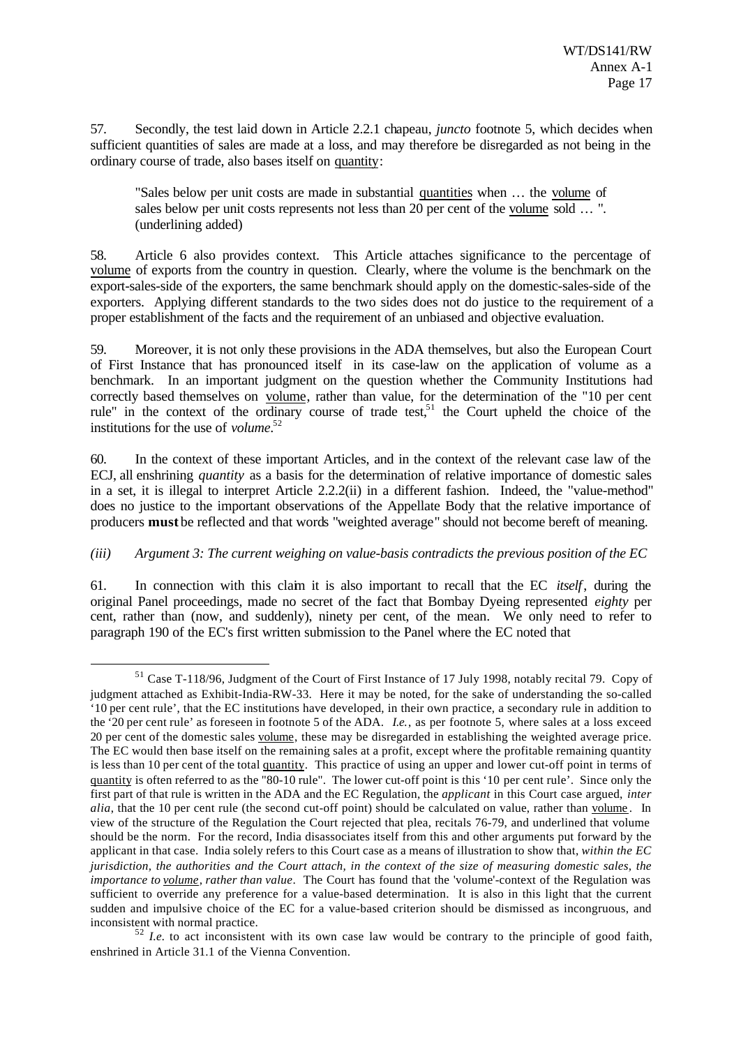57. Secondly, the test laid down in Article 2.2.1 chapeau, *juncto* footnote 5, which decides when sufficient quantities of sales are made at a loss, and may therefore be disregarded as not being in the ordinary course of trade, also bases itself on quantity:

> "Sales below per unit costs are made in substantial quantities when … the volume of sales below per unit costs represents not less than 20 per cent of the volume sold … ". (underlining added)

58. Article 6 also provides context. This Article attaches significance to the percentage of volume of exports from the country in question. Clearly, where the volume is the benchmark on the export-sales-side of the exporters, the same benchmark should apply on the domestic-sales-side of the exporters. Applying different standards to the two sides does not do justice to the requirement of a proper establishment of the facts and the requirement of an unbiased and objective evaluation.

59. Moreover, it is not only these provisions in the ADA themselves, but also the European Court of First Instance that has pronounced itself in its case-law on the application of volume as a benchmark. In an important judgment on the question whether the Community Institutions had correctly based themselves on volume, rather than value, for the determination of the "10 per cent rule" in the context of the ordinary course of trade test,[51] the Court upheld the choice of the institutions for the use of *volume*.[52]

60. In the context of these important Articles, and in the context of the relevant case law of the ECJ, all enshrining *quantity* as a basis for the determination of relative importance of domestic sales in a set, it is illegal to interpret Article 2.2.2(ii) in a different fashion. Indeed, the "value-method" does no justice to the important observations of the Appellate Body that the relative importance of producers **must** be reflected and that words "weighted average" should not become bereft of meaning.

*(iii) Argument 3: The current weighing on value-basis contradicts the previous position of the EC*

61. In connection with this claim it is also important to recall that the EC *itself*, during the original Panel proceedings, made no secret of the fact that Bombay Dyeing represented *eighty* per cent, rather than (now, and suddenly), ninety per cent, of the mean. We only need to refer to paragraph 190 of the EC's first written submission to the Panel where the EC noted that

---

[51] Case T-118/96, Judgment of the Court of First Instance of 17 July 1998, notably recital 79. Copy of judgment attached as Exhibit-India-RW-33. Here it may be noted, for the sake of understanding the so-called '10 per cent rule', that the EC institutions have developed, in their own practice, a secondary rule in addition to the '20 per cent rule' as foreseen in footnote 5 of the ADA. *I.e.*, as per footnote 5, where sales at a loss exceed 20 per cent of the domestic sales volume, these may be disregarded in establishing the weighted average price. The EC would then base itself on the remaining sales at a profit, except where the profitable remaining quantity is less than 10 per cent of the total quantity. This practice of using an upper and lower cut-off point in terms of quantity is often referred to as the "80-10 rule". The lower cut-off point is this '10 per cent rule'. Since only the first part of that rule is written in the ADA and the EC Regulation, the *applicant* in this Court case argued, *inter alia*, that the 10 per cent rule (the second cut-off point) should be calculated on value, rather than volume. In view of the structure of the Regulation the Court rejected that plea, recitals 76-79, and underlined that volume should be the norm. For the record, India disassociates itself from this and other arguments put forward by the applicant in that case. India solely refers to this Court case as a means of illustration to show that, *within the EC jurisdiction, the authorities and the Court attach, in the context of the size of measuring domestic sales, the importance to volume, rather than value*. The Court has found that the 'volume'-context of the Regulation was sufficient to override any preference for a value-based determination. It is also in this light that the current sudden and impulsive choice of the EC for a value-based criterion should be dismissed as incongruous, and inconsistent with normal practice.

[52] *I.e.* to act inconsistent with its own case law would be contrary to the principle of good faith, enshrined in Article 31.1 of the Vienna Convention.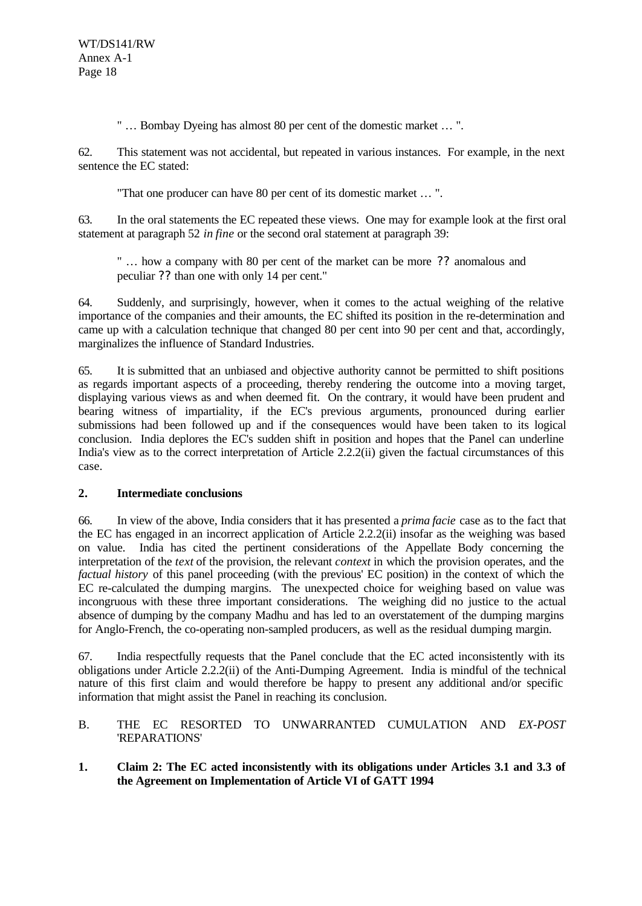" … Bombay Dyeing has almost 80 per cent of the domestic market … ".

62. This statement was not accidental, but repeated in various instances. For example, in the next sentence the EC stated:

"That one producer can have 80 per cent of its domestic market … ".

63. In the oral statements the EC repeated these views. One may for example look at the first oral statement at paragraph 52 *in fine* or the second oral statement at paragraph 39:

" … how a company with 80 per cent of the market can be more ?? anomalous and peculiar ?? than one with only 14 per cent."

64. Suddenly, and surprisingly, however, when it comes to the actual weighing of the relative importance of the companies and their amounts, the EC shifted its position in the re-determination and came up with a calculation technique that changed 80 per cent into 90 per cent and that, accordingly, marginalizes the influence of Standard Industries.

65. It is submitted that an unbiased and objective authority cannot be permitted to shift positions as regards important aspects of a proceeding, thereby rendering the outcome into a moving target, displaying various views as and when deemed fit. On the contrary, it would have been prudent and bearing witness of impartiality, if the EC's previous arguments, pronounced during earlier submissions had been followed up and if the consequences would have been taken to its logical conclusion. India deplores the EC's sudden shift in position and hopes that the Panel can underline India's view as to the correct interpretation of Article 2.2.2(ii) given the factual circumstances of this case.

### 2. Intermediate conclusions

66. In view of the above, India considers that it has presented a *prima facie* case as to the fact that the EC has engaged in an incorrect application of Article 2.2.2(ii) insofar as the weighing was based on value. India has cited the pertinent considerations of the Appellate Body concerning the interpretation of the *text* of the provision, the relevant *context* in which the provision operates, and the *factual history* of this panel proceeding (with the previous' EC position) in the context of which the EC re-calculated the dumping margins. The unexpected choice for weighing based on value was incongruous with these three important considerations. The weighing did no justice to the actual absence of dumping by the company Madhu and has led to an overstatement of the dumping margins for Anglo-French, the co-operating non-sampled producers, as well as the residual dumping margin.

67. India respectfully requests that the Panel conclude that the EC acted inconsistently with its obligations under Article 2.2.2(ii) of the Anti-Dumping Agreement. India is mindful of the technical nature of this first claim and would therefore be happy to present any additional and/or specific information that might assist the Panel in reaching its conclusion.

## B. THE EC RESORTED TO UNWARRANTED CUMULATION AND *EX-POST* 'REPARATIONS'

### 1. Claim 2: The EC acted inconsistently with its obligations under Articles 3.1 and 3.3 of the Agreement on Implementation of Article VI of GATT 1994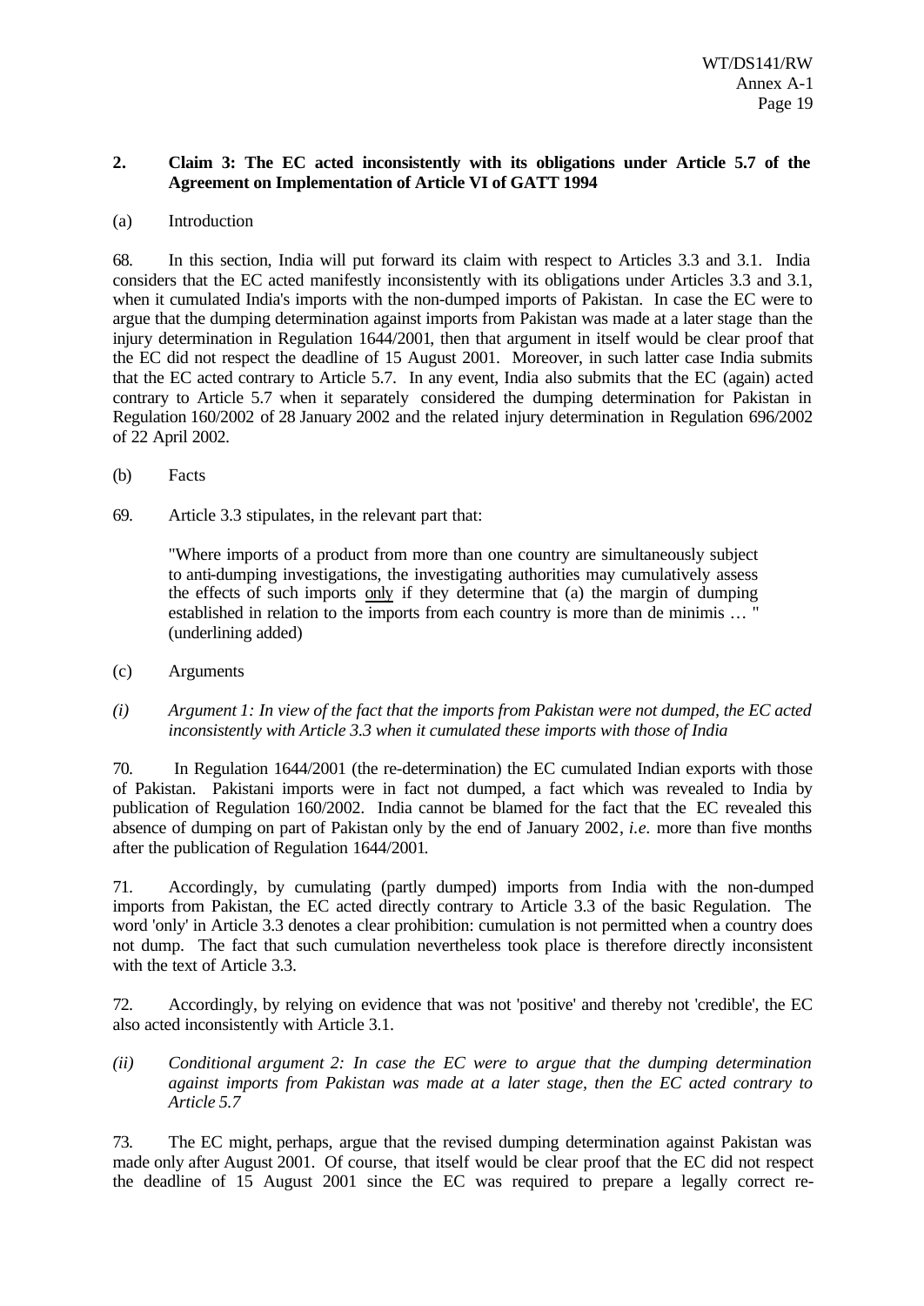## 2. Claim 3: The EC acted inconsistently with its obligations under Article 5.7 of the Agreement on Implementation of Article VI of GATT 1994

(a) Introduction

68. In this section, India will put forward its claim with respect to Articles 3.3 and 3.1. India considers that the EC acted manifestly inconsistently with its obligations under Articles 3.3 and 3.1, when it cumulated India's imports with the non-dumped imports of Pakistan. In case the EC were to argue that the dumping determination against imports from Pakistan was made at a later stage than the injury determination in Regulation 1644/2001, then that argument in itself would be clear proof that the EC did not respect the deadline of 15 August 2001. Moreover, in such latter case India submits that the EC acted contrary to Article 5.7. In any event, India also submits that the EC (again) acted contrary to Article 5.7 when it separately considered the dumping determination for Pakistan in Regulation 160/2002 of 28 January 2002 and the related injury determination in Regulation 696/2002 of 22 April 2002.

(b) Facts

69. Article 3.3 stipulates, in the relevant part that:

> "Where imports of a product from more than one country are simultaneously subject to anti-dumping investigations, the investigating authorities may cumulatively assess the effects of such imports only if they determine that (a) the margin of dumping established in relation to the imports from each country is more than de minimis … " (underlining added)

(c) Arguments

*(i) Argument 1: In view of the fact that the imports from Pakistan were not dumped, the EC acted inconsistently with Article 3.3 when it cumulated these imports with those of India*

70. In Regulation 1644/2001 (the re-determination) the EC cumulated Indian exports with those of Pakistan. Pakistani imports were in fact not dumped, a fact which was revealed to India by publication of Regulation 160/2002. India cannot be blamed for the fact that the EC revealed this absence of dumping on part of Pakistan only by the end of January 2002, *i.e.* more than five months after the publication of Regulation 1644/2001.

71. Accordingly, by cumulating (partly dumped) imports from India with the non-dumped imports from Pakistan, the EC acted directly contrary to Article 3.3 of the basic Regulation. The word 'only' in Article 3.3 denotes a clear prohibition: cumulation is not permitted when a country does not dump. The fact that such cumulation nevertheless took place is therefore directly inconsistent with the text of Article 3.3.

72. Accordingly, by relying on evidence that was not 'positive' and thereby not 'credible', the EC also acted inconsistently with Article 3.1.

*(ii) Conditional argument 2: In case the EC were to argue that the dumping determination against imports from Pakistan was made at a later stage, then the EC acted contrary to Article 5.7*

73. The EC might, perhaps, argue that the revised dumping determination against Pakistan was made only after August 2001. Of course, that itself would be clear proof that the EC did not respect the deadline of 15 August 2001 since the EC was required to prepare a legally correct re-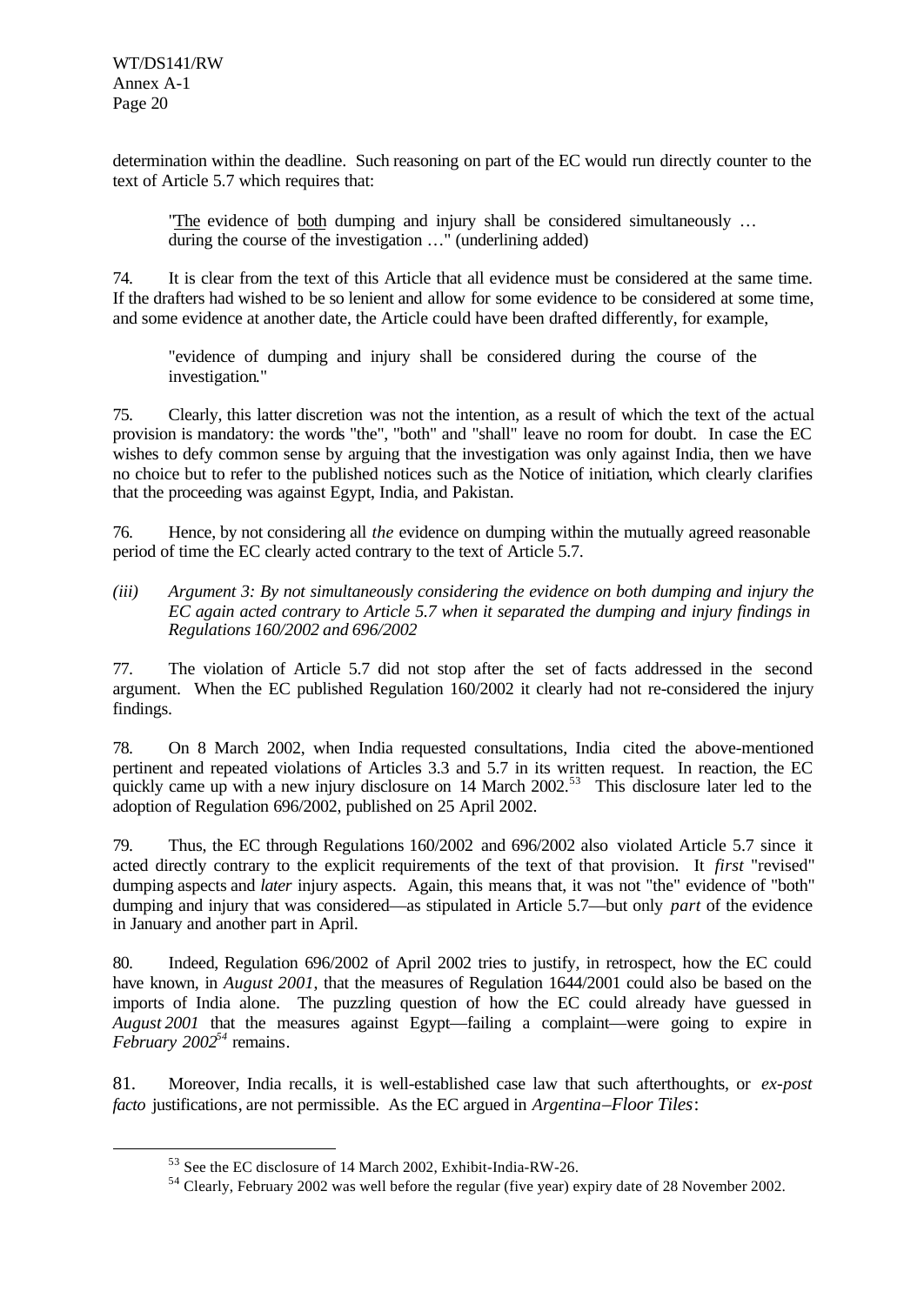determination within the deadline. Such reasoning on part of the EC would run directly counter to the text of Article 5.7 which requires that:

> "The evidence of both dumping and injury shall be considered simultaneously … during the course of the investigation …" (underlining added)

74. It is clear from the text of this Article that all evidence must be considered at the same time. If the drafters had wished to be so lenient and allow for some evidence to be considered at some time, and some evidence at another date, the Article could have been drafted differently, for example,

> "evidence of dumping and injury shall be considered during the course of the investigation."

75. Clearly, this latter discretion was not the intention, as a result of which the text of the actual provision is mandatory: the words "the", "both" and "shall" leave no room for doubt. In case the EC wishes to defy common sense by arguing that the investigation was only against India, then we have no choice but to refer to the published notices such as the Notice of initiation, which clearly clarifies that the proceeding was against Egypt, India, and Pakistan.

76. Hence, by not considering all *the* evidence on dumping within the mutually agreed reasonable period of time the EC clearly acted contrary to the text of Article 5.7.

*(iii) Argument 3: By not simultaneously considering the evidence on both dumping and injury the EC again acted contrary to Article 5.7 when it separated the dumping and injury findings in Regulations 160/2002 and 696/2002*

77. The violation of Article 5.7 did not stop after the set of facts addressed in the second argument. When the EC published Regulation 160/2002 it clearly had not re-considered the injury findings.

78. On 8 March 2002, when India requested consultations, India cited the above-mentioned pertinent and repeated violations of Articles 3.3 and 5.7 in its written request. In reaction, the EC quickly came up with a new injury disclosure on 14 March 2002.[53] This disclosure later led to the adoption of Regulation 696/2002, published on 25 April 2002.

79. Thus, the EC through Regulations 160/2002 and 696/2002 also violated Article 5.7 since it acted directly contrary to the explicit requirements of the text of that provision. It *first* "revised" dumping aspects and *later* injury aspects. Again, this means that, it was not "the" evidence of "both" dumping and injury that was considered—as stipulated in Article 5.7—but only *part* of the evidence in January and another part in April.

80. Indeed, Regulation 696/2002 of April 2002 tries to justify, in retrospect, how the EC could have known, in *August 2001*, that the measures of Regulation 1644/2001 could also be based on the imports of India alone. The puzzling question of how the EC could already have guessed in *August 2001* that the measures against Egypt—failing a complaint—were going to expire in *February 2002*[54] remains.

81. Moreover, India recalls, it is well-established case law that such afterthoughts, or *ex-post facto* justifications, are not permissible. As the EC argued in *Argentina–Floor Tiles*:

---

[53] See the EC disclosure of 14 March 2002, Exhibit-India-RW-26.

[54] Clearly, February 2002 was well before the regular (five year) expiry date of 28 November 2002.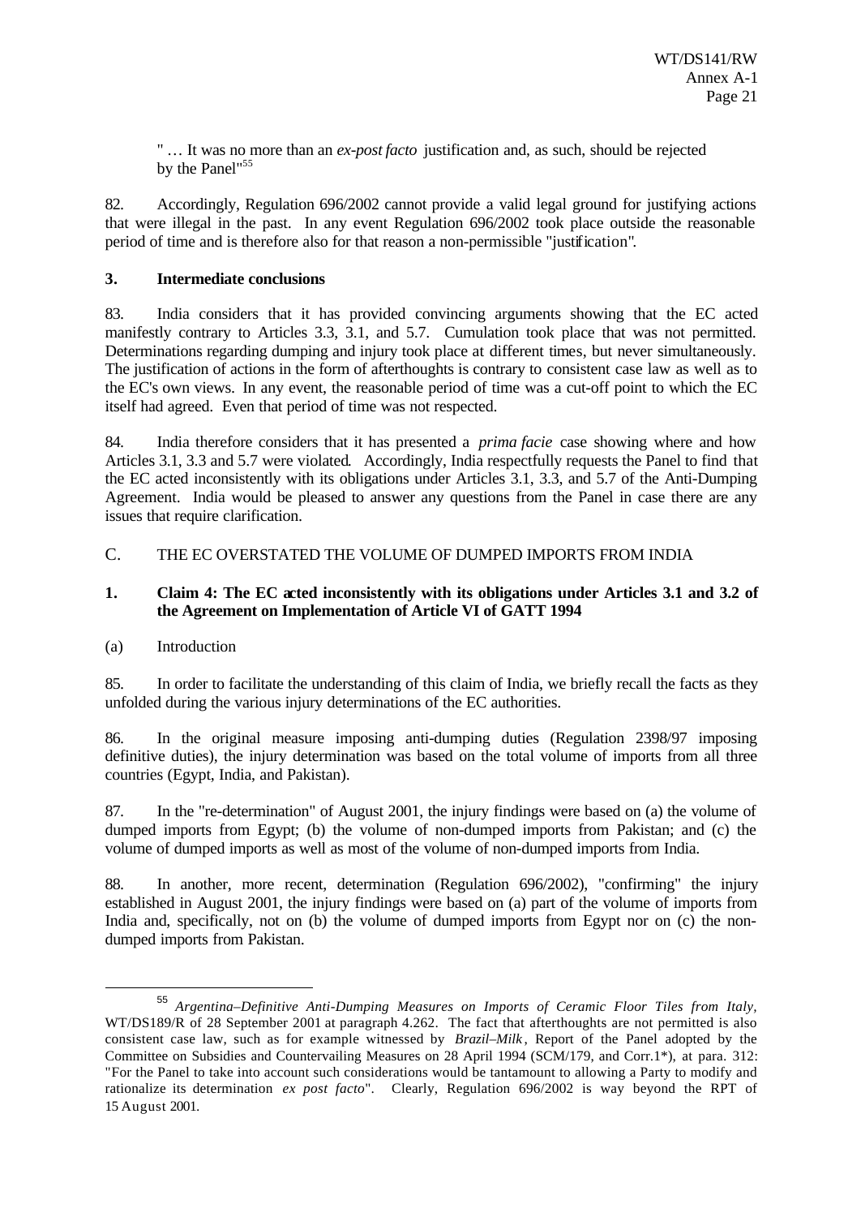" … It was no more than an *ex-post facto* justification and, as such, should be rejected by the Panel"[55]

82. Accordingly, Regulation 696/2002 cannot provide a valid legal ground for justifying actions that were illegal in the past. In any event Regulation 696/2002 took place outside the reasonable period of time and is therefore also for that reason a non-permissible "justification".

### 3. Intermediate conclusions

83. India considers that it has provided convincing arguments showing that the EC acted manifestly contrary to Articles 3.3, 3.1, and 5.7. Cumulation took place that was not permitted. Determinations regarding dumping and injury took place at different times, but never simultaneously. The justification of actions in the form of afterthoughts is contrary to consistent case law as well as to the EC's own views. In any event, the reasonable period of time was a cut-off point to which the EC itself had agreed. Even that period of time was not respected.

84. India therefore considers that it has presented a *prima facie* case showing where and how Articles 3.1, 3.3 and 5.7 were violated. Accordingly, India respectfully requests the Panel to find that the EC acted inconsistently with its obligations under Articles 3.1, 3.3, and 5.7 of the Anti-Dumping Agreement. India would be pleased to answer any questions from the Panel in case there any issues that require clarification.

## C. THE EC OVERSTATED THE VOLUME OF DUMPED IMPORTS FROM INDIA

### 1. Claim 4: The EC acted inconsistently with its obligations under Articles 3.1 and 3.2 of the Agreement on Implementation of Article VI of GATT 1994

(a) Introduction

85. In order to facilitate the understanding of this claim of India, we briefly recall the facts as they unfolded during the various injury determinations of the EC authorities.

86. In the original measure imposing anti-dumping duties (Regulation 2398/97 imposing definitive duties), the injury determination was based on the total volume of imports from all three countries (Egypt, India, and Pakistan).

87. In the "re-determination" of August 2001, the injury findings were based on (a) the volume of dumped imports from Egypt; (b) the volume of non-dumped imports from Pakistan; and (c) the volume of dumped imports as well as most of the volume of non-dumped imports from India.

88. In another, more recent, determination (Regulation 696/2002), "confirming" the injury established in August 2001, the injury findings were based on (a) part of the volume of imports from India and, specifically, not on (b) the volume of dumped imports from Egypt nor on (c) the non-dumped imports from Pakistan.

---

[55] *Argentina–Definitive Anti-Dumping Measures on Imports of Ceramic Floor Tiles from Italy*, WT/DS189/R of 28 September 2001 at paragraph 4.262. The fact that afterthoughts are not permitted is also consistent case law, such as for example witnessed by *Brazil–Milk*, Report of the Panel adopted by the Committee on Subsidies and Countervailing Measures on 28 April 1994 (SCM/179, and Corr.1*), at para. 312: "For the Panel to take into account such considerations would be tantamount to allowing a Party to modify and rationalize its determination *ex post facto*". Clearly, Regulation 696/2002 is way beyond the RPT of 15 August 2001.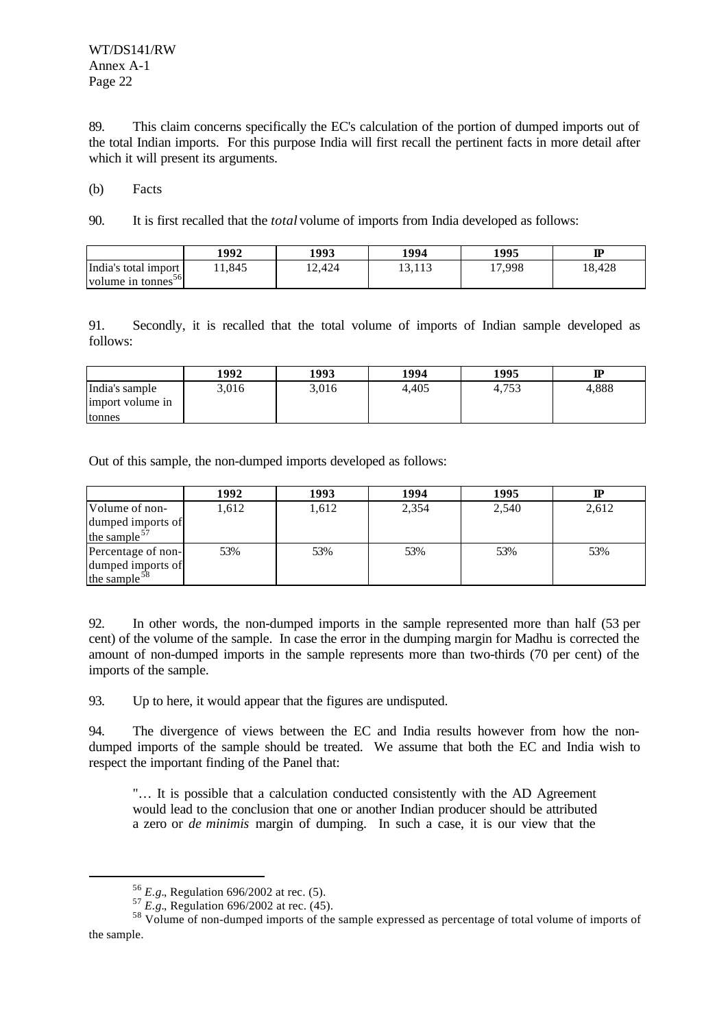89. This claim concerns specifically the EC's calculation of the portion of dumped imports out of the total Indian imports. For this purpose India will first recall the pertinent facts in more detail after which it will present its arguments.

(b) Facts

90. It is first recalled that the *total* volume of imports from India developed as follows:

| | 1992 | 1993 | 1994 | 1995 | IP |
|---|---|---|---|---|---|
| India's total import volume in tonnes[56] | 11,845 | 12,424 | 13,113 | 17,998 | 18,428 |

91. Secondly, it is recalled that the total volume of imports of Indian sample developed as follows:

| | 1992 | 1993 | 1994 | 1995 | IP |
|---|---|---|---|---|---|
| India's sample import volume in tonnes | 3,016 | 3,016 | 4,405 | 4,753 | 4,888 |

Out of this sample, the non-dumped imports developed as follows:

| | 1992 | 1993 | 1994 | 1995 | IP |
|---|---|---|---|---|---|
| Volume of non-dumped imports of the sample[57] | 1,612 | 1,612 | 2,354 | 2,540 | 2,612 |
| Percentage of non-dumped imports of the sample[58] | 53% | 53% | 53% | 53% | 53% |

92. In other words, the non-dumped imports in the sample represented more than half (53 per cent) of the volume of the sample. In case the error in the dumping margin for Madhu is corrected the amount of non-dumped imports in the sample represents more than two-thirds (70 per cent) of the imports of the sample.

93. Up to here, it would appear that the figures are undisputed.

94. The divergence of views between the EC and India results however from how the non-dumped imports of the sample should be treated. We assume that both the EC and India wish to respect the important finding of the Panel that:

> "… It is possible that a calculation conducted consistently with the AD Agreement would lead to the conclusion that one or another Indian producer should be attributed a zero or *de minimis* margin of dumping. In such a case, it is our view that the

---

[56] *E.g.*, Regulation 696/2002 at rec. (5).

[57] *E.g.*, Regulation 696/2002 at rec. (45).

[58] Volume of non-dumped imports of the sample expressed as percentage of total volume of imports of the sample.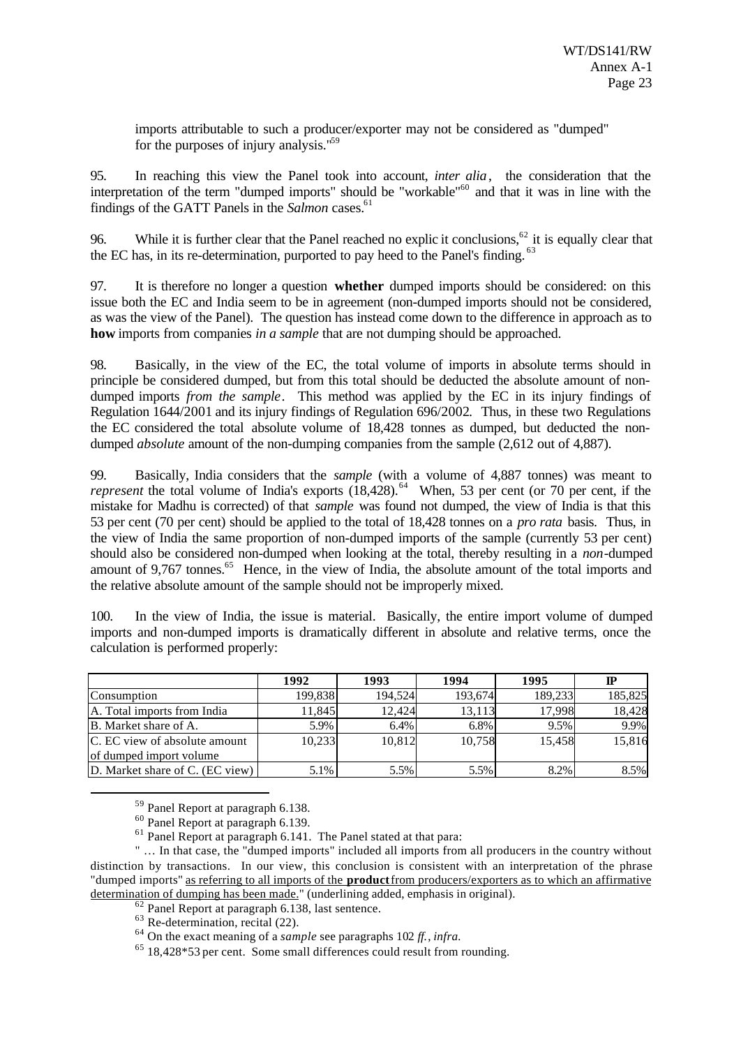imports attributable to such a producer/exporter may not be considered as "dumped" for the purposes of injury analysis."[59]

95. In reaching this view the Panel took into account, *inter alia*, the consideration that the interpretation of the term "dumped imports" should be "workable"[60] and that it was in line with the findings of the GATT Panels in the *Salmon* cases.[61]

96. While it is further clear that the Panel reached no explicit conclusions,[62] it is equally clear that the EC has, in its re-determination, purported to pay heed to the Panel's finding.[63]

97. It is therefore no longer a question **whether** dumped imports should be considered: on this issue both the EC and India seem to be in agreement (non-dumped imports should not be considered, as was the view of the Panel). The question has instead come down to the difference in approach as to **how** imports from companies *in a sample* that are not dumping should be approached.

98. Basically, in the view of the EC, the total volume of imports in absolute terms should in principle be considered dumped, but from this total should be deducted the absolute amount of non-dumped imports *from the sample*. This method was applied by the EC in its injury findings of Regulation 1644/2001 and its injury findings of Regulation 696/2002. Thus, in these two Regulations the EC considered the total absolute volume of 18,428 tonnes as dumped, but deducted the non-dumped *absolute* amount of the non-dumping companies from the sample (2,612 out of 4,887).

99. Basically, India considers that the *sample* (with a volume of 4,887 tonnes) was meant to *represent* the total volume of India's exports (18,428).[64] When, 53 per cent (or 70 per cent, if the mistake for Madhu is corrected) of that *sample* was found not dumped, the view of India is that this 53 per cent (70 per cent) should be applied to the total of 18,428 tonnes on a *pro rata* basis. Thus, in the view of India the same proportion of non-dumped imports of the sample (currently 53 per cent) should also be considered non-dumped when looking at the total, thereby resulting in a *non*-dumped amount of 9,767 tonnes.[65] Hence, in the view of India, the absolute amount of the total imports and the relative absolute amount of the sample should not be improperly mixed.

100. In the view of India, the issue is material. Basically, the entire import volume of dumped imports and non-dumped imports is dramatically different in absolute and relative terms, once the calculation is performed properly:

| | 1992 | 1993 | 1994 | 1995 | IP |
|---|---|---|---|---|---|
| Consumption | 199,838 | 194,524 | 193,674 | 189,233 | 185,825 |
| A. Total imports from India | 11,845 | 12,424 | 13,113 | 17,998 | 18,428 |
| B. Market share of A. | 5.9% | 6.4% | 6.8% | 9.5% | 9.9% |
| C. EC view of absolute amount of dumped import volume | 10,233 | 10,812 | 10,758 | 15,458 | 15,816 |
| D. Market share of C. (EC view) | 5.1% | 5.5% | 5.5% | 8.2% | 8.5% |

---

[59] Panel Report at paragraph 6.138.

[60] Panel Report at paragraph 6.139.

[61] Panel Report at paragraph 6.141. The Panel stated at that para:

" … In that case, the "dumped imports" included all imports from all producers in the country without distinction by transactions. In our view, this conclusion is consistent with an interpretation of the phrase "dumped imports" as referring to all imports of the **product** from producers/exporters as to which an affirmative determination of dumping has been made." (underlining added, emphasis in original).

[62] Panel Report at paragraph 6.138, last sentence.

[63] Re-determination, recital (22).

[64] On the exact meaning of a *sample* see paragraphs 102 *ff.*, *infra.*

[65] 18,428*53 per cent. Some small differences could result from rounding.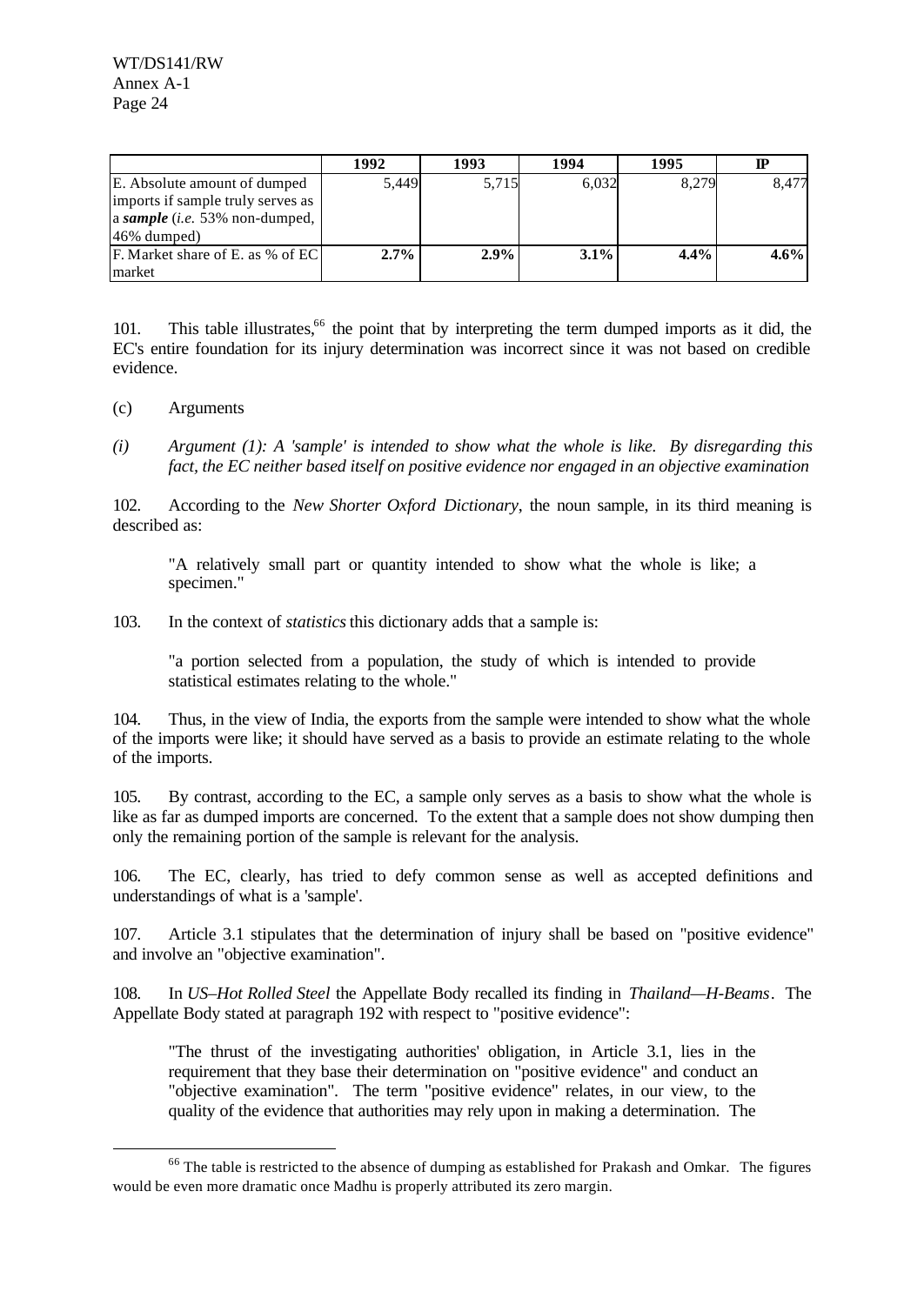| | 1992 | 1993 | 1994 | 1995 | IP |
|---|---|---|---|---|---|
| E. Absolute amount of dumped imports if sample truly serves as a ***sample*** (*i.e.* 53% non-dumped, 46% dumped) | 5,449 | 5,715 | 6,032 | 8,279 | 8,477 |
| F. Market share of E. as % of EC market | **2.7%** | **2.9%** | **3.1%** | **4.4%** | **4.6%** |

101. This table illustrates,[66] the point that by interpreting the term dumped imports as it did, the EC's entire foundation for its injury determination was incorrect since it was not based on credible evidence.

(c) Arguments

*(i) Argument (1): A 'sample' is intended to show what the whole is like. By disregarding this fact, the EC neither based itself on positive evidence nor engaged in an objective examination*

102. According to the *New Shorter Oxford Dictionary*, the noun sample, in its third meaning is described as:

> "A relatively small part or quantity intended to show what the whole is like; a specimen."

103. In the context of *statistics* this dictionary adds that a sample is:

> "a portion selected from a population, the study of which is intended to provide statistical estimates relating to the whole."

104. Thus, in the view of India, the exports from the sample were intended to show what the whole of the imports were like; it should have served as a basis to provide an estimate relating to the whole of the imports.

105. By contrast, according to the EC, a sample only serves as a basis to show what the whole is like as far as dumped imports are concerned. To the extent that a sample does not show dumping then only the remaining portion of the sample is relevant for the analysis.

106. The EC, clearly, has tried to defy common sense as well as accepted definitions and understandings of what is a 'sample'.

107. Article 3.1 stipulates that the determination of injury shall be based on "positive evidence" and involve an "objective examination".

108. In *US–Hot Rolled Steel* the Appellate Body recalled its finding in *Thailand—H-Beams*. The Appellate Body stated at paragraph 192 with respect to "positive evidence":

> "The thrust of the investigating authorities' obligation, in Article 3.1, lies in the requirement that they base their determination on "positive evidence" and conduct an "objective examination". The term "positive evidence" relates, in our view, to the quality of the evidence that authorities may rely upon in making a determination. The

[66] The table is restricted to the absence of dumping as established for Prakash and Omkar. The figures would be even more dramatic once Madhu is properly attributed its zero margin.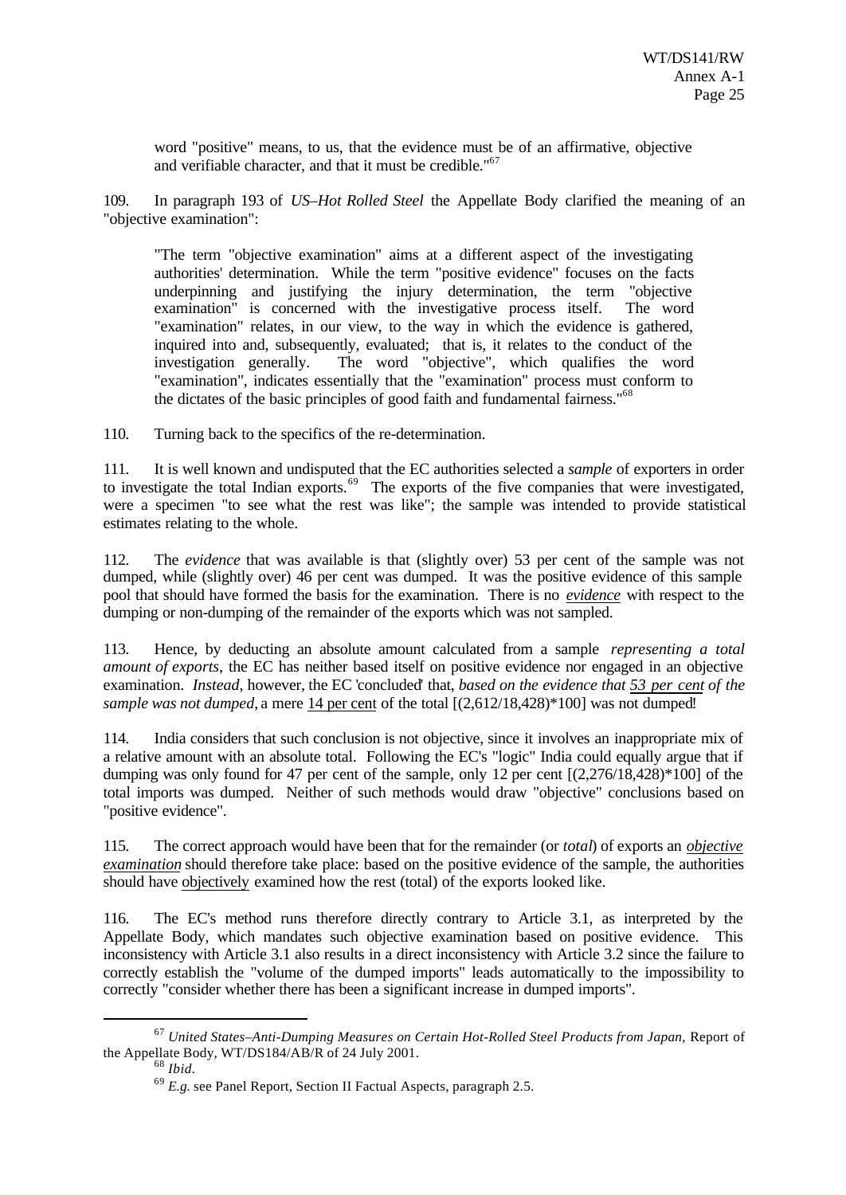word "positive" means, to us, that the evidence must be of an affirmative, objective and verifiable character, and that it must be credible."[67]

109. In paragraph 193 of *US–Hot Rolled Steel* the Appellate Body clarified the meaning of an "objective examination":

> "The term "objective examination" aims at a different aspect of the investigating authorities' determination. While the term "positive evidence" focuses on the facts underpinning and justifying the injury determination, the term "objective examination" is concerned with the investigative process itself. The word "examination" relates, in our view, to the way in which the evidence is gathered, inquired into and, subsequently, evaluated; that is, it relates to the conduct of the investigation generally. The word "objective", which qualifies the word "examination", indicates essentially that the "examination" process must conform to the dictates of the basic principles of good faith and fundamental fairness."[68]

110. Turning back to the specifics of the re-determination.

111. It is well known and undisputed that the EC authorities selected a *sample* of exporters in order to investigate the total Indian exports.[69] The exports of the five companies that were investigated, were a specimen "to see what the rest was like"; the sample was intended to provide statistical estimates relating to the whole.

112. The *evidence* that was available is that (slightly over) 53 per cent of the sample was not dumped, while (slightly over) 46 per cent was dumped. It was the positive evidence of this sample pool that should have formed the basis for the examination. There is no ***evidence*** with respect to the dumping or non-dumping of the remainder of the exports which was not sampled.

113. Hence, by deducting an absolute amount calculated from a sample *representing a total amount of exports*, the EC has neither based itself on positive evidence nor engaged in an objective examination. *Instead*, however, the EC 'concluded' that, *based on the evidence that 53 per cent of the sample was not dumped*, a mere 14 per cent of the total [(2,612/18,428)*100] was not dumped!

114. India considers that such conclusion is not objective, since it involves an inappropriate mix of a relative amount with an absolute total. Following the EC's "logic" India could equally argue that if dumping was only found for 47 per cent of the sample, only 12 per cent [(2,276/18,428)*100] of the total imports was dumped. Neither of such methods would draw "objective" conclusions based on "positive evidence".

115. The correct approach would have been that for the remainder (or *total*) of exports an ***objective examination*** should therefore take place: based on the positive evidence of the sample, the authorities should have objectively examined how the rest (total) of the exports looked like.

116. The EC's method runs therefore directly contrary to Article 3.1, as interpreted by the Appellate Body, which mandates such objective examination based on positive evidence. This inconsistency with Article 3.1 also results in a direct inconsistency with Article 3.2 since the failure to correctly establish the "volume of the dumped imports" leads automatically to the impossibility to correctly "consider whether there has been a significant increase in dumped imports".

---

[67] *United States–Anti-Dumping Measures on Certain Hot-Rolled Steel Products from Japan*, Report of the Appellate Body, WT/DS184/AB/R of 24 July 2001.

[68] *Ibid.*

[69] *E.g.* see Panel Report, Section II Factual Aspects, paragraph 2.5.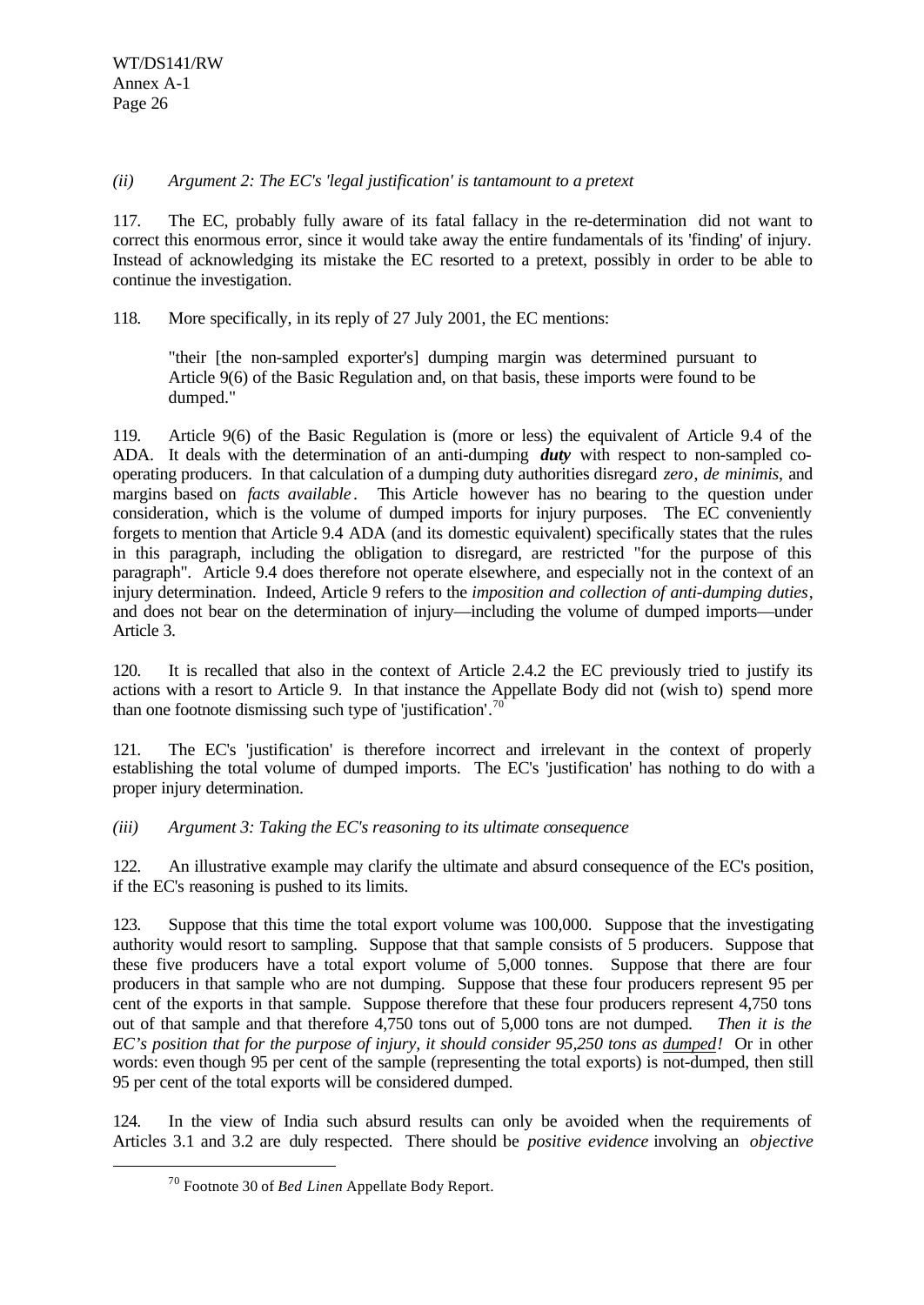*(ii) Argument 2: The EC's 'legal justification' is tantamount to a pretext*

117. The EC, probably fully aware of its fatal fallacy in the re-determination did not want to correct this enormous error, since it would take away the entire fundamentals of its 'finding' of injury. Instead of acknowledging its mistake the EC resorted to a pretext, possibly in order to be able to continue the investigation.

118. More specifically, in its reply of 27 July 2001, the EC mentions:

> "their [the non-sampled exporter's] dumping margin was determined pursuant to Article 9(6) of the Basic Regulation and, on that basis, these imports were found to be dumped."

119. Article 9(6) of the Basic Regulation is (more or less) the equivalent of Article 9.4 of the ADA. It deals with the determination of an anti-dumping ***duty*** with respect to non-sampled co-operating producers. In that calculation of a dumping duty authorities disregard *zero*, *de minimis*, and margins based on *facts available*. This Article however has no bearing to the question under consideration, which is the volume of dumped imports for injury purposes. The EC conveniently forgets to mention that Article 9.4 ADA (and its domestic equivalent) specifically states that the rules in this paragraph, including the obligation to disregard, are restricted "for the purpose of this paragraph". Article 9.4 does therefore not operate elsewhere, and especially not in the context of an injury determination. Indeed, Article 9 refers to the *imposition and collection of anti-dumping duties*, and does not bear on the determination of injury—including the volume of dumped imports—under Article 3.

120. It is recalled that also in the context of Article 2.4.2 the EC previously tried to justify its actions with a resort to Article 9. In that instance the Appellate Body did not (wish to) spend more than one footnote dismissing such type of 'justification'.[70]

121. The EC's 'justification' is therefore incorrect and irrelevant in the context of properly establishing the total volume of dumped imports. The EC's 'justification' has nothing to do with a proper injury determination.

*(iii) Argument 3: Taking the EC's reasoning to its ultimate consequence*

122. An illustrative example may clarify the ultimate and absurd consequence of the EC's position, if the EC's reasoning is pushed to its limits.

123. Suppose that this time the total export volume was 100,000. Suppose that the investigating authority would resort to sampling. Suppose that that sample consists of 5 producers. Suppose that these five producers have a total export volume of 5,000 tonnes. Suppose that there are four producers in that sample who are not dumping. Suppose that these four producers represent 95 per cent of the exports in that sample. Suppose therefore that these four producers represent 4,750 tons out of that sample and that therefore 4,750 tons out of 5,000 tons are not dumped. *Then it is the EC's position that for the purpose of injury, it should consider 95,250 tons as dumped!* Or in other words: even though 95 per cent of the sample (representing the total exports) is not-dumped, then still 95 per cent of the total exports will be considered dumped.

124. In the view of India such absurd results can only be avoided when the requirements of Articles 3.1 and 3.2 are duly respected. There should be *positive evidence* involving an *objective*

---

[70] Footnote 30 of *Bed Linen* Appellate Body Report.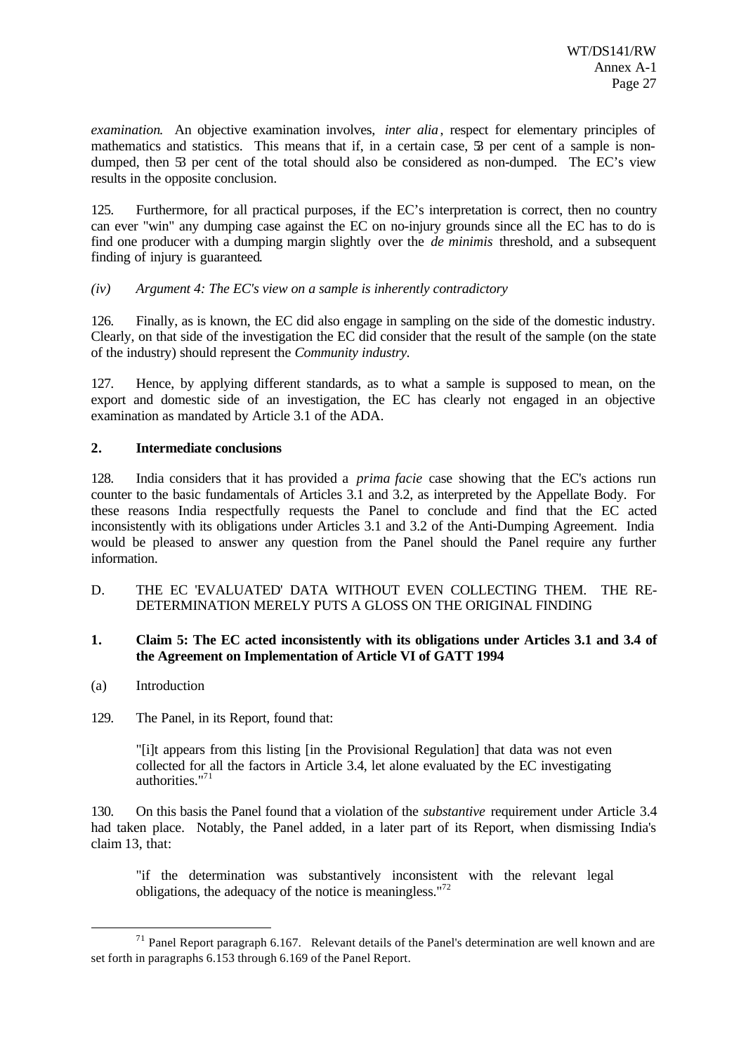*examination*. An objective examination involves, *inter alia*, respect for elementary principles of mathematics and statistics. This means that if, in a certain case, 53 per cent of a sample is non-dumped, then 53 per cent of the total should also be considered as non-dumped. The EC's view results in the opposite conclusion.

125. Furthermore, for all practical purposes, if the EC's interpretation is correct, then no country can ever "win" any dumping case against the EC on no-injury grounds since all the EC has to do is find one producer with a dumping margin slightly over the *de minimis* threshold, and a subsequent finding of injury is guaranteed.

*(iv) Argument 4: The EC's view on a sample is inherently contradictory*

126. Finally, as is known, the EC did also engage in sampling on the side of the domestic industry. Clearly, on that side of the investigation the EC did consider that the result of the sample (on the state of the industry) should represent the *Community industry*.

127. Hence, by applying different standards, as to what a sample is supposed to mean, on the export and domestic side of an investigation, the EC has clearly not engaged in an objective examination as mandated by Article 3.1 of the ADA.

**2. Intermediate conclusions**

128. India considers that it has provided a *prima facie* case showing that the EC's actions run counter to the basic fundamentals of Articles 3.1 and 3.2, as interpreted by the Appellate Body. For these reasons India respectfully requests the Panel to conclude and find that the EC acted inconsistently with its obligations under Articles 3.1 and 3.2 of the Anti-Dumping Agreement. India would be pleased to answer any question from the Panel should the Panel require any further information.

D. THE EC 'EVALUATED' DATA WITHOUT EVEN COLLECTING THEM. THE RE-DETERMINATION MERELY PUTS A GLOSS ON THE ORIGINAL FINDING

**1. Claim 5: The EC acted inconsistently with its obligations under Articles 3.1 and 3.4 of the Agreement on Implementation of Article VI of GATT 1994**

(a) Introduction

129. The Panel, in its Report, found that:

> "[i]t appears from this listing [in the Provisional Regulation] that data was not even collected for all the factors in Article 3.4, let alone evaluated by the EC investigating authorities."[71]

130. On this basis the Panel found that a violation of the *substantive* requirement under Article 3.4 had taken place. Notably, the Panel added, in a later part of its Report, when dismissing India's claim 13, that:

> "if the determination was substantively inconsistent with the relevant legal obligations, the adequacy of the notice is meaningless."[72]

---

[71] Panel Report paragraph 6.167. Relevant details of the Panel's determination are well known and are set forth in paragraphs 6.153 through 6.169 of the Panel Report.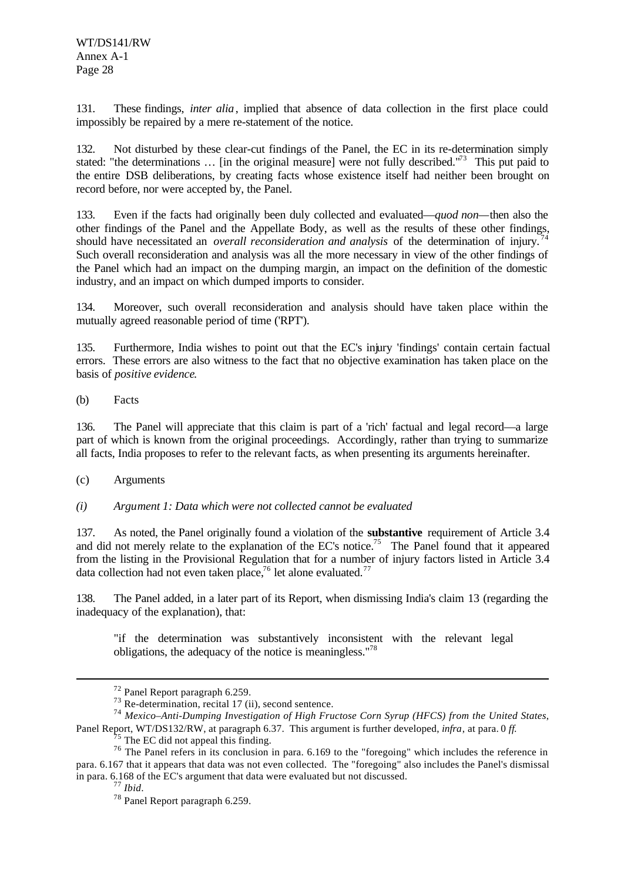131. These findings, *inter alia*, implied that absence of data collection in the first place could impossibly be repaired by a mere re-statement of the notice.

132. Not disturbed by these clear-cut findings of the Panel, the EC in its re-determination simply stated: "the determinations … [in the original measure] were not fully described."[73] This put paid to the entire DSB deliberations, by creating facts whose existence itself had neither been brought on record before, nor were accepted by, the Panel.

133. Even if the facts had originally been duly collected and evaluated—*quod non*—then also the other findings of the Panel and the Appellate Body, as well as the results of these other findings, should have necessitated an *overall reconsideration and analysis* of the determination of injury.[74] Such overall reconsideration and analysis was all the more necessary in view of the other findings of the Panel which had an impact on the dumping margin, an impact on the definition of the domestic industry, and an impact on which dumped imports to consider.

134. Moreover, such overall reconsideration and analysis should have taken place within the mutually agreed reasonable period of time ('RPT').

135. Furthermore, India wishes to point out that the EC's injury 'findings' contain certain factual errors. These errors are also witness to the fact that no objective examination has taken place on the basis of *positive evidence*.

(b) Facts

136. The Panel will appreciate that this claim is part of a 'rich' factual and legal record—a large part of which is known from the original proceedings. Accordingly, rather than trying to summarize all facts, India proposes to refer to the relevant facts, as when presenting its arguments hereinafter.

(c) Arguments

*(i) Argument 1: Data which were not collected cannot be evaluated*

137. As noted, the Panel originally found a violation of the **substantive** requirement of Article 3.4 and did not merely relate to the explanation of the EC's notice.[75] The Panel found that it appeared from the listing in the Provisional Regulation that for a number of injury factors listed in Article 3.4 data collection had not even taken place,[76] let alone evaluated.[77]

138. The Panel added, in a later part of its Report, when dismissing India's claim 13 (regarding the inadequacy of the explanation), that:

> "if the determination was substantively inconsistent with the relevant legal obligations, the adequacy of the notice is meaningless."[78]

---

[72] Panel Report paragraph 6.259.

[73] Re-determination, recital 17 (ii), second sentence.

[74] *Mexico–Anti-Dumping Investigation of High Fructose Corn Syrup (HFCS) from the United States*, Panel Report, WT/DS132/RW, at paragraph 6.37. This argument is further developed, *infra*, at para. 0 *ff.*

[75] The EC did not appeal this finding.

[76] The Panel refers in its conclusion in para. 6.169 to the "foregoing" which includes the reference in para. 6.167 that it appears that data was not even collected. The "foregoing" also includes the Panel's dismissal in para. 6.168 of the EC's argument that data were evaluated but not discussed.

[77] *Ibid.*

[78] Panel Report paragraph 6.259.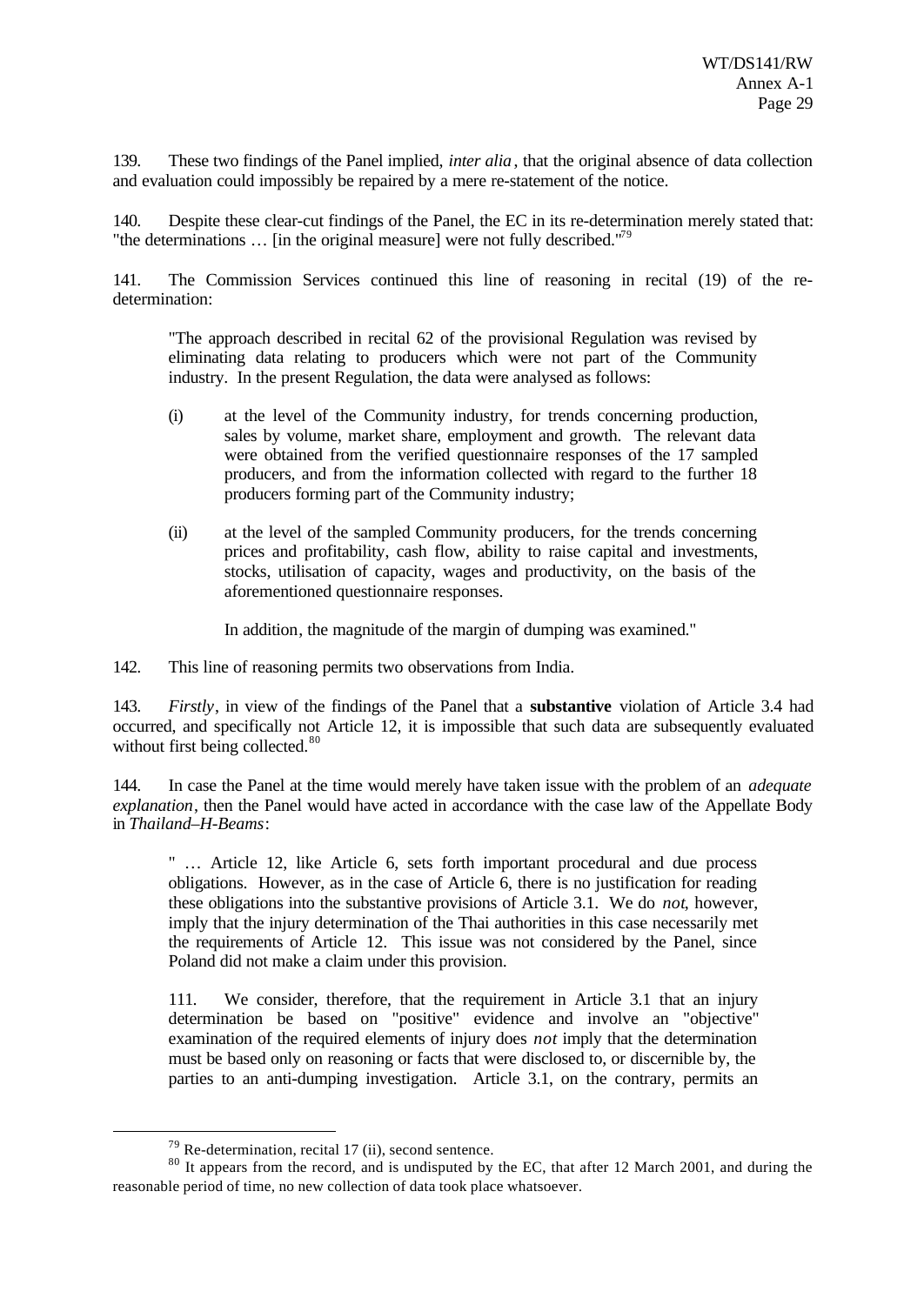139. These two findings of the Panel implied, *inter alia*, that the original absence of data collection and evaluation could impossibly be repaired by a mere re-statement of the notice.

140. Despite these clear-cut findings of the Panel, the EC in its re-determination merely stated that: "the determinations … [in the original measure] were not fully described."[79]

141. The Commission Services continued this line of reasoning in recital (19) of the re-determination:

> "The approach described in recital 62 of the provisional Regulation was revised by eliminating data relating to producers which were not part of the Community industry. In the present Regulation, the data were analysed as follows:
>
> (i) at the level of the Community industry, for trends concerning production, sales by volume, market share, employment and growth. The relevant data were obtained from the verified questionnaire responses of the 17 sampled producers, and from the information collected with regard to the further 18 producers forming part of the Community industry;
>
> (ii) at the level of the sampled Community producers, for the trends concerning prices and profitability, cash flow, ability to raise capital and investments, stocks, utilisation of capacity, wages and productivity, on the basis of the aforementioned questionnaire responses.
>
> In addition, the magnitude of the margin of dumping was examined."

142. This line of reasoning permits two observations from India.

143. *Firstly*, in view of the findings of the Panel that a **substantive** violation of Article 3.4 had occurred, and specifically not Article 12, it is impossible that such data are subsequently evaluated without first being collected.[80]

144. In case the Panel at the time would merely have taken issue with the problem of an *adequate explanation*, then the Panel would have acted in accordance with the case law of the Appellate Body in *Thailand–H-Beams*:

> " … Article 12, like Article 6, sets forth important procedural and due process obligations. However, as in the case of Article 6, there is no justification for reading these obligations into the substantive provisions of Article 3.1. We do *not*, however, imply that the injury determination of the Thai authorities in this case necessarily met the requirements of Article 12. This issue was not considered by the Panel, since Poland did not make a claim under this provision.
>
> 111. We consider, therefore, that the requirement in Article 3.1 that an injury determination be based on "positive" evidence and involve an "objective" examination of the required elements of injury does *not* imply that the determination must be based only on reasoning or facts that were disclosed to, or discernible by, the parties to an anti-dumping investigation. Article 3.1, on the contrary, permits an

[79] Re-determination, recital 17 (ii), second sentence.

[80] It appears from the record, and is undisputed by the EC, that after 12 March 2001, and during the reasonable period of time, no new collection of data took place whatsoever.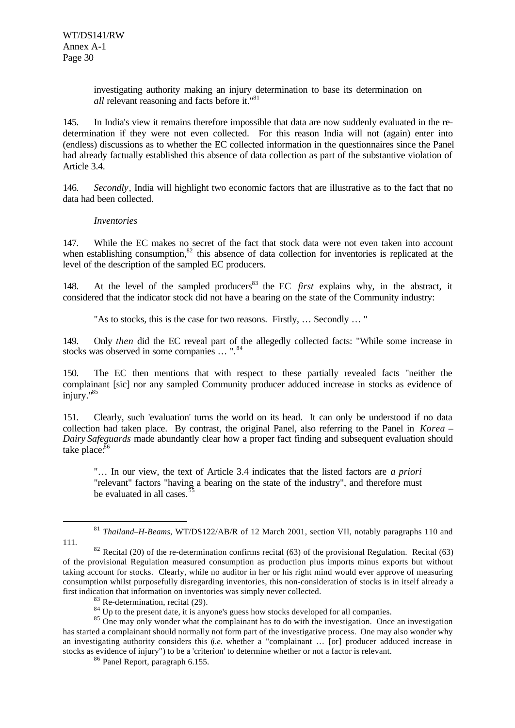investigating authority making an injury determination to base its determination on *all* relevant reasoning and facts before it."[81]

145. In India's view it remains therefore impossible that data are now suddenly evaluated in the re-determination if they were not even collected. For this reason India will not (again) enter into (endless) discussions as to whether the EC collected information in the questionnaires since the Panel had already factually established this absence of data collection as part of the substantive violation of Article 3.4.

146. *Secondly*, India will highlight two economic factors that are illustrative as to the fact that no data had been collected.

*Inventories*

147. While the EC makes no secret of the fact that stock data were not even taken into account when establishing consumption,[82] this absence of data collection for inventories is replicated at the level of the description of the sampled EC producers.

148. At the level of the sampled producers[83] the EC *first* explains why, in the abstract, it considered that the indicator stock did not have a bearing on the state of the Community industry:

"As to stocks, this is the case for two reasons. Firstly, … Secondly … "

149. Only *then* did the EC reveal part of the allegedly collected facts: "While some increase in stocks was observed in some companies … ".[84]

150. The EC then mentions that with respect to these partially revealed facts "neither the complainant [sic] nor any sampled Community producer adduced increase in stocks as evidence of injury."[85]

151. Clearly, such 'evaluation' turns the world on its head. It can only be understood if no data collection had taken place. By contrast, the original Panel, also referring to the Panel in *Korea – Dairy Safeguards* made abundantly clear how a proper fact finding and subsequent evaluation should take place:[86]

"… In our view, the text of Article 3.4 indicates that the listed factors are *a priori* "relevant" factors "having a bearing on the state of the industry", and therefore must be evaluated in all cases.[55]

---

[81] *Thailand–H-Beams*, WT/DS122/AB/R of 12 March 2001, section VII, notably paragraphs 110 and 111.

[82] Recital (20) of the re-determination confirms recital (63) of the provisional Regulation. Recital (63) of the provisional Regulation measured consumption as production plus imports minus exports but without taking account for stocks. Clearly, while no auditor in her or his right mind would ever approve of measuring consumption whilst purposefully disregarding inventories, this non-consideration of stocks is in itself already a first indication that information on inventories was simply never collected.

[83] Re-determination, recital (29).

[84] Up to the present date, it is anyone's guess how stocks developed for all companies.

[85] One may only wonder what the complainant has to do with the investigation. Once an investigation has started a complainant should normally not form part of the investigative process. One may also wonder why an investigating authority considers this (*i.e.* whether a "complainant … [or] producer adduced increase in stocks as evidence of injury") to be a 'criterion' to determine whether or not a factor is relevant.

[86] Panel Report, paragraph 6.155.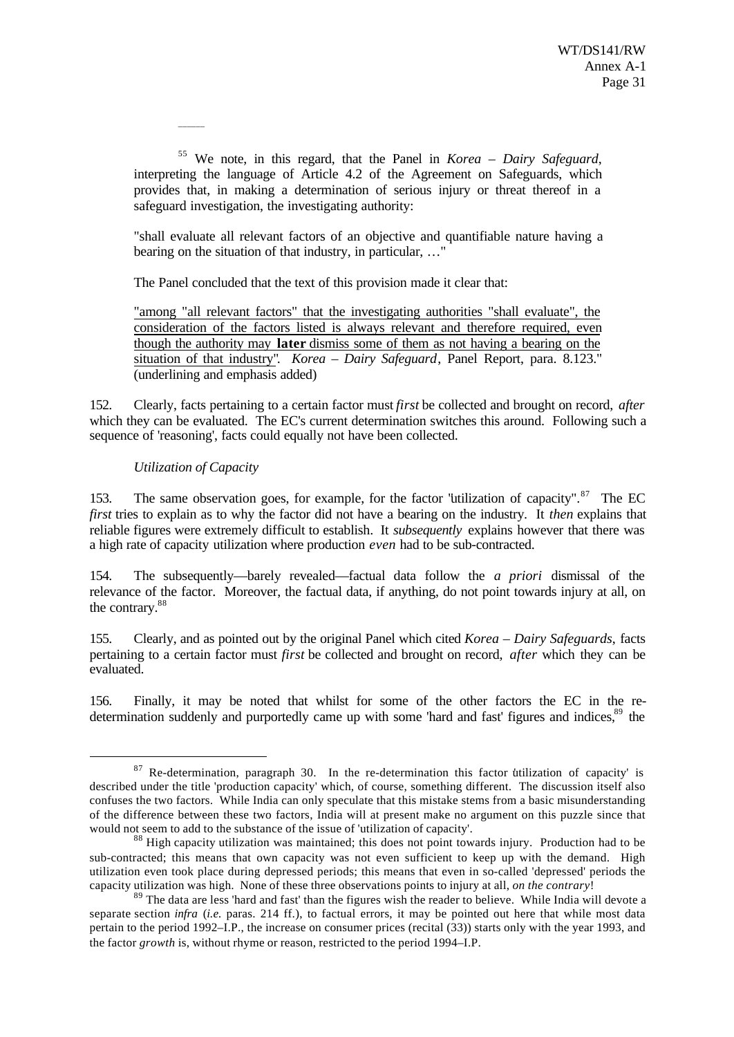———

[55] We note, in this regard, that the Panel in *Korea – Dairy Safeguard*, interpreting the language of Article 4.2 of the Agreement on Safeguards, which provides that, in making a determination of serious injury or threat thereof in a safeguard investigation, the investigating authority:

"shall evaluate all relevant factors of an objective and quantifiable nature having a bearing on the situation of that industry, in particular, …"

The Panel concluded that the text of this provision made it clear that:

"among "all relevant factors" that the investigating authorities "shall evaluate", the consideration of the factors listed is always relevant and therefore required, even though the authority may **later** dismiss some of them as not having a bearing on the situation of that industry". *Korea – Dairy Safeguard*, Panel Report, para. 8.123." (underlining and emphasis added)

152. Clearly, facts pertaining to a certain factor must *first* be collected and brought on record, *after* which they can be evaluated. The EC's current determination switches this around. Following such a sequence of 'reasoning', facts could equally not have been collected.

*Utilization of Capacity*

153. The same observation goes, for example, for the factor "utilization of capacity".[87] The EC *first* tries to explain as to why the factor did not have a bearing on the industry. It *then* explains that reliable figures were extremely difficult to establish. It *subsequently* explains however that there was a high rate of capacity utilization where production *even* had to be sub-contracted.

154. The subsequently—barely revealed—factual data follow the *a priori* dismissal of the relevance of the factor. Moreover, the factual data, if anything, do not point towards injury at all, on the contrary.[88]

155. Clearly, and as pointed out by the original Panel which cited *Korea – Dairy Safeguards*, facts pertaining to a certain factor must *first* be collected and brought on record, *after* which they can be evaluated.

156. Finally, it may be noted that whilst for some of the other factors the EC in the re-determination suddenly and purportedly came up with some 'hard and fast' figures and indices,[89] the

---

[87] Re-determination, paragraph 30. In the re-determination this factor 'utilization of capacity' is described under the title 'production capacity' which, of course, something different. The discussion itself also confuses the two factors. While India can only speculate that this mistake stems from a basic misunderstanding of the difference between these two factors, India will at present make no argument on this puzzle since that would not seem to add to the substance of the issue of 'utilization of capacity'.

[88] High capacity utilization was maintained; this does not point towards injury. Production had to be sub-contracted; this means that own capacity was not even sufficient to keep up with the demand. High utilization even took place during depressed periods; this means that even in so-called 'depressed' periods the capacity utilization was high. None of these three observations points to injury at all, *on the contrary*!

[89] The data are less 'hard and fast' than the figures wish the reader to believe. While India will devote a separate section *infra* (*i.e.* paras. 214 ff.), to factual errors, it may be pointed out here that while most data pertain to the period 1992–I.P., the increase on consumer prices (recital (33)) starts only with the year 1993, and the factor *growth* is, without rhyme or reason, restricted to the period 1994–I.P.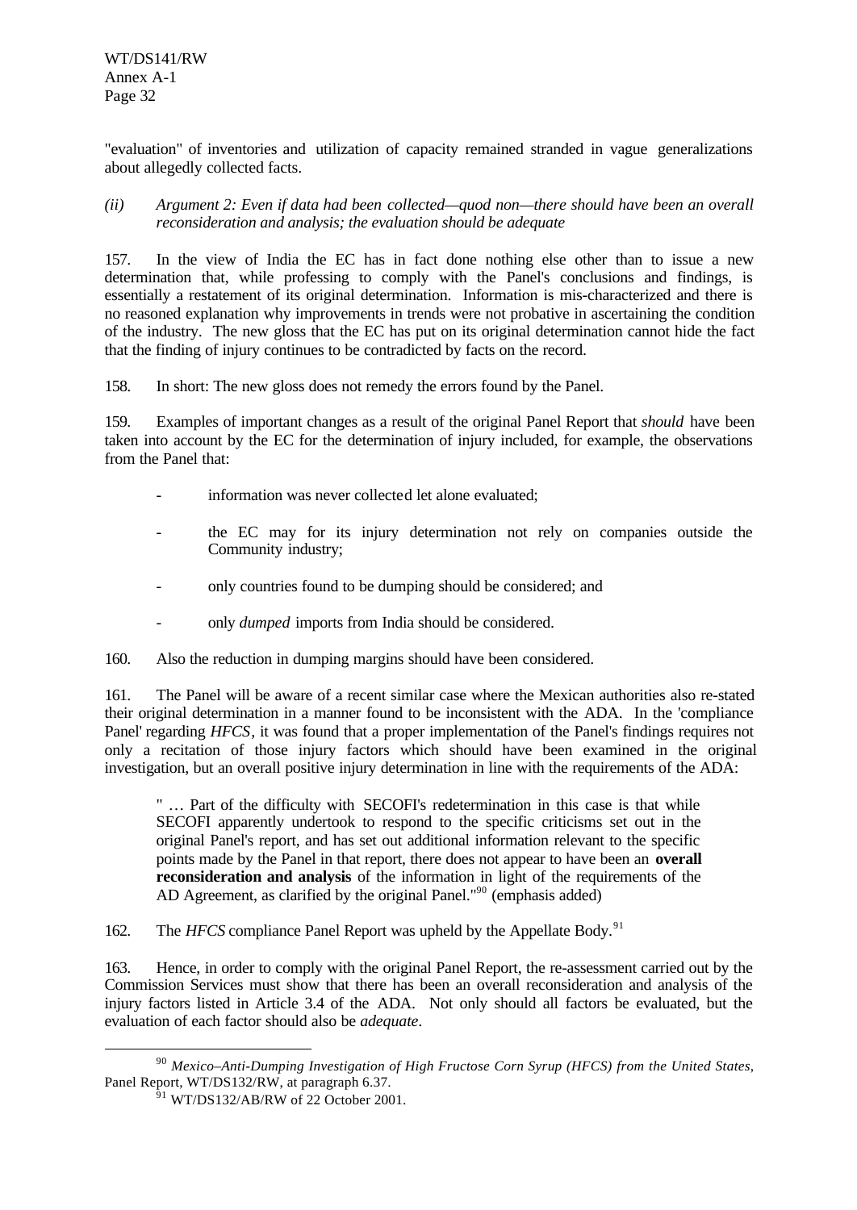"evaluation" of inventories and utilization of capacity remained stranded in vague generalizations about allegedly collected facts.

*(ii) Argument 2: Even if data had been collected—quod non—there should have been an overall reconsideration and analysis; the evaluation should be adequate*

157. In the view of India the EC has in fact done nothing else other than to issue a new determination that, while professing to comply with the Panel's conclusions and findings, is essentially a restatement of its original determination. Information is mis-characterized and there is no reasoned explanation why improvements in trends were not probative in ascertaining the condition of the industry. The new gloss that the EC has put on its original determination cannot hide the fact that the finding of injury continues to be contradicted by facts on the record.

158. In short: The new gloss does not remedy the errors found by the Panel.

159. Examples of important changes as a result of the original Panel Report that *should* have been taken into account by the EC for the determination of injury included, for example, the observations from the Panel that:

- information was never collected let alone evaluated;
- the EC may for its injury determination not rely on companies outside the Community industry;
- only countries found to be dumping should be considered; and
- only *dumped* imports from India should be considered.

160. Also the reduction in dumping margins should have been considered.

161. The Panel will be aware of a recent similar case where the Mexican authorities also re-stated their original determination in a manner found to be inconsistent with the ADA. In the 'compliance Panel' regarding *HFCS*, it was found that a proper implementation of the Panel's findings requires not only a recitation of those injury factors which should have been examined in the original investigation, but an overall positive injury determination in line with the requirements of the ADA:

> " … Part of the difficulty with SECOFI's redetermination in this case is that while SECOFI apparently undertook to respond to the specific criticisms set out in the original Panel's report, and has set out additional information relevant to the specific points made by the Panel in that report, there does not appear to have been an **overall reconsideration and analysis** of the information in light of the requirements of the AD Agreement, as clarified by the original Panel."[90] (emphasis added)

162. The *HFCS* compliance Panel Report was upheld by the Appellate Body.[91]

163. Hence, in order to comply with the original Panel Report, the re-assessment carried out by the Commission Services must show that there has been an overall reconsideration and analysis of the injury factors listed in Article 3.4 of the ADA. Not only should all factors be evaluated, but the evaluation of each factor should also be *adequate*.

---

[90] *Mexico–Anti-Dumping Investigation of High Fructose Corn Syrup (HFCS) from the United States*, Panel Report, WT/DS132/RW, at paragraph 6.37.

[91] WT/DS132/AB/RW of 22 October 2001.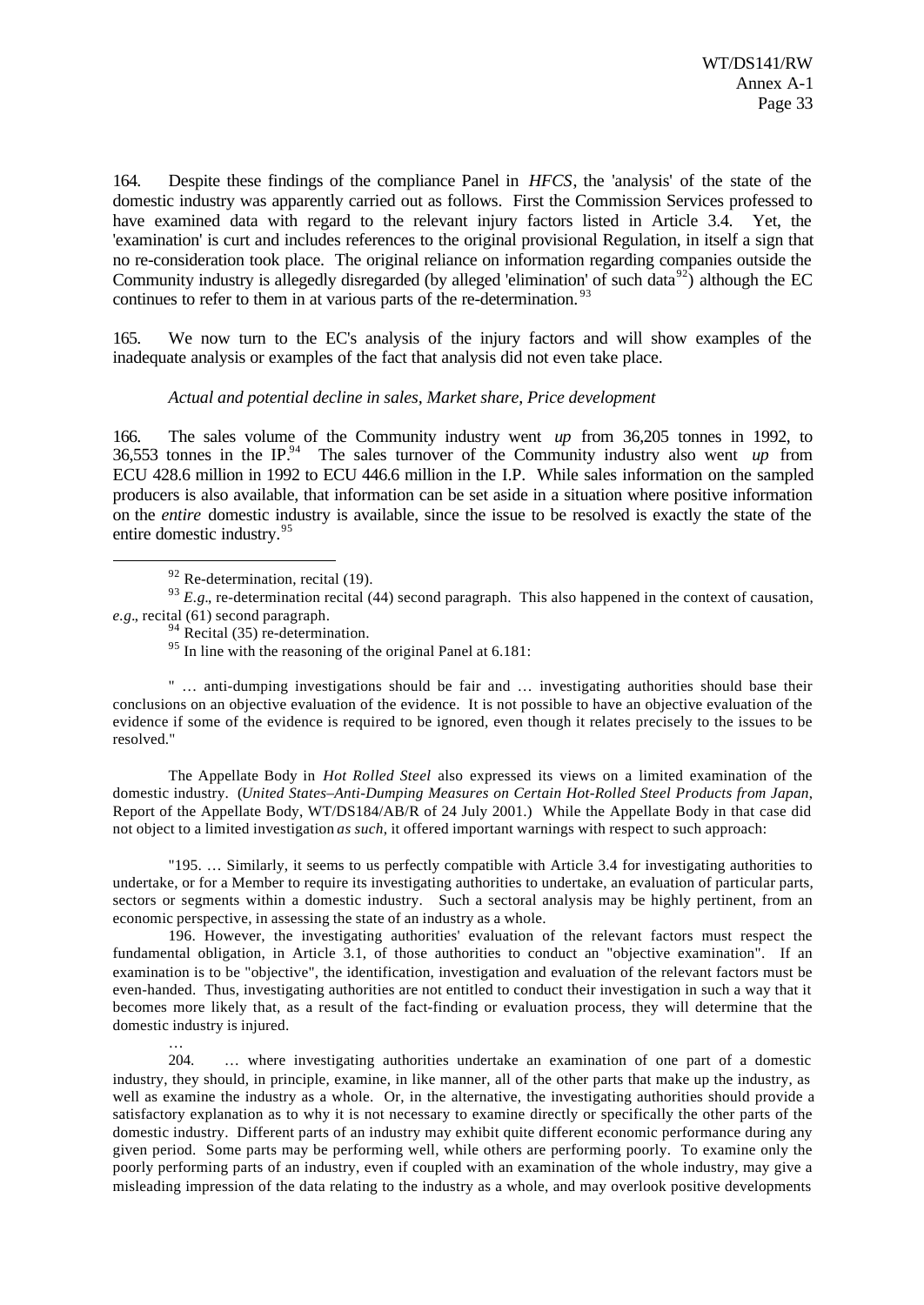164. Despite these findings of the compliance Panel in *HFCS*, the 'analysis' of the state of the domestic industry was apparently carried out as follows. First the Commission Services professed to have examined data with regard to the relevant injury factors listed in Article 3.4. Yet, the 'examination' is curt and includes references to the original provisional Regulation, in itself a sign that no re-consideration took place. The original reliance on information regarding companies outside the Community industry is allegedly disregarded (by alleged 'elimination' of such data[92]) although the EC continues to refer to them in at various parts of the re-determination.[93]

165. We now turn to the EC's analysis of the injury factors and will show examples of the inadequate analysis or examples of the fact that analysis did not even take place.

*Actual and potential decline in sales, Market share, Price development*

166. The sales volume of the Community industry went *up* from 36,205 tonnes in 1992, to 36,553 tonnes in the IP.[94] The sales turnover of the Community industry also went *up* from ECU 428.6 million in 1992 to ECU 446.6 million in the I.P. While sales information on the sampled producers is also available, that information can be set aside in a situation where positive information on the *entire* domestic industry is available, since the issue to be resolved is exactly the state of the entire domestic industry.[95]

---

[92] Re-determination, recital (19).

[93] *E.g.*, re-determination recital (44) second paragraph. This also happened in the context of causation, *e.g.*, recital (61) second paragraph.

[94] Recital (35) re-determination.

[95] In line with the reasoning of the original Panel at 6.181:

" … anti-dumping investigations should be fair and … investigating authorities should base their conclusions on an objective evaluation of the evidence. It is not possible to have an objective evaluation of the evidence if some of the evidence is required to be ignored, even though it relates precisely to the issues to be resolved."

The Appellate Body in *Hot Rolled Steel* also expressed its views on a limited examination of the domestic industry. (*United States–Anti-Dumping Measures on Certain Hot-Rolled Steel Products from Japan*, Report of the Appellate Body, WT/DS184/AB/R of 24 July 2001.) While the Appellate Body in that case did not object to a limited investigation *as such*, it offered important warnings with respect to such approach:

"195. … Similarly, it seems to us perfectly compatible with Article 3.4 for investigating authorities to undertake, or for a Member to require its investigating authorities to undertake, an evaluation of particular parts, sectors or segments within a domestic industry. Such a sectoral analysis may be highly pertinent, from an economic perspective, in assessing the state of an industry as a whole.

196. However, the investigating authorities' evaluation of the relevant factors must respect the fundamental obligation, in Article 3.1, of those authorities to conduct an "objective examination". If an examination is to be "objective", the identification, investigation and evaluation of the relevant factors must be even-handed. Thus, investigating authorities are not entitled to conduct their investigation in such a way that it becomes more likely that, as a result of the fact-finding or evaluation process, they will determine that the domestic industry is injured.

…

204. … where investigating authorities undertake an examination of one part of a domestic industry, they should, in principle, examine, in like manner, all of the other parts that make up the industry, as well as examine the industry as a whole. Or, in the alternative, the investigating authorities should provide a satisfactory explanation as to why it is not necessary to examine directly or specifically the other parts of the domestic industry. Different parts of an industry may exhibit quite different economic performance during any given period. Some parts may be performing well, while others are performing poorly. To examine only the poorly performing parts of an industry, even if coupled with an examination of the whole industry, may give a misleading impression of the data relating to the industry as a whole, and may overlook positive developments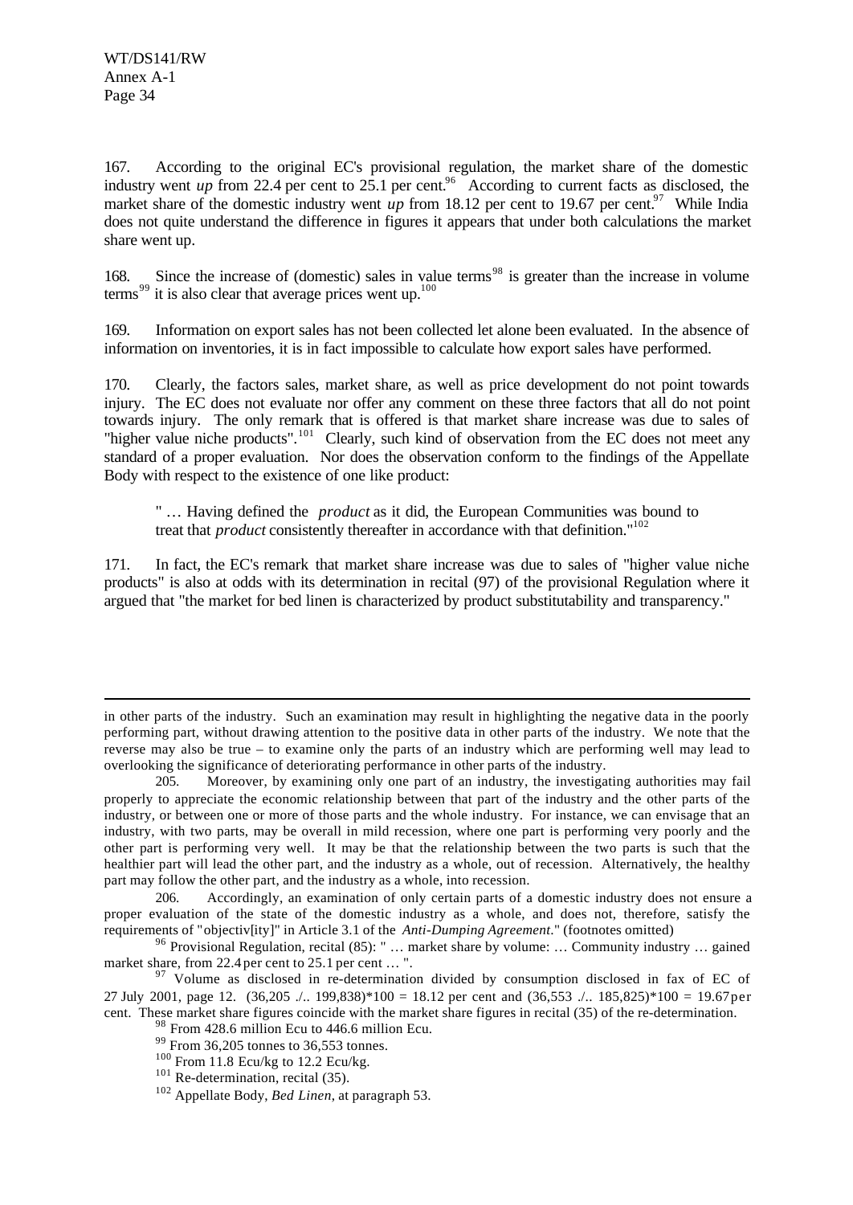167. According to the original EC's provisional regulation, the market share of the domestic industry went *up* from 22.4 per cent to 25.1 per cent.[96] According to current facts as disclosed, the market share of the domestic industry went *up* from 18.12 per cent to 19.67 per cent.[97] While India does not quite understand the difference in figures it appears that under both calculations the market share went up.

168. Since the increase of (domestic) sales in value terms[98] is greater than the increase in volume terms[99] it is also clear that average prices went up.[100]

169. Information on export sales has not been collected let alone been evaluated. In the absence of information on inventories, it is in fact impossible to calculate how export sales have performed.

170. Clearly, the factors sales, market share, as well as price development do not point towards injury. The EC does not evaluate nor offer any comment on these three factors that all do not point towards injury. The only remark that is offered is that market share increase was due to sales of "higher value niche products".[101] Clearly, such kind of observation from the EC does not meet any standard of a proper evaluation. Nor does the observation conform to the findings of the Appellate Body with respect to the existence of one like product:

> " … Having defined the *product* as it did, the European Communities was bound to treat that *product* consistently thereafter in accordance with that definition."[102]

171. In fact, the EC's remark that market share increase was due to sales of "higher value niche products" is also at odds with its determination in recital (97) of the provisional Regulation where it argued that "the market for bed linen is characterized by product substitutability and transparency."

---

in other parts of the industry. Such an examination may result in highlighting the negative data in the poorly performing part, without drawing attention to the positive data in other parts of the industry. We note that the reverse may also be true – to examine only the parts of an industry which are performing well may lead to overlooking the significance of deteriorating performance in other parts of the industry.

205. Moreover, by examining only one part of an industry, the investigating authorities may fail properly to appreciate the economic relationship between that part of the industry and the other parts of the industry, or between one or more of those parts and the whole industry. For instance, we can envisage that an industry, with two parts, may be overall in mild recession, where one part is performing very poorly and the other part is performing very well. It may be that the relationship between the two parts is such that the healthier part will lead the other part, and the industry as a whole, out of recession. Alternatively, the healthy part may follow the other part, and the industry as a whole, into recession.

206. Accordingly, an examination of only certain parts of a domestic industry does not ensure a proper evaluation of the state of the domestic industry as a whole, and does not, therefore, satisfy the requirements of "objectiv[ity]" in Article 3.1 of the *Anti-Dumping Agreement*." (footnotes omitted)

[96] Provisional Regulation, recital (85): " … market share by volume: … Community industry … gained market share, from 22.4 per cent to 25.1 per cent … ".

[97] Volume as disclosed in re-determination divided by consumption disclosed in fax of EC of 27 July 2001, page 12. (36,205 ./.. 199,838)*100 = 18.12 per cent and (36,553 ./.. 185,825)*100 = 19.67 per cent. These market share figures coincide with the market share figures in recital (35) of the re-determination.

[98] From 428.6 million Ecu to 446.6 million Ecu.

[99] From 36,205 tonnes to 36,553 tonnes.

[100] From 11.8 Ecu/kg to 12.2 Ecu/kg.

[101] Re-determination, recital (35).

[102] Appellate Body, *Bed Linen*, at paragraph 53.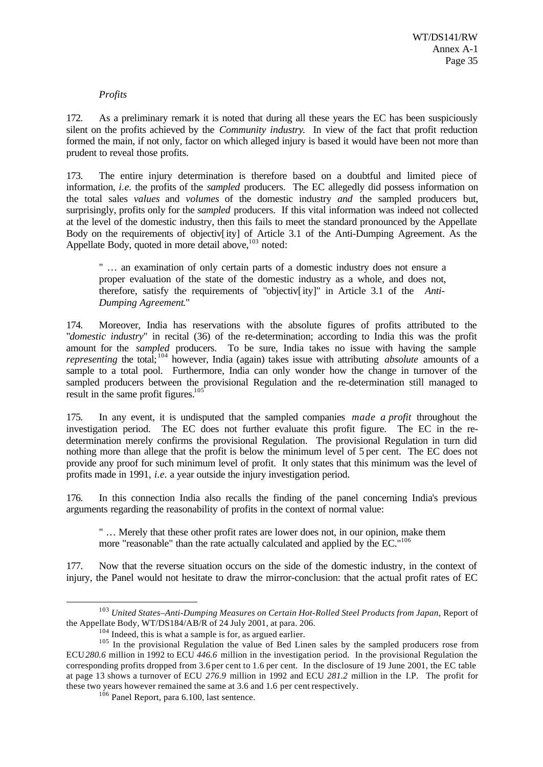*Profits*

172. As a preliminary remark it is noted that during all these years the EC has been suspiciously silent on the profits achieved by the *Community industry*. In view of the fact that profit reduction formed the main, if not only, factor on which alleged injury is based it would have been not more than prudent to reveal those profits.

173. The entire injury determination is therefore based on a doubtful and limited piece of information, *i.e.* the profits of the *sampled* producers. The EC allegedly did possess information on the total sales *values* and *volumes* of the domestic industry *and* the sampled producers but, surprisingly, profits only for the *sampled* producers. If this vital information was indeed not collected at the level of the domestic industry, then this fails to meet the standard pronounced by the Appellate Body on the requirements of objectiv[ity] of Article 3.1 of the Anti-Dumping Agreement. As the Appellate Body, quoted in more detail above,[103] noted:

> " … an examination of only certain parts of a domestic industry does not ensure a proper evaluation of the state of the domestic industry as a whole, and does not, therefore, satisfy the requirements of "objectiv[ity]" in Article 3.1 of the *Anti-Dumping Agreement*."

174. Moreover, India has reservations with the absolute figures of profits attributed to the "*domestic industry*" in recital (36) of the re-determination; according to India this was the profit amount for the *sampled* producers. To be sure, India takes no issue with having the sample *representing* the total;[104] however, India (again) takes issue with attributing *absolute* amounts of a sample to a total pool. Furthermore, India can only wonder how the change in turnover of the sampled producers between the provisional Regulation and the re-determination still managed to result in the same profit figures.[105]

175. In any event, it is undisputed that the sampled companies *made a profit* throughout the investigation period. The EC does not further evaluate this profit figure. The EC in the re-determination merely confirms the provisional Regulation. The provisional Regulation in turn did nothing more than allege that the profit is below the minimum level of 5 per cent. The EC does not provide any proof for such minimum level of profit. It only states that this minimum was the level of profits made in 1991, *i.e.* a year outside the injury investigation period.

176. In this connection India also recalls the finding of the panel concerning India's previous arguments regarding the reasonability of profits in the context of normal value:

> " … Merely that these other profit rates are lower does not, in our opinion, make them more "reasonable" than the rate actually calculated and applied by the EC."[106]

177. Now that the reverse situation occurs on the side of the domestic industry, in the context of injury, the Panel would not hesitate to draw the mirror-conclusion: that the actual profit rates of EC

---

[103] *United States–Anti-Dumping Measures on Certain Hot-Rolled Steel Products from Japan*, Report of the Appellate Body, WT/DS184/AB/R of 24 July 2001, at para. 206.

[104] Indeed, this is what a sample is for, as argued earlier.

[105] In the provisional Regulation the value of Bed Linen sales by the sampled producers rose from ECU *280.6* million in 1992 to ECU *446.6* million in the investigation period. In the provisional Regulation the corresponding profits dropped from 3.6 per cent to 1.6 per cent. In the disclosure of 19 June 2001, the EC table at page 13 shows a turnover of ECU *276.9* million in 1992 and ECU *281.2* million in the I.P. The profit for these two years however remained the same at 3.6 and 1.6 per cent respectively.

[106] Panel Report, para 6.100, last sentence.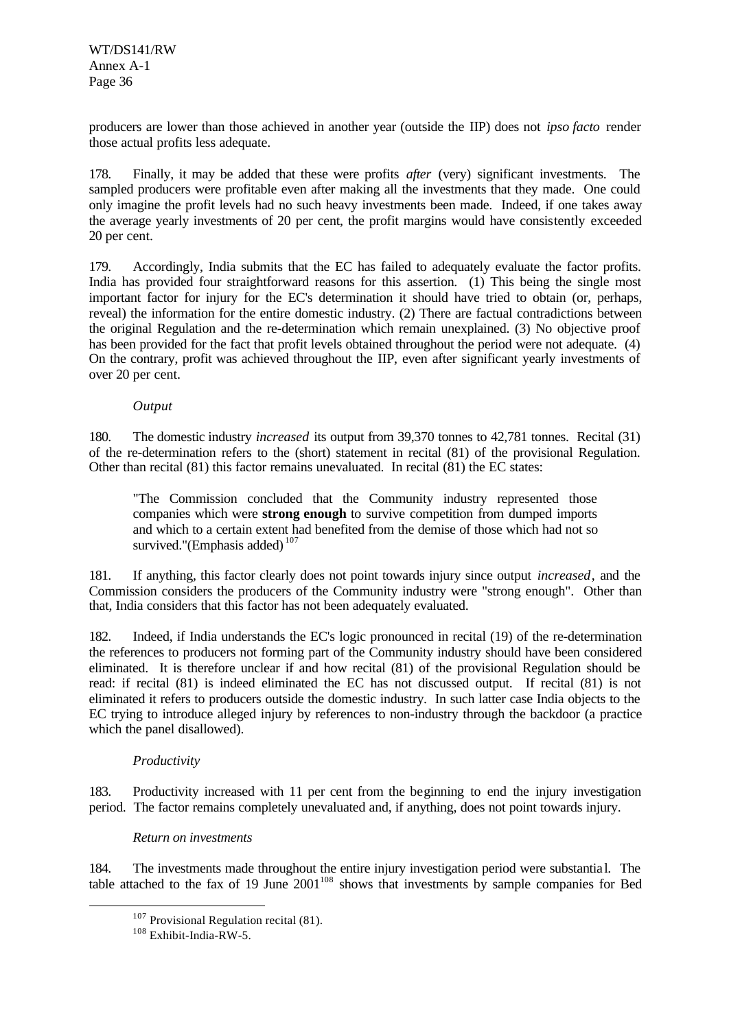producers are lower than those achieved in another year (outside the IIP) does not *ipso facto* render those actual profits less adequate.

178. Finally, it may be added that these were profits *after* (very) significant investments. The sampled producers were profitable even after making all the investments that they made. One could only imagine the profit levels had no such heavy investments been made. Indeed, if one takes away the average yearly investments of 20 per cent, the profit margins would have consistently exceeded 20 per cent.

179. Accordingly, India submits that the EC has failed to adequately evaluate the factor profits. India has provided four straightforward reasons for this assertion. (1) This being the single most important factor for injury for the EC's determination it should have tried to obtain (or, perhaps, reveal) the information for the entire domestic industry. (2) There are factual contradictions between the original Regulation and the re-determination which remain unexplained. (3) No objective proof has been provided for the fact that profit levels obtained throughout the period were not adequate. (4) On the contrary, profit was achieved throughout the IIP, even after significant yearly investments of over 20 per cent.

*Output*

180. The domestic industry *increased* its output from 39,370 tonnes to 42,781 tonnes. Recital (31) of the re-determination refers to the (short) statement in recital (81) of the provisional Regulation. Other than recital (81) this factor remains unevaluated. In recital (81) the EC states:

> "The Commission concluded that the Community industry represented those companies which were **strong enough** to survive competition from dumped imports and which to a certain extent had benefited from the demise of those which had not so survived."(Emphasis added)[107]

181. If anything, this factor clearly does not point towards injury since output *increased*, and the Commission considers the producers of the Community industry were "strong enough". Other than that, India considers that this factor has not been adequately evaluated.

182. Indeed, if India understands the EC's logic pronounced in recital (19) of the re-determination the references to producers not forming part of the Community industry should have been considered eliminated. It is therefore unclear if and how recital (81) of the provisional Regulation should be read: if recital (81) is indeed eliminated the EC has not discussed output. If recital (81) is not eliminated it refers to producers outside the domestic industry. In such latter case India objects to the EC trying to introduce alleged injury by references to non-industry through the backdoor (a practice which the panel disallowed).

*Productivity*

183. Productivity increased with 11 per cent from the beginning to end the injury investigation period. The factor remains completely unevaluated and, if anything, does not point towards injury.

*Return on investments*

184. The investments made throughout the entire injury investigation period were substantial. The table attached to the fax of 19 June 2001[108] shows that investments by sample companies for Bed

[107] Provisional Regulation recital (81).

[108] Exhibit-India-RW-5.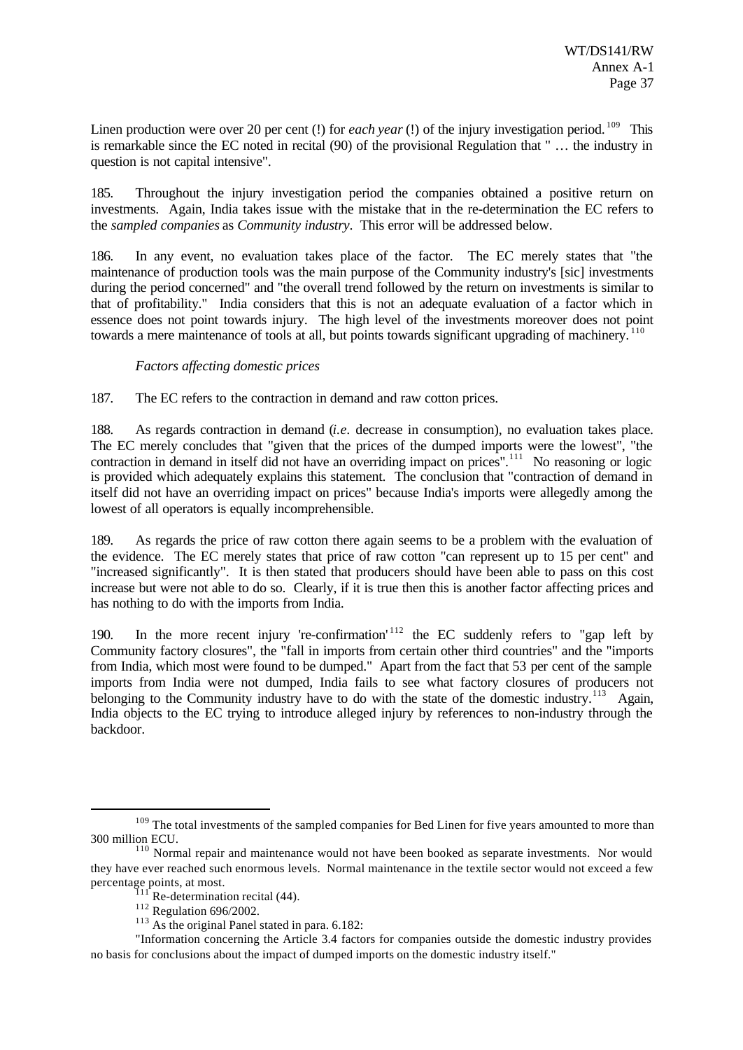Linen production were over 20 per cent (!) for *each year* (!) of the injury investigation period.[109] This is remarkable since the EC noted in recital (90) of the provisional Regulation that " … the industry in question is not capital intensive".

185. Throughout the injury investigation period the companies obtained a positive return on investments. Again, India takes issue with the mistake that in the re-determination the EC refers to the *sampled companies* as *Community industry*. This error will be addressed below.

186. In any event, no evaluation takes place of the factor. The EC merely states that "the maintenance of production tools was the main purpose of the Community industry's [sic] investments during the period concerned" and "the overall trend followed by the return on investments is similar to that of profitability." India considers that this is not an adequate evaluation of a factor which in essence does not point towards injury. The high level of the investments moreover does not point towards a mere maintenance of tools at all, but points towards significant upgrading of machinery.[110]

*Factors affecting domestic prices*

187. The EC refers to the contraction in demand and raw cotton prices.

188. As regards contraction in demand (*i.e.* decrease in consumption), no evaluation takes place. The EC merely concludes that "given that the prices of the dumped imports were the lowest", "the contraction in demand in itself did not have an overriding impact on prices".[111] No reasoning or logic is provided which adequately explains this statement. The conclusion that "contraction of demand in itself did not have an overriding impact on prices" because India's imports were allegedly among the lowest of all operators is equally incomprehensible.

189. As regards the price of raw cotton there again seems to be a problem with the evaluation of the evidence. The EC merely states that price of raw cotton "can represent up to 15 per cent" and "increased significantly". It is then stated that producers should have been able to pass on this cost increase but were not able to do so. Clearly, if it is true then this is another factor affecting prices and has nothing to do with the imports from India.

190. In the more recent injury 're-confirmation'[112] the EC suddenly refers to "gap left by Community factory closures", the "fall in imports from certain other third countries" and the "imports from India, which most were found to be dumped." Apart from the fact that 53 per cent of the sample imports from India were not dumped, India fails to see what factory closures of producers not belonging to the Community industry have to do with the state of the domestic industry.[113] Again, India objects to the EC trying to introduce alleged injury by references to non-industry through the backdoor.

---

[109] The total investments of the sampled companies for Bed Linen for five years amounted to more than 300 million ECU.

[110] Normal repair and maintenance would not have been booked as separate investments. Nor would they have ever reached such enormous levels. Normal maintenance in the textile sector would not exceed a few percentage points, at most.

[111] Re-determination recital (44).

[112] Regulation 696/2002.

[113] As the original Panel stated in para. 6.182:

"Information concerning the Article 3.4 factors for companies outside the domestic industry provides no basis for conclusions about the impact of dumped imports on the domestic industry itself."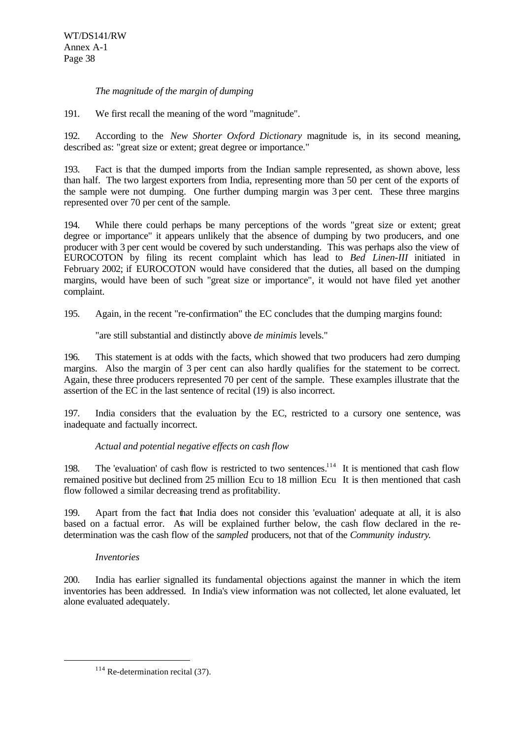*The magnitude of the margin of dumping*

191. We first recall the meaning of the word "magnitude".

192. According to the *New Shorter Oxford Dictionary* magnitude is, in its second meaning, described as: "great size or extent; great degree or importance."

193. Fact is that the dumped imports from the Indian sample represented, as shown above, less than half. The two largest exporters from India, representing more than 50 per cent of the exports of the sample were not dumping. One further dumping margin was 3 per cent. These three margins represented over 70 per cent of the sample.

194. While there could perhaps be many perceptions of the words "great size or extent; great degree or importance" it appears unlikely that the absence of dumping by two producers, and one producer with 3 per cent would be covered by such understanding. This was perhaps also the view of EUROCOTON by filing its recent complaint which has lead to *Bed Linen-III* initiated in February 2002; if EUROCOTON would have considered that the duties, all based on the dumping margins, would have been of such "great size or importance", it would not have filed yet another complaint.

195. Again, in the recent "re-confirmation" the EC concludes that the dumping margins found:

"are still substantial and distinctly above *de minimis* levels."

196. This statement is at odds with the facts, which showed that two producers had zero dumping margins. Also the margin of 3 per cent can also hardly qualifies for the statement to be correct. Again, these three producers represented 70 per cent of the sample. These examples illustrate that the assertion of the EC in the last sentence of recital (19) is also incorrect.

197. India considers that the evaluation by the EC, restricted to a cursory one sentence, was inadequate and factually incorrect.

*Actual and potential negative effects on cash flow*

198. The 'evaluation' of cash flow is restricted to two sentences.[114] It is mentioned that cash flow remained positive but declined from 25 million Ecu to 18 million Ecu It is then mentioned that cash flow followed a similar decreasing trend as profitability.

199. Apart from the fact that India does not consider this 'evaluation' adequate at all, it is also based on a factual error. As will be explained further below, the cash flow declared in the re-determination was the cash flow of the *sampled* producers, not that of the *Community industry*.

*Inventories*

200. India has earlier signalled its fundamental objections against the manner in which the item inventories has been addressed. In India's view information was not collected, let alone evaluated, let alone evaluated adequately.

[114] Re-determination recital (37).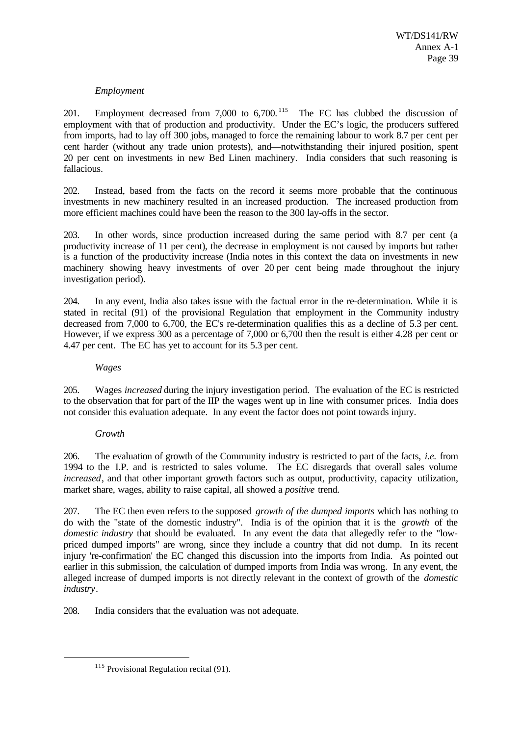*Employment*

201. Employment decreased from 7,000 to 6,700.[115] The EC has clubbed the discussion of employment with that of production and productivity. Under the EC's logic, the producers suffered from imports, had to lay off 300 jobs, managed to force the remaining labour to work 8.7 per cent per cent harder (without any trade union protests), and—notwithstanding their injured position, spent 20 per cent on investments in new Bed Linen machinery. India considers that such reasoning is fallacious.

202. Instead, based from the facts on the record it seems more probable that the continuous investments in new machinery resulted in an increased production. The increased production from more efficient machines could have been the reason to the 300 lay-offs in the sector.

203. In other words, since production increased during the same period with 8.7 per cent (a productivity increase of 11 per cent), the decrease in employment is not caused by imports but rather is a function of the productivity increase (India notes in this context the data on investments in new machinery showing heavy investments of over 20 per cent being made throughout the injury investigation period).

204. In any event, India also takes issue with the factual error in the re-determination. While it is stated in recital (91) of the provisional Regulation that employment in the Community industry decreased from 7,000 to 6,700, the EC's re-determination qualifies this as a decline of 5.3 per cent. However, if we express 300 as a percentage of 7,000 or 6,700 then the result is either 4.28 per cent or 4.47 per cent. The EC has yet to account for its 5.3 per cent.

*Wages*

205. Wages *increased* during the injury investigation period. The evaluation of the EC is restricted to the observation that for part of the IIP the wages went up in line with consumer prices. India does not consider this evaluation adequate. In any event the factor does not point towards injury.

*Growth*

206. The evaluation of growth of the Community industry is restricted to part of the facts, *i.e.* from 1994 to the I.P. and is restricted to sales volume. The EC disregards that overall sales volume *increased*, and that other important growth factors such as output, productivity, capacity utilization, market share, wages, ability to raise capital, all showed a *positive* trend.

207. The EC then even refers to the supposed *growth of the dumped imports* which has nothing to do with the "state of the domestic industry". India is of the opinion that it is the *growth* of the *domestic industry* that should be evaluated. In any event the data that allegedly refer to the "low-priced dumped imports" are wrong, since they include a country that did not dump. In its recent injury 're-confirmation' the EC changed this discussion into the imports from India. As pointed out earlier in this submission, the calculation of dumped imports from India was wrong. In any event, the alleged increase of dumped imports is not directly relevant in the context of growth of the *domestic industry*.

208. India considers that the evaluation was not adequate.

[115] Provisional Regulation recital (91).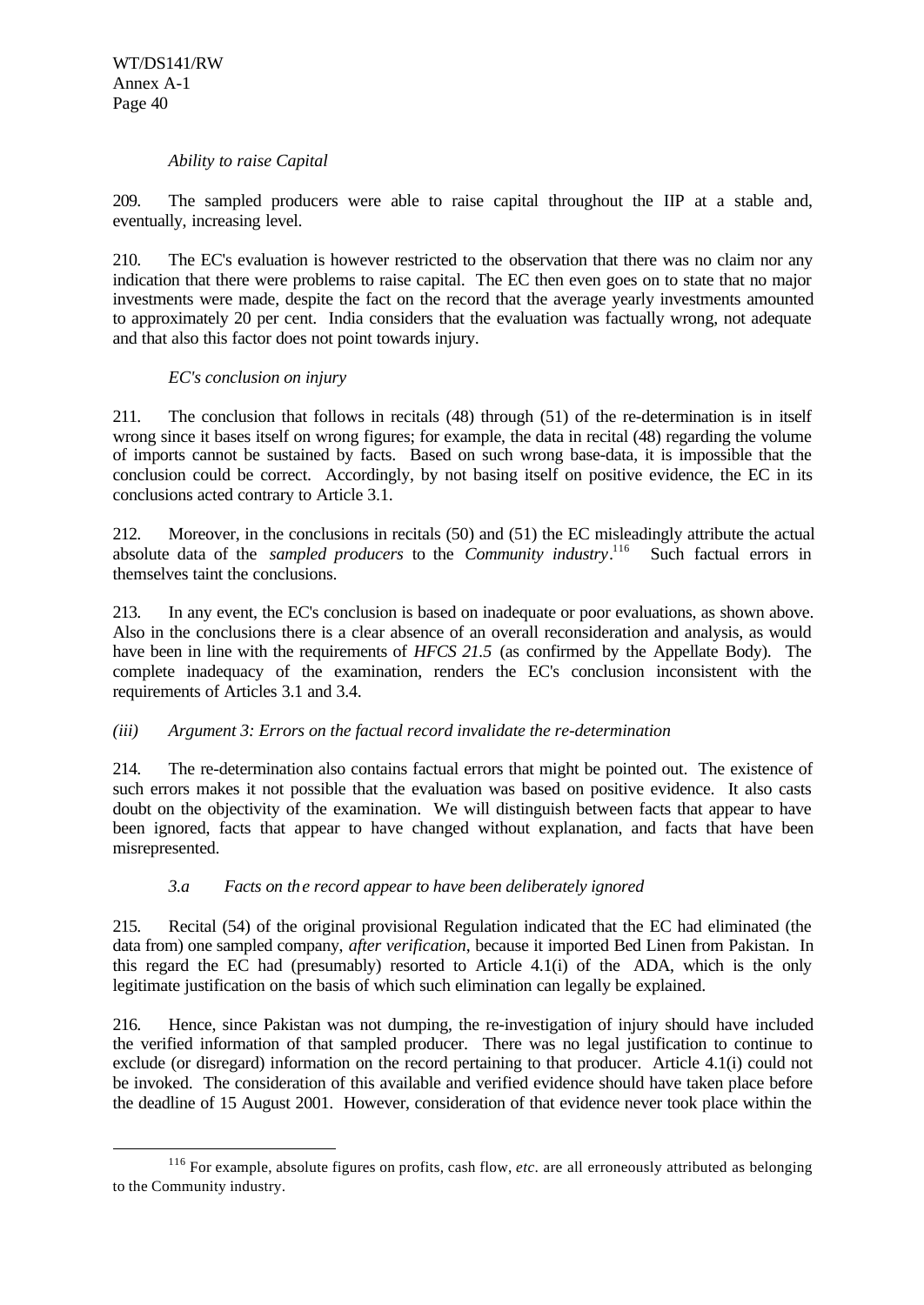*Ability to raise Capital*

209. The sampled producers were able to raise capital throughout the IIP at a stable and, eventually, increasing level.

210. The EC's evaluation is however restricted to the observation that there was no claim nor any indication that there were problems to raise capital. The EC then even goes on to state that no major investments were made, despite the fact on the record that the average yearly investments amounted to approximately 20 per cent. India considers that the evaluation was factually wrong, not adequate and that also this factor does not point towards injury.

*EC's conclusion on injury*

211. The conclusion that follows in recitals (48) through (51) of the re-determination is in itself wrong since it bases itself on wrong figures; for example, the data in recital (48) regarding the volume of imports cannot be sustained by facts. Based on such wrong base-data, it is impossible that the conclusion could be correct. Accordingly, by not basing itself on positive evidence, the EC in its conclusions acted contrary to Article 3.1.

212. Moreover, in the conclusions in recitals (50) and (51) the EC misleadingly attribute the actual absolute data of the *sampled producers* to the *Community industry*.[116] Such factual errors in themselves taint the conclusions.

213. In any event, the EC's conclusion is based on inadequate or poor evaluations, as shown above. Also in the conclusions there is a clear absence of an overall reconsideration and analysis, as would have been in line with the requirements of *HFCS 21.5* (as confirmed by the Appellate Body). The complete inadequacy of the examination, renders the EC's conclusion inconsistent with the requirements of Articles 3.1 and 3.4.

*(iii) Argument 3: Errors on the factual record invalidate the re-determination*

214. The re-determination also contains factual errors that might be pointed out. The existence of such errors makes it not possible that the evaluation was based on positive evidence. It also casts doubt on the objectivity of the examination. We will distinguish between facts that appear to have been ignored, facts that appear to have changed without explanation, and facts that have been misrepresented.

*3.a Facts on the record appear to have been deliberately ignored*

215. Recital (54) of the original provisional Regulation indicated that the EC had eliminated (the data from) one sampled company, *after verification*, because it imported Bed Linen from Pakistan. In this regard the EC had (presumably) resorted to Article 4.1(i) of the ADA, which is the only legitimate justification on the basis of which such elimination can legally be explained.

216. Hence, since Pakistan was not dumping, the re-investigation of injury should have included the verified information of that sampled producer. There was no legal justification to continue to exclude (or disregard) information on the record pertaining to that producer. Article 4.1(i) could not be invoked. The consideration of this available and verified evidence should have taken place before the deadline of 15 August 2001. However, consideration of that evidence never took place within the

---

[116] For example, absolute figures on profits, cash flow, *etc.* are all erroneously attributed as belonging to the Community industry.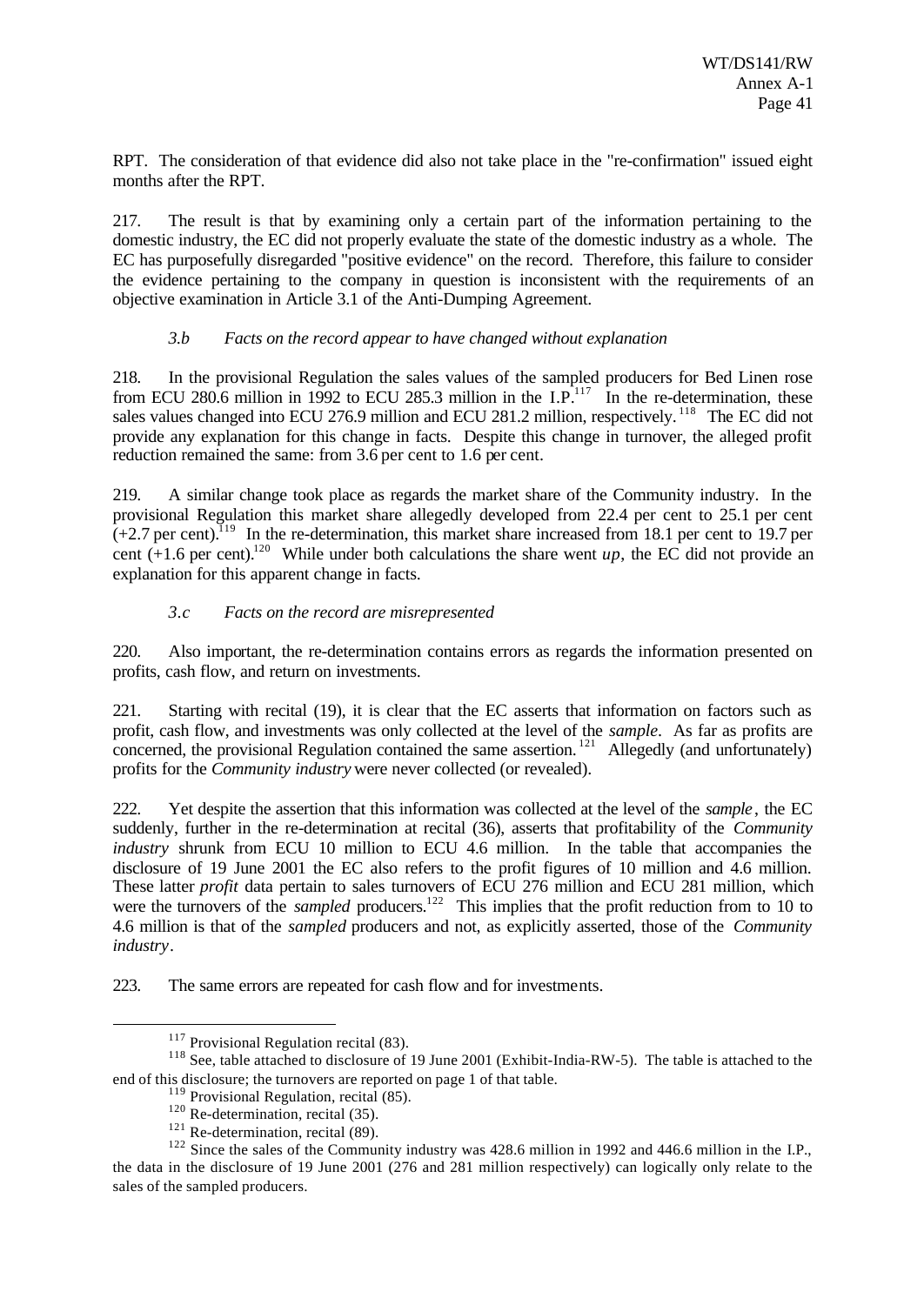RPT. The consideration of that evidence did also not take place in the "re-confirmation" issued eight months after the RPT.

217. The result is that by examining only a certain part of the information pertaining to the domestic industry, the EC did not properly evaluate the state of the domestic industry as a whole. The EC has purposefully disregarded "positive evidence" on the record. Therefore, this failure to consider the evidence pertaining to the company in question is inconsistent with the requirements of an objective examination in Article 3.1 of the Anti-Dumping Agreement.

### *3.b Facts on the record appear to have changed without explanation*

218. In the provisional Regulation the sales values of the sampled producers for Bed Linen rose from ECU 280.6 million in 1992 to ECU 285.3 million in the I.P.[117] In the re-determination, these sales values changed into ECU 276.9 million and ECU 281.2 million, respectively.[118] The EC did not provide any explanation for this change in facts. Despite this change in turnover, the alleged profit reduction remained the same: from 3.6 per cent to 1.6 per cent.

219. A similar change took place as regards the market share of the Community industry. In the provisional Regulation this market share allegedly developed from 22.4 per cent to 25.1 per cent (+2.7 per cent).[119] In the re-determination, this market share increased from 18.1 per cent to 19.7 per cent (+1.6 per cent).[120] While under both calculations the share went *up*, the EC did not provide an explanation for this apparent change in facts.

### *3.c Facts on the record are misrepresented*

220. Also important, the re-determination contains errors as regards the information presented on profits, cash flow, and return on investments.

221. Starting with recital (19), it is clear that the EC asserts that information on factors such as profit, cash flow, and investments was only collected at the level of the *sample*. As far as profits are concerned, the provisional Regulation contained the same assertion.[121] Allegedly (and unfortunately) profits for the *Community industry* were never collected (or revealed).

222. Yet despite the assertion that this information was collected at the level of the *sample*, the EC suddenly, further in the re-determination at recital (36), asserts that profitability of the *Community industry* shrunk from ECU 10 million to ECU 4.6 million. In the table that accompanies the disclosure of 19 June 2001 the EC also refers to the profit figures of 10 million and 4.6 million. These latter *profit* data pertain to sales turnovers of ECU 276 million and ECU 281 million, which were the turnovers of the *sampled* producers.[122] This implies that the profit reduction from to 10 to 4.6 million is that of the *sampled* producers and not, as explicitly asserted, those of the *Community industry*.

223. The same errors are repeated for cash flow and for investments.

---

[117] Provisional Regulation recital (83).

[118] See, table attached to disclosure of 19 June 2001 (Exhibit-India-RW-5). The table is attached to the end of this disclosure; the turnovers are reported on page 1 of that table.

[119] Provisional Regulation, recital (85).

[120] Re-determination, recital (35).

[121] Re-determination, recital (89).

[122] Since the sales of the Community industry was 428.6 million in 1992 and 446.6 million in the I.P., the data in the disclosure of 19 June 2001 (276 and 281 million respectively) can logically only relate to the sales of the sampled producers.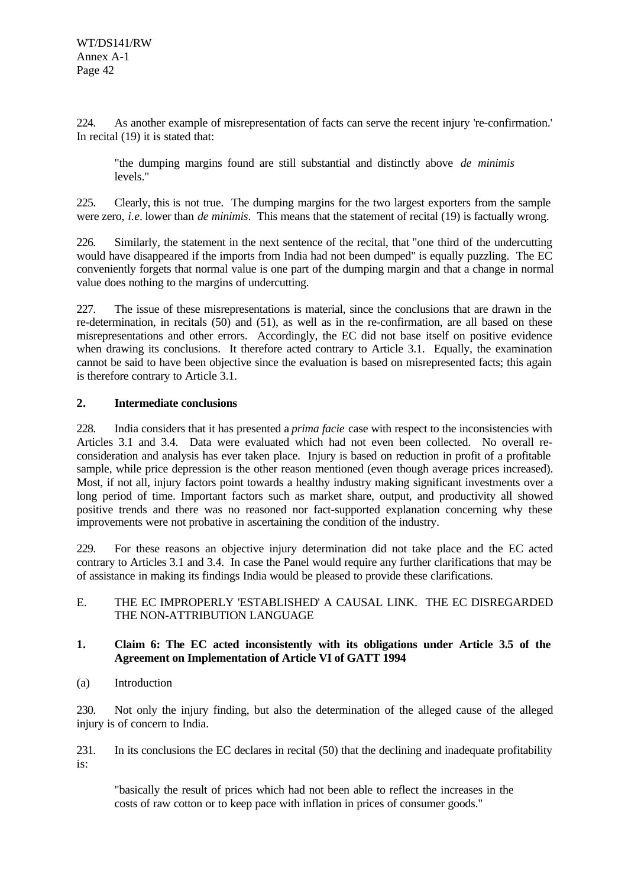224. As another example of misrepresentation of facts can serve the recent injury 're-confirmation.' In recital (19) it is stated that:

> "the dumping margins found are still substantial and distinctly above *de minimis* levels."

225. Clearly, this is not true. The dumping margins for the two largest exporters from the sample were zero, *i.e*. lower than *de minimis*. This means that the statement of recital (19) is factually wrong.

226. Similarly, the statement in the next sentence of the recital, that "one third of the undercutting would have disappeared if the imports from India had not been dumped" is equally puzzling. The EC conveniently forgets that normal value is one part of the dumping margin and that a change in normal value does nothing to the margins of undercutting.

227. The issue of these misrepresentations is material, since the conclusions that are drawn in the re-determination, in recitals (50) and (51), as well as in the re-confirmation, are all based on these misrepresentations and other errors. Accordingly, the EC did not base itself on positive evidence when drawing its conclusions. It therefore acted contrary to Article 3.1. Equally, the examination cannot be said to have been objective since the evaluation is based on misrepresented facts; this again is therefore contrary to Article 3.1.

### 2. Intermediate conclusions

228. India considers that it has presented a *prima facie* case with respect to the inconsistencies with Articles 3.1 and 3.4. Data were evaluated which had not even been collected. No overall re-consideration and analysis has ever taken place. Injury is based on reduction in profit of a profitable sample, while price depression is the other reason mentioned (even though average prices increased). Most, if not all, injury factors point towards a healthy industry making significant investments over a long period of time. Important factors such as market share, output, and productivity all showed positive trends and there was no reasoned nor fact-supported explanation concerning why these improvements were not probative in ascertaining the condition of the industry.

229. For these reasons an objective injury determination did not take place and the EC acted contrary to Articles 3.1 and 3.4. In case the Panel would require any further clarifications that may be of assistance in making its findings India would be pleased to provide these clarifications.

## E. THE EC IMPROPERLY 'ESTABLISHED' A CAUSAL LINK. THE EC DISREGARDED THE NON-ATTRIBUTION LANGUAGE

### 1. Claim 6: The EC acted inconsistently with its obligations under Article 3.5 of the Agreement on Implementation of Article VI of GATT 1994

(a) Introduction

230. Not only the injury finding, but also the determination of the alleged cause of the alleged injury is of concern to India.

231. In its conclusions the EC declares in recital (50) that the declining and inadequate profitability is:

> "basically the result of prices which had not been able to reflect the increases in the costs of raw cotton or to keep pace with inflation in prices of consumer goods."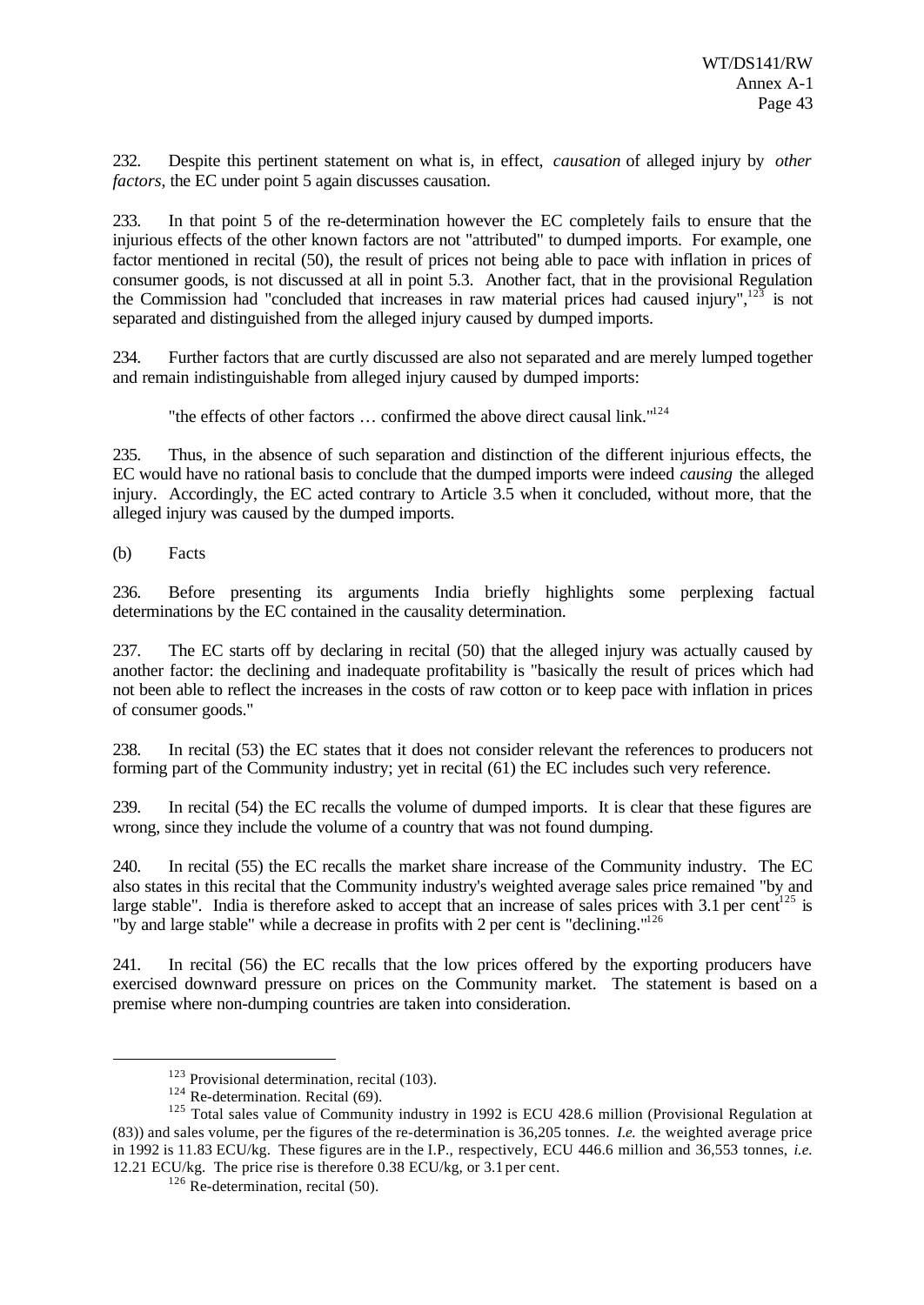232. Despite this pertinent statement on what is, in effect, *causation* of alleged injury by *other factors*, the EC under point 5 again discusses causation.

233. In that point 5 of the re-determination however the EC completely fails to ensure that the injurious effects of the other known factors are not "attributed" to dumped imports. For example, one factor mentioned in recital (50), the result of prices not being able to pace with inflation in prices of consumer goods, is not discussed at all in point 5.3. Another fact, that in the provisional Regulation the Commission had "concluded that increases in raw material prices had caused injury",[123] is not separated and distinguished from the alleged injury caused by dumped imports.

234. Further factors that are curtly discussed are also not separated and are merely lumped together and remain indistinguishable from alleged injury caused by dumped imports:

> "the effects of other factors … confirmed the above direct causal link."[124]

235. Thus, in the absence of such separation and distinction of the different injurious effects, the EC would have no rational basis to conclude that the dumped imports were indeed *causing* the alleged injury. Accordingly, the EC acted contrary to Article 3.5 when it concluded, without more, that the alleged injury was caused by the dumped imports.

(b) Facts

236. Before presenting its arguments India briefly highlights some perplexing factual determinations by the EC contained in the causality determination.

237. The EC starts off by declaring in recital (50) that the alleged injury was actually caused by another factor: the declining and inadequate profitability is "basically the result of prices which had not been able to reflect the increases in the costs of raw cotton or to keep pace with inflation in prices of consumer goods."

238. In recital (53) the EC states that it does not consider relevant the references to producers not forming part of the Community industry; yet in recital (61) the EC includes such very reference.

239. In recital (54) the EC recalls the volume of dumped imports. It is clear that these figures are wrong, since they include the volume of a country that was not found dumping.

240. In recital (55) the EC recalls the market share increase of the Community industry. The EC also states in this recital that the Community industry's weighted average sales price remained "by and large stable". India is therefore asked to accept that an increase of sales prices with 3.1 per cent[125] is "by and large stable" while a decrease in profits with 2 per cent is "declining."[126]

241. In recital (56) the EC recalls that the low prices offered by the exporting producers have exercised downward pressure on prices on the Community market. The statement is based on a premise where non-dumping countries are taken into consideration.

---

[123] Provisional determination, recital (103).

[124] Re-determination. Recital (69).

[125] Total sales value of Community industry in 1992 is ECU 428.6 million (Provisional Regulation at (83)) and sales volume, per the figures of the re-determination is 36,205 tonnes. *I.e.* the weighted average price in 1992 is 11.83 ECU/kg. These figures are in the I.P., respectively, ECU 446.6 million and 36,553 tonnes, *i.e.* 12.21 ECU/kg. The price rise is therefore 0.38 ECU/kg, or 3.1 per cent.

[126] Re-determination, recital (50).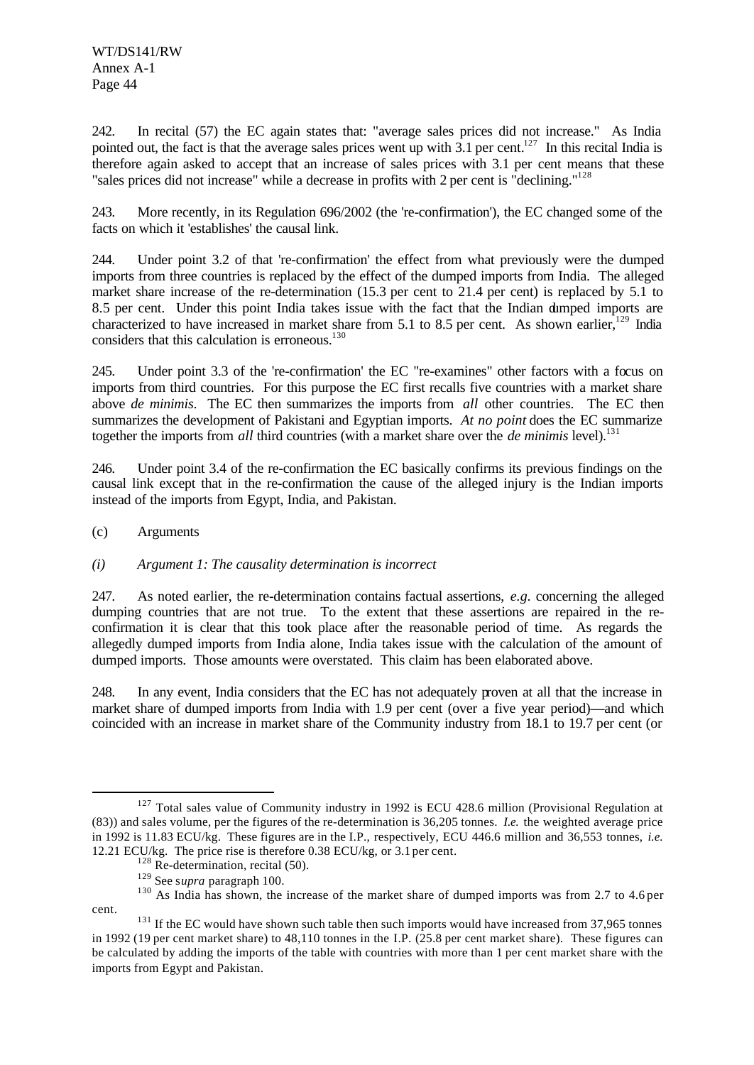242. In recital (57) the EC again states that: "average sales prices did not increase." As India pointed out, the fact is that the average sales prices went up with 3.1 per cent.[127] In this recital India is therefore again asked to accept that an increase of sales prices with 3.1 per cent means that these "sales prices did not increase" while a decrease in profits with 2 per cent is "declining."[128]

243. More recently, in its Regulation 696/2002 (the 're-confirmation'), the EC changed some of the facts on which it 'establishes' the causal link.

244. Under point 3.2 of that 're-confirmation' the effect from what previously were the dumped imports from three countries is replaced by the effect of the dumped imports from India. The alleged market share increase of the re-determination (15.3 per cent to 21.4 per cent) is replaced by 5.1 to 8.5 per cent. Under this point India takes issue with the fact that the Indian dumped imports are characterized to have increased in market share from 5.1 to 8.5 per cent. As shown earlier,[129] India considers that this calculation is erroneous.[130]

245. Under point 3.3 of the 're-confirmation' the EC "re-examines" other factors with a focus on imports from third countries. For this purpose the EC first recalls five countries with a market share above *de minimis*. The EC then summarizes the imports from *all* other countries. The EC then summarizes the development of Pakistani and Egyptian imports. *At no point* does the EC summarize together the imports from *all* third countries (with a market share over the *de minimis* level).[131]

246. Under point 3.4 of the re-confirmation the EC basically confirms its previous findings on the causal link except that in the re-confirmation the cause of the alleged injury is the Indian imports instead of the imports from Egypt, India, and Pakistan.

(c) Arguments

*(i) Argument 1: The causality determination is incorrect*

247. As noted earlier, the re-determination contains factual assertions, *e.g.* concerning the alleged dumping countries that are not true. To the extent that these assertions are repaired in the re-confirmation it is clear that this took place after the reasonable period of time. As regards the allegedly dumped imports from India alone, India takes issue with the calculation of the amount of dumped imports. Those amounts were overstated. This claim has been elaborated above.

248. In any event, India considers that the EC has not adequately proven at all that the increase in market share of dumped imports from India with 1.9 per cent (over a five year period)—and which coincided with an increase in market share of the Community industry from 18.1 to 19.7 per cent (or

[127] Total sales value of Community industry in 1992 is ECU 428.6 million (Provisional Regulation at (83)) and sales volume, per the figures of the re-determination is 36,205 tonnes. *I.e.* the weighted average price in 1992 is 11.83 ECU/kg. These figures are in the I.P., respectively, ECU 446.6 million and 36,553 tonnes, *i.e.* 12.21 ECU/kg. The price rise is therefore 0.38 ECU/kg, or 3.1 per cent.

[128] Re-determination, recital (50).

[129] See *supra* paragraph 100.

[130] As India has shown, the increase of the market share of dumped imports was from 2.7 to 4.6 per cent.

[131] If the EC would have shown such table then such imports would have increased from 37,965 tonnes in 1992 (19 per cent market share) to 48,110 tonnes in the I.P. (25.8 per cent market share). These figures can be calculated by adding the imports of the table with countries with more than 1 per cent market share with the imports from Egypt and Pakistan.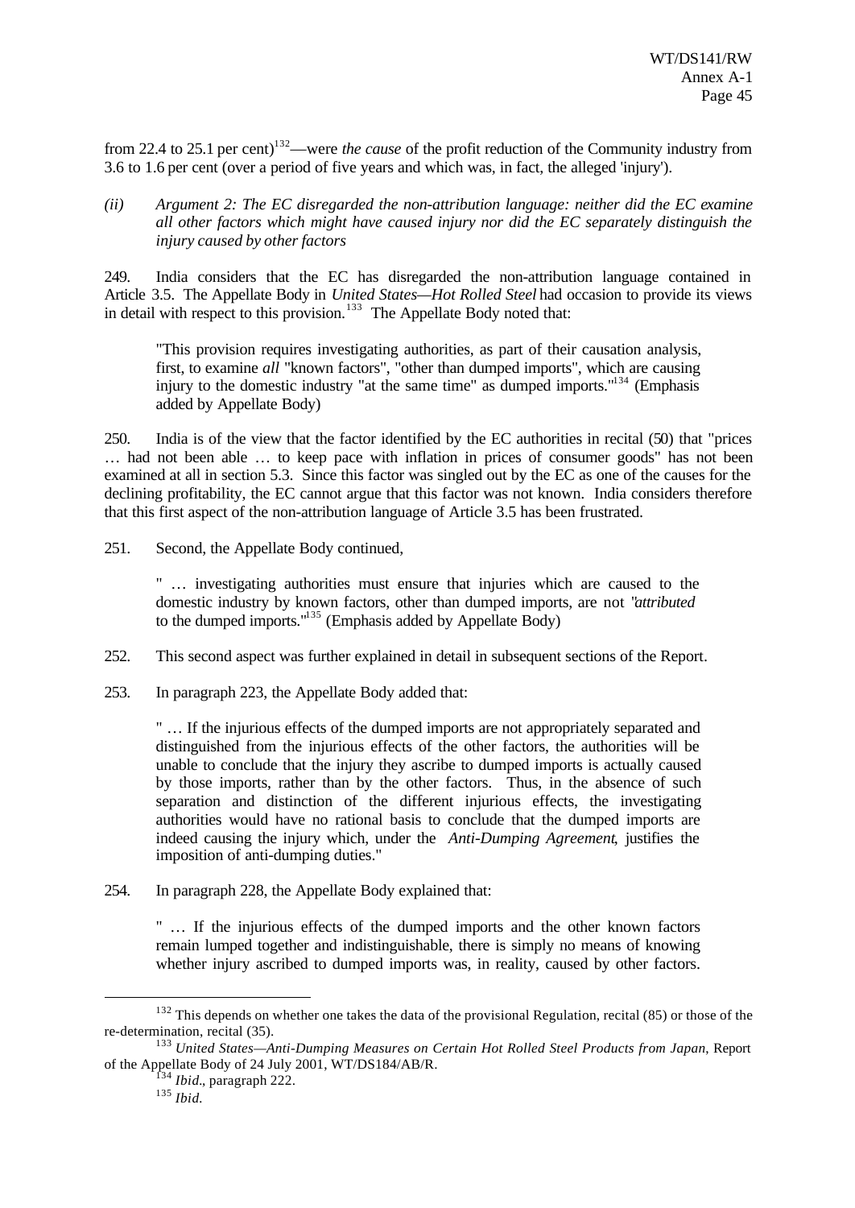from 22.4 to 25.1 per cent)[132]—were *the cause* of the profit reduction of the Community industry from 3.6 to 1.6 per cent (over a period of five years and which was, in fact, the alleged 'injury').

*(ii) Argument 2: The EC disregarded the non-attribution language: neither did the EC examine all other factors which might have caused injury nor did the EC separately distinguish the injury caused by other factors*

249. India considers that the EC has disregarded the non-attribution language contained in Article 3.5. The Appellate Body in *United States—Hot Rolled Steel* had occasion to provide its views in detail with respect to this provision.[133] The Appellate Body noted that:

> "This provision requires investigating authorities, as part of their causation analysis, first, to examine *all* "known factors", "other than dumped imports", which are causing injury to the domestic industry "at the same time" as dumped imports."[134] (Emphasis added by Appellate Body)

250. India is of the view that the factor identified by the EC authorities in recital (50) that "prices … had not been able … to keep pace with inflation in prices of consumer goods" has not been examined at all in section 5.3. Since this factor was singled out by the EC as one of the causes for the declining profitability, the EC cannot argue that this factor was not known. India considers therefore that this first aspect of the non-attribution language of Article 3.5 has been frustrated.

251. Second, the Appellate Body continued,

> " … investigating authorities must ensure that injuries which are caused to the domestic industry by known factors, other than dumped imports, are not "*attributed* to the dumped imports."[135] (Emphasis added by Appellate Body)

252. This second aspect was further explained in detail in subsequent sections of the Report.

253. In paragraph 223, the Appellate Body added that:

> " … If the injurious effects of the dumped imports are not appropriately separated and distinguished from the injurious effects of the other factors, the authorities will be unable to conclude that the injury they ascribe to dumped imports is actually caused by those imports, rather than by the other factors. Thus, in the absence of such separation and distinction of the different injurious effects, the investigating authorities would have no rational basis to conclude that the dumped imports are indeed causing the injury which, under the *Anti-Dumping Agreement*, justifies the imposition of anti-dumping duties."

254. In paragraph 228, the Appellate Body explained that:

> " … If the injurious effects of the dumped imports and the other known factors remain lumped together and indistinguishable, there is simply no means of knowing whether injury ascribed to dumped imports was, in reality, caused by other factors.

---

[132] This depends on whether one takes the data of the provisional Regulation, recital (85) or those of the re-determination, recital (35).

[133] *United States—Anti-Dumping Measures on Certain Hot Rolled Steel Products from Japan*, Report of the Appellate Body of 24 July 2001, WT/DS184/AB/R.

[134] *Ibid*., paragraph 222.

[135] *Ibid.*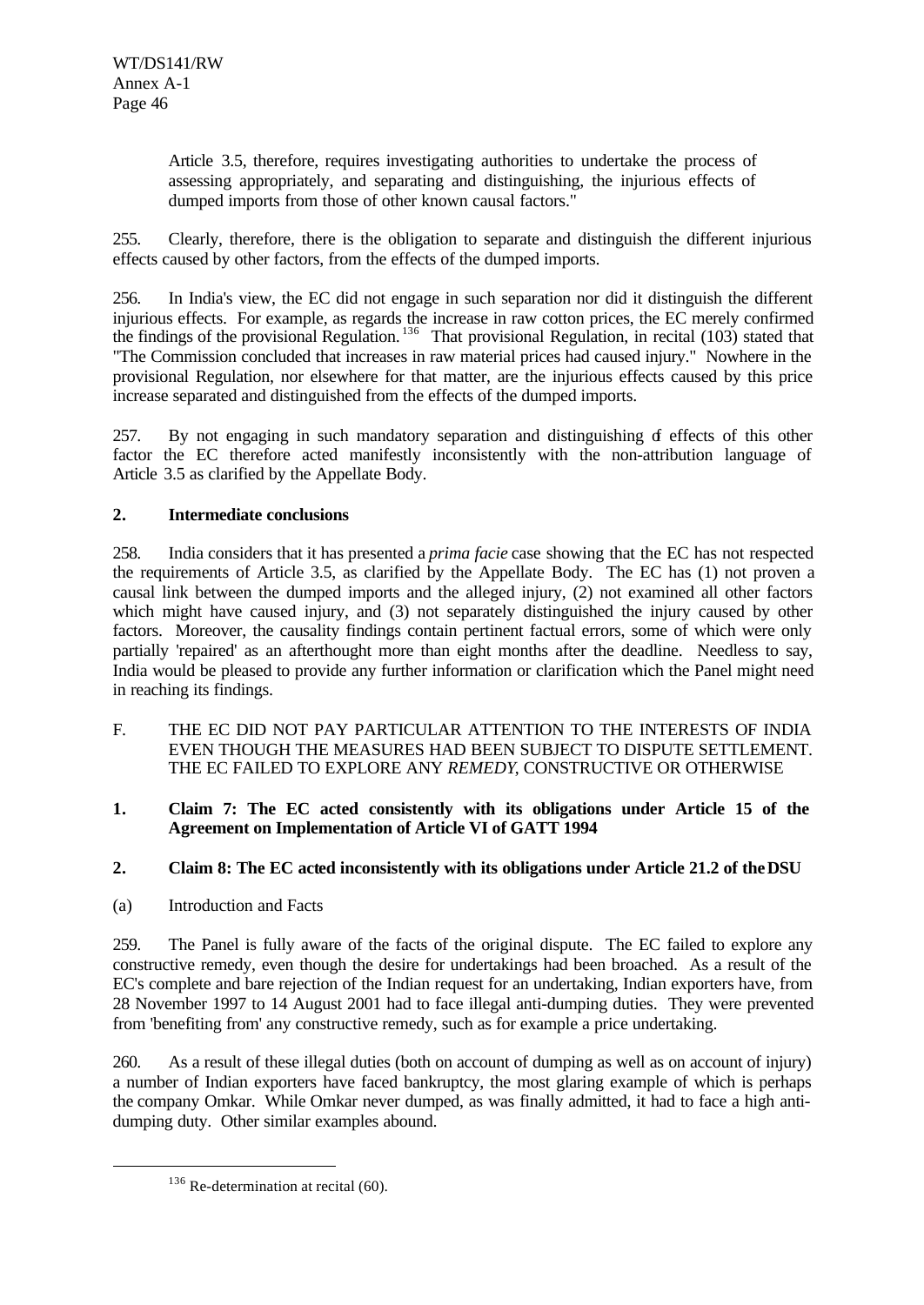Article 3.5, therefore, requires investigating authorities to undertake the process of assessing appropriately, and separating and distinguishing, the injurious effects of dumped imports from those of other known causal factors."

255. Clearly, therefore, there is the obligation to separate and distinguish the different injurious effects caused by other factors, from the effects of the dumped imports.

256. In India's view, the EC did not engage in such separation nor did it distinguish the different injurious effects. For example, as regards the increase in raw cotton prices, the EC merely confirmed the findings of the provisional Regulation. [136] That provisional Regulation, in recital (103) stated that "The Commission concluded that increases in raw material prices had caused injury." Nowhere in the provisional Regulation, nor elsewhere for that matter, are the injurious effects caused by this price increase separated and distinguished from the effects of the dumped imports.

257. By not engaging in such mandatory separation and distinguishing of effects of this other factor the EC therefore acted manifestly inconsistently with the non-attribution language of Article 3.5 as clarified by the Appellate Body.

**2. Intermediate conclusions**

258. India considers that it has presented a *prima facie* case showing that the EC has not respected the requirements of Article 3.5, as clarified by the Appellate Body. The EC has (1) not proven a causal link between the dumped imports and the alleged injury, (2) not examined all other factors which might have caused injury, and (3) not separately distinguished the injury caused by other factors. Moreover, the causality findings contain pertinent factual errors, some of which were only partially 'repaired' as an afterthought more than eight months after the deadline. Needless to say, India would be pleased to provide any further information or clarification which the Panel might need in reaching its findings.

F. THE EC DID NOT PAY PARTICULAR ATTENTION TO THE INTERESTS OF INDIA EVEN THOUGH THE MEASURES HAD BEEN SUBJECT TO DISPUTE SETTLEMENT. THE EC FAILED TO EXPLORE ANY *REMEDY*, CONSTRUCTIVE OR OTHERWISE

**1. Claim 7: The EC acted consistently with its obligations under Article 15 of the Agreement on Implementation of Article VI of GATT 1994**

**2. Claim 8: The EC acted inconsistently with its obligations under Article 21.2 of the DSU**

(a) Introduction and Facts

259. The Panel is fully aware of the facts of the original dispute. The EC failed to explore any constructive remedy, even though the desire for undertakings had been broached. As a result of the EC's complete and bare rejection of the Indian request for an undertaking, Indian exporters have, from 28 November 1997 to 14 August 2001 had to face illegal anti-dumping duties. They were prevented from 'benefiting from' any constructive remedy, such as for example a price undertaking.

260. As a result of these illegal duties (both on account of dumping as well as on account of injury) a number of Indian exporters have faced bankruptcy, the most glaring example of which is perhaps the company Omkar. While Omkar never dumped, as was finally admitted, it had to face a high anti-dumping duty. Other similar examples abound.

[136] Re-determination at recital (60).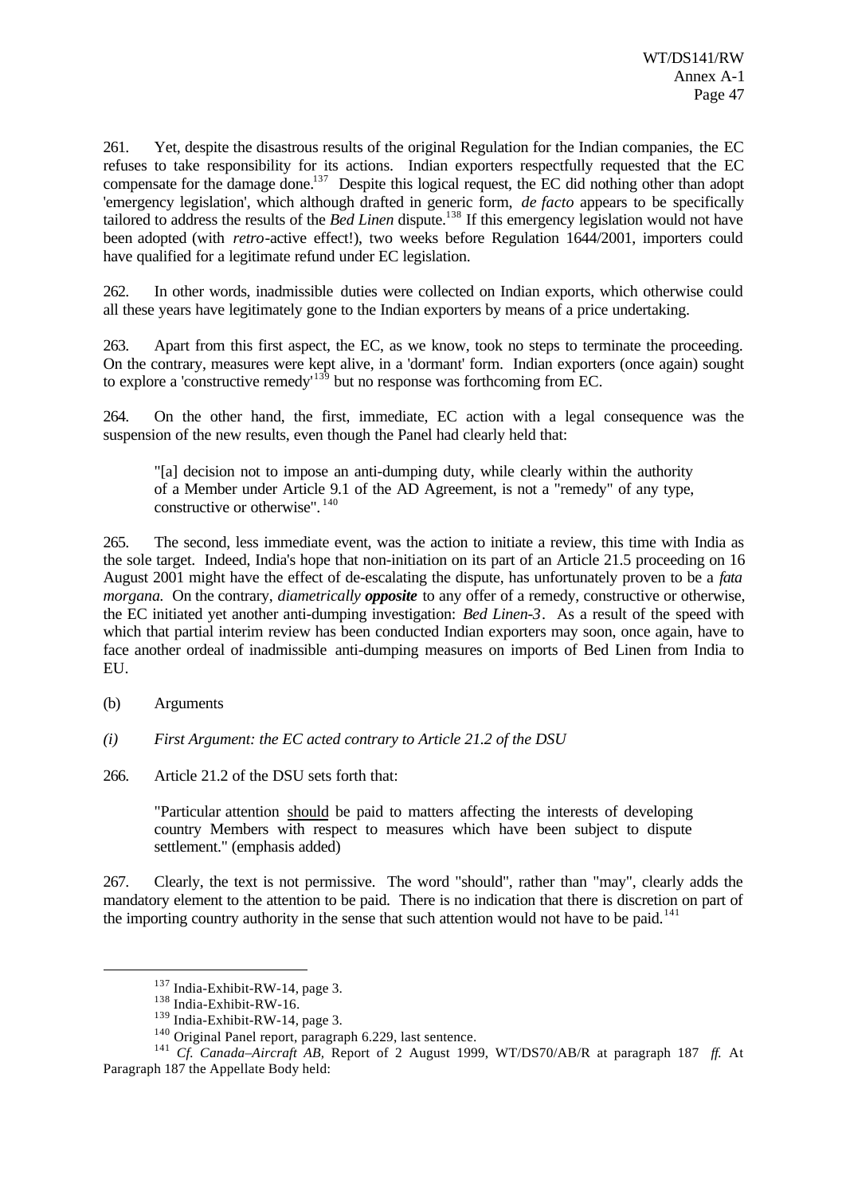261. Yet, despite the disastrous results of the original Regulation for the Indian companies, the EC refuses to take responsibility for its actions. Indian exporters respectfully requested that the EC compensate for the damage done.[137] Despite this logical request, the EC did nothing other than adopt 'emergency legislation', which although drafted in generic form, *de facto* appears to be specifically tailored to address the results of the *Bed Linen* dispute.[138] If this emergency legislation would not have been adopted (with *retro*-active effect!), two weeks before Regulation 1644/2001, importers could have qualified for a legitimate refund under EC legislation.

262. In other words, inadmissible duties were collected on Indian exports, which otherwise could all these years have legitimately gone to the Indian exporters by means of a price undertaking.

263. Apart from this first aspect, the EC, as we know, took no steps to terminate the proceeding. On the contrary, measures were kept alive, in a 'dormant' form. Indian exporters (once again) sought to explore a 'constructive remedy'[139] but no response was forthcoming from EC.

264. On the other hand, the first, immediate, EC action with a legal consequence was the suspension of the new results, even though the Panel had clearly held that:

> "[a] decision not to impose an anti-dumping duty, while clearly within the authority of a Member under Article 9.1 of the AD Agreement, is not a "remedy" of any type, constructive or otherwise".[140]

265. The second, less immediate event, was the action to initiate a review, this time with India as the sole target. Indeed, India's hope that non-initiation on its part of an Article 21.5 proceeding on 16 August 2001 might have the effect of de-escalating the dispute, has unfortunately proven to be a *fata morgana.* On the contrary, *diametrically* ***opposite*** to any offer of a remedy, constructive or otherwise, the EC initiated yet another anti-dumping investigation: *Bed Linen-3*. As a result of the speed with which that partial interim review has been conducted Indian exporters may soon, once again, have to face another ordeal of inadmissible anti-dumping measures on imports of Bed Linen from India to EU.

(b) Arguments

*(i) First Argument: the EC acted contrary to Article 21.2 of the DSU*

266. Article 21.2 of the DSU sets forth that:

> "Particular attention should be paid to matters affecting the interests of developing country Members with respect to measures which have been subject to dispute settlement." (emphasis added)

267. Clearly, the text is not permissive. The word "should", rather than "may", clearly adds the mandatory element to the attention to be paid. There is no indication that there is discretion on part of the importing country authority in the sense that such attention would not have to be paid.[141]

---

[137] India-Exhibit-RW-14, page 3.

[138] India-Exhibit-RW-16.

[139] India-Exhibit-RW-14, page 3.

[140] Original Panel report, paragraph 6.229, last sentence.

[141] *Cf. Canada–Aircraft AB*, Report of 2 August 1999, WT/DS70/AB/R at paragraph 187 *ff.* At Paragraph 187 the Appellate Body held: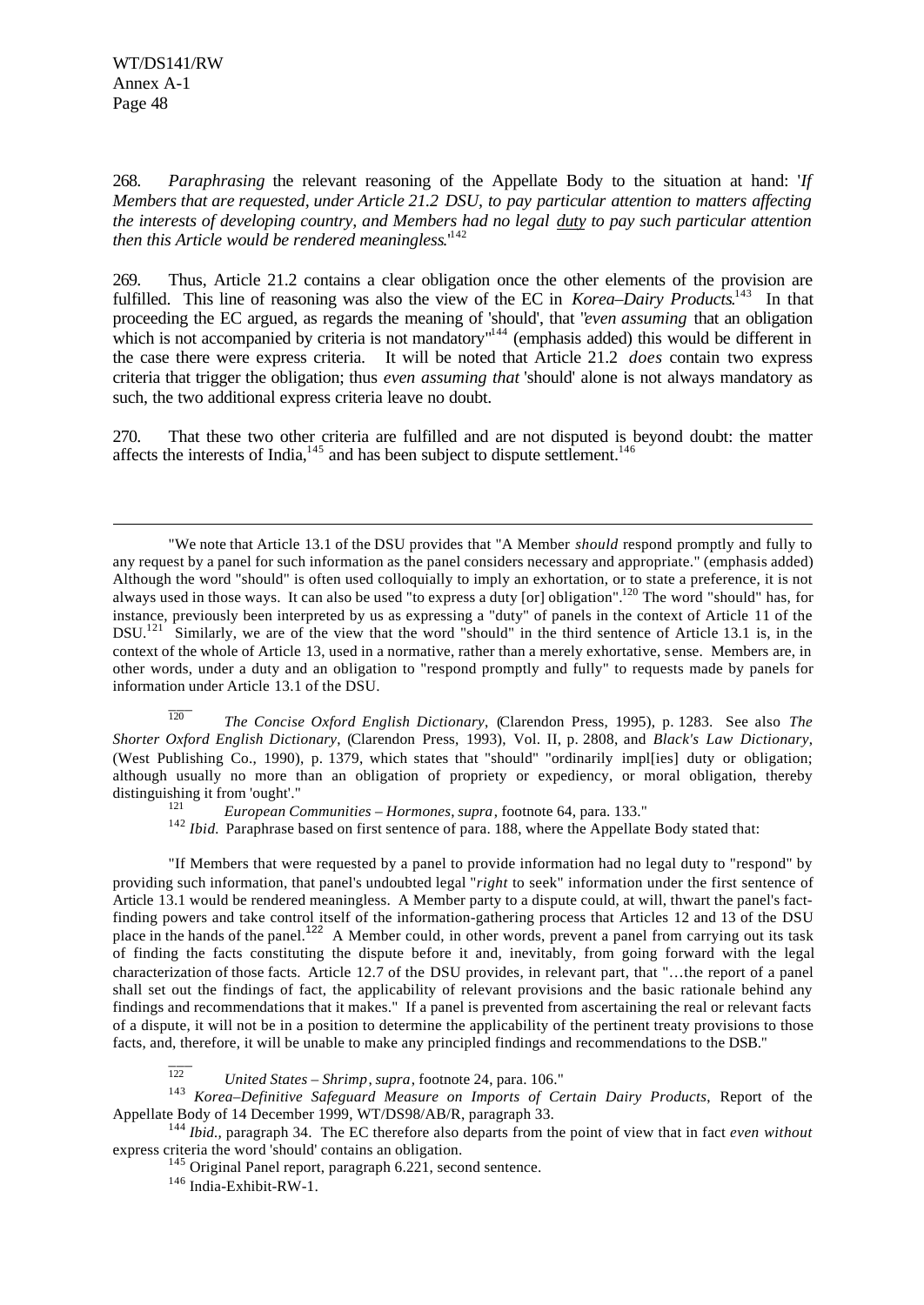268. *Paraphrasing* the relevant reasoning of the Appellate Body to the situation at hand: '*If Members that are requested, under Article 21.2 DSU, to pay particular attention to matters affecting the interests of developing country, and Members had no legal duty to pay such particular attention then this Article would be rendered meaningless*.'[142]

269. Thus, Article 21.2 contains a clear obligation once the other elements of the provision are fulfilled. This line of reasoning was also the view of the EC in *Korea–Dairy Products*.[143] In that proceeding the EC argued, as regards the meaning of 'should', that "*even assuming* that an obligation which is not accompanied by criteria is not mandatory"[144] (emphasis added) this would be different in the case there were express criteria. It will be noted that Article 21.2 *does* contain two express criteria that trigger the obligation; thus *even assuming that* 'should' alone is not always mandatory as such, the two additional express criteria leave no doubt.

270. That these two other criteria are fulfilled and are not disputed is beyond doubt: the matter affects the interests of India,[145] and has been subject to dispute settlement.[146]

---

"We note that Article 13.1 of the DSU provides that "A Member *should* respond promptly and fully to any request by a panel for such information as the panel considers necessary and appropriate." (emphasis added) Although the word "should" is often used colloquially to imply an exhortation, or to state a preference, it is not always used in those ways. It can also be used "to express a duty [or] obligation".[120] The word "should" has, for instance, previously been interpreted by us as expressing a "duty" of panels in the context of Article 11 of the DSU.[121] Similarly, we are of the view that the word "should" in the third sentence of Article 13.1 is, in the context of the whole of Article 13, used in a normative, rather than a merely exhortative, sense. Members are, in other words, under a duty and an obligation to "respond promptly and fully" to requests made by panels for information under Article 13.1 of the DSU.

[120] *The Concise Oxford English Dictionary*, (Clarendon Press, 1995), p. 1283. See also *The Shorter Oxford English Dictionary*, (Clarendon Press, 1993), Vol. II, p. 2808, and *Black's Law Dictionary*, (West Publishing Co., 1990), p. 1379, which states that "should" "ordinarily impl[ies] duty or obligation; although usually no more than an obligation of propriety or expediency, or moral obligation, thereby distinguishing it from 'ought'."

[121] *European Communities – Hormones*, *supra*, footnote 64, para. 133."

[142] *Ibid.* Paraphrase based on first sentence of para. 188, where the Appellate Body stated that:

"If Members that were requested by a panel to provide information had no legal duty to "respond" by providing such information, that panel's undoubted legal "*right* to seek" information under the first sentence of Article 13.1 would be rendered meaningless. A Member party to a dispute could, at will, thwart the panel's fact-finding powers and take control itself of the information-gathering process that Articles 12 and 13 of the DSU place in the hands of the panel.[122] A Member could, in other words, prevent a panel from carrying out its task of finding the facts constituting the dispute before it and, inevitably, from going forward with the legal characterization of those facts. Article 12.7 of the DSU provides, in relevant part, that "…the report of a panel shall set out the findings of fact, the applicability of relevant provisions and the basic rationale behind any findings and recommendations that it makes." If a panel is prevented from ascertaining the real or relevant facts of a dispute, it will not be in a position to determine the applicability of the pertinent treaty provisions to those facts, and, therefore, it will be unable to make any principled findings and recommendations to the DSB."

[122] *United States – Shrimp*, *supra*, footnote 24, para. 106."

[143] *Korea–Definitive Safeguard Measure on Imports of Certain Dairy Products*, Report of the Appellate Body of 14 December 1999, WT/DS98/AB/R, paragraph 33.

[144] *Ibid.*, paragraph 34. The EC therefore also departs from the point of view that in fact *even without* express criteria the word 'should' contains an obligation.

[145] Original Panel report, paragraph 6.221, second sentence.

[146] India-Exhibit-RW-1.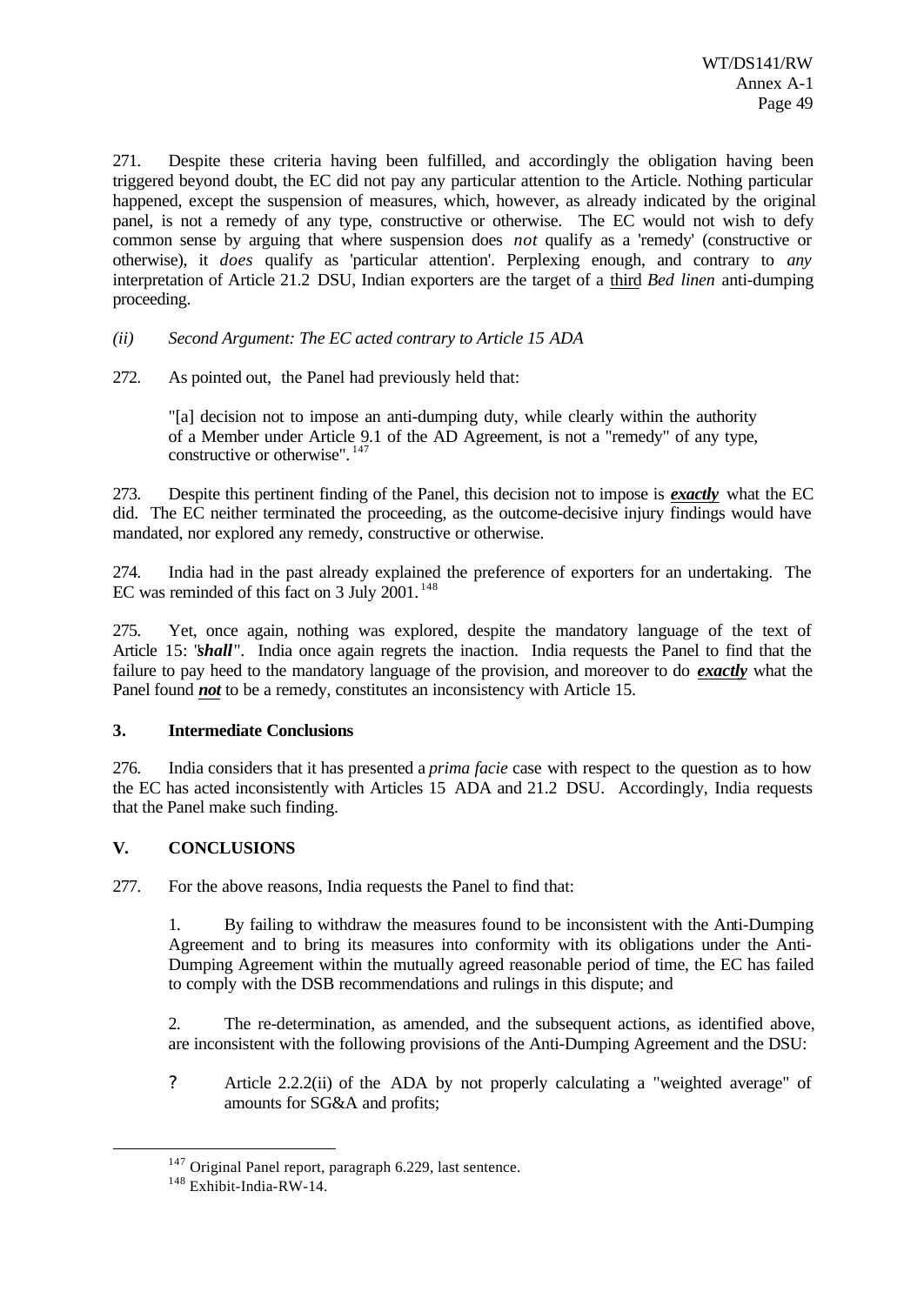271. Despite these criteria having been fulfilled, and accordingly the obligation having been triggered beyond doubt, the EC did not pay any particular attention to the Article. Nothing particular happened, except the suspension of measures, which, however, as already indicated by the original panel, is not a remedy of any type, constructive or otherwise. The EC would not wish to defy common sense by arguing that where suspension does *not* qualify as a 'remedy' (constructive or otherwise), it *does* qualify as 'particular attention'. Perplexing enough, and contrary to *any* interpretation of Article 21.2 DSU, Indian exporters are the target of a <u>third</u> *Bed linen* anti-dumping proceeding.

*(ii) Second Argument: The EC acted contrary to Article 15 ADA*

272. As pointed out, the Panel had previously held that:

> "[a] decision not to impose an anti-dumping duty, while clearly within the authority of a Member under Article 9.1 of the AD Agreement, is not a "remedy" of any type, constructive or otherwise".[147]

273. Despite this pertinent finding of the Panel, this decision not to impose is ***<u>exactly</u>*** what the EC did. The EC neither terminated the proceeding, as the outcome-decisive injury findings would have mandated, nor explored any remedy, constructive or otherwise.

274. India had in the past already explained the preference of exporters for an undertaking. The EC was reminded of this fact on 3 July 2001.[148]

275. Yet, once again, nothing was explored, despite the mandatory language of the text of Article 15: "***shall***". India once again regrets the inaction. India requests the Panel to find that the failure to pay heed to the mandatory language of the provision, and moreover to do ***<u>exactly</u>*** what the Panel found ***<u>not</u>*** to be a remedy, constitutes an inconsistency with Article 15.

### 3. Intermediate Conclusions

276. India considers that it has presented a *prima facie* case with respect to the question as to how the EC has acted inconsistently with Articles 15 ADA and 21.2 DSU. Accordingly, India requests that the Panel make such finding.

## V. CONCLUSIONS

277. For the above reasons, India requests the Panel to find that:

> 1. By failing to withdraw the measures found to be inconsistent with the Anti-Dumping Agreement and to bring its measures into conformity with its obligations under the Anti-Dumping Agreement within the mutually agreed reasonable period of time, the EC has failed to comply with the DSB recommendations and rulings in this dispute; and
>
> 2. The re-determination, as amended, and the subsequent actions, as identified above, are inconsistent with the following provisions of the Anti-Dumping Agreement and the DSU:
>
> ? Article 2.2.2(ii) of the ADA by not properly calculating a "weighted average" of amounts for SG&A and profits;

---

[147] Original Panel report, paragraph 6.229, last sentence.

[148] Exhibit-India-RW-14.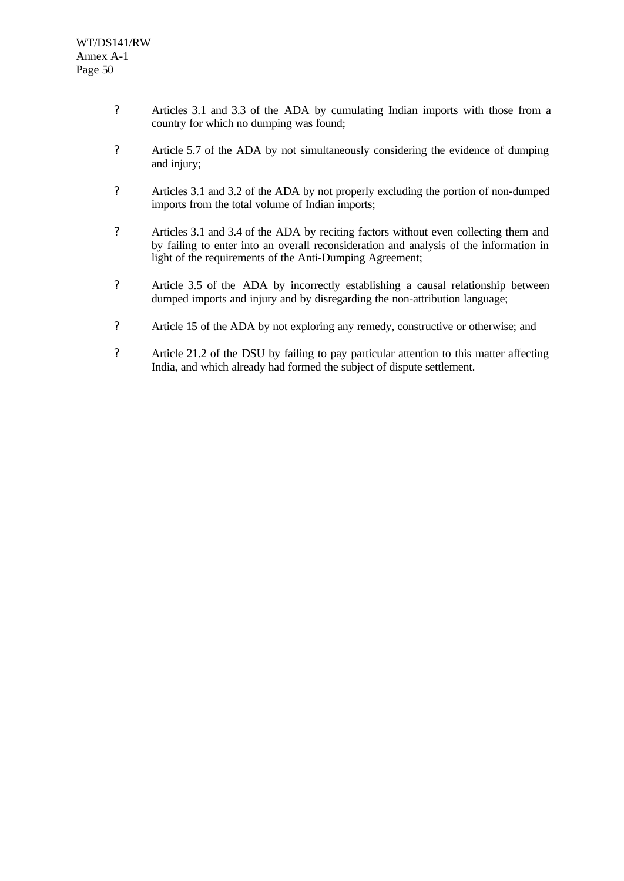- Articles 3.1 and 3.3 of the ADA by cumulating Indian imports with those from a country for which no dumping was found;

- Article 5.7 of the ADA by not simultaneously considering the evidence of dumping and injury;

- Articles 3.1 and 3.2 of the ADA by not properly excluding the portion of non-dumped imports from the total volume of Indian imports;

- Articles 3.1 and 3.4 of the ADA by reciting factors without even collecting them and by failing to enter into an overall reconsideration and analysis of the information in light of the requirements of the Anti-Dumping Agreement;

- Article 3.5 of the ADA by incorrectly establishing a causal relationship between dumped imports and injury and by disregarding the non-attribution language;

- Article 15 of the ADA by not exploring any remedy, constructive or otherwise; and

- Article 21.2 of the DSU by failing to pay particular attention to this matter affecting India, and which already had formed the subject of dispute settlement.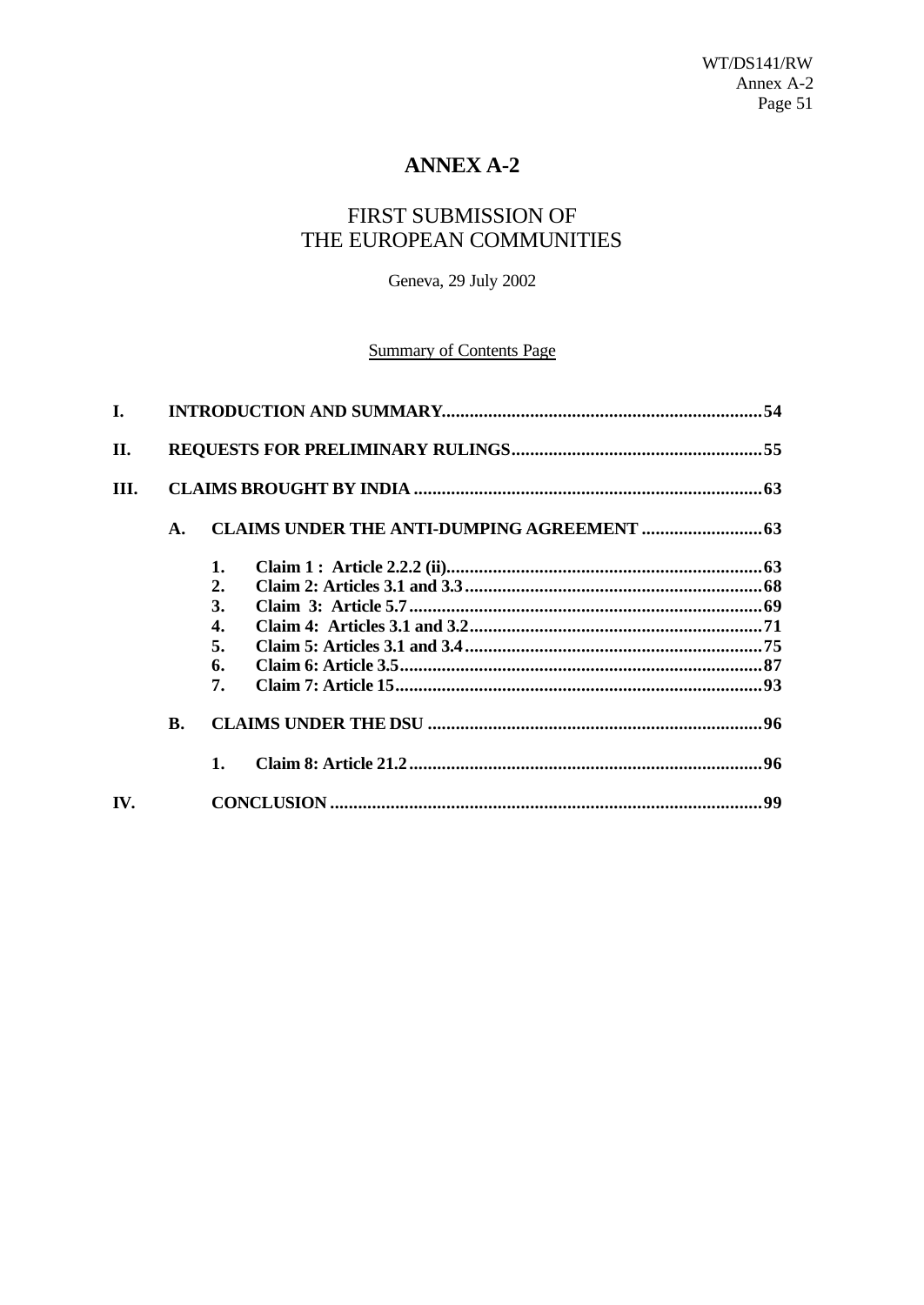# ANNEX A-2

## FIRST SUBMISSION OF THE EUROPEAN COMMUNITIES

Geneva, 29 July 2002

Summary of Contents Page

**I. INTRODUCTION AND SUMMARY** .......... 54

**II. REQUESTS FOR PRELIMINARY RULINGS** .......... 55

**III. CLAIMS BROUGHT BY INDIA** .......... 63

**A. CLAIMS UNDER THE ANTI-DUMPING AGREEMENT** .......... 63

1. **Claim 1 : Article 2.2.2 (ii)** .......... 63
2. **Claim 2: Articles 3.1 and 3.3** .......... 68
3. **Claim 3: Article 5.7** .......... 69
4. **Claim 4: Articles 3.1 and 3.2** .......... 71
5. **Claim 5: Articles 3.1 and 3.4** .......... 75
6. **Claim 6: Article 3.5** .......... 87
7. **Claim 7: Article 15** .......... 93

**B. CLAIMS UNDER THE DSU** .......... 96

1. **Claim 8: Article 21.2** .......... 96

**IV. CONCLUSION** .......... 99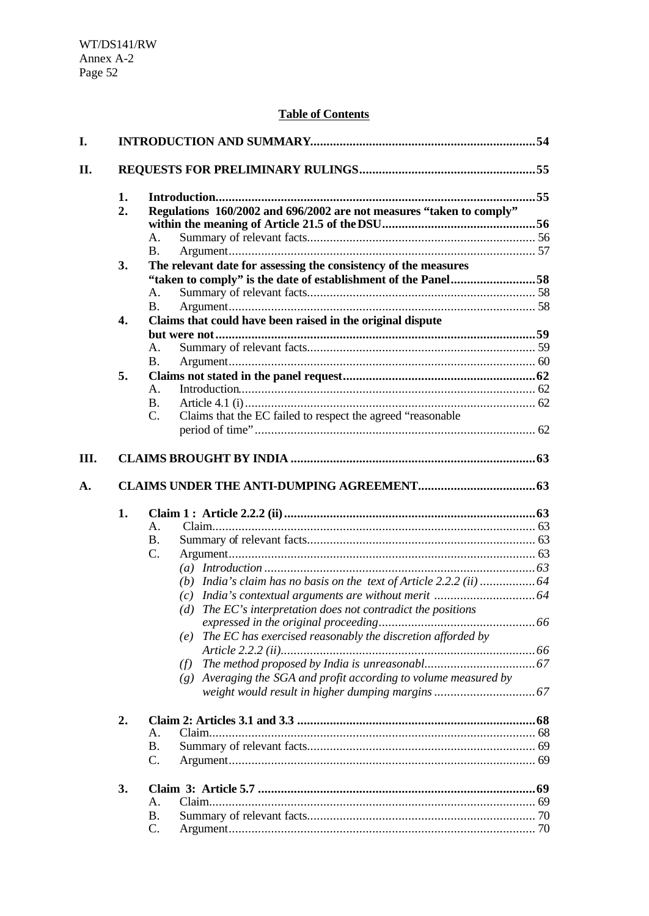## Table of Contents

I. **INTRODUCTION AND SUMMARY** ..... 54

II. **REQUESTS FOR PRELIMINARY RULINGS** ..... 55

1. **Introduction** ..... 55
2. **Regulations 160/2002 and 696/2002 are not measures "taken to comply" within the meaning of Article 21.5 of the DSU** ..... 56
   - A. Summary of relevant facts ..... 56
   - B. Argument ..... 57
3. **The relevant date for assessing the consistency of the measures "taken to comply" is the date of establishment of the Panel** ..... 58
   - A. Summary of relevant facts ..... 58
   - B. Argument ..... 58
4. **Claims that could have been raised in the original dispute but were not** ..... 59
   - A. Summary of relevant facts ..... 59
   - B. Argument ..... 60
5. **Claims not stated in the panel request** ..... 62
   - A. Introduction ..... 62
   - B. Article 4.1 (i) ..... 62
   - C. Claims that the EC failed to respect the agreed "reasonable period of time" ..... 62

III. **CLAIMS BROUGHT BY INDIA** ..... 63

A. **CLAIMS UNDER THE ANTI-DUMPING AGREEMENT** ..... 63

1. **Claim 1 : Article 2.2.2 (ii)** ..... 63
   - A. Claim ..... 63
   - B. Summary of relevant facts ..... 63
   - C. Argument ..... 63
     - *(a) Introduction* ..... 63
     - *(b) India's claim has no basis on the text of Article 2.2.2 (ii)* ..... 64
     - *(c) India's contextual arguments are without merit* ..... 64
     - *(d) The EC's interpretation does not contradict the positions expressed in the original proceeding* ..... 66
     - *(e) The EC has exercised reasonably the discretion afforded by Article 2.2.2 (ii)* ..... 66
     - *(f) The method proposed by India is unreasonabl* ..... 67
     - *(g) Averaging the SGA and profit according to volume measured by weight would result in higher dumping margins* ..... 67
2. **Claim 2: Articles 3.1 and 3.3** ..... 68
   - A. Claim ..... 68
   - B. Summary of relevant facts ..... 69
   - C. Argument ..... 69
3. **Claim 3: Article 5.7** ..... 69
   - A. Claim ..... 69
   - B. Summary of relevant facts ..... 70
   - C. Argument ..... 70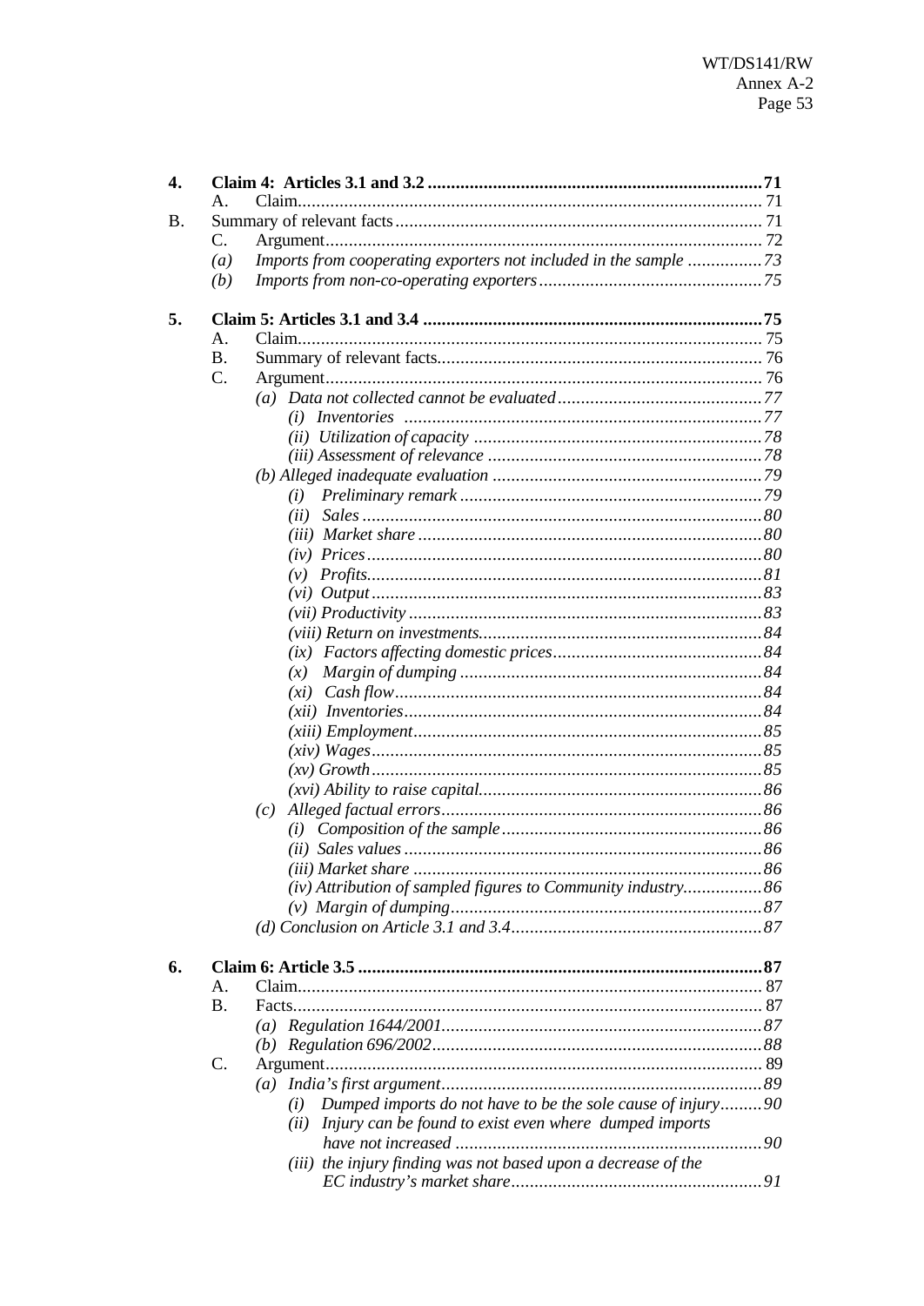**4. Claim 4: Articles 3.1 and 3.2 ........................................................................ 71**

- A. Claim........................................................................................................ 71
- B. Summary of relevant facts.............................................................................. 71
- C. Argument................................................................................................. 72
  - *(a) Imports from cooperating exporters not included in the sample ................73*
  - *(b) Imports from non-co-operating exporters..................................................75*

**5. Claim 5: Articles 3.1 and 3.4 ........................................................................ 75**

- A. Claim........................................................................................................ 75
- B. Summary of relevant facts..................................................................... 76
- C. Argument................................................................................................. 76
  - *(a) Data not collected cannot be evaluated............................................77*
    - *(i) Inventories ............................................................................77*
    - *(ii) Utilization of capacity ..............................................................78*
    - *(iii) Assessment of relevance ............................................................78*
  - *(b) Alleged inadequate evaluation ..........................................................79*
    - *(i) Preliminary remark ..................................................................79*
    - *(ii) Sales ......................................................................................80*
    - *(iii) Market share ..........................................................................80*
    - *(iv) Prices.....................................................................................80*
    - *(v) Profits.....................................................................................81*
    - *(vi) Output...................................................................................83*
    - *(vii) Productivity ...........................................................................83*
    - *(viii) Return on investments.............................................................84*
    - *(ix) Factors affecting domestic prices.............................................84*
    - *(x) Margin of dumping ..................................................................84*
    - *(xi) Cash flow...............................................................................84*
    - *(xii) Inventories.............................................................................84*
    - *(xiii) Employment...........................................................................85*
    - *(xiv) Wages...................................................................................85*
    - *(xv) Growth...................................................................................85*
    - *(xvi) Ability to raise capital.............................................................86*
  - *(c) Alleged factual errors.....................................................................86*
    - *(i) Composition of the sample........................................................86*
    - *(ii) Sales values .............................................................................86*
    - *(iii) Market share ...........................................................................86*
    - *(iv) Attribution of sampled figures to Community industry.................86*
    - *(v) Margin of dumping...................................................................87*
  - *(d) Conclusion on Article 3.1 and 3.4......................................................87*

**6. Claim 6: Article 3.5 ...................................................................................... 87**

- A. Claim........................................................................................................ 87
- B. Facts......................................................................................................... 87
  - *(a) Regulation 1644/2001.....................................................................87*
  - *(b) Regulation 696/2002.......................................................................88*
- C. Argument................................................................................................. 89
  - *(a) India's first argument.....................................................................89*
    - *(i) Dumped imports do not have to be the sole cause of injury.........90*
    - *(ii) Injury can be found to exist even where dumped imports have not increased .................................................................90*
    - *(iii) the injury finding was not based upon a decrease of the EC industry's market share......................................................91*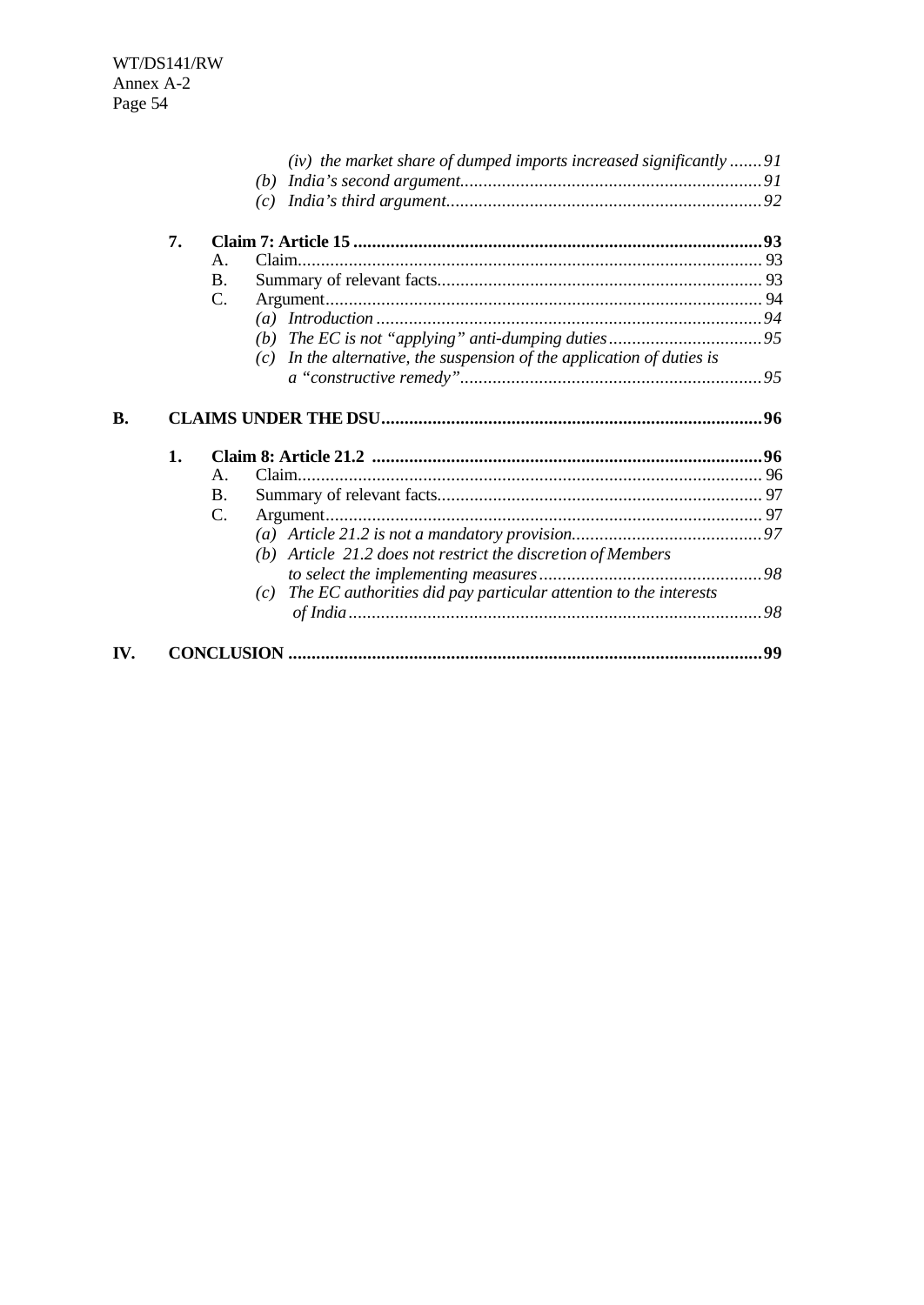(iv) *the market share of dumped imports increased significantly* .......91

(b) *India's second argument*.................................................................91

(c) *India's third argument*....................................................................92

7. **Claim 7: Article 15** ........................................................................................93

A. Claim.................................................................................................... 93

B. Summary of relevant facts...................................................................... 93

C. Argument.............................................................................................. 94

(a) *Introduction* ...................................................................................94

(b) *The EC is not "applying" anti-dumping duties*.................................95

(c) *In the alternative, the suspension of the application of duties is a "constructive remedy"*.................................................................95

**B. CLAIMS UNDER THE DSU**..................................................................................96

1. **Claim 8: Article 21.2** ...................................................................................96

A. Claim.................................................................................................... 96

B. Summary of relevant facts...................................................................... 97

C. Argument.............................................................................................. 97

(a) *Article 21.2 is not a mandatory provision*.........................................97

(b) *Article 21.2 does not restrict the discretion of Members to select the implementing measures*................................................98

(c) *The EC authorities did pay particular attention to the interests of India*.........................................................................................98

**IV. CONCLUSION** ......................................................................................................99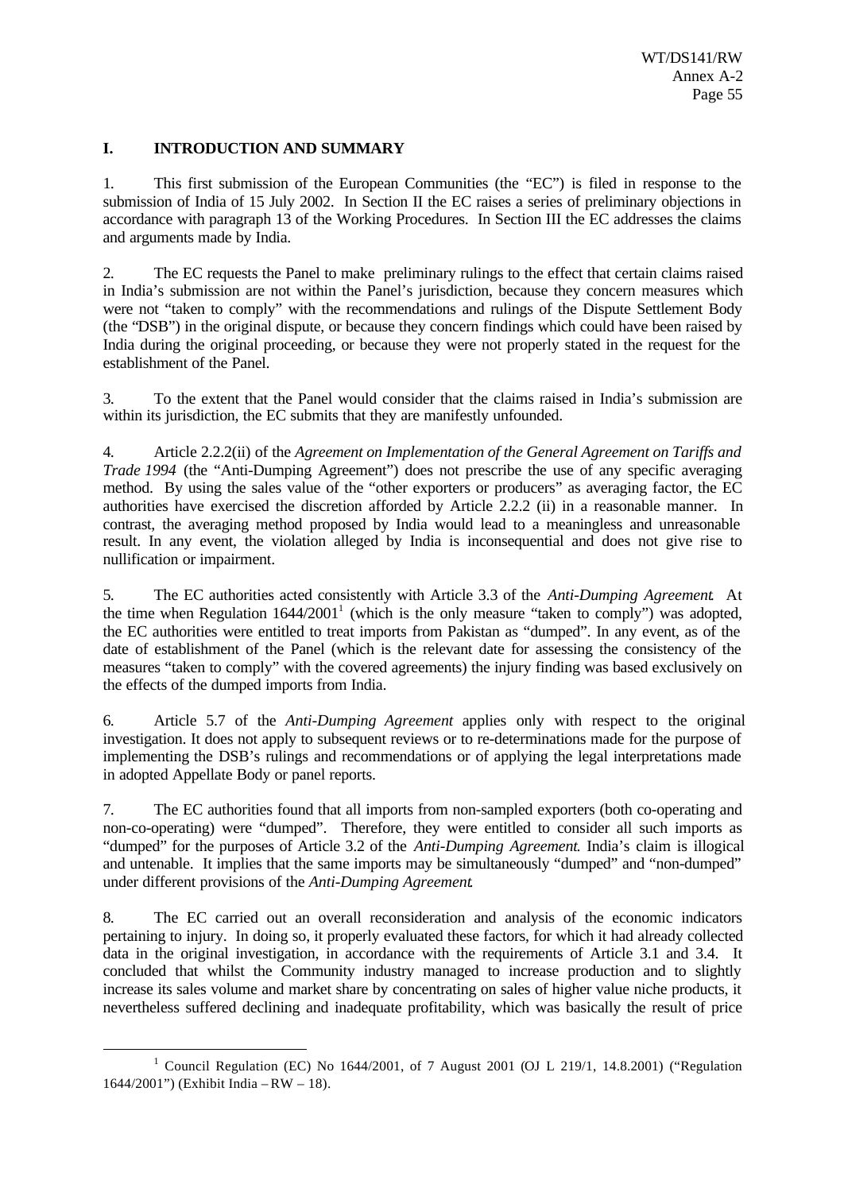## I. INTRODUCTION AND SUMMARY

1. This first submission of the European Communities (the "EC") is filed in response to the submission of India of 15 July 2002. In Section II the EC raises a series of preliminary objections in accordance with paragraph 13 of the Working Procedures. In Section III the EC addresses the claims and arguments made by India.

2. The EC requests the Panel to make preliminary rulings to the effect that certain claims raised in India's submission are not within the Panel's jurisdiction, because they concern measures which were not "taken to comply" with the recommendations and rulings of the Dispute Settlement Body (the "DSB") in the original dispute, or because they concern findings which could have been raised by India during the original proceeding, or because they were not properly stated in the request for the establishment of the Panel.

3. To the extent that the Panel would consider that the claims raised in India's submission are within its jurisdiction, the EC submits that they are manifestly unfounded.

4. Article 2.2.2(ii) of the *Agreement on Implementation of the General Agreement on Tariffs and Trade 1994* (the "Anti-Dumping Agreement") does not prescribe the use of any specific averaging method. By using the sales value of the "other exporters or producers" as averaging factor, the EC authorities have exercised the discretion afforded by Article 2.2.2 (ii) in a reasonable manner. In contrast, the averaging method proposed by India would lead to a meaningless and unreasonable result. In any event, the violation alleged by India is inconsequential and does not give rise to nullification or impairment.

5. The EC authorities acted consistently with Article 3.3 of the *Anti-Dumping Agreement*. At the time when Regulation 1644/2001[1] (which is the only measure "taken to comply") was adopted, the EC authorities were entitled to treat imports from Pakistan as "dumped". In any event, as of the date of establishment of the Panel (which is the relevant date for assessing the consistency of the measures "taken to comply" with the covered agreements) the injury finding was based exclusively on the effects of the dumped imports from India.

6. Article 5.7 of the *Anti-Dumping Agreement* applies only with respect to the original investigation. It does not apply to subsequent reviews or to re-determinations made for the purpose of implementing the DSB's rulings and recommendations or of applying the legal interpretations made in adopted Appellate Body or panel reports.

7. The EC authorities found that all imports from non-sampled exporters (both co-operating and non-co-operating) were "dumped". Therefore, they were entitled to consider all such imports as "dumped" for the purposes of Article 3.2 of the *Anti-Dumping Agreement*. India's claim is illogical and untenable. It implies that the same imports may be simultaneously "dumped" and "non-dumped" under different provisions of the *Anti-Dumping Agreement*.

8. The EC carried out an overall reconsideration and analysis of the economic indicators pertaining to injury. In doing so, it properly evaluated these factors, for which it had already collected data in the original investigation, in accordance with the requirements of Article 3.1 and 3.4. It concluded that whilst the Community industry managed to increase production and to slightly increase its sales volume and market share by concentrating on sales of higher value niche products, it nevertheless suffered declining and inadequate profitability, which was basically the result of price

---

[1] Council Regulation (EC) No 1644/2001, of 7 August 2001 (OJ L 219/1, 14.8.2001) ("Regulation 1644/2001") (Exhibit India – RW – 18).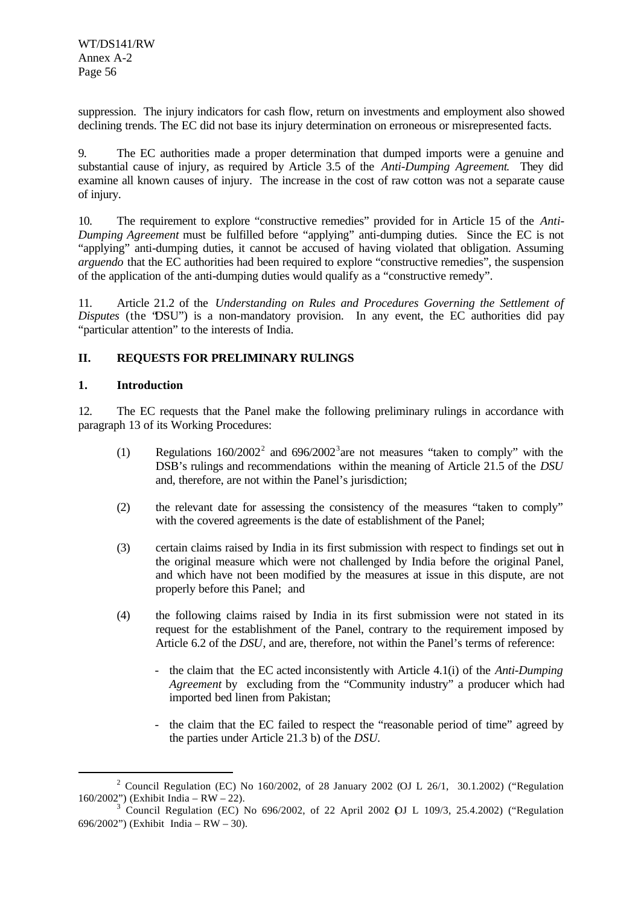suppression. The injury indicators for cash flow, return on investments and employment also showed declining trends. The EC did not base its injury determination on erroneous or misrepresented facts.

9. The EC authorities made a proper determination that dumped imports were a genuine and substantial cause of injury, as required by Article 3.5 of the *Anti-Dumping Agreement*. They did examine all known causes of injury. The increase in the cost of raw cotton was not a separate cause of injury.

10. The requirement to explore "constructive remedies" provided for in Article 15 of the *Anti-Dumping Agreement* must be fulfilled before "applying" anti-dumping duties. Since the EC is not "applying" anti-dumping duties, it cannot be accused of having violated that obligation. Assuming *arguendo* that the EC authorities had been required to explore "constructive remedies", the suspension of the application of the anti-dumping duties would qualify as a "constructive remedy".

11. Article 21.2 of the *Understanding on Rules and Procedures Governing the Settlement of Disputes* (the "DSU") is a non-mandatory provision. In any event, the EC authorities did pay "particular attention" to the interests of India.

## II. REQUESTS FOR PRELIMINARY RULINGS

### 1. Introduction

12. The EC requests that the Panel make the following preliminary rulings in accordance with paragraph 13 of its Working Procedures:

(1) Regulations 160/2002[2] and 696/2002[3] are not measures "taken to comply" with the DSB's rulings and recommendations within the meaning of Article 21.5 of the *DSU* and, therefore, are not within the Panel's jurisdiction;

(2) the relevant date for assessing the consistency of the measures "taken to comply" with the covered agreements is the date of establishment of the Panel;

(3) certain claims raised by India in its first submission with respect to findings set out in the original measure which were not challenged by India before the original Panel, and which have not been modified by the measures at issue in this dispute, are not properly before this Panel; and

(4) the following claims raised by India in its first submission were not stated in its request for the establishment of the Panel, contrary to the requirement imposed by Article 6.2 of the *DSU*, and are, therefore, not within the Panel's terms of reference:

- the claim that the EC acted inconsistently with Article 4.1(i) of the *Anti-Dumping Agreement* by excluding from the "Community industry" a producer which had imported bed linen from Pakistan;
- the claim that the EC failed to respect the "reasonable period of time" agreed by the parties under Article 21.3 b) of the *DSU*.

---

[2] Council Regulation (EC) No 160/2002, of 28 January 2002 (OJ L 26/1, 30.1.2002) ("Regulation 160/2002") (Exhibit India – RW – 22).

[3] Council Regulation (EC) No 696/2002, of 22 April 2002 (OJ L 109/3, 25.4.2002) ("Regulation 696/2002") (Exhibit India – RW – 30).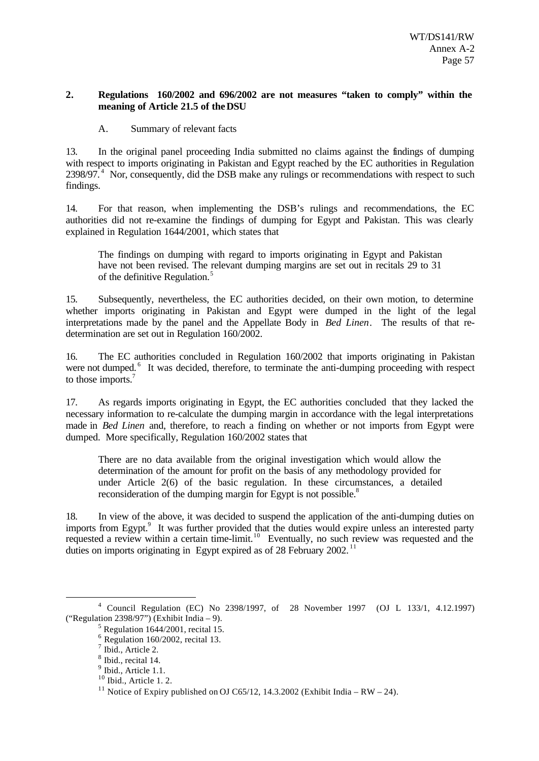## 2. Regulations 160/2002 and 696/2002 are not measures "taken to comply" within the meaning of Article 21.5 of the DSU

### A. Summary of relevant facts

13. In the original panel proceeding India submitted no claims against the findings of dumping with respect to imports originating in Pakistan and Egypt reached by the EC authorities in Regulation 2398/97.[4] Nor, consequently, did the DSB make any rulings or recommendations with respect to such findings.

14. For that reason, when implementing the DSB's rulings and recommendations, the EC authorities did not re-examine the findings of dumping for Egypt and Pakistan. This was clearly explained in Regulation 1644/2001, which states that

> The findings on dumping with regard to imports originating in Egypt and Pakistan have not been revised. The relevant dumping margins are set out in recitals 29 to 31 of the definitive Regulation.[5]

15. Subsequently, nevertheless, the EC authorities decided, on their own motion, to determine whether imports originating in Pakistan and Egypt were dumped in the light of the legal interpretations made by the panel and the Appellate Body in *Bed Linen*. The results of that re-determination are set out in Regulation 160/2002.

16. The EC authorities concluded in Regulation 160/2002 that imports originating in Pakistan were not dumped.[6] It was decided, therefore, to terminate the anti-dumping proceeding with respect to those imports.[7]

17. As regards imports originating in Egypt, the EC authorities concluded that they lacked the necessary information to re-calculate the dumping margin in accordance with the legal interpretations made in *Bed Linen* and, therefore, to reach a finding on whether or not imports from Egypt were dumped. More specifically, Regulation 160/2002 states that

> There are no data available from the original investigation which would allow the determination of the amount for profit on the basis of any methodology provided for under Article 2(6) of the basic regulation. In these circumstances, a detailed reconsideration of the dumping margin for Egypt is not possible.[8]

18. In view of the above, it was decided to suspend the application of the anti-dumping duties on imports from Egypt.[9] It was further provided that the duties would expire unless an interested party requested a review within a certain time-limit.[10] Eventually, no such review was requested and the duties on imports originating in Egypt expired as of 28 February 2002.[11]

---

[4] Council Regulation (EC) No 2398/1997, of 28 November 1997 (OJ L 133/1, 4.12.1997) ("Regulation 2398/97") (Exhibit India – 9).

[5] Regulation 1644/2001, recital 15.

[6] Regulation 160/2002, recital 13.

[7] Ibid., Article 2.

[8] Ibid., recital 14.

[9] Ibid., Article 1.1.

[10] Ibid., Article 1. 2.

[11] Notice of Expiry published on OJ C65/12, 14.3.2002 (Exhibit India – RW – 24).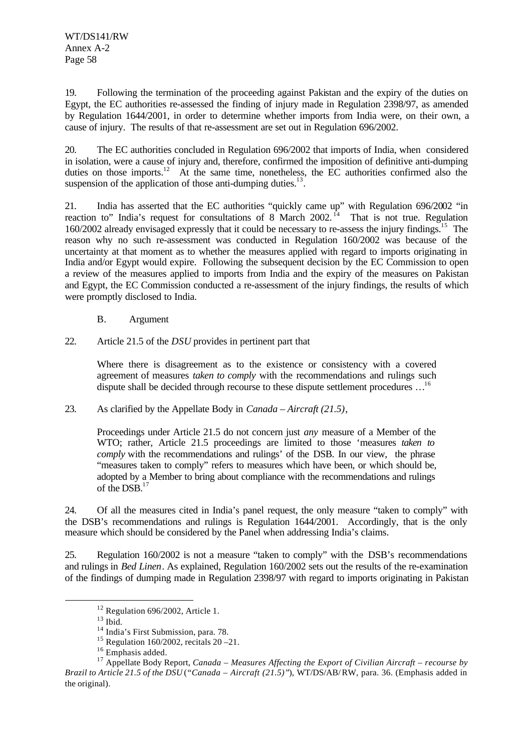19. Following the termination of the proceeding against Pakistan and the expiry of the duties on Egypt, the EC authorities re-assessed the finding of injury made in Regulation 2398/97, as amended by Regulation 1644/2001, in order to determine whether imports from India were, on their own, a cause of injury. The results of that re-assessment are set out in Regulation 696/2002.

20. The EC authorities concluded in Regulation 696/2002 that imports of India, when considered in isolation, were a cause of injury and, therefore, confirmed the imposition of definitive anti-dumping duties on those imports.[12] At the same time, nonetheless, the EC authorities confirmed also the suspension of the application of those anti-dumping duties.[13].

21. India has asserted that the EC authorities "quickly came up" with Regulation 696/2002 "in reaction to" India's request for consultations of 8 March 2002.[14] That is not true. Regulation 160/2002 already envisaged expressly that it could be necessary to re-assess the injury findings.[15] The reason why no such re-assessment was conducted in Regulation 160/2002 was because of the uncertainty at that moment as to whether the measures applied with regard to imports originating in India and/or Egypt would expire. Following the subsequent decision by the EC Commission to open a review of the measures applied to imports from India and the expiry of the measures on Pakistan and Egypt, the EC Commission conducted a re-assessment of the injury findings, the results of which were promptly disclosed to India.

B. Argument

22. Article 21.5 of the *DSU* provides in pertinent part that

> Where there is disagreement as to the existence or consistency with a covered agreement of measures *taken to comply* with the recommendations and rulings such dispute shall be decided through recourse to these dispute settlement procedures …[16]

23. As clarified by the Appellate Body in *Canada – Aircraft (21.5)*,

> Proceedings under Article 21.5 do not concern just *any* measure of a Member of the WTO; rather, Article 21.5 proceedings are limited to those 'measures *taken to comply* with the recommendations and rulings' of the DSB. In our view, the phrase "measures taken to comply" refers to measures which have been, or which should be, adopted by a Member to bring about compliance with the recommendations and rulings of the DSB.[17]

24. Of all the measures cited in India's panel request, the only measure "taken to comply" with the DSB's recommendations and rulings is Regulation 1644/2001. Accordingly, that is the only measure which should be considered by the Panel when addressing India's claims.

25. Regulation 160/2002 is not a measure "taken to comply" with the DSB's recommendations and rulings in *Bed Linen*. As explained, Regulation 160/2002 sets out the results of the re-examination of the findings of dumping made in Regulation 2398/97 with regard to imports originating in Pakistan

---

[12] Regulation 696/2002, Article 1.

[13] Ibid.

[14] India's First Submission, para. 78.

[15] Regulation 160/2002, recitals 20 –21.

[16] Emphasis added.

[17] Appellate Body Report, *Canada – Measures Affecting the Export of Civilian Aircraft – recourse by Brazil to Article 21.5 of the DSU* (*"Canada – Aircraft (21.5)"*), WT/DS/AB/RW, para. 36. (Emphasis added in the original).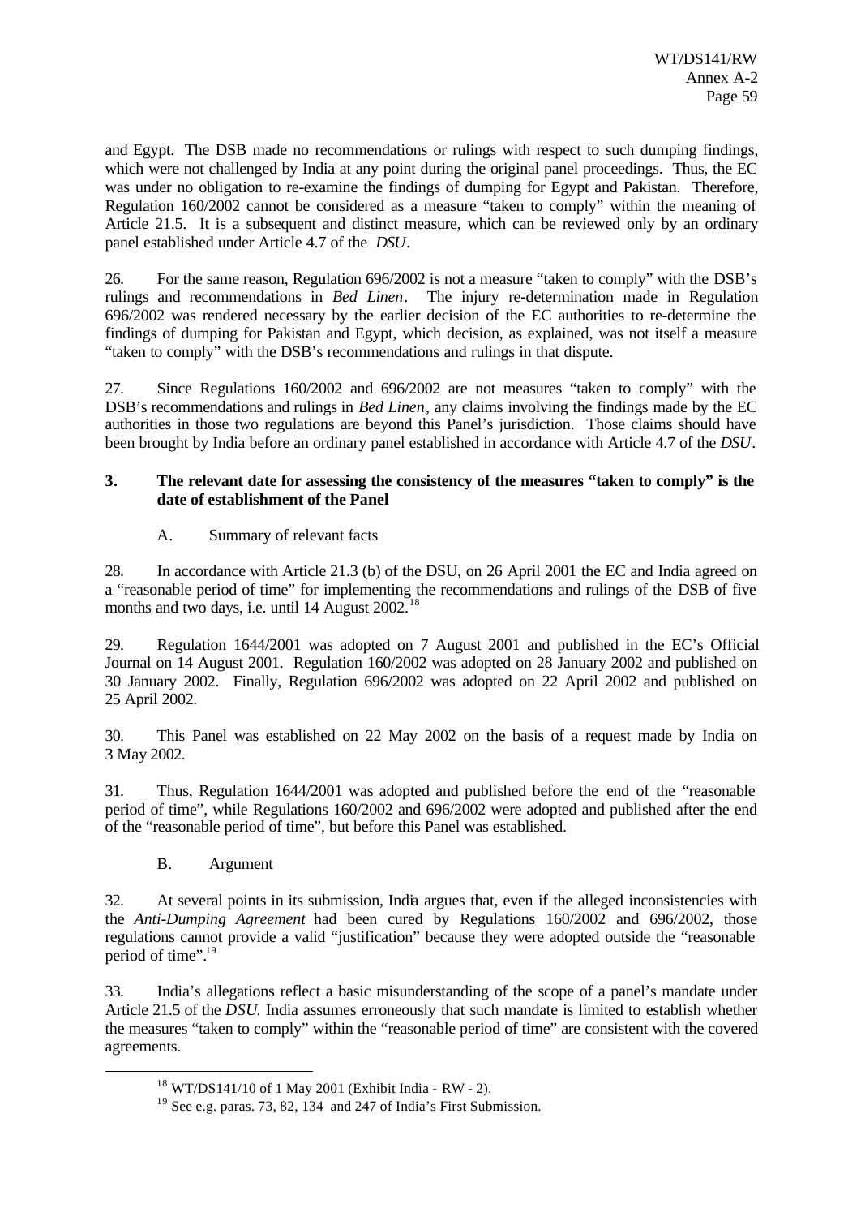and Egypt. The DSB made no recommendations or rulings with respect to such dumping findings, which were not challenged by India at any point during the original panel proceedings. Thus, the EC was under no obligation to re-examine the findings of dumping for Egypt and Pakistan. Therefore, Regulation 160/2002 cannot be considered as a measure "taken to comply" within the meaning of Article 21.5. It is a subsequent and distinct measure, which can be reviewed only by an ordinary panel established under Article 4.7 of the *DSU*.

26. For the same reason, Regulation 696/2002 is not a measure "taken to comply" with the DSB's rulings and recommendations in *Bed Linen*. The injury re-determination made in Regulation 696/2002 was rendered necessary by the earlier decision of the EC authorities to re-determine the findings of dumping for Pakistan and Egypt, which decision, as explained, was not itself a measure "taken to comply" with the DSB's recommendations and rulings in that dispute.

27. Since Regulations 160/2002 and 696/2002 are not measures "taken to comply" with the DSB's recommendations and rulings in *Bed Linen*, any claims involving the findings made by the EC authorities in those two regulations are beyond this Panel's jurisdiction. Those claims should have been brought by India before an ordinary panel established in accordance with Article 4.7 of the *DSU*.

### 3. The relevant date for assessing the consistency of the measures "taken to comply" is the date of establishment of the Panel

#### A. Summary of relevant facts

28. In accordance with Article 21.3 (b) of the DSU, on 26 April 2001 the EC and India agreed on a "reasonable period of time" for implementing the recommendations and rulings of the DSB of five months and two days, i.e. until 14 August 2002.[18]

29. Regulation 1644/2001 was adopted on 7 August 2001 and published in the EC's Official Journal on 14 August 2001. Regulation 160/2002 was adopted on 28 January 2002 and published on 30 January 2002. Finally, Regulation 696/2002 was adopted on 22 April 2002 and published on 25 April 2002.

30. This Panel was established on 22 May 2002 on the basis of a request made by India on 3 May 2002.

31. Thus, Regulation 1644/2001 was adopted and published before the end of the "reasonable period of time", while Regulations 160/2002 and 696/2002 were adopted and published after the end of the "reasonable period of time", but before this Panel was established.

#### B. Argument

32. At several points in its submission, India argues that, even if the alleged inconsistencies with the *Anti-Dumping Agreement* had been cured by Regulations 160/2002 and 696/2002, those regulations cannot provide a valid "justification" because they were adopted outside the "reasonable period of time".[19]

33. India's allegations reflect a basic misunderstanding of the scope of a panel's mandate under Article 21.5 of the *DSU*. India assumes erroneously that such mandate is limited to establish whether the measures "taken to comply" within the "reasonable period of time" are consistent with the covered agreements.

---

[18] WT/DS141/10 of 1 May 2001 (Exhibit India - RW - 2).

[19] See e.g. paras. 73, 82, 134 and 247 of India's First Submission.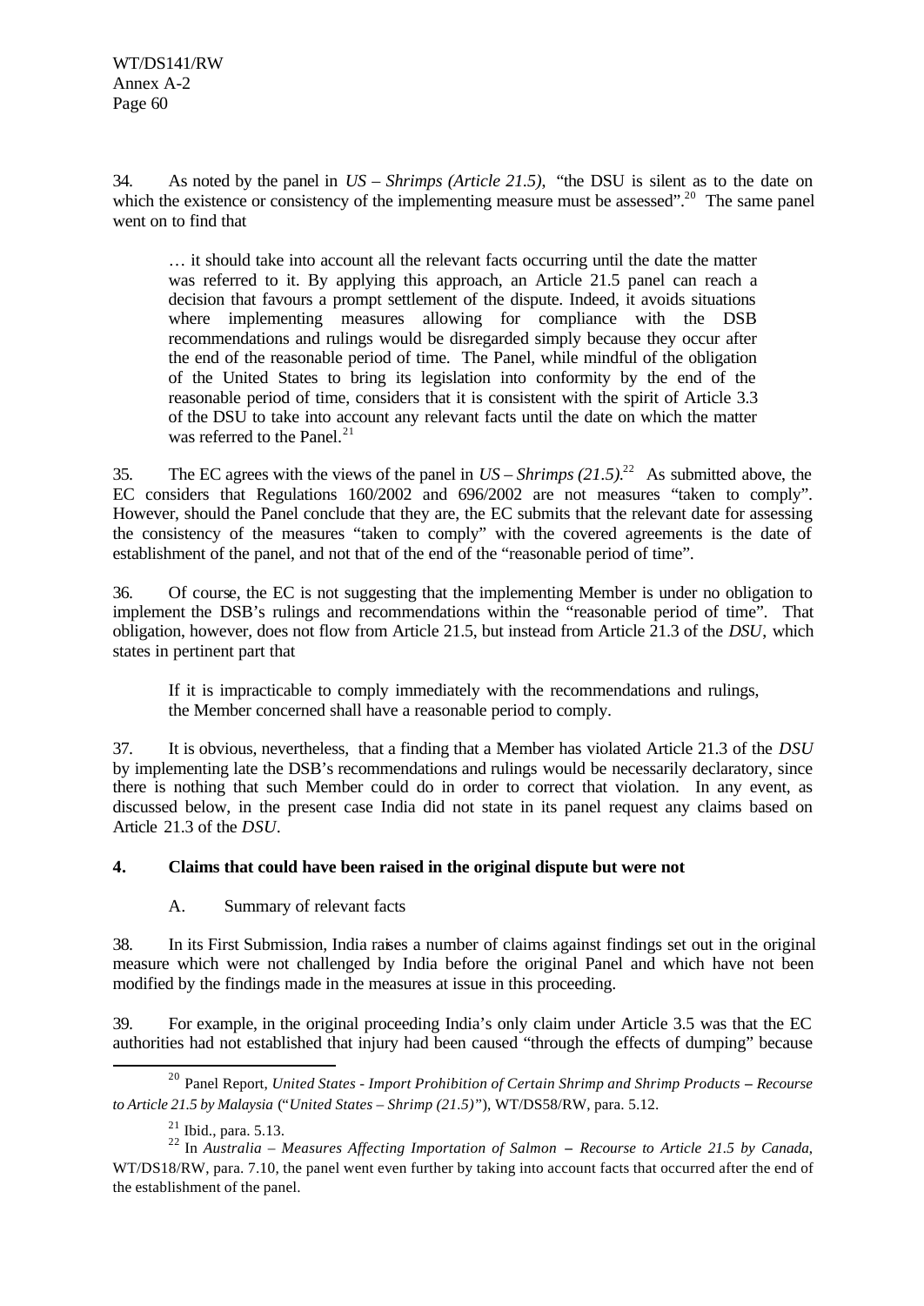34. As noted by the panel in *US – Shrimps (Article 21.5)*, "the DSU is silent as to the date on which the existence or consistency of the implementing measure must be assessed".[20] The same panel went on to find that

> … it should take into account all the relevant facts occurring until the date the matter was referred to it. By applying this approach, an Article 21.5 panel can reach a decision that favours a prompt settlement of the dispute. Indeed, it avoids situations where implementing measures allowing for compliance with the DSB recommendations and rulings would be disregarded simply because they occur after the end of the reasonable period of time. The Panel, while mindful of the obligation of the United States to bring its legislation into conformity by the end of the reasonable period of time, considers that it is consistent with the spirit of Article 3.3 of the DSU to take into account any relevant facts until the date on which the matter was referred to the Panel.[21]

35. The EC agrees with the views of the panel in *US – Shrimps (21.5)*.[22] As submitted above, the EC considers that Regulations 160/2002 and 696/2002 are not measures "taken to comply". However, should the Panel conclude that they are, the EC submits that the relevant date for assessing the consistency of the measures "taken to comply" with the covered agreements is the date of establishment of the panel, and not that of the end of the "reasonable period of time".

36. Of course, the EC is not suggesting that the implementing Member is under no obligation to implement the DSB's rulings and recommendations within the "reasonable period of time". That obligation, however, does not flow from Article 21.5, but instead from Article 21.3 of the *DSU*, which states in pertinent part that

> If it is impracticable to comply immediately with the recommendations and rulings, the Member concerned shall have a reasonable period to comply.

37. It is obvious, nevertheless, that a finding that a Member has violated Article 21.3 of the *DSU* by implementing late the DSB's recommendations and rulings would be necessarily declaratory, since there is nothing that such Member could do in order to correct that violation. In any event, as discussed below, in the present case India did not state in its panel request any claims based on Article 21.3 of the *DSU*.

## 4. Claims that could have been raised in the original dispute but were not

### A. Summary of relevant facts

38. In its First Submission, India raises a number of claims against findings set out in the original measure which were not challenged by India before the original Panel and which have not been modified by the findings made in the measures at issue in this proceeding.

39. For example, in the original proceeding India's only claim under Article 3.5 was that the EC authorities had not established that injury had been caused "through the effects of dumping" because

---

[20] Panel Report, *United States - Import Prohibition of Certain Shrimp and Shrimp Products – Recourse to Article 21.5 by Malaysia* ("*United States – Shrimp (21.5)*"), WT/DS58/RW, para. 5.12.

[21] Ibid., para. 5.13.

[22] In *Australia – Measures Affecting Importation of Salmon – Recourse to Article 21.5 by Canada*, WT/DS18/RW, para. 7.10, the panel went even further by taking into account facts that occurred after the end of the establishment of the panel.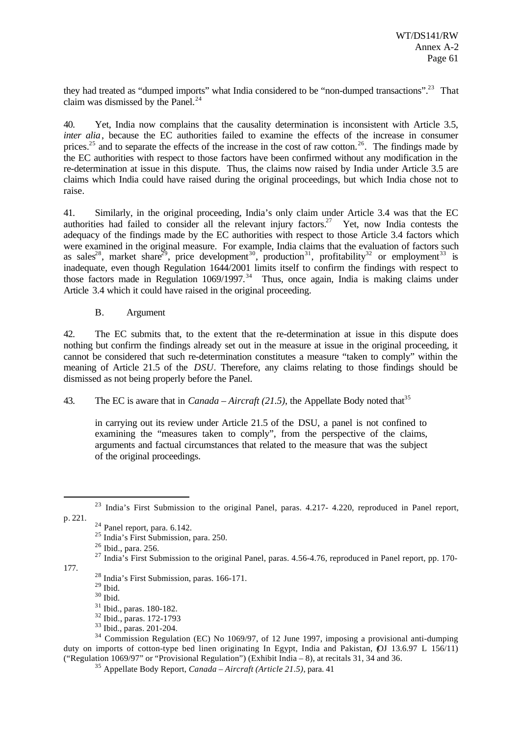they had treated as "dumped imports" what India considered to be "non-dumped transactions".[23] That claim was dismissed by the Panel.[24]

40. Yet, India now complains that the causality determination is inconsistent with Article 3.5, *inter alia*, because the EC authorities failed to examine the effects of the increase in consumer prices.[25] and to separate the effects of the increase in the cost of raw cotton.[26]. The findings made by the EC authorities with respect to those factors have been confirmed without any modification in the re-determination at issue in this dispute. Thus, the claims now raised by India under Article 3.5 are claims which India could have raised during the original proceedings, but which India chose not to raise.

41. Similarly, in the original proceeding, India's only claim under Article 3.4 was that the EC authorities had failed to consider all the relevant injury factors.[27] Yet, now India contests the adequacy of the findings made by the EC authorities with respect to those Article 3.4 factors which were examined in the original measure. For example, India claims that the evaluation of factors such as sales[28], market share[29], price development[30], production[31], profitability[32] or employment[33] is inadequate, even though Regulation 1644/2001 limits itself to confirm the findings with respect to those factors made in Regulation 1069/1997.[34] Thus, once again, India is making claims under Article 3.4 which it could have raised in the original proceeding.

B. Argument

42. The EC submits that, to the extent that the re-determination at issue in this dispute does nothing but confirm the findings already set out in the measure at issue in the original proceeding, it cannot be considered that such re-determination constitutes a measure "taken to comply" within the meaning of Article 21.5 of the *DSU*. Therefore, any claims relating to those findings should be dismissed as not being properly before the Panel.

43. The EC is aware that in *Canada – Aircraft (21.5)*, the Appellate Body noted that[35]

> in carrying out its review under Article 21.5 of the DSU, a panel is not confined to examining the "measures taken to comply", from the perspective of the claims, arguments and factual circumstances that related to the measure that was the subject of the original proceedings.

---

[23] India's First Submission to the original Panel, paras. 4.217- 4.220, reproduced in Panel report, p. 221.

[24] Panel report, para. 6.142.

[25] India's First Submission, para. 250.

[26] Ibid., para. 256.

[27] India's First Submission to the original Panel, paras. 4.56-4.76, reproduced in Panel report, pp. 170-177.

[28] India's First Submission, paras. 166-171.

[29] Ibid.

[30] Ibid.

[31] Ibid., paras. 180-182.

[32] Ibid., paras. 172-1793

[33] Ibid., paras. 201-204.

[34] Commission Regulation (EC) No 1069/97, of 12 June 1997, imposing a provisional anti-dumping duty on imports of cotton-type bed linen originating In Egypt, India and Pakistan, (OJ 13.6.97 L 156/11) ("Regulation 1069/97" or "Provisional Regulation") (Exhibit India – 8), at recitals 31, 34 and 36.

[35] Appellate Body Report, *Canada – Aircraft (Article 21.5)*, para. 41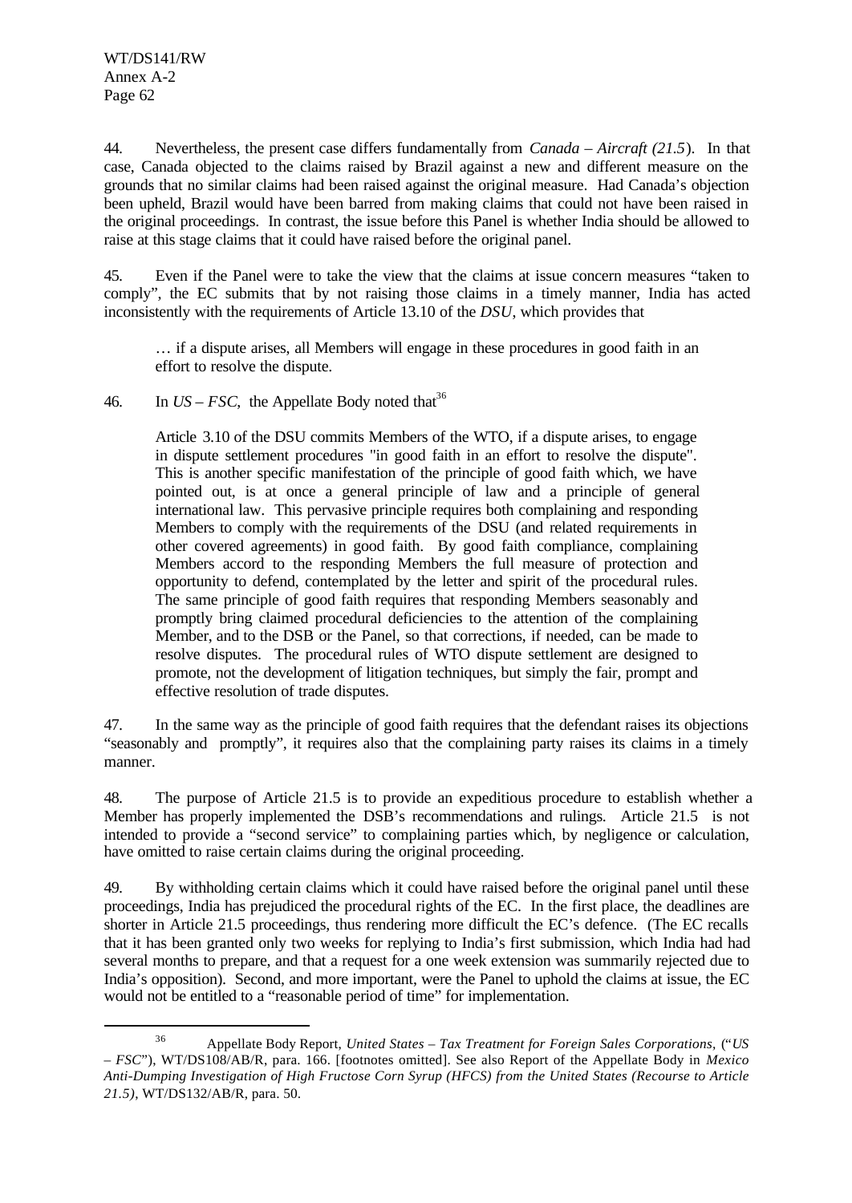44. Nevertheless, the present case differs fundamentally from *Canada – Aircraft (21.5)*. In that case, Canada objected to the claims raised by Brazil against a new and different measure on the grounds that no similar claims had been raised against the original measure. Had Canada's objection been upheld, Brazil would have been barred from making claims that could not have been raised in the original proceedings. In contrast, the issue before this Panel is whether India should be allowed to raise at this stage claims that it could have raised before the original panel.

45. Even if the Panel were to take the view that the claims at issue concern measures "taken to comply", the EC submits that by not raising those claims in a timely manner, India has acted inconsistently with the requirements of Article 13.10 of the *DSU*, which provides that

> … if a dispute arises, all Members will engage in these procedures in good faith in an effort to resolve the dispute.

46. In *US – FSC*, the Appellate Body noted that[36]

> Article 3.10 of the DSU commits Members of the WTO, if a dispute arises, to engage in dispute settlement procedures "in good faith in an effort to resolve the dispute". This is another specific manifestation of the principle of good faith which, we have pointed out, is at once a general principle of law and a principle of general international law. This pervasive principle requires both complaining and responding Members to comply with the requirements of the DSU (and related requirements in other covered agreements) in good faith. By good faith compliance, complaining Members accord to the responding Members the full measure of protection and opportunity to defend, contemplated by the letter and spirit of the procedural rules. The same principle of good faith requires that responding Members seasonably and promptly bring claimed procedural deficiencies to the attention of the complaining Member, and to the DSB or the Panel, so that corrections, if needed, can be made to resolve disputes. The procedural rules of WTO dispute settlement are designed to promote, not the development of litigation techniques, but simply the fair, prompt and effective resolution of trade disputes.

47. In the same way as the principle of good faith requires that the defendant raises its objections "seasonably and promptly", it requires also that the complaining party raises its claims in a timely manner.

48. The purpose of Article 21.5 is to provide an expeditious procedure to establish whether a Member has properly implemented the DSB's recommendations and rulings. Article 21.5 is not intended to provide a "second service" to complaining parties which, by negligence or calculation, have omitted to raise certain claims during the original proceeding.

49. By withholding certain claims which it could have raised before the original panel until these proceedings, India has prejudiced the procedural rights of the EC. In the first place, the deadlines are shorter in Article 21.5 proceedings, thus rendering more difficult the EC's defence. (The EC recalls that it has been granted only two weeks for replying to India's first submission, which India had had several months to prepare, and that a request for a one week extension was summarily rejected due to India's opposition). Second, and more important, were the Panel to uphold the claims at issue, the EC would not be entitled to a "reasonable period of time" for implementation.

---

[36] Appellate Body Report, *United States – Tax Treatment for Foreign Sales Corporations*, ("*US – FSC*"), WT/DS108/AB/R, para. 166. [footnotes omitted]. See also Report of the Appellate Body in *Mexico Anti-Dumping Investigation of High Fructose Corn Syrup (HFCS) from the United States (Recourse to Article 21.5)*, WT/DS132/AB/R, para. 50.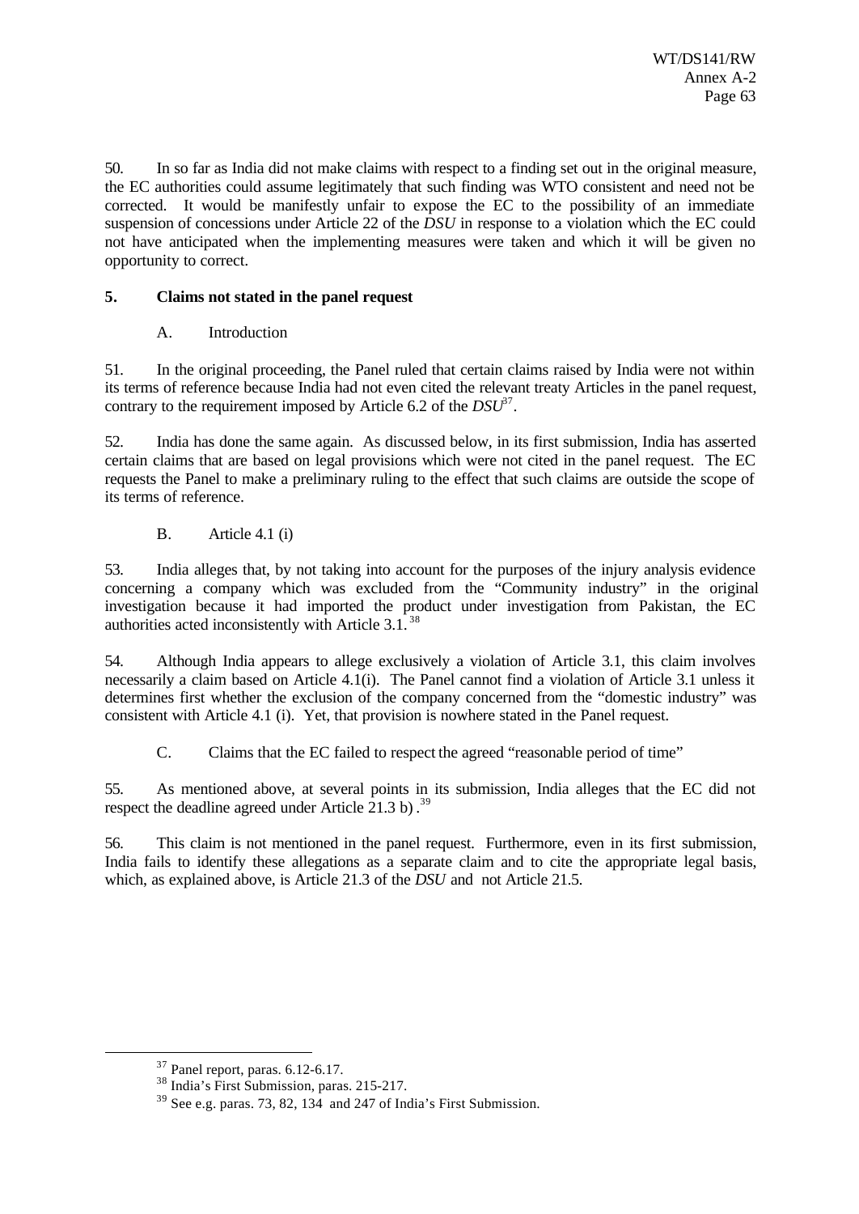50. In so far as India did not make claims with respect to a finding set out in the original measure, the EC authorities could assume legitimately that such finding was WTO consistent and need not be corrected. It would be manifestly unfair to expose the EC to the possibility of an immediate suspension of concessions under Article 22 of the *DSU* in response to a violation which the EC could not have anticipated when the implementing measures were taken and which it will be given no opportunity to correct.

## 5. Claims not stated in the panel request

### A. Introduction

51. In the original proceeding, the Panel ruled that certain claims raised by India were not within its terms of reference because India had not even cited the relevant treaty Articles in the panel request, contrary to the requirement imposed by Article 6.2 of the *DSU*[37].

52. India has done the same again. As discussed below, in its first submission, India has asserted certain claims that are based on legal provisions which were not cited in the panel request. The EC requests the Panel to make a preliminary ruling to the effect that such claims are outside the scope of its terms of reference.

### B. Article 4.1 (i)

53. India alleges that, by not taking into account for the purposes of the injury analysis evidence concerning a company which was excluded from the "Community industry" in the original investigation because it had imported the product under investigation from Pakistan, the EC authorities acted inconsistently with Article 3.1.[38]

54. Although India appears to allege exclusively a violation of Article 3.1, this claim involves necessarily a claim based on Article 4.1(i). The Panel cannot find a violation of Article 3.1 unless it determines first whether the exclusion of the company concerned from the "domestic industry" was consistent with Article 4.1 (i). Yet, that provision is nowhere stated in the Panel request.

### C. Claims that the EC failed to respect the agreed "reasonable period of time"

55. As mentioned above, at several points in its submission, India alleges that the EC did not respect the deadline agreed under Article 21.3 b).[39]

56. This claim is not mentioned in the panel request. Furthermore, even in its first submission, India fails to identify these allegations as a separate claim and to cite the appropriate legal basis, which, as explained above, is Article 21.3 of the *DSU* and not Article 21.5.

---

[37] Panel report, paras. 6.12-6.17.

[38] India's First Submission, paras. 215-217.

[39] See e.g. paras. 73, 82, 134 and 247 of India's First Submission.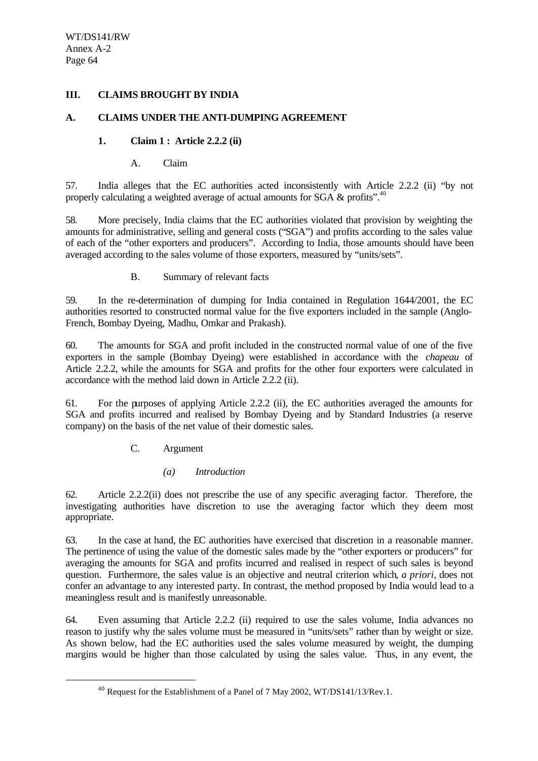## III. CLAIMS BROUGHT BY INDIA

### A. CLAIMS UNDER THE ANTI-DUMPING AGREEMENT

#### 1. Claim 1 : Article 2.2.2 (ii)

A. Claim

57. India alleges that the EC authorities acted inconsistently with Article 2.2.2 (ii) "by not properly calculating a weighted average of actual amounts for SGA & profits".[40]

58. More precisely, India claims that the EC authorities violated that provision by weighting the amounts for administrative, selling and general costs ("SGA") and profits according to the sales value of each of the "other exporters and producers". According to India, those amounts should have been averaged according to the sales volume of those exporters, measured by "units/sets".

B. Summary of relevant facts

59. In the re-determination of dumping for India contained in Regulation 1644/2001, the EC authorities resorted to constructed normal value for the five exporters included in the sample (Anglo-French, Bombay Dyeing, Madhu, Omkar and Prakash).

60. The amounts for SGA and profit included in the constructed normal value of one of the five exporters in the sample (Bombay Dyeing) were established in accordance with the *chapeau* of Article 2.2.2, while the amounts for SGA and profits for the other four exporters were calculated in accordance with the method laid down in Article 2.2.2 (ii).

61. For the purposes of applying Article 2.2.2 (ii), the EC authorities averaged the amounts for SGA and profits incurred and realised by Bombay Dyeing and by Standard Industries (a reserve company) on the basis of the net value of their domestic sales.

C. Argument

*(a) Introduction*

62. Article 2.2.2(ii) does not prescribe the use of any specific averaging factor. Therefore, the investigating authorities have discretion to use the averaging factor which they deem most appropriate.

63. In the case at hand, the EC authorities have exercised that discretion in a reasonable manner. The pertinence of using the value of the domestic sales made by the "other exporters or producers" for averaging the amounts for SGA and profits incurred and realised in respect of such sales is beyond question. Furthermore, the sales value is an objective and neutral criterion which, *a priori*, does not confer an advantage to any interested party. In contrast, the method proposed by India would lead to a meaningless result and is manifestly unreasonable.

64. Even assuming that Article 2.2.2 (ii) required to use the sales volume, India advances no reason to justify why the sales volume must be measured in "units/sets" rather than by weight or size. As shown below, had the EC authorities used the sales volume measured by weight, the dumping margins would be higher than those calculated by using the sales value. Thus, in any event, the

[40] Request for the Establishment of a Panel of 7 May 2002, WT/DS141/13/Rev.1.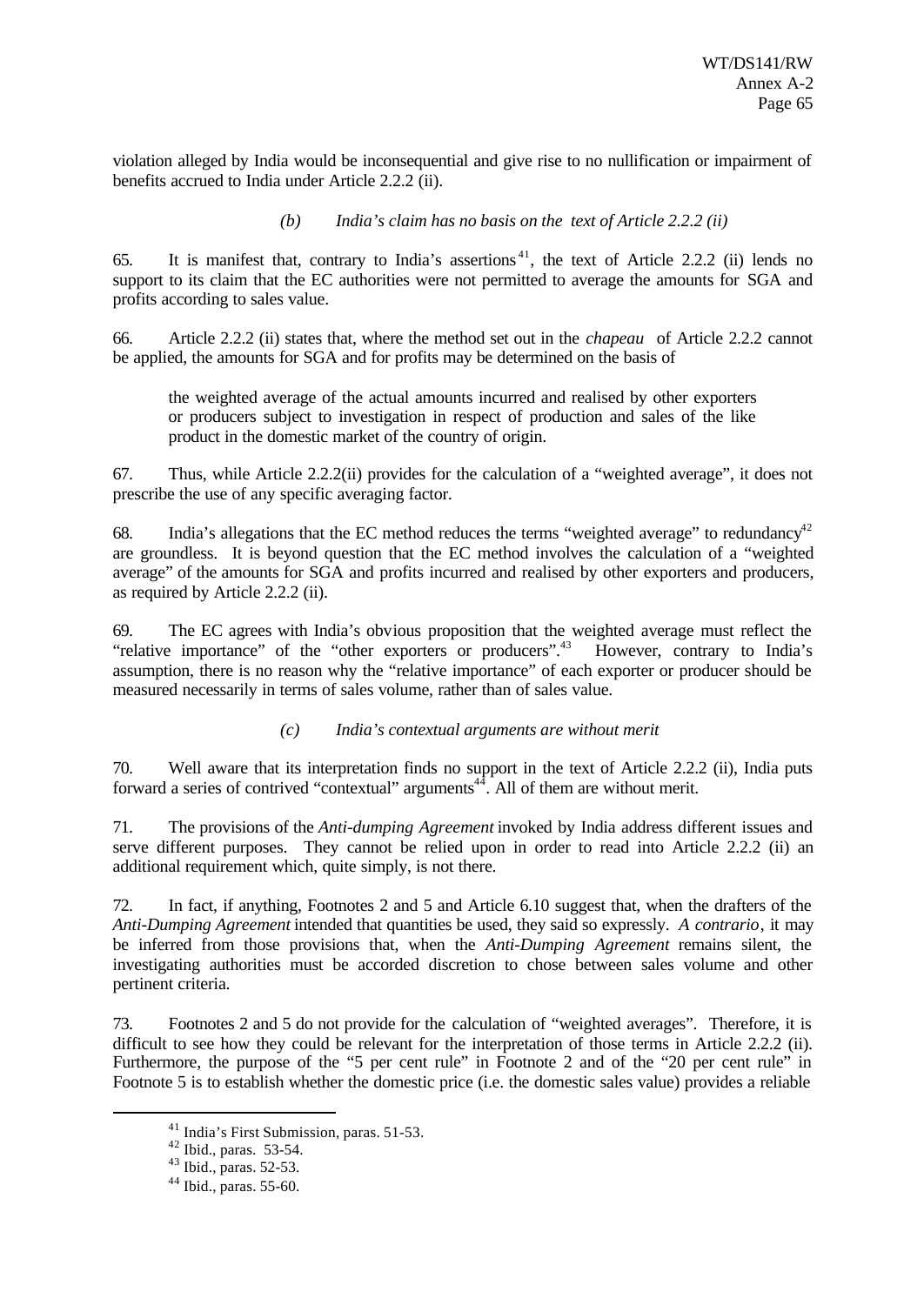violation alleged by India would be inconsequential and give rise to no nullification or impairment of benefits accrued to India under Article 2.2.2 (ii).

*(b) India's claim has no basis on the text of Article 2.2.2 (ii)*

65. It is manifest that, contrary to India's assertions[41], the text of Article 2.2.2 (ii) lends no support to its claim that the EC authorities were not permitted to average the amounts for SGA and profits according to sales value.

66. Article 2.2.2 (ii) states that, where the method set out in the *chapeau* of Article 2.2.2 cannot be applied, the amounts for SGA and for profits may be determined on the basis of

> the weighted average of the actual amounts incurred and realised by other exporters or producers subject to investigation in respect of production and sales of the like product in the domestic market of the country of origin.

67. Thus, while Article 2.2.2(ii) provides for the calculation of a "weighted average", it does not prescribe the use of any specific averaging factor.

68. India's allegations that the EC method reduces the terms "weighted average" to redundancy[42] are groundless. It is beyond question that the EC method involves the calculation of a "weighted average" of the amounts for SGA and profits incurred and realised by other exporters and producers, as required by Article 2.2.2 (ii).

69. The EC agrees with India's obvious proposition that the weighted average must reflect the "relative importance" of the "other exporters or producers".[43] However, contrary to India's assumption, there is no reason why the "relative importance" of each exporter or producer should be measured necessarily in terms of sales volume, rather than of sales value.

*(c) India's contextual arguments are without merit*

70. Well aware that its interpretation finds no support in the text of Article 2.2.2 (ii), India puts forward a series of contrived "contextual" arguments[44]. All of them are without merit.

71. The provisions of the *Anti-dumping Agreement* invoked by India address different issues and serve different purposes. They cannot be relied upon in order to read into Article 2.2.2 (ii) an additional requirement which, quite simply, is not there.

72. In fact, if anything, Footnotes 2 and 5 and Article 6.10 suggest that, when the drafters of the *Anti-Dumping Agreement* intended that quantities be used, they said so expressly. *A contrario*, it may be inferred from those provisions that, when the *Anti-Dumping Agreement* remains silent, the investigating authorities must be accorded discretion to chose between sales volume and other pertinent criteria.

73. Footnotes 2 and 5 do not provide for the calculation of "weighted averages". Therefore, it is difficult to see how they could be relevant for the interpretation of those terms in Article 2.2.2 (ii). Furthermore, the purpose of the "5 per cent rule" in Footnote 2 and of the "20 per cent rule" in Footnote 5 is to establish whether the domestic price (i.e. the domestic sales value) provides a reliable

---

[41] India's First Submission, paras. 51-53.

[42] Ibid., paras. 53-54.

[43] Ibid., paras. 52-53.

[44] Ibid., paras. 55-60.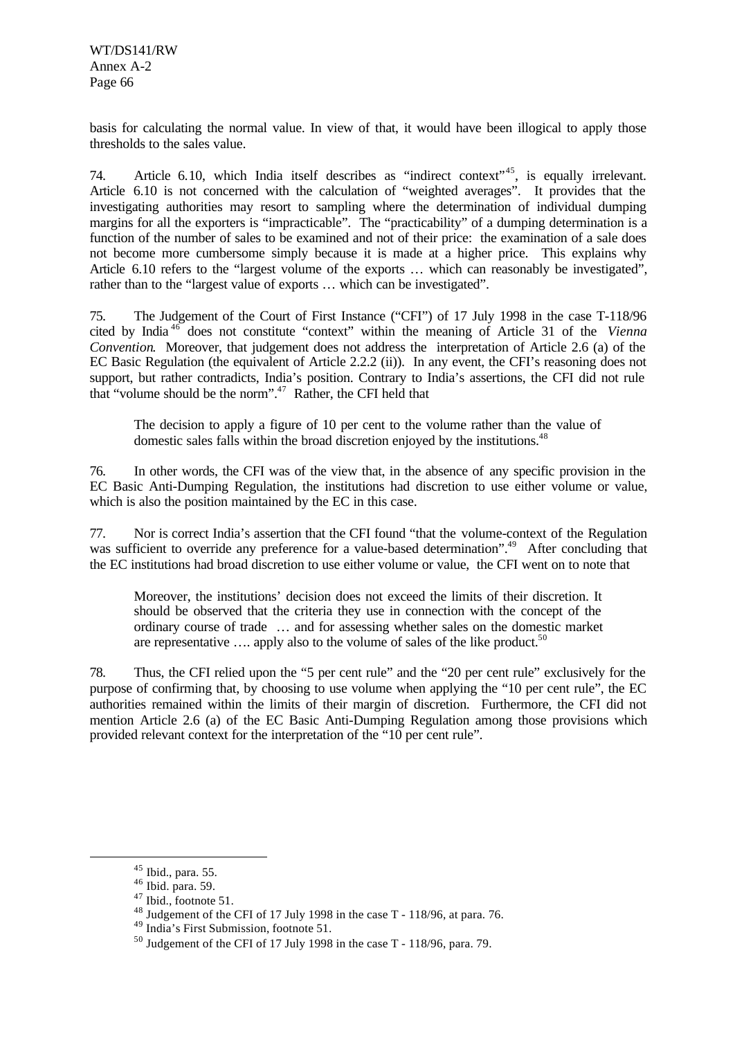basis for calculating the normal value. In view of that, it would have been illogical to apply those thresholds to the sales value.

74. Article 6.10, which India itself describes as "indirect context"[45], is equally irrelevant. Article 6.10 is not concerned with the calculation of "weighted averages". It provides that the investigating authorities may resort to sampling where the determination of individual dumping margins for all the exporters is "impracticable". The "practicability" of a dumping determination is a function of the number of sales to be examined and not of their price: the examination of a sale does not become more cumbersome simply because it is made at a higher price. This explains why Article 6.10 refers to the "largest volume of the exports … which can reasonably be investigated", rather than to the "largest value of exports … which can be investigated".

75. The Judgement of the Court of First Instance ("CFI") of 17 July 1998 in the case T-118/96 cited by India[46] does not constitute "context" within the meaning of Article 31 of the *Vienna Convention*. Moreover, that judgement does not address the interpretation of Article 2.6 (a) of the EC Basic Regulation (the equivalent of Article 2.2.2 (ii)). In any event, the CFI's reasoning does not support, but rather contradicts, India's position. Contrary to India's assertions, the CFI did not rule that "volume should be the norm".[47] Rather, the CFI held that

> The decision to apply a figure of 10 per cent to the volume rather than the value of domestic sales falls within the broad discretion enjoyed by the institutions.[48]

76. In other words, the CFI was of the view that, in the absence of any specific provision in the EC Basic Anti-Dumping Regulation, the institutions had discretion to use either volume or value, which is also the position maintained by the EC in this case.

77. Nor is correct India's assertion that the CFI found "that the volume-context of the Regulation was sufficient to override any preference for a value-based determination".[49] After concluding that the EC institutions had broad discretion to use either volume or value, the CFI went on to note that

> Moreover, the institutions' decision does not exceed the limits of their discretion. It should be observed that the criteria they use in connection with the concept of the ordinary course of trade … and for assessing whether sales on the domestic market are representative …. apply also to the volume of sales of the like product.[50]

78. Thus, the CFI relied upon the "5 per cent rule" and the "20 per cent rule" exclusively for the purpose of confirming that, by choosing to use volume when applying the "10 per cent rule", the EC authorities remained within the limits of their margin of discretion. Furthermore, the CFI did not mention Article 2.6 (a) of the EC Basic Anti-Dumping Regulation among those provisions which provided relevant context for the interpretation of the "10 per cent rule".

---

[45] Ibid., para. 55.

[46] Ibid. para. 59.

[47] Ibid., footnote 51.

[48] Judgement of the CFI of 17 July 1998 in the case T - 118/96, at para. 76.

[49] India's First Submission, footnote 51.

[50] Judgement of the CFI of 17 July 1998 in the case T - 118/96, para. 79.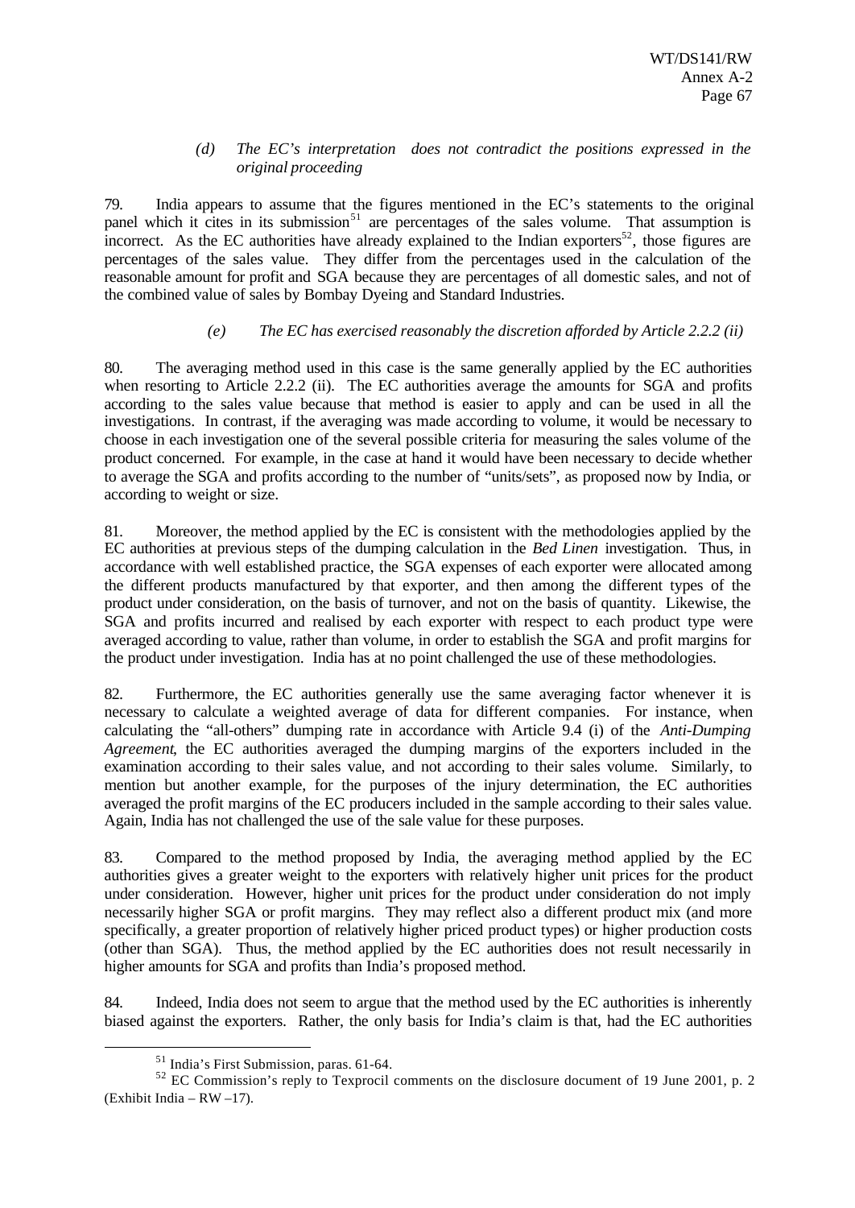*(d) The EC's interpretation does not contradict the positions expressed in the original proceeding*

79. India appears to assume that the figures mentioned in the EC's statements to the original panel which it cites in its submission[51] are percentages of the sales volume. That assumption is incorrect. As the EC authorities have already explained to the Indian exporters[52], those figures are percentages of the sales value. They differ from the percentages used in the calculation of the reasonable amount for profit and SGA because they are percentages of all domestic sales, and not of the combined value of sales by Bombay Dyeing and Standard Industries.

*(e) The EC has exercised reasonably the discretion afforded by Article 2.2.2 (ii)*

80. The averaging method used in this case is the same generally applied by the EC authorities when resorting to Article 2.2.2 (ii). The EC authorities average the amounts for SGA and profits according to the sales value because that method is easier to apply and can be used in all the investigations. In contrast, if the averaging was made according to volume, it would be necessary to choose in each investigation one of the several possible criteria for measuring the sales volume of the product concerned. For example, in the case at hand it would have been necessary to decide whether to average the SGA and profits according to the number of "units/sets", as proposed now by India, or according to weight or size.

81. Moreover, the method applied by the EC is consistent with the methodologies applied by the EC authorities at previous steps of the dumping calculation in the *Bed Linen* investigation. Thus, in accordance with well established practice, the SGA expenses of each exporter were allocated among the different products manufactured by that exporter, and then among the different types of the product under consideration, on the basis of turnover, and not on the basis of quantity. Likewise, the SGA and profits incurred and realised by each exporter with respect to each product type were averaged according to value, rather than volume, in order to establish the SGA and profit margins for the product under investigation. India has at no point challenged the use of these methodologies.

82. Furthermore, the EC authorities generally use the same averaging factor whenever it is necessary to calculate a weighted average of data for different companies. For instance, when calculating the "all-others" dumping rate in accordance with Article 9.4 (i) of the *Anti-Dumping Agreement*, the EC authorities averaged the dumping margins of the exporters included in the examination according to their sales value, and not according to their sales volume. Similarly, to mention but another example, for the purposes of the injury determination, the EC authorities averaged the profit margins of the EC producers included in the sample according to their sales value. Again, India has not challenged the use of the sale value for these purposes.

83. Compared to the method proposed by India, the averaging method applied by the EC authorities gives a greater weight to the exporters with relatively higher unit prices for the product under consideration. However, higher unit prices for the product under consideration do not imply necessarily higher SGA or profit margins. They may reflect also a different product mix (and more specifically, a greater proportion of relatively higher priced product types) or higher production costs (other than SGA). Thus, the method applied by the EC authorities does not result necessarily in higher amounts for SGA and profits than India's proposed method.

84. Indeed, India does not seem to argue that the method used by the EC authorities is inherently biased against the exporters. Rather, the only basis for India's claim is that, had the EC authorities

---

[51] India's First Submission, paras. 61-64.

[52] EC Commission's reply to Texprocil comments on the disclosure document of 19 June 2001, p. 2 (Exhibit India – RW –17).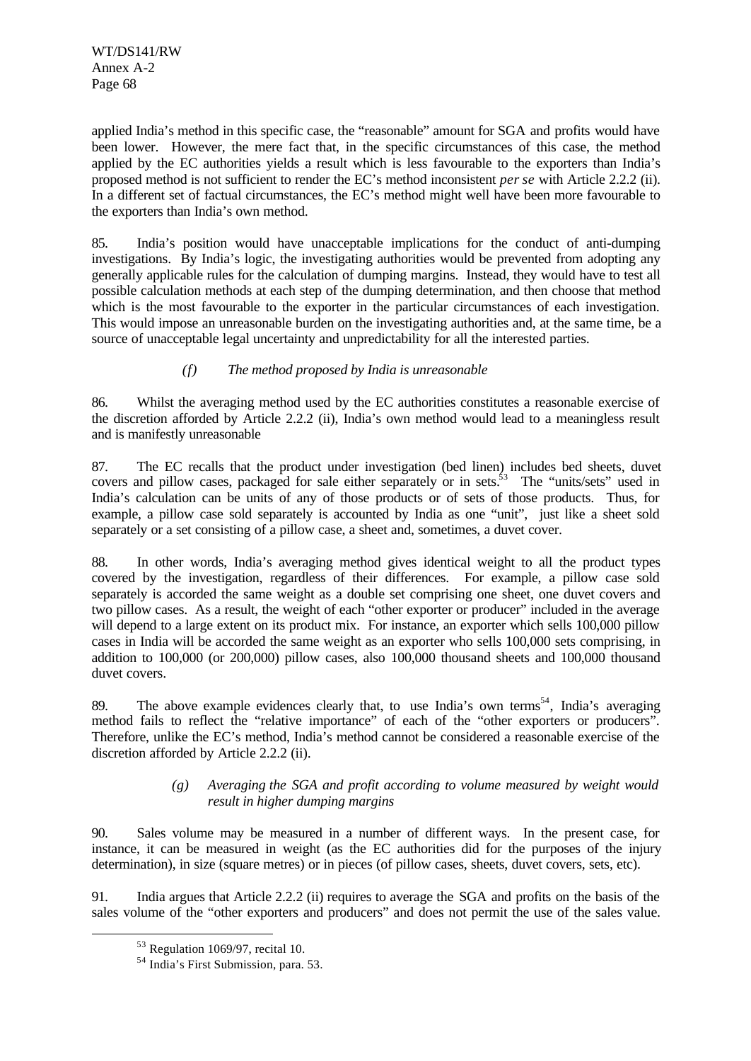applied India's method in this specific case, the "reasonable" amount for SGA and profits would have been lower. However, the mere fact that, in the specific circumstances of this case, the method applied by the EC authorities yields a result which is less favourable to the exporters than India's proposed method is not sufficient to render the EC's method inconsistent *per se* with Article 2.2.2 (ii). In a different set of factual circumstances, the EC's method might well have been more favourable to the exporters than India's own method.

85. India's position would have unacceptable implications for the conduct of anti-dumping investigations. By India's logic, the investigating authorities would be prevented from adopting any generally applicable rules for the calculation of dumping margins. Instead, they would have to test all possible calculation methods at each step of the dumping determination, and then choose that method which is the most favourable to the exporter in the particular circumstances of each investigation. This would impose an unreasonable burden on the investigating authorities and, at the same time, be a source of unacceptable legal uncertainty and unpredictability for all the interested parties.

*(f) The method proposed by India is unreasonable*

86. Whilst the averaging method used by the EC authorities constitutes a reasonable exercise of the discretion afforded by Article 2.2.2 (ii), India's own method would lead to a meaningless result and is manifestly unreasonable

87. The EC recalls that the product under investigation (bed linen) includes bed sheets, duvet covers and pillow cases, packaged for sale either separately or in sets.[53] The "units/sets" used in India's calculation can be units of any of those products or of sets of those products. Thus, for example, a pillow case sold separately is accounted by India as one "unit", just like a sheet sold separately or a set consisting of a pillow case, a sheet and, sometimes, a duvet cover.

88. In other words, India's averaging method gives identical weight to all the product types covered by the investigation, regardless of their differences. For example, a pillow case sold separately is accorded the same weight as a double set comprising one sheet, one duvet covers and two pillow cases. As a result, the weight of each "other exporter or producer" included in the average will depend to a large extent on its product mix. For instance, an exporter which sells 100,000 pillow cases in India will be accorded the same weight as an exporter who sells 100,000 sets comprising, in addition to 100,000 (or 200,000) pillow cases, also 100,000 thousand sheets and 100,000 thousand duvet covers.

89. The above example evidences clearly that, to use India's own terms[54], India's averaging method fails to reflect the "relative importance" of each of the "other exporters or producers". Therefore, unlike the EC's method, India's method cannot be considered a reasonable exercise of the discretion afforded by Article 2.2.2 (ii).

*(g) Averaging the SGA and profit according to volume measured by weight would result in higher dumping margins*

90. Sales volume may be measured in a number of different ways. In the present case, for instance, it can be measured in weight (as the EC authorities did for the purposes of the injury determination), in size (square metres) or in pieces (of pillow cases, sheets, duvet covers, sets, etc).

91. India argues that Article 2.2.2 (ii) requires to average the SGA and profits on the basis of the sales volume of the "other exporters and producers" and does not permit the use of the sales value.

[53] Regulation 1069/97, recital 10.

[54] India's First Submission, para. 53.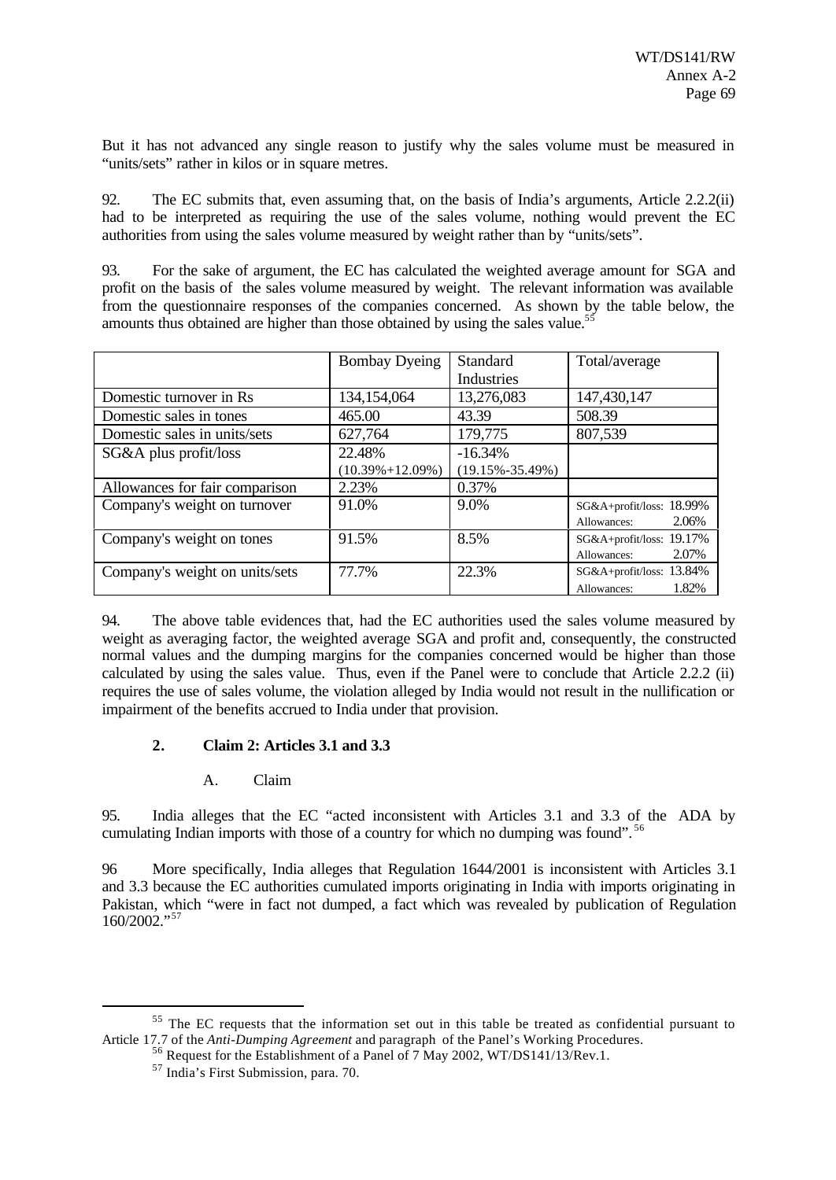But it has not advanced any single reason to justify why the sales volume must be measured in "units/sets" rather in kilos or in square metres.

92. The EC submits that, even assuming that, on the basis of India's arguments, Article 2.2.2(ii) had to be interpreted as requiring the use of the sales volume, nothing would prevent the EC authorities from using the sales volume measured by weight rather than by "units/sets".

93. For the sake of argument, the EC has calculated the weighted average amount for SGA and profit on the basis of the sales volume measured by weight. The relevant information was available from the questionnaire responses of the companies concerned. As shown by the table below, the amounts thus obtained are higher than those obtained by using the sales value.[55]

| | Bombay Dyeing | Standard Industries | Total/average |
|---|---|---|---|
| Domestic turnover in Rs | 134,154,064 | 13,276,083 | 147,430,147 |
| Domestic sales in tones | 465.00 | 43.39 | 508.39 |
| Domestic sales in units/sets | 627,764 | 179,775 | 807,539 |
| SG&A plus profit/loss | 22.48% (10.39%+12.09%) | -16.34% (19.15%-35.49%) | |
| Allowances for fair comparison | 2.23% | 0.37% | |
| Company's weight on turnover | 91.0% | 9.0% | SG&A+profit/loss: 18.99% Allowances: 2.06% |
| Company's weight on tones | 91.5% | 8.5% | SG&A+profit/loss: 19.17% Allowances: 2.07% |
| Company's weight on units/sets | 77.7% | 22.3% | SG&A+profit/loss: 13.84% Allowances: 1.82% |

94. The above table evidences that, had the EC authorities used the sales volume measured by weight as averaging factor, the weighted average SGA and profit and, consequently, the constructed normal values and the dumping margins for the companies concerned would be higher than those calculated by using the sales value. Thus, even if the Panel were to conclude that Article 2.2.2 (ii) requires the use of sales volume, the violation alleged by India would not result in the nullification or impairment of the benefits accrued to India under that provision.

### 2. Claim 2: Articles 3.1 and 3.3

#### A. Claim

95. India alleges that the EC "acted inconsistent with Articles 3.1 and 3.3 of the ADA by cumulating Indian imports with those of a country for which no dumping was found".[56]

96 More specifically, India alleges that Regulation 1644/2001 is inconsistent with Articles 3.1 and 3.3 because the EC authorities cumulated imports originating in India with imports originating in Pakistan, which "were in fact not dumped, a fact which was revealed by publication of Regulation 160/2002."[57]

---

[55] The EC requests that the information set out in this table be treated as confidential pursuant to Article 17.7 of the *Anti-Dumping Agreement* and paragraph of the Panel's Working Procedures.

[56] Request for the Establishment of a Panel of 7 May 2002, WT/DS141/13/Rev.1.

[57] India's First Submission, para. 70.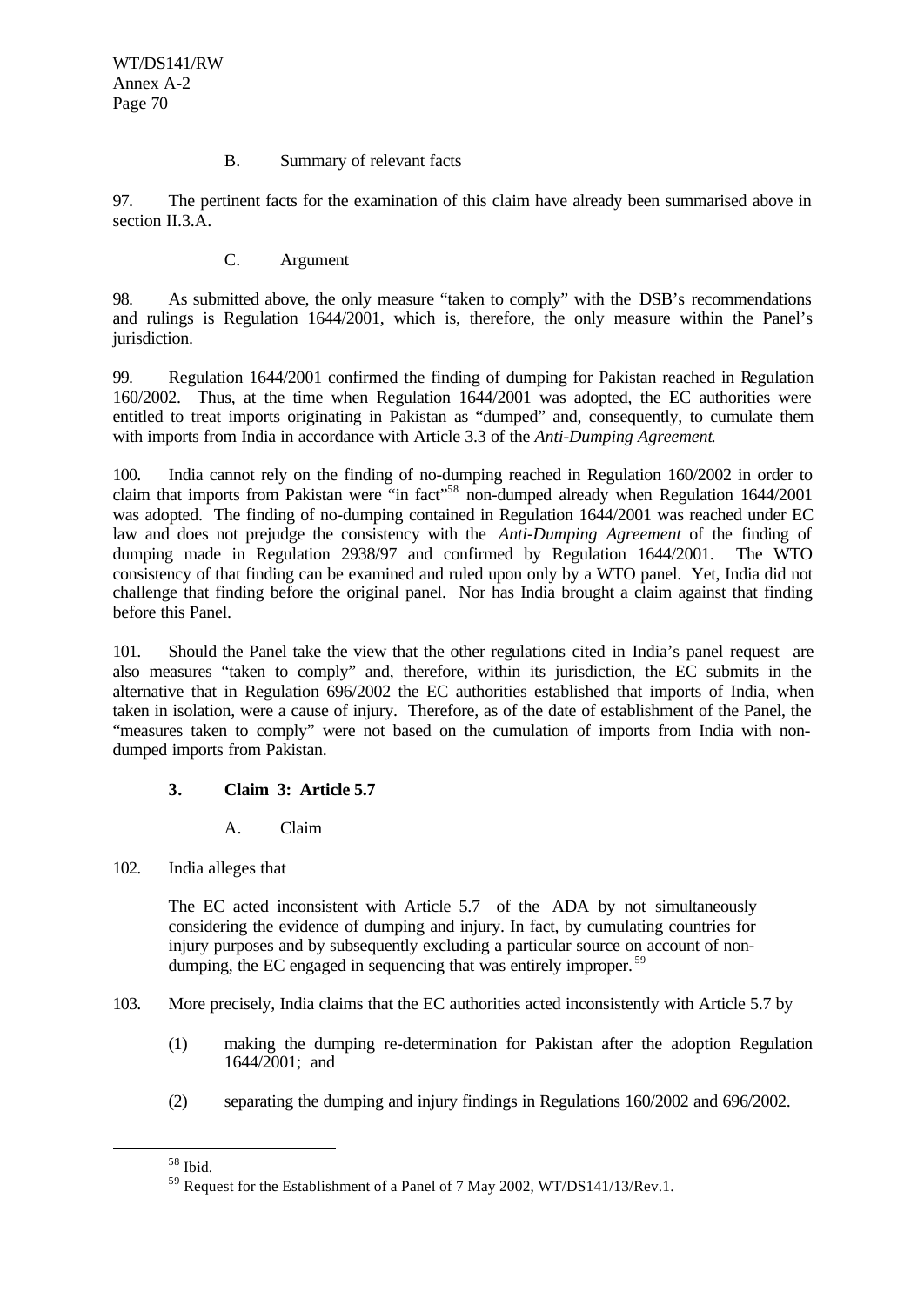B. Summary of relevant facts

97. The pertinent facts for the examination of this claim have already been summarised above in section II.3.A.

C. Argument

98. As submitted above, the only measure "taken to comply" with the DSB's recommendations and rulings is Regulation 1644/2001, which is, therefore, the only measure within the Panel's jurisdiction.

99. Regulation 1644/2001 confirmed the finding of dumping for Pakistan reached in Regulation 160/2002. Thus, at the time when Regulation 1644/2001 was adopted, the EC authorities were entitled to treat imports originating in Pakistan as "dumped" and, consequently, to cumulate them with imports from India in accordance with Article 3.3 of the *Anti-Dumping Agreement*.

100. India cannot rely on the finding of no-dumping reached in Regulation 160/2002 in order to claim that imports from Pakistan were "in fact"[58] non-dumped already when Regulation 1644/2001 was adopted. The finding of no-dumping contained in Regulation 1644/2001 was reached under EC law and does not prejudge the consistency with the *Anti-Dumping Agreement* of the finding of dumping made in Regulation 2938/97 and confirmed by Regulation 1644/2001. The WTO consistency of that finding can be examined and ruled upon only by a WTO panel. Yet, India did not challenge that finding before the original panel. Nor has India brought a claim against that finding before this Panel.

101. Should the Panel take the view that the other regulations cited in India's panel request are also measures "taken to comply" and, therefore, within its jurisdiction, the EC submits in the alternative that in Regulation 696/2002 the EC authorities established that imports of India, when taken in isolation, were a cause of injury. Therefore, as of the date of establishment of the Panel, the "measures taken to comply" were not based on the cumulation of imports from India with non-dumped imports from Pakistan.

### 3. Claim 3: Article 5.7

A. Claim

102. India alleges that

> The EC acted inconsistent with Article 5.7 of the ADA by not simultaneously considering the evidence of dumping and injury. In fact, by cumulating countries for injury purposes and by subsequently excluding a particular source on account of non-dumping, the EC engaged in sequencing that was entirely improper.[59]

103. More precisely, India claims that the EC authorities acted inconsistently with Article 5.7 by

(1) making the dumping re-determination for Pakistan after the adoption Regulation 1644/2001; and

(2) separating the dumping and injury findings in Regulations 160/2002 and 696/2002.

---

[58] Ibid.

[59] Request for the Establishment of a Panel of 7 May 2002, WT/DS141/13/Rev.1.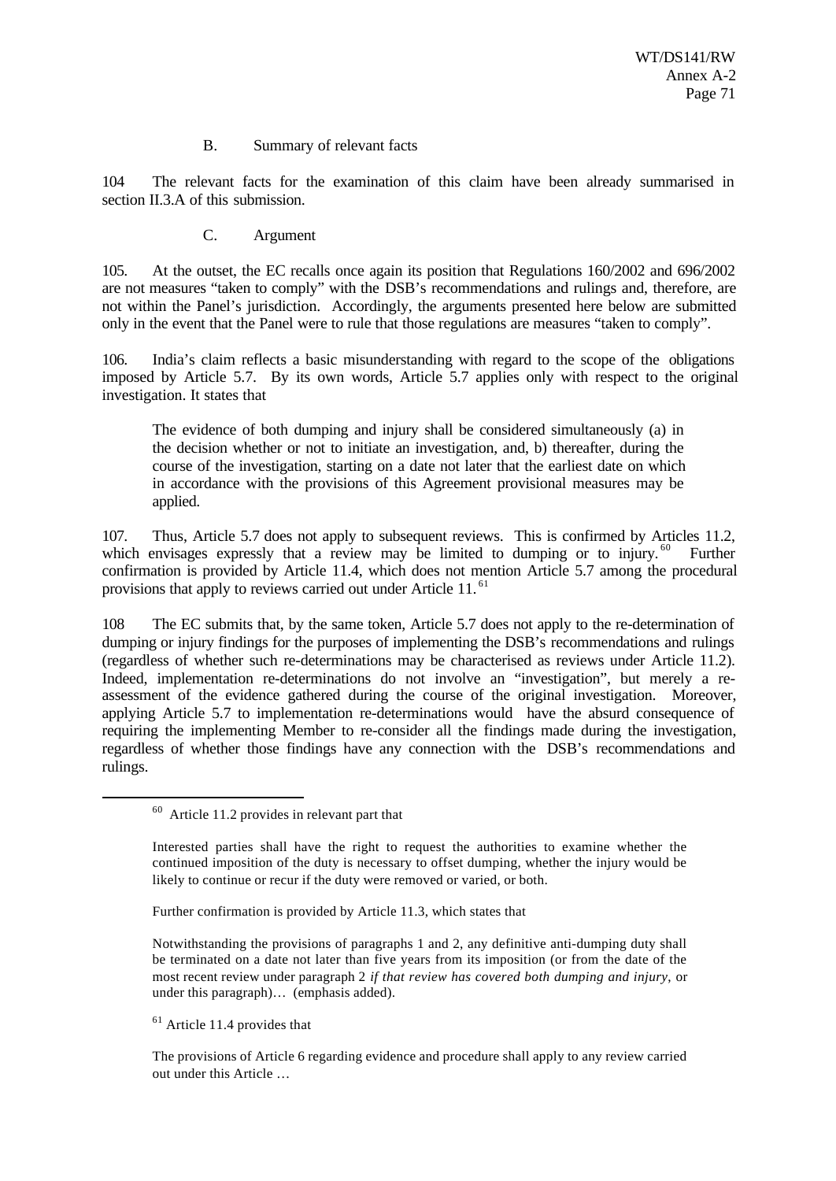### B. Summary of relevant facts

104 The relevant facts for the examination of this claim have been already summarised in section II.3.A of this submission.

### C. Argument

105. At the outset, the EC recalls once again its position that Regulations 160/2002 and 696/2002 are not measures "taken to comply" with the DSB's recommendations and rulings and, therefore, are not within the Panel's jurisdiction. Accordingly, the arguments presented here below are submitted only in the event that the Panel were to rule that those regulations are measures "taken to comply".

106. India's claim reflects a basic misunderstanding with regard to the scope of the obligations imposed by Article 5.7. By its own words, Article 5.7 applies only with respect to the original investigation. It states that

> The evidence of both dumping and injury shall be considered simultaneously (a) in the decision whether or not to initiate an investigation, and, b) thereafter, during the course of the investigation, starting on a date not later that the earliest date on which in accordance with the provisions of this Agreement provisional measures may be applied.

107. Thus, Article 5.7 does not apply to subsequent reviews. This is confirmed by Articles 11.2, which envisages expressly that a review may be limited to dumping or to injury.[60] Further confirmation is provided by Article 11.4, which does not mention Article 5.7 among the procedural provisions that apply to reviews carried out under Article 11.[61]

108 The EC submits that, by the same token, Article 5.7 does not apply to the re-determination of dumping or injury findings for the purposes of implementing the DSB's recommendations and rulings (regardless of whether such re-determinations may be characterised as reviews under Article 11.2). Indeed, implementation re-determinations do not involve an "investigation", but merely a re-assessment of the evidence gathered during the course of the original investigation. Moreover, applying Article 5.7 to implementation re-determinations would have the absurd consequence of requiring the implementing Member to re-consider all the findings made during the investigation, regardless of whether those findings have any connection with the DSB's recommendations and rulings.

---

[60] Article 11.2 provides in relevant part that

> Interested parties shall have the right to request the authorities to examine whether the continued imposition of the duty is necessary to offset dumping, whether the injury would be likely to continue or recur if the duty were removed or varied, or both.

Further confirmation is provided by Article 11.3, which states that

> Notwithstanding the provisions of paragraphs 1 and 2, any definitive anti-dumping duty shall be terminated on a date not later than five years from its imposition (or from the date of the most recent review under paragraph 2 *if that review has covered both dumping and injury*, or under this paragraph)… (emphasis added).

[61] Article 11.4 provides that

> The provisions of Article 6 regarding evidence and procedure shall apply to any review carried out under this Article …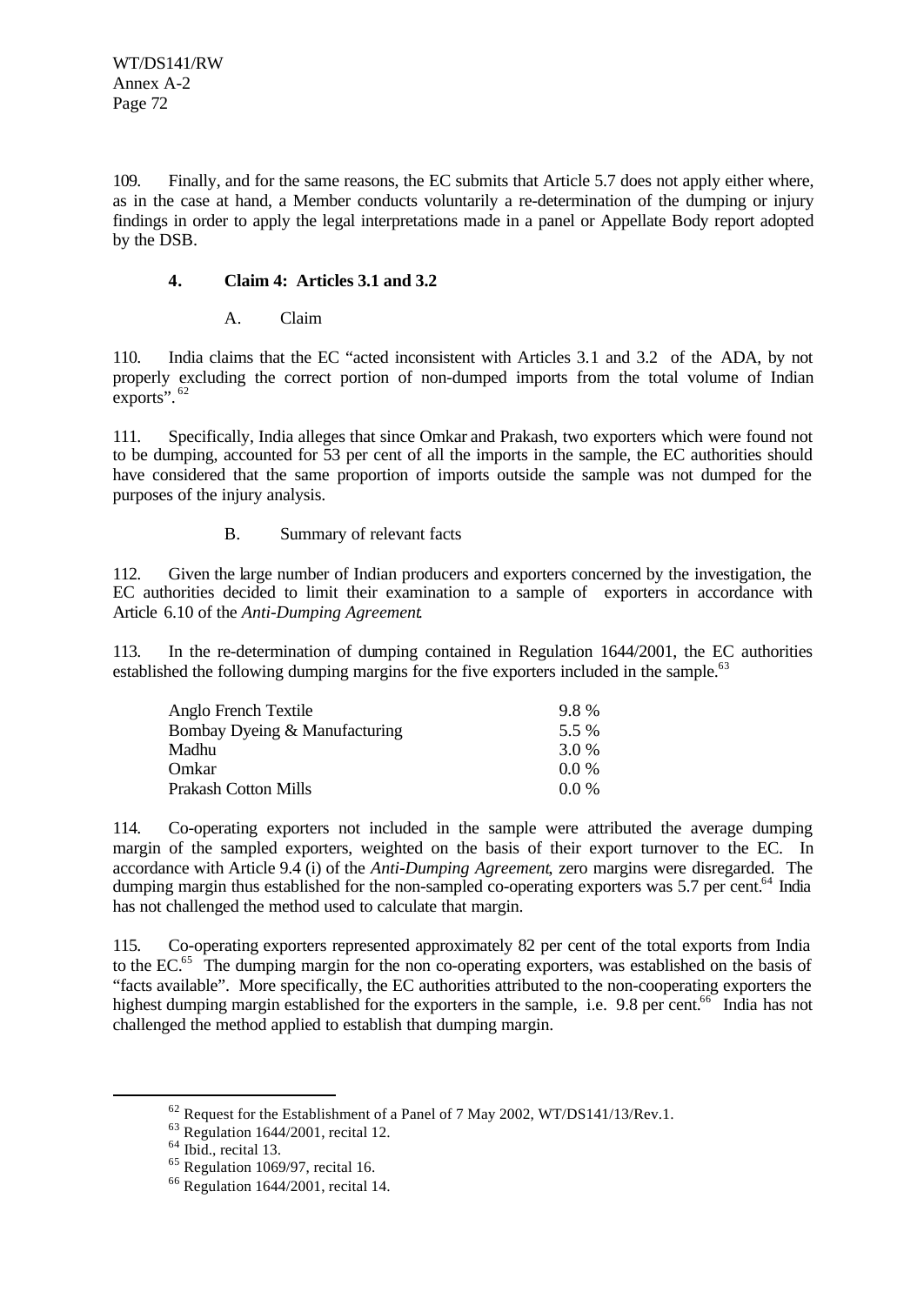109. Finally, and for the same reasons, the EC submits that Article 5.7 does not apply either where, as in the case at hand, a Member conducts voluntarily a re-determination of the dumping or injury findings in order to apply the legal interpretations made in a panel or Appellate Body report adopted by the DSB.

### 4. Claim 4: Articles 3.1 and 3.2

#### A. Claim

110. India claims that the EC "acted inconsistent with Articles 3.1 and 3.2 of the ADA, by not properly excluding the correct portion of non-dumped imports from the total volume of Indian exports".[62]

111. Specifically, India alleges that since Omkar and Prakash, two exporters which were found not to be dumping, accounted for 53 per cent of all the imports in the sample, the EC authorities should have considered that the same proportion of imports outside the sample was not dumped for the purposes of the injury analysis.

#### B. Summary of relevant facts

112. Given the large number of Indian producers and exporters concerned by the investigation, the EC authorities decided to limit their examination to a sample of exporters in accordance with Article 6.10 of the *Anti-Dumping Agreement*.

113. In the re-determination of dumping contained in Regulation 1644/2001, the EC authorities established the following dumping margins for the five exporters included in the sample.[63]

| | |
|---|---|
| Anglo French Textile | 9.8 % |
| Bombay Dyeing & Manufacturing | 5.5 % |
| Madhu | 3.0 % |
| Omkar | 0.0 % |
| Prakash Cotton Mills | 0.0 % |

114. Co-operating exporters not included in the sample were attributed the average dumping margin of the sampled exporters, weighted on the basis of their export turnover to the EC. In accordance with Article 9.4 (i) of the *Anti-Dumping Agreement*, zero margins were disregarded. The dumping margin thus established for the non-sampled co-operating exporters was 5.7 per cent.[64] India has not challenged the method used to calculate that margin.

115. Co-operating exporters represented approximately 82 per cent of the total exports from India to the EC.[65] The dumping margin for the non co-operating exporters, was established on the basis of "facts available". More specifically, the EC authorities attributed to the non-cooperating exporters the highest dumping margin established for the exporters in the sample, i.e. 9.8 per cent.[66] India has not challenged the method applied to establish that dumping margin.

---

[62] Request for the Establishment of a Panel of 7 May 2002, WT/DS141/13/Rev.1.

[63] Regulation 1644/2001, recital 12.

[64] Ibid., recital 13.

[65] Regulation 1069/97, recital 16.

[66] Regulation 1644/2001, recital 14.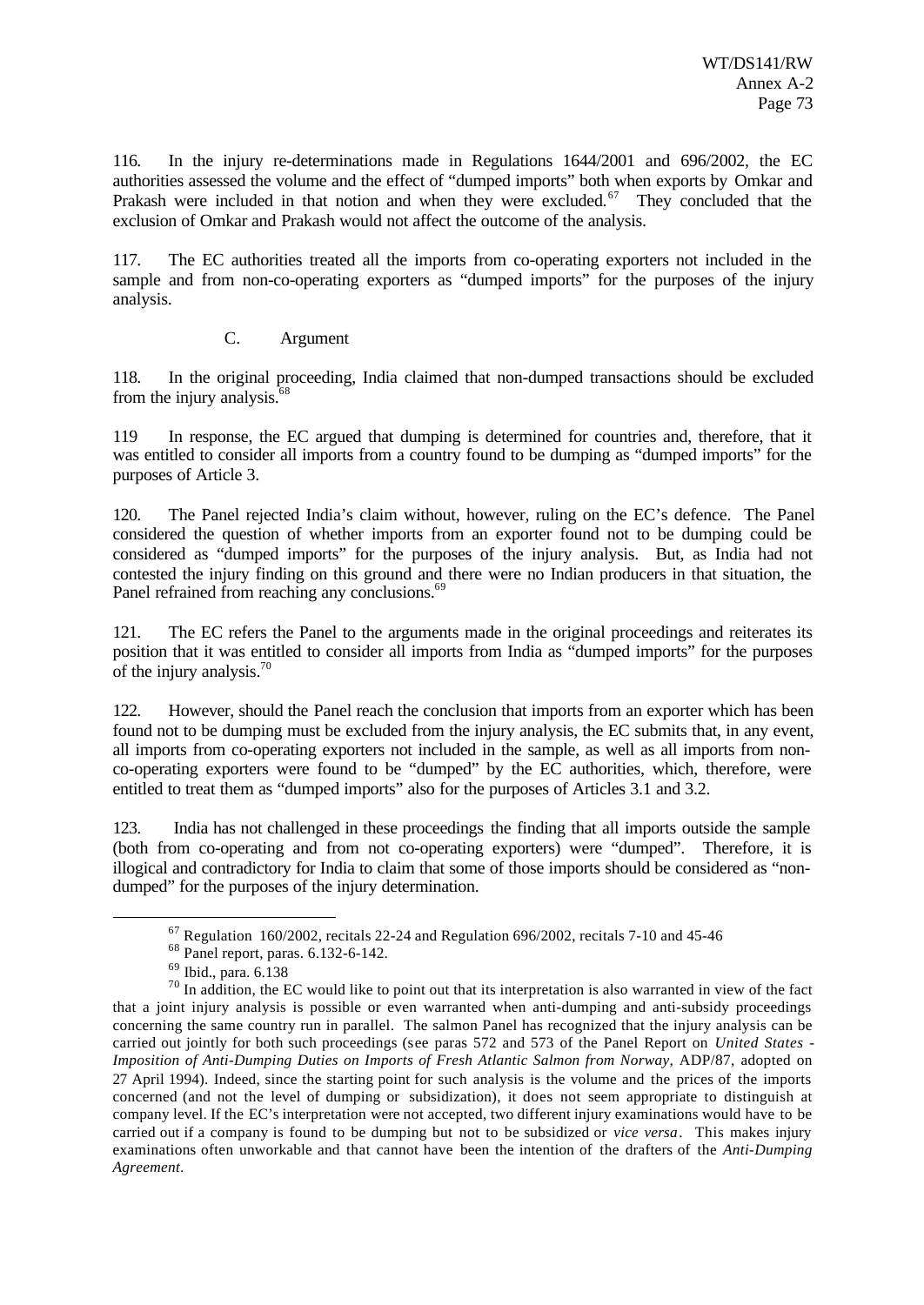116. In the injury re-determinations made in Regulations 1644/2001 and 696/2002, the EC authorities assessed the volume and the effect of "dumped imports" both when exports by Omkar and Prakash were included in that notion and when they were excluded.[67] They concluded that the exclusion of Omkar and Prakash would not affect the outcome of the analysis.

117. The EC authorities treated all the imports from co-operating exporters not included in the sample and from non-co-operating exporters as "dumped imports" for the purposes of the injury analysis.

### C. Argument

118. In the original proceeding, India claimed that non-dumped transactions should be excluded from the injury analysis.[68]

119 In response, the EC argued that dumping is determined for countries and, therefore, that it was entitled to consider all imports from a country found to be dumping as "dumped imports" for the purposes of Article 3.

120. The Panel rejected India's claim without, however, ruling on the EC's defence. The Panel considered the question of whether imports from an exporter found not to be dumping could be considered as "dumped imports" for the purposes of the injury analysis. But, as India had not contested the injury finding on this ground and there were no Indian producers in that situation, the Panel refrained from reaching any conclusions.[69]

121. The EC refers the Panel to the arguments made in the original proceedings and reiterates its position that it was entitled to consider all imports from India as "dumped imports" for the purposes of the injury analysis.[70]

122. However, should the Panel reach the conclusion that imports from an exporter which has been found not to be dumping must be excluded from the injury analysis, the EC submits that, in any event, all imports from co-operating exporters not included in the sample, as well as all imports from non-co-operating exporters were found to be "dumped" by the EC authorities, which, therefore, were entitled to treat them as "dumped imports" also for the purposes of Articles 3.1 and 3.2.

123. India has not challenged in these proceedings the finding that all imports outside the sample (both from co-operating and from not co-operating exporters) were "dumped". Therefore, it is illogical and contradictory for India to claim that some of those imports should be considered as "non-dumped" for the purposes of the injury determination.

---

[67] Regulation 160/2002, recitals 22-24 and Regulation 696/2002, recitals 7-10 and 45-46

[68] Panel report, paras. 6.132-6-142.

[69] Ibid., para. 6.138

[70] In addition, the EC would like to point out that its interpretation is also warranted in view of the fact that a joint injury analysis is possible or even warranted when anti-dumping and anti-subsidy proceedings concerning the same country run in parallel. The salmon Panel has recognized that the injury analysis can be carried out jointly for both such proceedings (see paras 572 and 573 of the Panel Report on *United States - Imposition of Anti-Dumping Duties on Imports of Fresh Atlantic Salmon from Norway*, ADP/87, adopted on 27 April 1994). Indeed, since the starting point for such analysis is the volume and the prices of the imports concerned (and not the level of dumping or subsidization), it does not seem appropriate to distinguish at company level. If the EC's interpretation were not accepted, two different injury examinations would have to be carried out if a company is found to be dumping but not to be subsidized or *vice versa*. This makes injury examinations often unworkable and that cannot have been the intention of the drafters of the *Anti-Dumping Agreement*.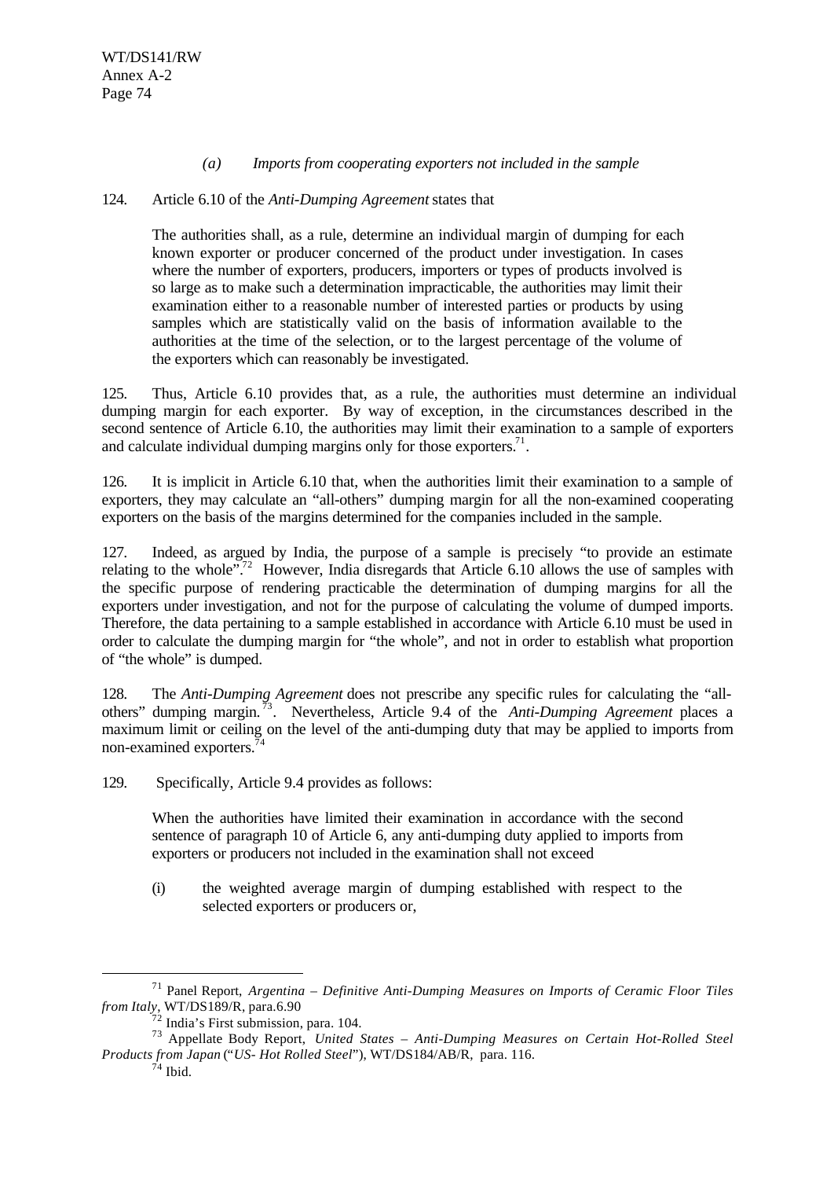*(a) Imports from cooperating exporters not included in the sample*

124. Article 6.10 of the *Anti-Dumping Agreement* states that

> The authorities shall, as a rule, determine an individual margin of dumping for each known exporter or producer concerned of the product under investigation. In cases where the number of exporters, producers, importers or types of products involved is so large as to make such a determination impracticable, the authorities may limit their examination either to a reasonable number of interested parties or products by using samples which are statistically valid on the basis of information available to the authorities at the time of the selection, or to the largest percentage of the volume of the exporters which can reasonably be investigated.

125. Thus, Article 6.10 provides that, as a rule, the authorities must determine an individual dumping margin for each exporter. By way of exception, in the circumstances described in the second sentence of Article 6.10, the authorities may limit their examination to a sample of exporters and calculate individual dumping margins only for those exporters.[71].

126. It is implicit in Article 6.10 that, when the authorities limit their examination to a sample of exporters, they may calculate an "all-others" dumping margin for all the non-examined cooperating exporters on the basis of the margins determined for the companies included in the sample.

127. Indeed, as argued by India, the purpose of a sample is precisely "to provide an estimate relating to the whole".[72] However, India disregards that Article 6.10 allows the use of samples with the specific purpose of rendering practicable the determination of dumping margins for all the exporters under investigation, and not for the purpose of calculating the volume of dumped imports. Therefore, the data pertaining to a sample established in accordance with Article 6.10 must be used in order to calculate the dumping margin for "the whole", and not in order to establish what proportion of "the whole" is dumped.

128. The *Anti-Dumping Agreement* does not prescribe any specific rules for calculating the "all-others" dumping margin.[73]. Nevertheless, Article 9.4 of the *Anti-Dumping Agreement* places a maximum limit or ceiling on the level of the anti-dumping duty that may be applied to imports from non-examined exporters.[74]

129. Specifically, Article 9.4 provides as follows:

> When the authorities have limited their examination in accordance with the second sentence of paragraph 10 of Article 6, any anti-dumping duty applied to imports from exporters or producers not included in the examination shall not exceed
>
> (i) the weighted average margin of dumping established with respect to the selected exporters or producers or,

---

[71] Panel Report, *Argentina – Definitive Anti-Dumping Measures on Imports of Ceramic Floor Tiles from Italy*, WT/DS189/R, para.6.90

[72] India's First submission, para. 104.

[73] Appellate Body Report, *United States – Anti-Dumping Measures on Certain Hot-Rolled Steel Products from Japan* ("*US- Hot Rolled Steel*"), WT/DS184/AB/R, para. 116.

[74] Ibid.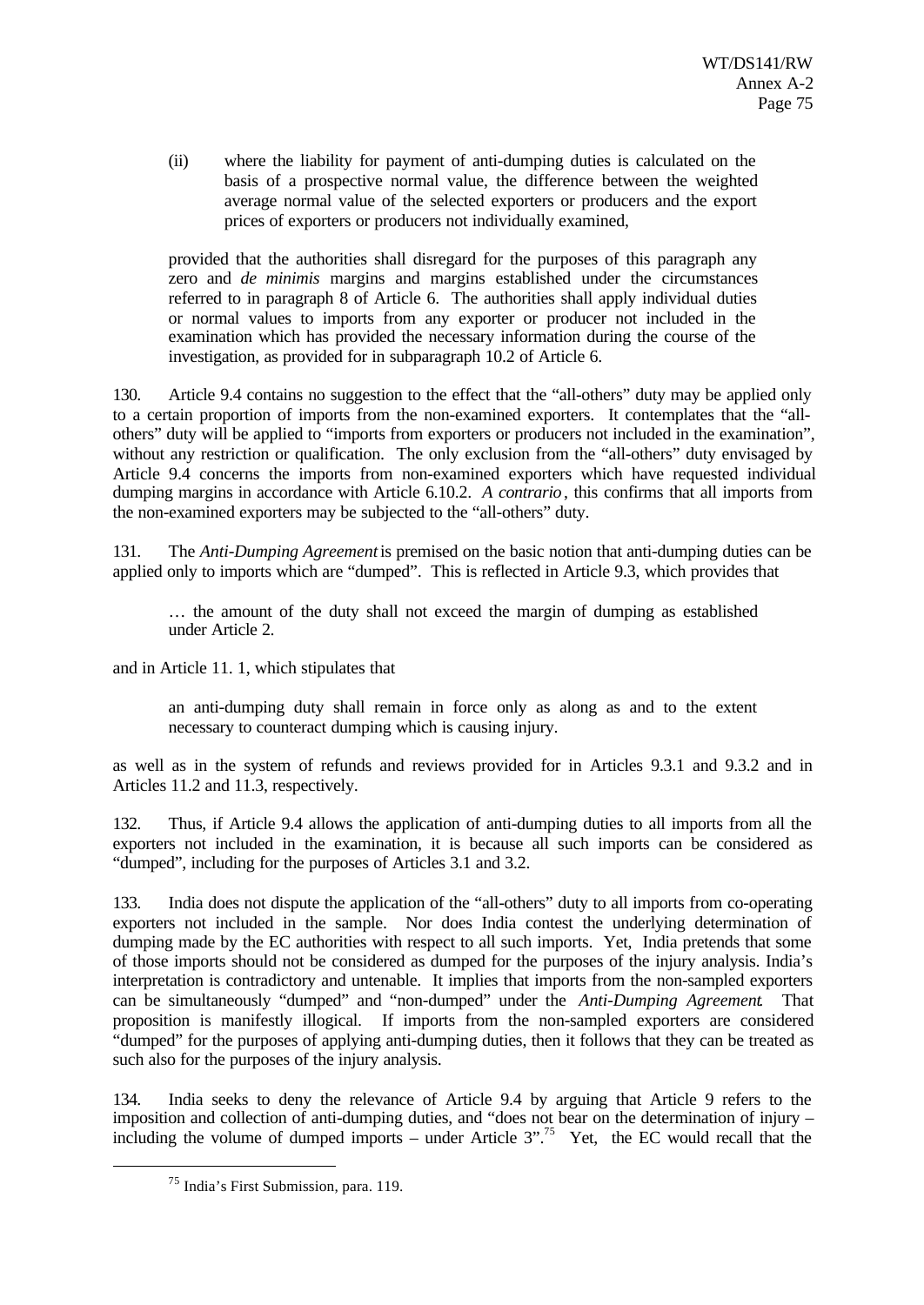(ii) where the liability for payment of anti-dumping duties is calculated on the basis of a prospective normal value, the difference between the weighted average normal value of the selected exporters or producers and the export prices of exporters or producers not individually examined,

> provided that the authorities shall disregard for the purposes of this paragraph any zero and *de minimis* margins and margins established under the circumstances referred to in paragraph 8 of Article 6. The authorities shall apply individual duties or normal values to imports from any exporter or producer not included in the examination which has provided the necessary information during the course of the investigation, as provided for in subparagraph 10.2 of Article 6.

130. Article 9.4 contains no suggestion to the effect that the "all-others" duty may be applied only to a certain proportion of imports from the non-examined exporters. It contemplates that the "all-others" duty will be applied to "imports from exporters or producers not included in the examination", without any restriction or qualification. The only exclusion from the "all-others" duty envisaged by Article 9.4 concerns the imports from non-examined exporters which have requested individual dumping margins in accordance with Article 6.10.2. *A contrario*, this confirms that all imports from the non-examined exporters may be subjected to the "all-others" duty.

131. The *Anti-Dumping Agreement* is premised on the basic notion that anti-dumping duties can be applied only to imports which are "dumped". This is reflected in Article 9.3, which provides that

> … the amount of the duty shall not exceed the margin of dumping as established under Article 2.

and in Article 11. 1, which stipulates that

> an anti-dumping duty shall remain in force only as along as and to the extent necessary to counteract dumping which is causing injury.

as well as in the system of refunds and reviews provided for in Articles 9.3.1 and 9.3.2 and in Articles 11.2 and 11.3, respectively.

132. Thus, if Article 9.4 allows the application of anti-dumping duties to all imports from all the exporters not included in the examination, it is because all such imports can be considered as "dumped", including for the purposes of Articles 3.1 and 3.2.

133. India does not dispute the application of the "all-others" duty to all imports from co-operating exporters not included in the sample. Nor does India contest the underlying determination of dumping made by the EC authorities with respect to all such imports. Yet, India pretends that some of those imports should not be considered as dumped for the purposes of the injury analysis. India's interpretation is contradictory and untenable. It implies that imports from the non-sampled exporters can be simultaneously "dumped" and "non-dumped" under the *Anti-Dumping Agreement*. That proposition is manifestly illogical. If imports from the non-sampled exporters are considered "dumped" for the purposes of applying anti-dumping duties, then it follows that they can be treated as such also for the purposes of the injury analysis.

134. India seeks to deny the relevance of Article 9.4 by arguing that Article 9 refers to the imposition and collection of anti-dumping duties, and "does not bear on the determination of injury – including the volume of dumped imports – under Article 3".[75] Yet, the EC would recall that the

---

[75] India's First Submission, para. 119.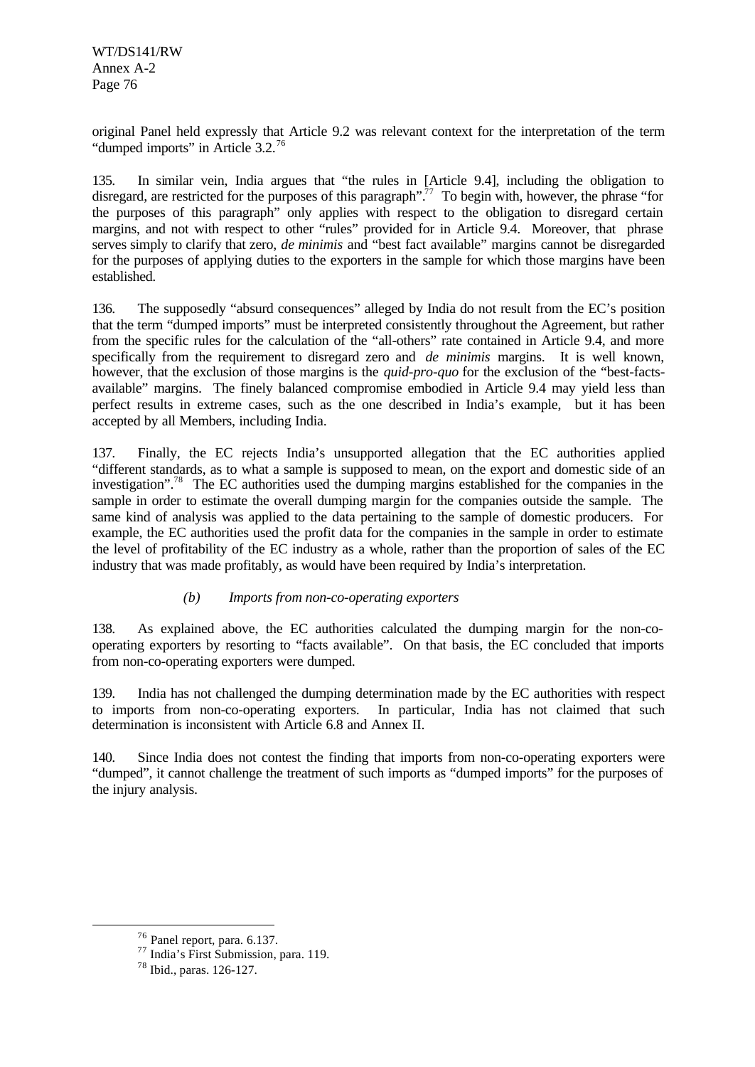original Panel held expressly that Article 9.2 was relevant context for the interpretation of the term "dumped imports" in Article 3.2.[76]

135. In similar vein, India argues that "the rules in [Article 9.4], including the obligation to disregard, are restricted for the purposes of this paragraph".[77] To begin with, however, the phrase "for the purposes of this paragraph" only applies with respect to the obligation to disregard certain margins, and not with respect to other "rules" provided for in Article 9.4. Moreover, that phrase serves simply to clarify that zero, *de minimis* and "best fact available" margins cannot be disregarded for the purposes of applying duties to the exporters in the sample for which those margins have been established.

136. The supposedly "absurd consequences" alleged by India do not result from the EC's position that the term "dumped imports" must be interpreted consistently throughout the Agreement, but rather from the specific rules for the calculation of the "all-others" rate contained in Article 9.4, and more specifically from the requirement to disregard zero and *de minimis* margins. It is well known, however, that the exclusion of those margins is the *quid-pro-quo* for the exclusion of the "best-facts-available" margins. The finely balanced compromise embodied in Article 9.4 may yield less than perfect results in extreme cases, such as the one described in India's example, but it has been accepted by all Members, including India.

137. Finally, the EC rejects India's unsupported allegation that the EC authorities applied "different standards, as to what a sample is supposed to mean, on the export and domestic side of an investigation".[78] The EC authorities used the dumping margins established for the companies in the sample in order to estimate the overall dumping margin for the companies outside the sample. The same kind of analysis was applied to the data pertaining to the sample of domestic producers. For example, the EC authorities used the profit data for the companies in the sample in order to estimate the level of profitability of the EC industry as a whole, rather than the proportion of sales of the EC industry that was made profitably, as would have been required by India's interpretation.

#### *(b) Imports from non-co-operating exporters*

138. As explained above, the EC authorities calculated the dumping margin for the non-co-operating exporters by resorting to "facts available". On that basis, the EC concluded that imports from non-co-operating exporters were dumped.

139. India has not challenged the dumping determination made by the EC authorities with respect to imports from non-co-operating exporters. In particular, India has not claimed that such determination is inconsistent with Article 6.8 and Annex II.

140. Since India does not contest the finding that imports from non-co-operating exporters were "dumped", it cannot challenge the treatment of such imports as "dumped imports" for the purposes of the injury analysis.

---

[76] Panel report, para. 6.137.

[77] India's First Submission, para. 119.

[78] Ibid., paras. 126-127.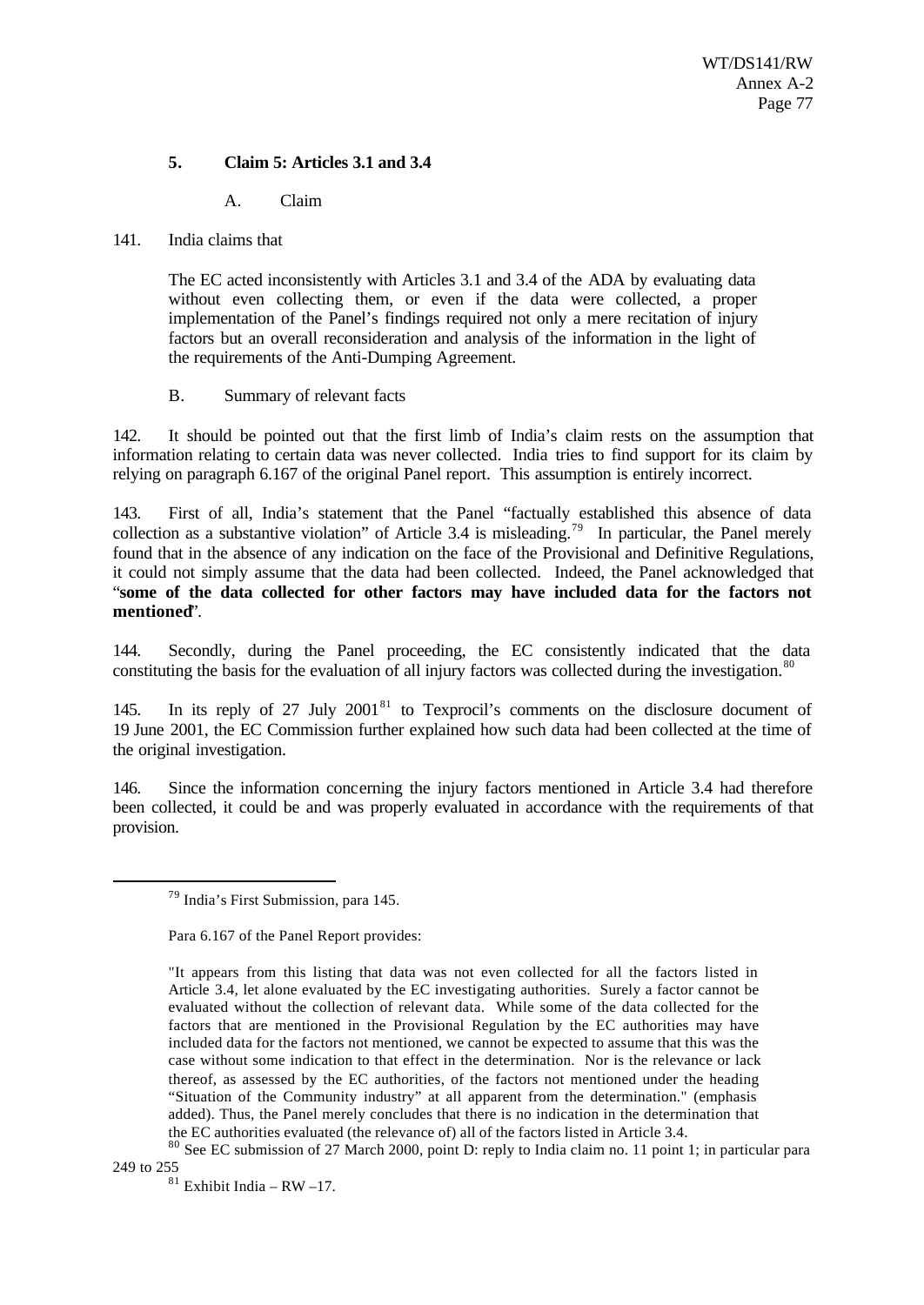### 5. Claim 5: Articles 3.1 and 3.4

A. Claim

141. India claims that

> The EC acted inconsistently with Articles 3.1 and 3.4 of the ADA by evaluating data without even collecting them, or even if the data were collected, a proper implementation of the Panel's findings required not only a mere recitation of injury factors but an overall reconsideration and analysis of the information in the light of the requirements of the Anti-Dumping Agreement.

B. Summary of relevant facts

142. It should be pointed out that the first limb of India's claim rests on the assumption that information relating to certain data was never collected. India tries to find support for its claim by relying on paragraph 6.167 of the original Panel report. This assumption is entirely incorrect.

143. First of all, India's statement that the Panel "factually established this absence of data collection as a substantive violation" of Article 3.4 is misleading.[79] In particular, the Panel merely found that in the absence of any indication on the face of the Provisional and Definitive Regulations, it could not simply assume that the data had been collected. Indeed, the Panel acknowledged that "**some of the data collected for other factors may have included data for the factors not mentioned**".

144. Secondly, during the Panel proceeding, the EC consistently indicated that the data constituting the basis for the evaluation of all injury factors was collected during the investigation.[80]

145. In its reply of 27 July 2001[81] to Texprocil's comments on the disclosure document of 19 June 2001, the EC Commission further explained how such data had been collected at the time of the original investigation.

146. Since the information concerning the injury factors mentioned in Article 3.4 had therefore been collected, it could be and was properly evaluated in accordance with the requirements of that provision.

---

[79] India's First Submission, para 145.

Para 6.167 of the Panel Report provides:

"It appears from this listing that data was not even collected for all the factors listed in Article 3.4, let alone evaluated by the EC investigating authorities. Surely a factor cannot be evaluated without the collection of relevant data. While some of the data collected for the factors that are mentioned in the Provisional Regulation by the EC authorities may have included data for the factors not mentioned, we cannot be expected to assume that this was the case without some indication to that effect in the determination. Nor is the relevance or lack thereof, as assessed by the EC authorities, of the factors not mentioned under the heading "Situation of the Community industry" at all apparent from the determination." (emphasis added). Thus, the Panel merely concludes that there is no indication in the determination that the EC authorities evaluated (the relevance of) all of the factors listed in Article 3.4.

[80] See EC submission of 27 March 2000, point D: reply to India claim no. 11 point 1; in particular para 249 to 255

[81] Exhibit India – RW –17.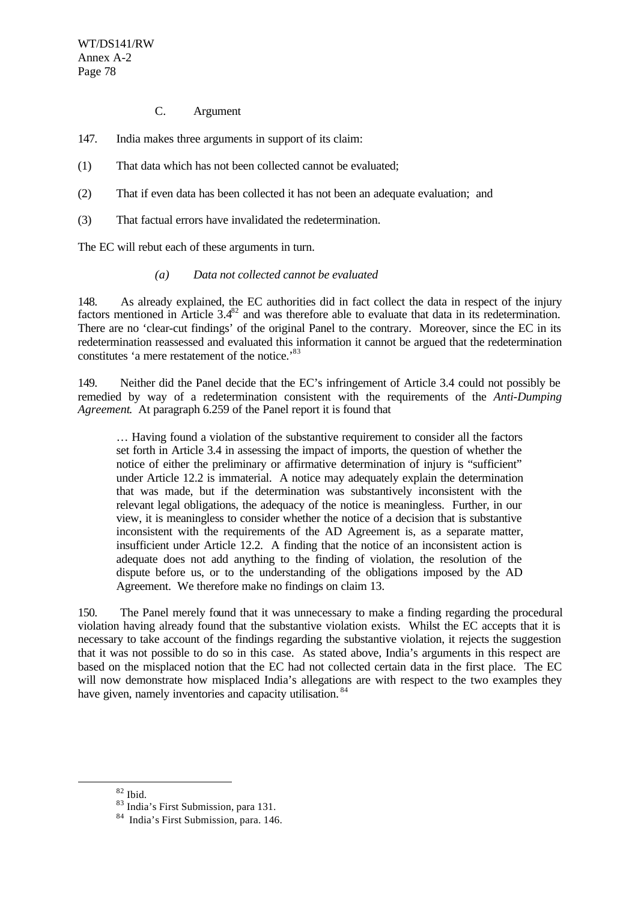C. Argument

147. India makes three arguments in support of its claim:

(1) That data which has not been collected cannot be evaluated;

(2) That if even data has been collected it has not been an adequate evaluation; and

(3) That factual errors have invalidated the redetermination.

The EC will rebut each of these arguments in turn.

*(a) Data not collected cannot be evaluated*

148. As already explained, the EC authorities did in fact collect the data in respect of the injury factors mentioned in Article 3.4[82] and was therefore able to evaluate that data in its redetermination. There are no 'clear-cut findings' of the original Panel to the contrary. Moreover, since the EC in its redetermination reassessed and evaluated this information it cannot be argued that the redetermination constitutes 'a mere restatement of the notice.'[83]

149. Neither did the Panel decide that the EC's infringement of Article 3.4 could not possibly be remedied by way of a redetermination consistent with the requirements of the *Anti-Dumping Agreement*. At paragraph 6.259 of the Panel report it is found that

> … Having found a violation of the substantive requirement to consider all the factors set forth in Article 3.4 in assessing the impact of imports, the question of whether the notice of either the preliminary or affirmative determination of injury is "sufficient" under Article 12.2 is immaterial. A notice may adequately explain the determination that was made, but if the determination was substantively inconsistent with the relevant legal obligations, the adequacy of the notice is meaningless. Further, in our view, it is meaningless to consider whether the notice of a decision that is substantive inconsistent with the requirements of the AD Agreement is, as a separate matter, insufficient under Article 12.2. A finding that the notice of an inconsistent action is adequate does not add anything to the finding of violation, the resolution of the dispute before us, or to the understanding of the obligations imposed by the AD Agreement. We therefore make no findings on claim 13.

150. The Panel merely found that it was unnecessary to make a finding regarding the procedural violation having already found that the substantive violation exists. Whilst the EC accepts that it is necessary to take account of the findings regarding the substantive violation, it rejects the suggestion that it was not possible to do so in this case. As stated above, India's arguments in this respect are based on the misplaced notion that the EC had not collected certain data in the first place. The EC will now demonstrate how misplaced India's allegations are with respect to the two examples they have given, namely inventories and capacity utilisation.[84]

---

[82] Ibid.

[83] India's First Submission, para 131.

[84] India's First Submission, para. 146.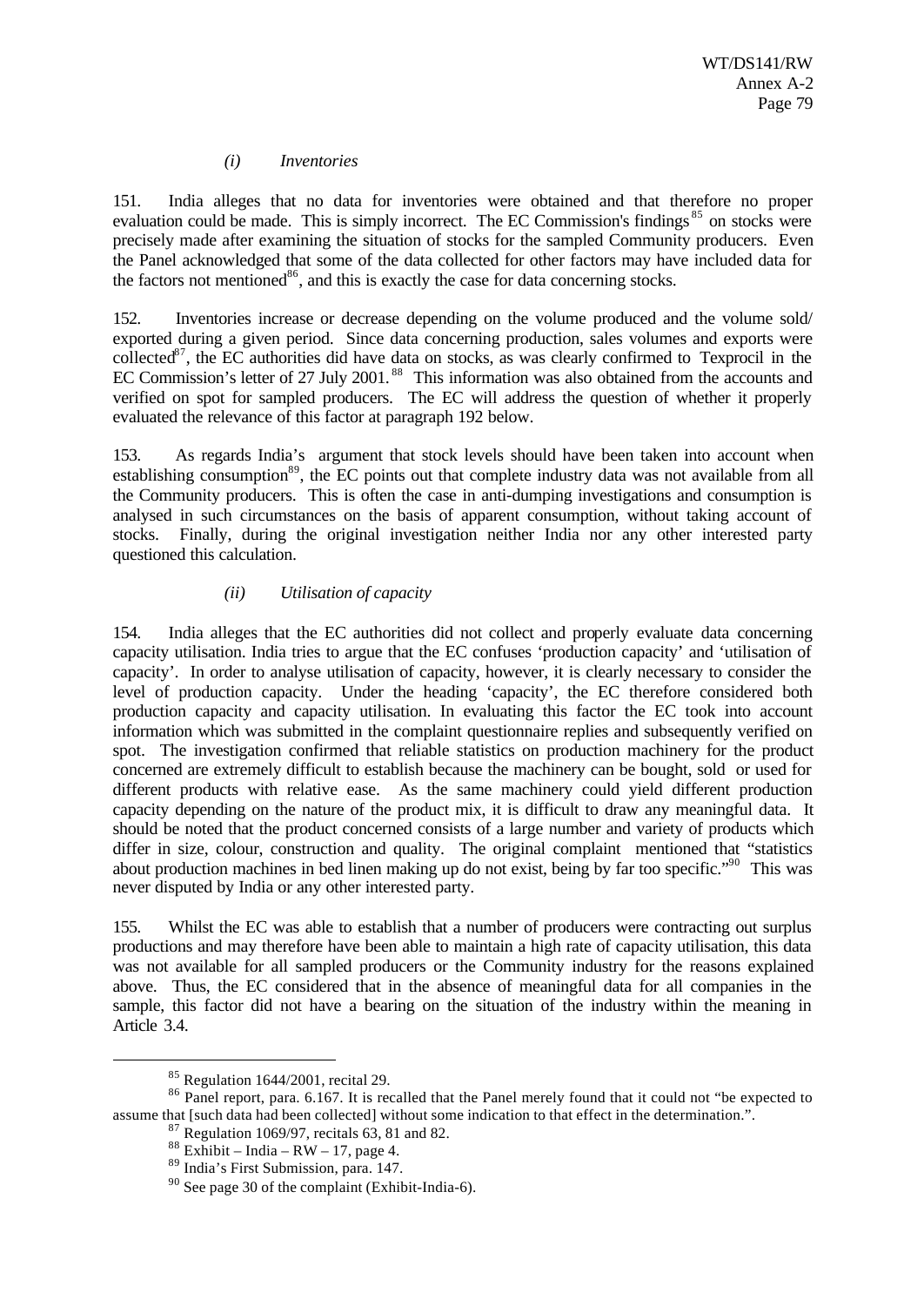*(i) Inventories*

151. India alleges that no data for inventories were obtained and that therefore no proper evaluation could be made. This is simply incorrect. The EC Commission's findings[85] on stocks were precisely made after examining the situation of stocks for the sampled Community producers. Even the Panel acknowledged that some of the data collected for other factors may have included data for the factors not mentioned[86], and this is exactly the case for data concerning stocks.

152. Inventories increase or decrease depending on the volume produced and the volume sold/ exported during a given period. Since data concerning production, sales volumes and exports were collected[87], the EC authorities did have data on stocks, as was clearly confirmed to Texprocil in the EC Commission's letter of 27 July 2001.[88] This information was also obtained from the accounts and verified on spot for sampled producers. The EC will address the question of whether it properly evaluated the relevance of this factor at paragraph 192 below.

153. As regards India's argument that stock levels should have been taken into account when establishing consumption[89], the EC points out that complete industry data was not available from all the Community producers. This is often the case in anti-dumping investigations and consumption is analysed in such circumstances on the basis of apparent consumption, without taking account of stocks. Finally, during the original investigation neither India nor any other interested party questioned this calculation.

*(ii) Utilisation of capacity*

154. India alleges that the EC authorities did not collect and properly evaluate data concerning capacity utilisation. India tries to argue that the EC confuses 'production capacity' and 'utilisation of capacity'. In order to analyse utilisation of capacity, however, it is clearly necessary to consider the level of production capacity. Under the heading 'capacity', the EC therefore considered both production capacity and capacity utilisation. In evaluating this factor the EC took into account information which was submitted in the complaint questionnaire replies and subsequently verified on spot. The investigation confirmed that reliable statistics on production machinery for the product concerned are extremely difficult to establish because the machinery can be bought, sold or used for different products with relative ease. As the same machinery could yield different production capacity depending on the nature of the product mix, it is difficult to draw any meaningful data. It should be noted that the product concerned consists of a large number and variety of products which differ in size, colour, construction and quality. The original complaint mentioned that "statistics about production machines in bed linen making up do not exist, being by far too specific."[90] This was never disputed by India or any other interested party.

155. Whilst the EC was able to establish that a number of producers were contracting out surplus productions and may therefore have been able to maintain a high rate of capacity utilisation, this data was not available for all sampled producers or the Community industry for the reasons explained above. Thus, the EC considered that in the absence of meaningful data for all companies in the sample, this factor did not have a bearing on the situation of the industry within the meaning in Article 3.4.

---

[85] Regulation 1644/2001, recital 29.

[86] Panel report, para. 6.167. It is recalled that the Panel merely found that it could not "be expected to assume that [such data had been collected] without some indication to that effect in the determination.".

[87] Regulation 1069/97, recitals 63, 81 and 82.

[88] Exhibit – India – RW – 17, page 4.

[89] India's First Submission, para. 147.

[90] See page 30 of the complaint (Exhibit-India-6).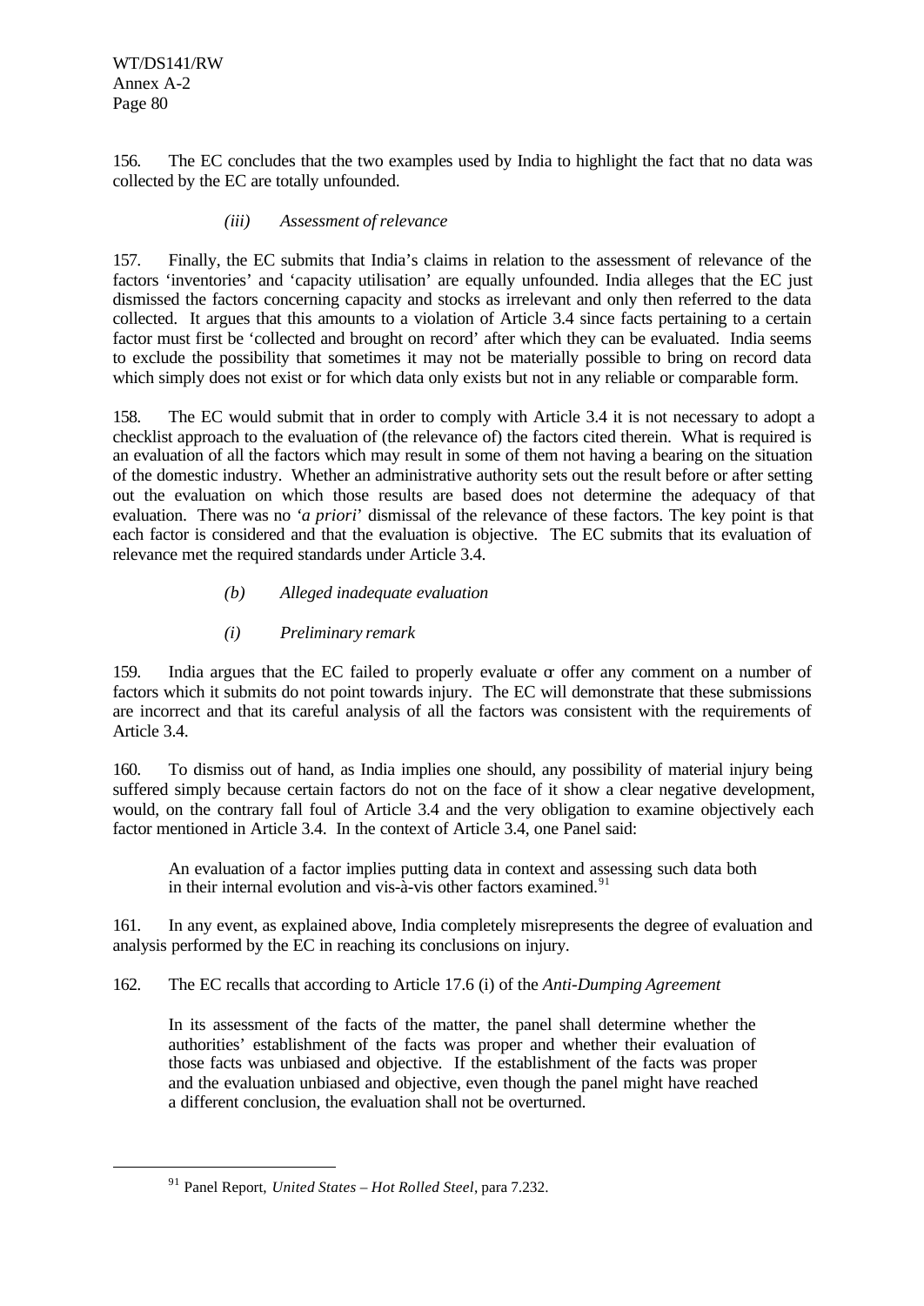156. The EC concludes that the two examples used by India to highlight the fact that no data was collected by the EC are totally unfounded.

*(iii) Assessment of relevance*

157. Finally, the EC submits that India's claims in relation to the assessment of relevance of the factors 'inventories' and 'capacity utilisation' are equally unfounded. India alleges that the EC just dismissed the factors concerning capacity and stocks as irrelevant and only then referred to the data collected. It argues that this amounts to a violation of Article 3.4 since facts pertaining to a certain factor must first be 'collected and brought on record' after which they can be evaluated. India seems to exclude the possibility that sometimes it may not be materially possible to bring on record data which simply does not exist or for which data only exists but not in any reliable or comparable form.

158. The EC would submit that in order to comply with Article 3.4 it is not necessary to adopt a checklist approach to the evaluation of (the relevance of) the factors cited therein. What is required is an evaluation of all the factors which may result in some of them not having a bearing on the situation of the domestic industry. Whether an administrative authority sets out the result before or after setting out the evaluation on which those results are based does not determine the adequacy of that evaluation. There was no '*a priori*' dismissal of the relevance of these factors. The key point is that each factor is considered and that the evaluation is objective. The EC submits that its evaluation of relevance met the required standards under Article 3.4.

*(b) Alleged inadequate evaluation*

*(i) Preliminary remark*

159. India argues that the EC failed to properly evaluate or offer any comment on a number of factors which it submits do not point towards injury. The EC will demonstrate that these submissions are incorrect and that its careful analysis of all the factors was consistent with the requirements of Article 3.4.

160. To dismiss out of hand, as India implies one should, any possibility of material injury being suffered simply because certain factors do not on the face of it show a clear negative development, would, on the contrary fall foul of Article 3.4 and the very obligation to examine objectively each factor mentioned in Article 3.4. In the context of Article 3.4, one Panel said:

> An evaluation of a factor implies putting data in context and assessing such data both in their internal evolution and vis-à-vis other factors examined.[91]

161. In any event, as explained above, India completely misrepresents the degree of evaluation and analysis performed by the EC in reaching its conclusions on injury.

162. The EC recalls that according to Article 17.6 (i) of the *Anti-Dumping Agreement*

> In its assessment of the facts of the matter, the panel shall determine whether the authorities' establishment of the facts was proper and whether their evaluation of those facts was unbiased and objective. If the establishment of the facts was proper and the evaluation unbiased and objective, even though the panel might have reached a different conclusion, the evaluation shall not be overturned.

---

[91] Panel Report, *United States – Hot Rolled Steel*, para 7.232.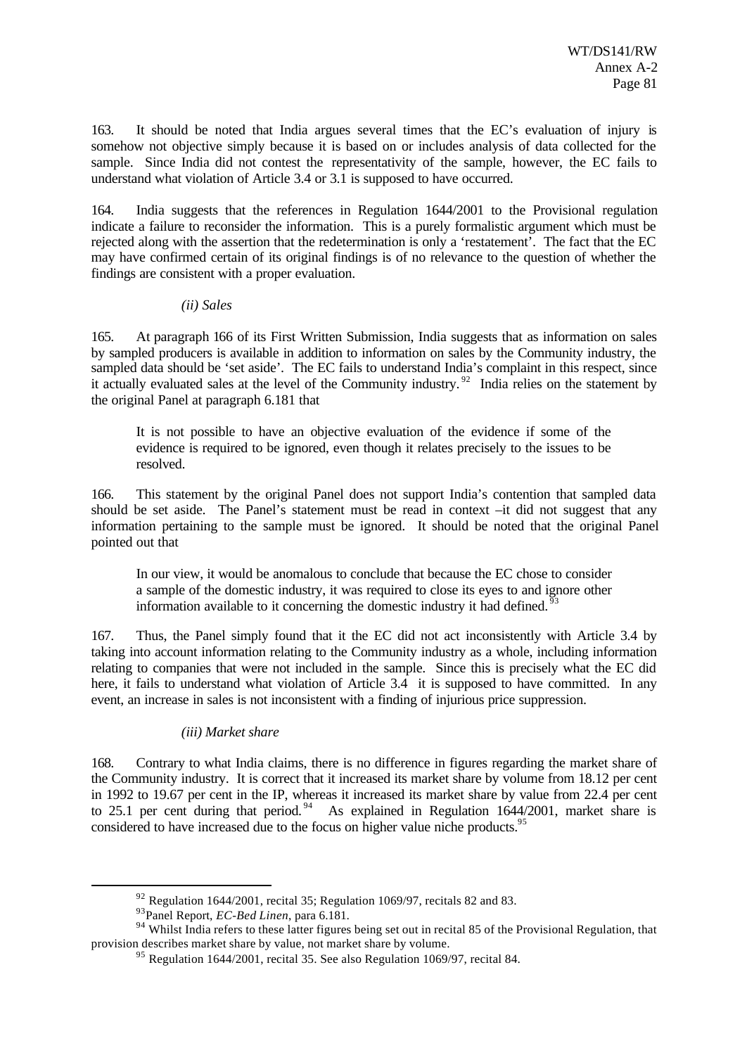163. It should be noted that India argues several times that the EC's evaluation of injury is somehow not objective simply because it is based on or includes analysis of data collected for the sample. Since India did not contest the representativity of the sample, however, the EC fails to understand what violation of Article 3.4 or 3.1 is supposed to have occurred.

164. India suggests that the references in Regulation 1644/2001 to the Provisional regulation indicate a failure to reconsider the information. This is a purely formalistic argument which must be rejected along with the assertion that the redetermination is only a 'restatement'. The fact that the EC may have confirmed certain of its original findings is of no relevance to the question of whether the findings are consistent with a proper evaluation.

*(ii) Sales*

165. At paragraph 166 of its First Written Submission, India suggests that as information on sales by sampled producers is available in addition to information on sales by the Community industry, the sampled data should be 'set aside'. The EC fails to understand India's complaint in this respect, since it actually evaluated sales at the level of the Community industry.[92] India relies on the statement by the original Panel at paragraph 6.181 that

> It is not possible to have an objective evaluation of the evidence if some of the evidence is required to be ignored, even though it relates precisely to the issues to be resolved.

166. This statement by the original Panel does not support India's contention that sampled data should be set aside. The Panel's statement must be read in context –it did not suggest that any information pertaining to the sample must be ignored. It should be noted that the original Panel pointed out that

> In our view, it would be anomalous to conclude that because the EC chose to consider a sample of the domestic industry, it was required to close its eyes to and ignore other information available to it concerning the domestic industry it had defined.[93]

167. Thus, the Panel simply found that it the EC did not act inconsistently with Article 3.4 by taking into account information relating to the Community industry as a whole, including information relating to companies that were not included in the sample. Since this is precisely what the EC did here, it fails to understand what violation of Article 3.4 it is supposed to have committed. In any event, an increase in sales is not inconsistent with a finding of injurious price suppression.

*(iii) Market share*

168. Contrary to what India claims, there is no difference in figures regarding the market share of the Community industry. It is correct that it increased its market share by volume from 18.12 per cent in 1992 to 19.67 per cent in the IP, whereas it increased its market share by value from 22.4 per cent to 25.1 per cent during that period.[94] As explained in Regulation 1644/2001, market share is considered to have increased due to the focus on higher value niche products.[95]

---

[92] Regulation 1644/2001, recital 35; Regulation 1069/97, recitals 82 and 83.

[93] Panel Report, *EC-Bed Linen*, para 6.181.

[94] Whilst India refers to these latter figures being set out in recital 85 of the Provisional Regulation, that provision describes market share by value, not market share by volume.

[95] Regulation 1644/2001, recital 35. See also Regulation 1069/97, recital 84.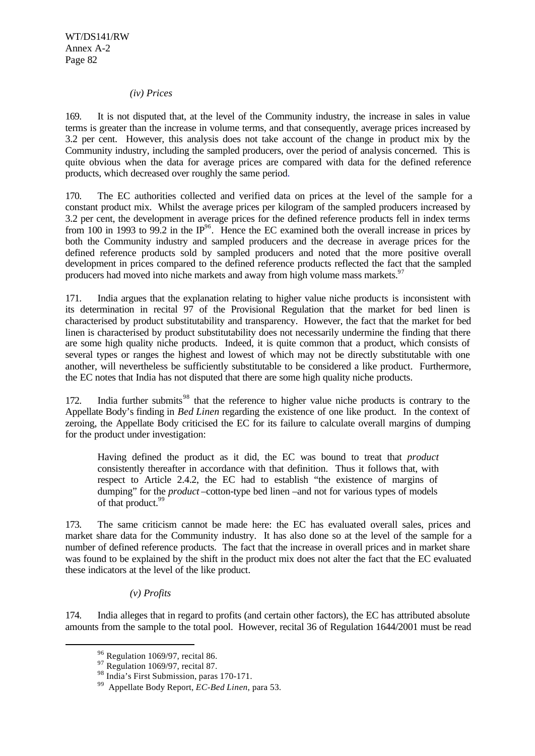*(iv) Prices*

169. It is not disputed that, at the level of the Community industry, the increase in sales in value terms is greater than the increase in volume terms, and that consequently, average prices increased by 3.2 per cent. However, this analysis does not take account of the change in product mix by the Community industry, including the sampled producers, over the period of analysis concerned. This is quite obvious when the data for average prices are compared with data for the defined reference products, which decreased over roughly the same period.

170. The EC authorities collected and verified data on prices at the level of the sample for a constant product mix. Whilst the average prices per kilogram of the sampled producers increased by 3.2 per cent, the development in average prices for the defined reference products fell in index terms from 100 in 1993 to 99.2 in the IP[96]. Hence the EC examined both the overall increase in prices by both the Community industry and sampled producers and the decrease in average prices for the defined reference products sold by sampled producers and noted that the more positive overall development in prices compared to the defined reference products reflected the fact that the sampled producers had moved into niche markets and away from high volume mass markets.[97]

171. India argues that the explanation relating to higher value niche products is inconsistent with its determination in recital 97 of the Provisional Regulation that the market for bed linen is characterised by product substitutability and transparency. However, the fact that the market for bed linen is characterised by product substitutability does not necessarily undermine the finding that there are some high quality niche products. Indeed, it is quite common that a product, which consists of several types or ranges the highest and lowest of which may not be directly substitutable with one another, will nevertheless be sufficiently substitutable to be considered a like product. Furthermore, the EC notes that India has not disputed that there are some high quality niche products.

172. India further submits[98] that the reference to higher value niche products is contrary to the Appellate Body's finding in *Bed Linen* regarding the existence of one like product. In the context of zeroing, the Appellate Body criticised the EC for its failure to calculate overall margins of dumping for the product under investigation:

> Having defined the product as it did, the EC was bound to treat that *product* consistently thereafter in accordance with that definition. Thus it follows that, with respect to Article 2.4.2, the EC had to establish "the existence of margins of dumping" for the *product* –cotton-type bed linen –and not for various types of models of that product.[99]

173. The same criticism cannot be made here: the EC has evaluated overall sales, prices and market share data for the Community industry. It has also done so at the level of the sample for a number of defined reference products. The fact that the increase in overall prices and in market share was found to be explained by the shift in the product mix does not alter the fact that the EC evaluated these indicators at the level of the like product.

*(v) Profits*

174. India alleges that in regard to profits (and certain other factors), the EC has attributed absolute amounts from the sample to the total pool. However, recital 36 of Regulation 1644/2001 must be read

---

[96] Regulation 1069/97, recital 86.

[97] Regulation 1069/97, recital 87.

[98] India's First Submission, paras 170-171.

[99] Appellate Body Report, *EC-Bed Linen*, para 53.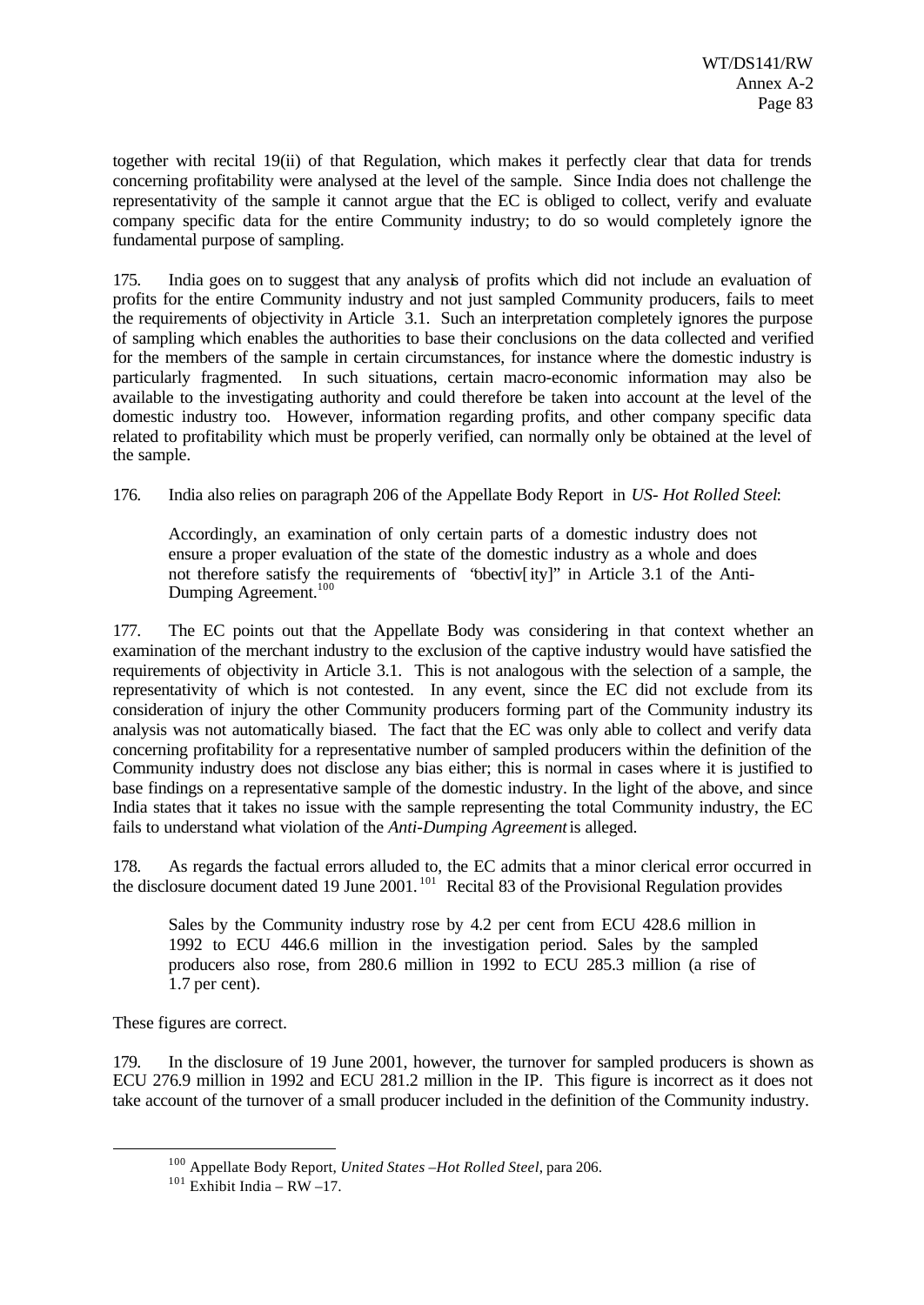together with recital 19(ii) of that Regulation, which makes it perfectly clear that data for trends concerning profitability were analysed at the level of the sample. Since India does not challenge the representativity of the sample it cannot argue that the EC is obliged to collect, verify and evaluate company specific data for the entire Community industry; to do so would completely ignore the fundamental purpose of sampling.

175. India goes on to suggest that any analysis of profits which did not include an evaluation of profits for the entire Community industry and not just sampled Community producers, fails to meet the requirements of objectivity in Article 3.1. Such an interpretation completely ignores the purpose of sampling which enables the authorities to base their conclusions on the data collected and verified for the members of the sample in certain circumstances, for instance where the domestic industry is particularly fragmented. In such situations, certain macro-economic information may also be available to the investigating authority and could therefore be taken into account at the level of the domestic industry too. However, information regarding profits, and other company specific data related to profitability which must be properly verified, can normally only be obtained at the level of the sample.

176. India also relies on paragraph 206 of the Appellate Body Report in *US- Hot Rolled Steel*:

> Accordingly, an examination of only certain parts of a domestic industry does not ensure a proper evaluation of the state of the domestic industry as a whole and does not therefore satisfy the requirements of "objectiv[ity]" in Article 3.1 of the Anti-Dumping Agreement.[100]

177. The EC points out that the Appellate Body was considering in that context whether an examination of the merchant industry to the exclusion of the captive industry would have satisfied the requirements of objectivity in Article 3.1. This is not analogous with the selection of a sample, the representativity of which is not contested. In any event, since the EC did not exclude from its consideration of injury the other Community producers forming part of the Community industry its analysis was not automatically biased. The fact that the EC was only able to collect and verify data concerning profitability for a representative number of sampled producers within the definition of the Community industry does not disclose any bias either; this is normal in cases where it is justified to base findings on a representative sample of the domestic industry. In the light of the above, and since India states that it takes no issue with the sample representing the total Community industry, the EC fails to understand what violation of the *Anti-Dumping Agreement* is alleged.

178. As regards the factual errors alluded to, the EC admits that a minor clerical error occurred in the disclosure document dated 19 June 2001.[101] Recital 83 of the Provisional Regulation provides

> Sales by the Community industry rose by 4.2 per cent from ECU 428.6 million in 1992 to ECU 446.6 million in the investigation period. Sales by the sampled producers also rose, from 280.6 million in 1992 to ECU 285.3 million (a rise of 1.7 per cent).

These figures are correct.

179. In the disclosure of 19 June 2001, however, the turnover for sampled producers is shown as ECU 276.9 million in 1992 and ECU 281.2 million in the IP. This figure is incorrect as it does not take account of the turnover of a small producer included in the definition of the Community industry.

[100] Appellate Body Report, *United States –Hot Rolled Steel*, para 206.

[101] Exhibit India – RW –17.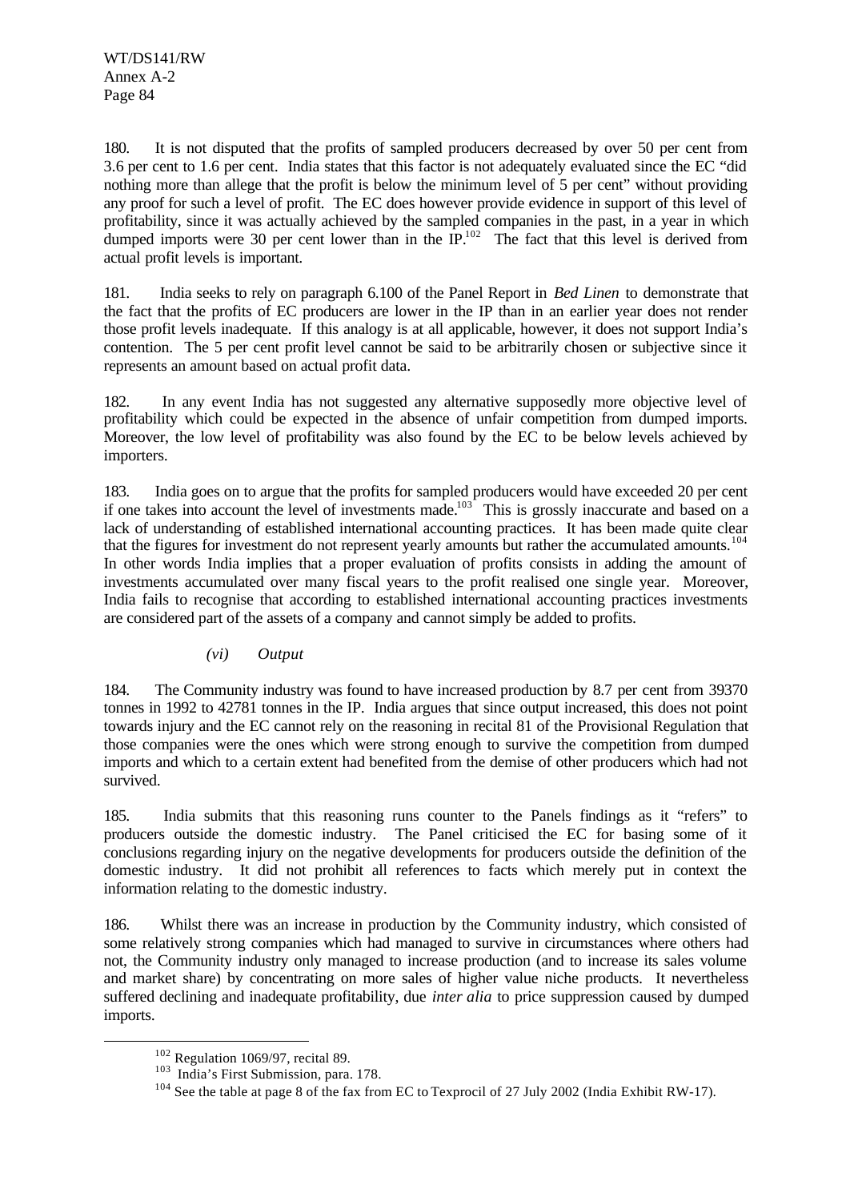180. It is not disputed that the profits of sampled producers decreased by over 50 per cent from 3.6 per cent to 1.6 per cent. India states that this factor is not adequately evaluated since the EC "did nothing more than allege that the profit is below the minimum level of 5 per cent" without providing any proof for such a level of profit. The EC does however provide evidence in support of this level of profitability, since it was actually achieved by the sampled companies in the past, in a year in which dumped imports were 30 per cent lower than in the IP.[102] The fact that this level is derived from actual profit levels is important.

181. India seeks to rely on paragraph 6.100 of the Panel Report in *Bed Linen* to demonstrate that the fact that the profits of EC producers are lower in the IP than in an earlier year does not render those profit levels inadequate. If this analogy is at all applicable, however, it does not support India's contention. The 5 per cent profit level cannot be said to be arbitrarily chosen or subjective since it represents an amount based on actual profit data.

182. In any event India has not suggested any alternative supposedly more objective level of profitability which could be expected in the absence of unfair competition from dumped imports. Moreover, the low level of profitability was also found by the EC to be below levels achieved by importers.

183. India goes on to argue that the profits for sampled producers would have exceeded 20 per cent if one takes into account the level of investments made.[103] This is grossly inaccurate and based on a lack of understanding of established international accounting practices. It has been made quite clear that the figures for investment do not represent yearly amounts but rather the accumulated amounts.[104] In other words India implies that a proper evaluation of profits consists in adding the amount of investments accumulated over many fiscal years to the profit realised one single year. Moreover, India fails to recognise that according to established international accounting practices investments are considered part of the assets of a company and cannot simply be added to profits.

*(vi) Output*

184. The Community industry was found to have increased production by 8.7 per cent from 39370 tonnes in 1992 to 42781 tonnes in the IP. India argues that since output increased, this does not point towards injury and the EC cannot rely on the reasoning in recital 81 of the Provisional Regulation that those companies were the ones which were strong enough to survive the competition from dumped imports and which to a certain extent had benefited from the demise of other producers which had not survived.

185. India submits that this reasoning runs counter to the Panels findings as it "refers" to producers outside the domestic industry. The Panel criticised the EC for basing some of it conclusions regarding injury on the negative developments for producers outside the definition of the domestic industry. It did not prohibit all references to facts which merely put in context the information relating to the domestic industry.

186. Whilst there was an increase in production by the Community industry, which consisted of some relatively strong companies which had managed to survive in circumstances where others had not, the Community industry only managed to increase production (and to increase its sales volume and market share) by concentrating on more sales of higher value niche products. It nevertheless suffered declining and inadequate profitability, due *inter alia* to price suppression caused by dumped imports.

---

[102] Regulation 1069/97, recital 89.

[103] India's First Submission, para. 178.

[104] See the table at page 8 of the fax from EC to Texprocil of 27 July 2002 (India Exhibit RW-17).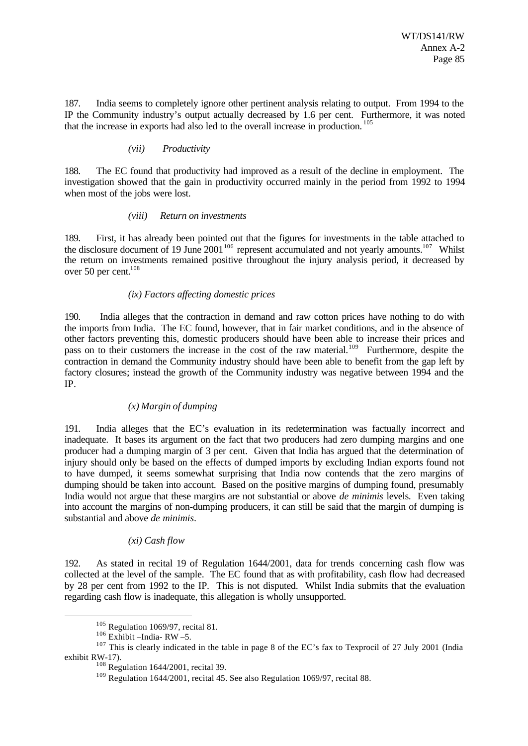187. India seems to completely ignore other pertinent analysis relating to output. From 1994 to the IP the Community industry's output actually decreased by 1.6 per cent. Furthermore, it was noted that the increase in exports had also led to the overall increase in production.[105]

*(vii) Productivity*

188. The EC found that productivity had improved as a result of the decline in employment. The investigation showed that the gain in productivity occurred mainly in the period from 1992 to 1994 when most of the jobs were lost.

*(viii) Return on investments*

189. First, it has already been pointed out that the figures for investments in the table attached to the disclosure document of 19 June 2001[106] represent accumulated and not yearly amounts.[107] Whilst the return on investments remained positive throughout the injury analysis period, it decreased by over 50 per cent.[108]

*(ix) Factors affecting domestic prices*

190. India alleges that the contraction in demand and raw cotton prices have nothing to do with the imports from India. The EC found, however, that in fair market conditions, and in the absence of other factors preventing this, domestic producers should have been able to increase their prices and pass on to their customers the increase in the cost of the raw material.[109] Furthermore, despite the contraction in demand the Community industry should have been able to benefit from the gap left by factory closures; instead the growth of the Community industry was negative between 1994 and the IP.

*(x) Margin of dumping*

191. India alleges that the EC's evaluation in its redetermination was factually incorrect and inadequate. It bases its argument on the fact that two producers had zero dumping margins and one producer had a dumping margin of 3 per cent. Given that India has argued that the determination of injury should only be based on the effects of dumped imports by excluding Indian exports found not to have dumped, it seems somewhat surprising that India now contends that the zero margins of dumping should be taken into account. Based on the positive margins of dumping found, presumably India would not argue that these margins are not substantial or above *de minimis* levels. Even taking into account the margins of non-dumping producers, it can still be said that the margin of dumping is substantial and above *de minimis*.

*(xi) Cash flow*

192. As stated in recital 19 of Regulation 1644/2001, data for trends concerning cash flow was collected at the level of the sample. The EC found that as with profitability, cash flow had decreased by 28 per cent from 1992 to the IP. This is not disputed. Whilst India submits that the evaluation regarding cash flow is inadequate, this allegation is wholly unsupported.

---

[105] Regulation 1069/97, recital 81.

[106] Exhibit –India- RW –5.

[107] This is clearly indicated in the table in page 8 of the EC's fax to Texprocil of 27 July 2001 (India exhibit RW-17).

[108] Regulation 1644/2001, recital 39.

[109] Regulation 1644/2001, recital 45. See also Regulation 1069/97, recital 88.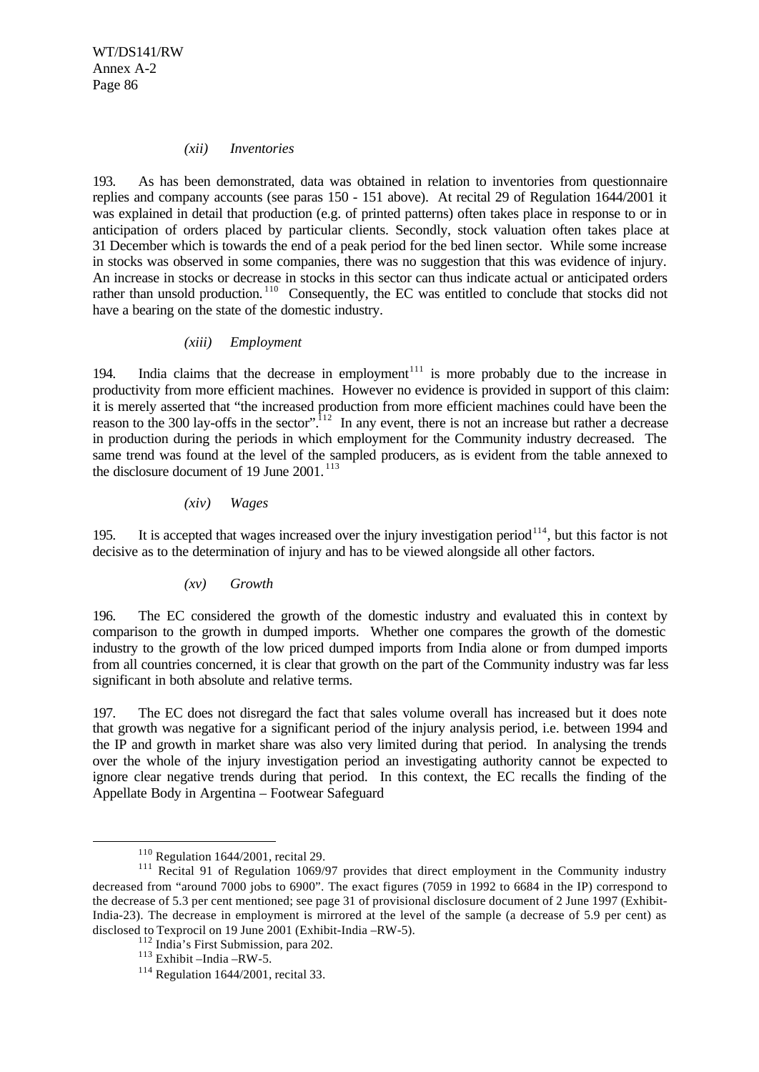*(xii) Inventories*

193. As has been demonstrated, data was obtained in relation to inventories from questionnaire replies and company accounts (see paras 150 - 151 above). At recital 29 of Regulation 1644/2001 it was explained in detail that production (e.g. of printed patterns) often takes place in response to or in anticipation of orders placed by particular clients. Secondly, stock valuation often takes place at 31 December which is towards the end of a peak period for the bed linen sector. While some increase in stocks was observed in some companies, there was no suggestion that this was evidence of injury. An increase in stocks or decrease in stocks in this sector can thus indicate actual or anticipated orders rather than unsold production.[110] Consequently, the EC was entitled to conclude that stocks did not have a bearing on the state of the domestic industry.

*(xiii) Employment*

194. India claims that the decrease in employment[111] is more probably due to the increase in productivity from more efficient machines. However no evidence is provided in support of this claim: it is merely asserted that "the increased production from more efficient machines could have been the reason to the 300 lay-offs in the sector".[112] In any event, there is not an increase but rather a decrease in production during the periods in which employment for the Community industry decreased. The same trend was found at the level of the sampled producers, as is evident from the table annexed to the disclosure document of 19 June 2001.[113]

*(xiv) Wages*

195. It is accepted that wages increased over the injury investigation period[114], but this factor is not decisive as to the determination of injury and has to be viewed alongside all other factors.

*(xv) Growth*

196. The EC considered the growth of the domestic industry and evaluated this in context by comparison to the growth in dumped imports. Whether one compares the growth of the domestic industry to the growth of the low priced dumped imports from India alone or from dumped imports from all countries concerned, it is clear that growth on the part of the Community industry was far less significant in both absolute and relative terms.

197. The EC does not disregard the fact that sales volume overall has increased but it does note that growth was negative for a significant period of the injury analysis period, i.e. between 1994 and the IP and growth in market share was also very limited during that period. In analysing the trends over the whole of the injury investigation period an investigating authority cannot be expected to ignore clear negative trends during that period. In this context, the EC recalls the finding of the Appellate Body in Argentina – Footwear Safeguard

---

[110] Regulation 1644/2001, recital 29.

[111] Recital 91 of Regulation 1069/97 provides that direct employment in the Community industry decreased from "around 7000 jobs to 6900". The exact figures (7059 in 1992 to 6684 in the IP) correspond to the decrease of 5.3 per cent mentioned; see page 31 of provisional disclosure document of 2 June 1997 (Exhibit-India-23). The decrease in employment is mirrored at the level of the sample (a decrease of 5.9 per cent) as disclosed to Texprocil on 19 June 2001 (Exhibit-India –RW-5).

[112] India's First Submission, para 202.

[113] Exhibit –India –RW-5.

[114] Regulation 1644/2001, recital 33.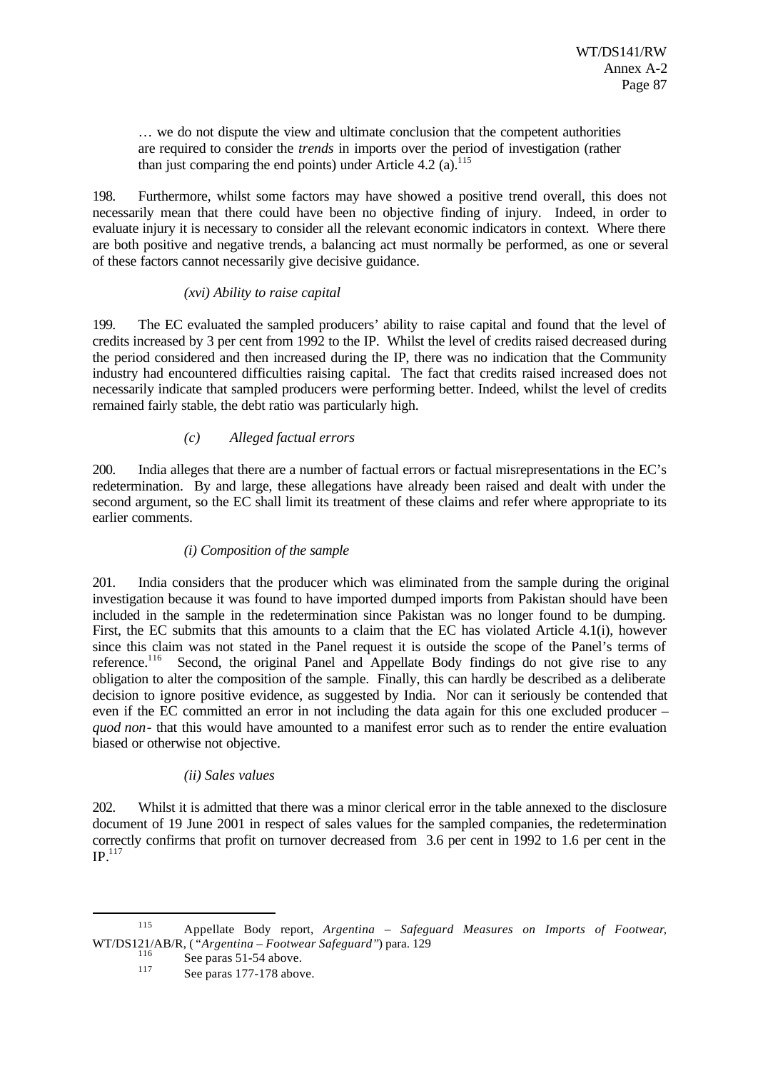> … we do not dispute the view and ultimate conclusion that the competent authorities are required to consider the *trends* in imports over the period of investigation (rather than just comparing the end points) under Article 4.2 (a).[115]

198. Furthermore, whilst some factors may have showed a positive trend overall, this does not necessarily mean that there could have been no objective finding of injury. Indeed, in order to evaluate injury it is necessary to consider all the relevant economic indicators in context. Where there are both positive and negative trends, a balancing act must normally be performed, as one or several of these factors cannot necessarily give decisive guidance.

*(xvi) Ability to raise capital*

199. The EC evaluated the sampled producers' ability to raise capital and found that the level of credits increased by 3 per cent from 1992 to the IP. Whilst the level of credits raised decreased during the period considered and then increased during the IP, there was no indication that the Community industry had encountered difficulties raising capital. The fact that credits raised increased does not necessarily indicate that sampled producers were performing better. Indeed, whilst the level of credits remained fairly stable, the debt ratio was particularly high.

*(c) Alleged factual errors*

200. India alleges that there are a number of factual errors or factual misrepresentations in the EC's redetermination. By and large, these allegations have already been raised and dealt with under the second argument, so the EC shall limit its treatment of these claims and refer where appropriate to its earlier comments.

*(i) Composition of the sample*

201. India considers that the producer which was eliminated from the sample during the original investigation because it was found to have imported dumped imports from Pakistan should have been included in the sample in the redetermination since Pakistan was no longer found to be dumping. First, the EC submits that this amounts to a claim that the EC has violated Article 4.1(i), however since this claim was not stated in the Panel request it is outside the scope of the Panel's terms of reference.[116] Second, the original Panel and Appellate Body findings do not give rise to any obligation to alter the composition of the sample. Finally, this can hardly be described as a deliberate decision to ignore positive evidence, as suggested by India. Nor can it seriously be contended that even if the EC committed an error in not including the data again for this one excluded producer – *quod non*- that this would have amounted to a manifest error such as to render the entire evaluation biased or otherwise not objective.

*(ii) Sales values*

202. Whilst it is admitted that there was a minor clerical error in the table annexed to the disclosure document of 19 June 2001 in respect of sales values for the sampled companies, the redetermination correctly confirms that profit on turnover decreased from 3.6 per cent in 1992 to 1.6 per cent in the IP.[117]

---

[115] Appellate Body report, *Argentina – Safeguard Measures on Imports of Footwear*, WT/DS121/AB/R, (*"Argentina – Footwear Safeguard"*) para. 129

[116] See paras 51-54 above.

[117] See paras 177-178 above.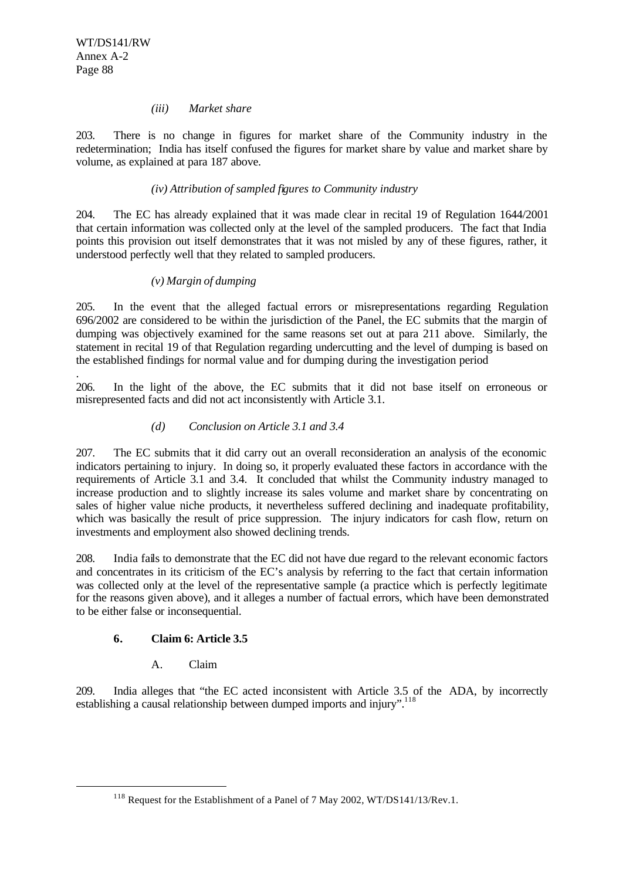*(iii) Market share*

203. There is no change in figures for market share of the Community industry in the redetermination; India has itself confused the figures for market share by value and market share by volume, as explained at para 187 above.

*(iv) Attribution of sampled figures to Community industry*

204. The EC has already explained that it was made clear in recital 19 of Regulation 1644/2001 that certain information was collected only at the level of the sampled producers. The fact that India points this provision out itself demonstrates that it was not misled by any of these figures, rather, it understood perfectly well that they related to sampled producers.

*(v) Margin of dumping*

205. In the event that the alleged factual errors or misrepresentations regarding Regulation 696/2002 are considered to be within the jurisdiction of the Panel, the EC submits that the margin of dumping was objectively examined for the same reasons set out at para 211 above. Similarly, the statement in recital 19 of that Regulation regarding undercutting and the level of dumping is based on the established findings for normal value and for dumping during the investigation period

.

206. In the light of the above, the EC submits that it did not base itself on erroneous or misrepresented facts and did not act inconsistently with Article 3.1.

*(d) Conclusion on Article 3.1 and 3.4*

207. The EC submits that it did carry out an overall reconsideration an analysis of the economic indicators pertaining to injury. In doing so, it properly evaluated these factors in accordance with the requirements of Article 3.1 and 3.4. It concluded that whilst the Community industry managed to increase production and to slightly increase its sales volume and market share by concentrating on sales of higher value niche products, it nevertheless suffered declining and inadequate profitability, which was basically the result of price suppression. The injury indicators for cash flow, return on investments and employment also showed declining trends.

208. India fails to demonstrate that the EC did not have due regard to the relevant economic factors and concentrates in its criticism of the EC's analysis by referring to the fact that certain information was collected only at the level of the representative sample (a practice which is perfectly legitimate for the reasons given above), and it alleges a number of factual errors, which have been demonstrated to be either false or inconsequential.

**6. Claim 6: Article 3.5**

A. Claim

209. India alleges that "the EC acted inconsistent with Article 3.5 of the ADA, by incorrectly establishing a causal relationship between dumped imports and injury".[118]

[118] Request for the Establishment of a Panel of 7 May 2002, WT/DS141/13/Rev.1.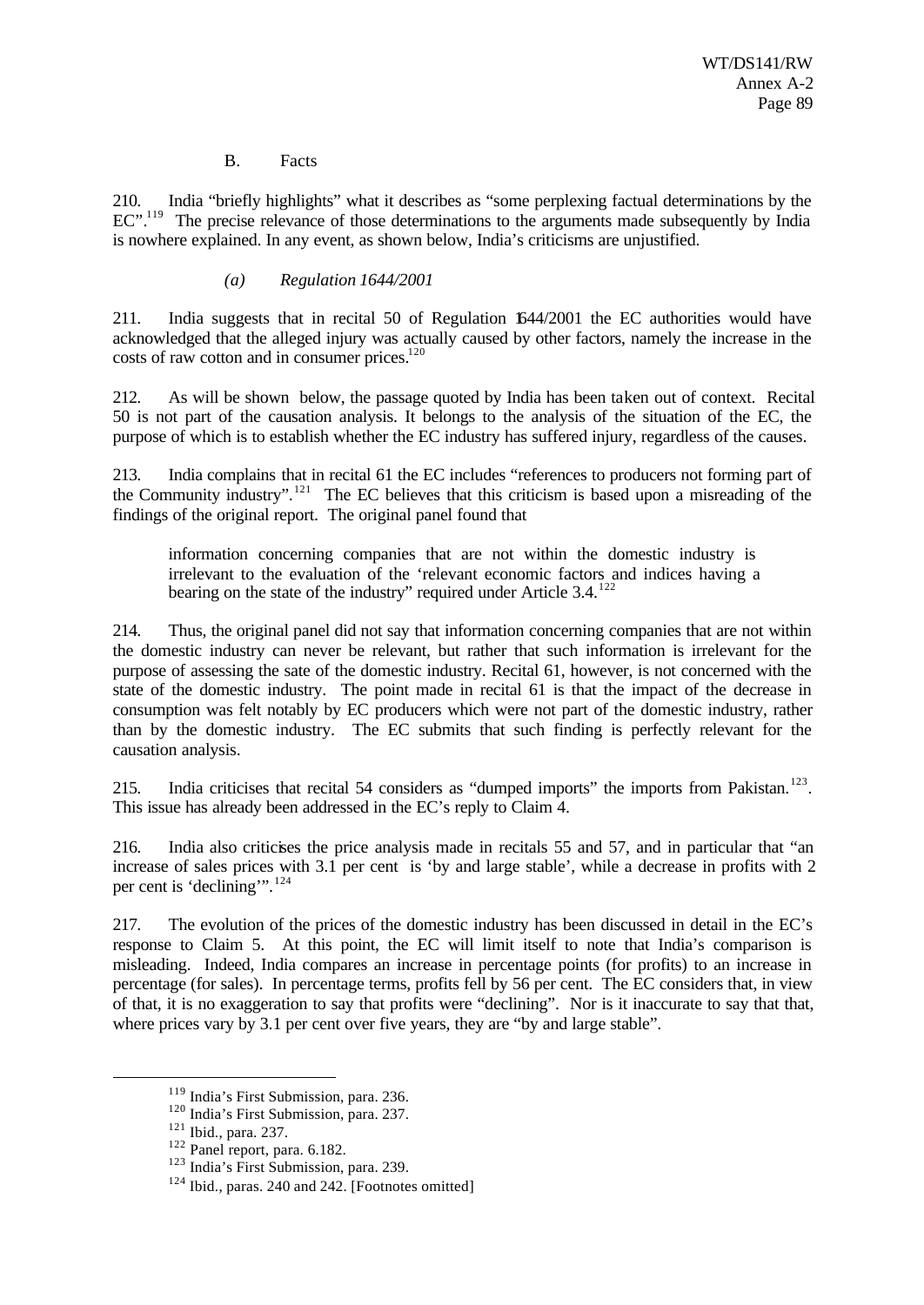### B. Facts

210. India "briefly highlights" what it describes as "some perplexing factual determinations by the EC".[119] The precise relevance of those determinations to the arguments made subsequently by India is nowhere explained. In any event, as shown below, India's criticisms are unjustified.

#### *(a) Regulation 1644/2001*

211. India suggests that in recital 50 of Regulation 1644/2001 the EC authorities would have acknowledged that the alleged injury was actually caused by other factors, namely the increase in the costs of raw cotton and in consumer prices.[120]

212. As will be shown below, the passage quoted by India has been taken out of context. Recital 50 is not part of the causation analysis. It belongs to the analysis of the situation of the EC, the purpose of which is to establish whether the EC industry has suffered injury, regardless of the causes.

213. India complains that in recital 61 the EC includes "references to producers not forming part of the Community industry".[121] The EC believes that this criticism is based upon a misreading of the findings of the original report. The original panel found that

> information concerning companies that are not within the domestic industry is irrelevant to the evaluation of the 'relevant economic factors and indices having a bearing on the state of the industry" required under Article 3.4.[122]

214. Thus, the original panel did not say that information concerning companies that are not within the domestic industry can never be relevant, but rather that such information is irrelevant for the purpose of assessing the sate of the domestic industry. Recital 61, however, is not concerned with the state of the domestic industry. The point made in recital 61 is that the impact of the decrease in consumption was felt notably by EC producers which were not part of the domestic industry, rather than by the domestic industry. The EC submits that such finding is perfectly relevant for the causation analysis.

215. India criticises that recital 54 considers as "dumped imports" the imports from Pakistan.[123]. This issue has already been addressed in the EC's reply to Claim 4.

216. India also criticises the price analysis made in recitals 55 and 57, and in particular that "an increase of sales prices with 3.1 per cent is 'by and large stable', while a decrease in profits with 2 per cent is 'declining'".[124]

217. The evolution of the prices of the domestic industry has been discussed in detail in the EC's response to Claim 5. At this point, the EC will limit itself to note that India's comparison is misleading. Indeed, India compares an increase in percentage points (for profits) to an increase in percentage (for sales). In percentage terms, profits fell by 56 per cent. The EC considers that, in view of that, it is no exaggeration to say that profits were "declining". Nor is it inaccurate to say that that, where prices vary by 3.1 per cent over five years, they are "by and large stable".

---

[119] India's First Submission, para. 236.

[120] India's First Submission, para. 237.

[121] Ibid., para. 237.

[122] Panel report, para. 6.182.

[123] India's First Submission, para. 239.

[124] Ibid., paras. 240 and 242. [Footnotes omitted]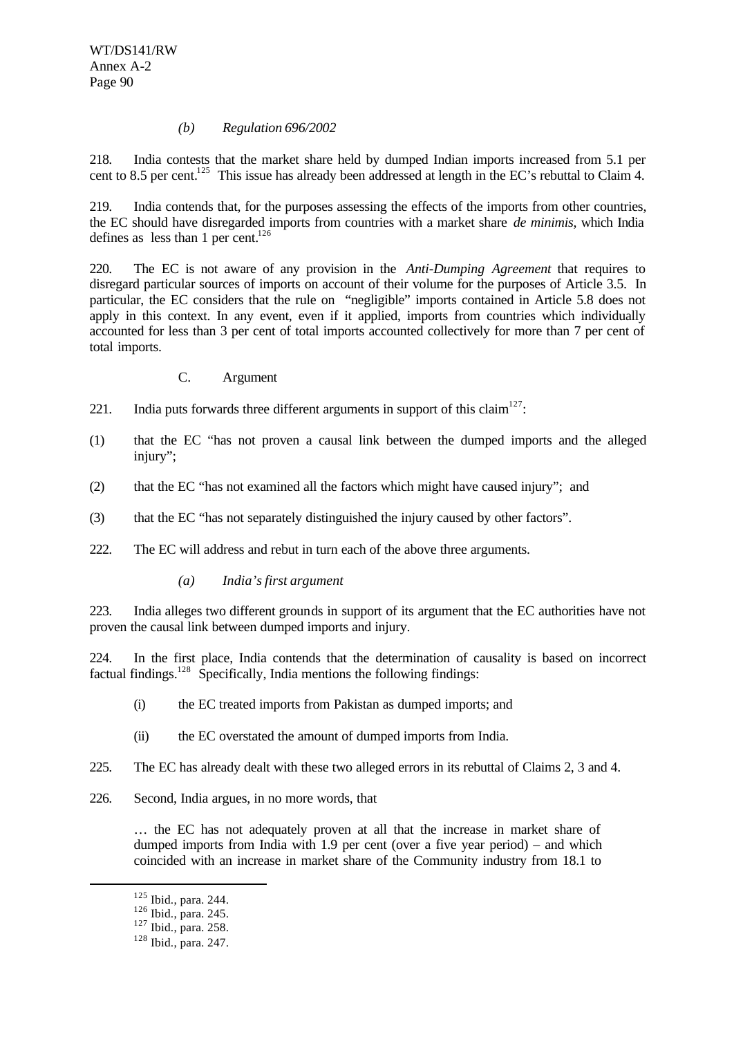*(b) Regulation 696/2002*

218. India contests that the market share held by dumped Indian imports increased from 5.1 per cent to 8.5 per cent.[125] This issue has already been addressed at length in the EC's rebuttal to Claim 4.

219. India contends that, for the purposes assessing the effects of the imports from other countries, the EC should have disregarded imports from countries with a market share *de minimis*, which India defines as less than 1 per cent.[126]

220. The EC is not aware of any provision in the *Anti-Dumping Agreement* that requires to disregard particular sources of imports on account of their volume for the purposes of Article 3.5. In particular, the EC considers that the rule on "negligible" imports contained in Article 5.8 does not apply in this context. In any event, even if it applied, imports from countries which individually accounted for less than 3 per cent of total imports accounted collectively for more than 7 per cent of total imports.

C. Argument

221. India puts forwards three different arguments in support of this claim[127]:

(1) that the EC "has not proven a causal link between the dumped imports and the alleged injury";

(2) that the EC "has not examined all the factors which might have caused injury"; and

(3) that the EC "has not separately distinguished the injury caused by other factors".

222. The EC will address and rebut in turn each of the above three arguments.

*(a) India's first argument*

223. India alleges two different grounds in support of its argument that the EC authorities have not proven the causal link between dumped imports and injury.

224. In the first place, India contends that the determination of causality is based on incorrect factual findings.[128] Specifically, India mentions the following findings:

(i) the EC treated imports from Pakistan as dumped imports; and

(ii) the EC overstated the amount of dumped imports from India.

225. The EC has already dealt with these two alleged errors in its rebuttal of Claims 2, 3 and 4.

226. Second, India argues, in no more words, that

> … the EC has not adequately proven at all that the increase in market share of dumped imports from India with 1.9 per cent (over a five year period) – and which coincided with an increase in market share of the Community industry from 18.1 to

---

[125] Ibid., para. 244.

[126] Ibid., para. 245.

[127] Ibid., para. 258.

[128] Ibid., para. 247.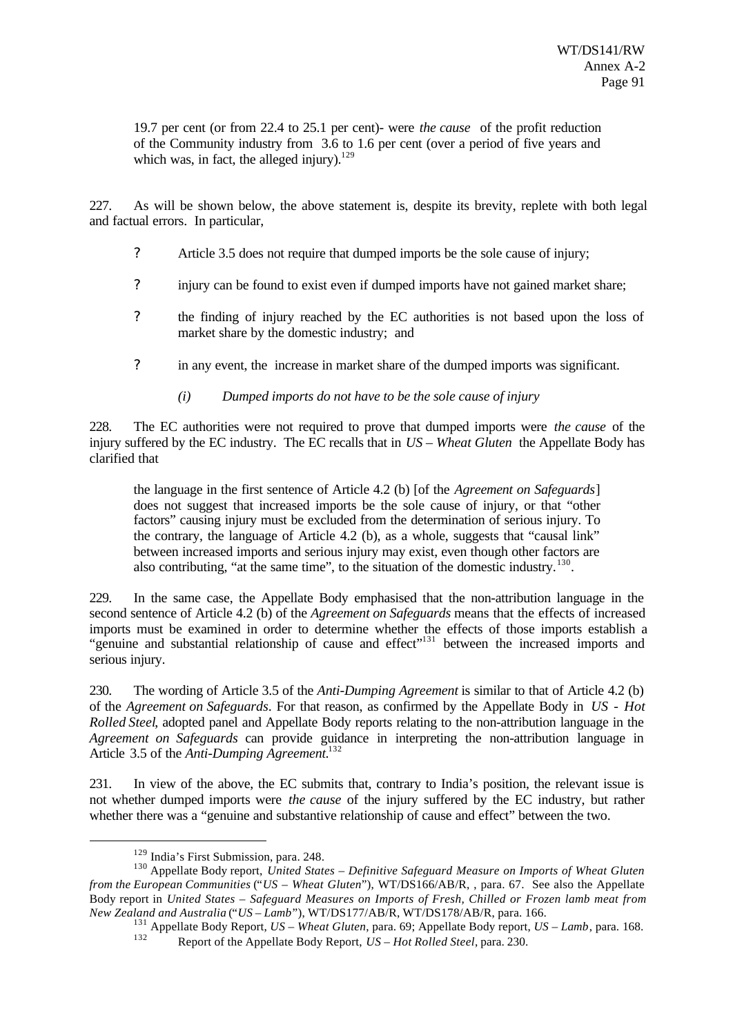19.7 per cent (or from 22.4 to 25.1 per cent)- were *the cause* of the profit reduction of the Community industry from 3.6 to 1.6 per cent (over a period of five years and which was, in fact, the alleged injury).[129]

227. As will be shown below, the above statement is, despite its brevity, replete with both legal and factual errors. In particular,

- Article 3.5 does not require that dumped imports be the sole cause of injury;
- injury can be found to exist even if dumped imports have not gained market share;
- the finding of injury reached by the EC authorities is not based upon the loss of market share by the domestic industry; and
- in any event, the increase in market share of the dumped imports was significant.

*(i) Dumped imports do not have to be the sole cause of injury*

228. The EC authorities were not required to prove that dumped imports were *the cause* of the injury suffered by the EC industry. The EC recalls that in *US – Wheat Gluten* the Appellate Body has clarified that

> the language in the first sentence of Article 4.2 (b) [of the *Agreement on Safeguards*] does not suggest that increased imports be the sole cause of injury, or that "other factors" causing injury must be excluded from the determination of serious injury. To the contrary, the language of Article 4.2 (b), as a whole, suggests that "causal link" between increased imports and serious injury may exist, even though other factors are also contributing, "at the same time", to the situation of the domestic industry.[130].

229. In the same case, the Appellate Body emphasised that the non-attribution language in the second sentence of Article 4.2 (b) of the *Agreement on Safeguards* means that the effects of increased imports must be examined in order to determine whether the effects of those imports establish a "genuine and substantial relationship of cause and effect"[131] between the increased imports and serious injury.

230. The wording of Article 3.5 of the *Anti-Dumping Agreement* is similar to that of Article 4.2 (b) of the *Agreement on Safeguards*. For that reason, as confirmed by the Appellate Body in *US - Hot Rolled Steel*, adopted panel and Appellate Body reports relating to the non-attribution language in the *Agreement on Safeguards* can provide guidance in interpreting the non-attribution language in Article 3.5 of the *Anti-Dumping Agreement*.[132]

231. In view of the above, the EC submits that, contrary to India's position, the relevant issue is not whether dumped imports were *the cause* of the injury suffered by the EC industry, but rather whether there was a "genuine and substantive relationship of cause and effect" between the two.

---

[129] India's First Submission, para. 248.

[130] Appellate Body report, *United States – Definitive Safeguard Measure on Imports of Wheat Gluten from the European Communities* ("*US – Wheat Gluten*"), WT/DS166/AB/R, , para. 67. See also the Appellate Body report in *United States – Safeguard Measures on Imports of Fresh, Chilled or Frozen lamb meat from New Zealand and Australia* ("*US – Lamb*"), WT/DS177/AB/R, WT/DS178/AB/R, para. 166.

[131] Appellate Body Report, *US – Wheat Gluten*, para. 69; Appellate Body report, *US – Lamb*, para. 168.

[132] Report of the Appellate Body Report, *US – Hot Rolled Steel*, para. 230.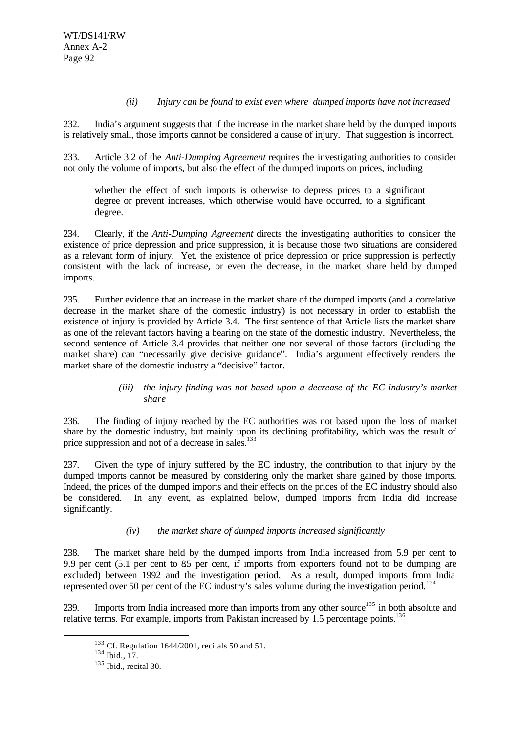*(ii) Injury can be found to exist even where dumped imports have not increased*

232. India's argument suggests that if the increase in the market share held by the dumped imports is relatively small, those imports cannot be considered a cause of injury. That suggestion is incorrect.

233. Article 3.2 of the *Anti-Dumping Agreement* requires the investigating authorities to consider not only the volume of imports, but also the effect of the dumped imports on prices, including

> whether the effect of such imports is otherwise to depress prices to a significant degree or prevent increases, which otherwise would have occurred, to a significant degree.

234. Clearly, if the *Anti-Dumping Agreement* directs the investigating authorities to consider the existence of price depression and price suppression, it is because those two situations are considered as a relevant form of injury. Yet, the existence of price depression or price suppression is perfectly consistent with the lack of increase, or even the decrease, in the market share held by dumped imports.

235. Further evidence that an increase in the market share of the dumped imports (and a correlative decrease in the market share of the domestic industry) is not necessary in order to establish the existence of injury is provided by Article 3.4. The first sentence of that Article lists the market share as one of the relevant factors having a bearing on the state of the domestic industry. Nevertheless, the second sentence of Article 3.4 provides that neither one nor several of those factors (including the market share) can "necessarily give decisive guidance". India's argument effectively renders the market share of the domestic industry a "decisive" factor.

*(iii) the injury finding was not based upon a decrease of the EC industry's market share*

236. The finding of injury reached by the EC authorities was not based upon the loss of market share by the domestic industry, but mainly upon its declining profitability, which was the result of price suppression and not of a decrease in sales.[133]

237. Given the type of injury suffered by the EC industry, the contribution to that injury by the dumped imports cannot be measured by considering only the market share gained by those imports. Indeed, the prices of the dumped imports and their effects on the prices of the EC industry should also be considered. In any event, as explained below, dumped imports from India did increase significantly.

*(iv) the market share of dumped imports increased significantly*

238. The market share held by the dumped imports from India increased from 5.9 per cent to 9.9 per cent (5.1 per cent to 85 per cent, if imports from exporters found not to be dumping are excluded) between 1992 and the investigation period. As a result, dumped imports from India represented over 50 per cent of the EC industry's sales volume during the investigation period.[134]

239. Imports from India increased more than imports from any other source[135] in both absolute and relative terms. For example, imports from Pakistan increased by 1.5 percentage points.[136]

---

[133] Cf. Regulation 1644/2001, recitals 50 and 51.

[134] Ibid., 17.

[135] Ibid., recital 30.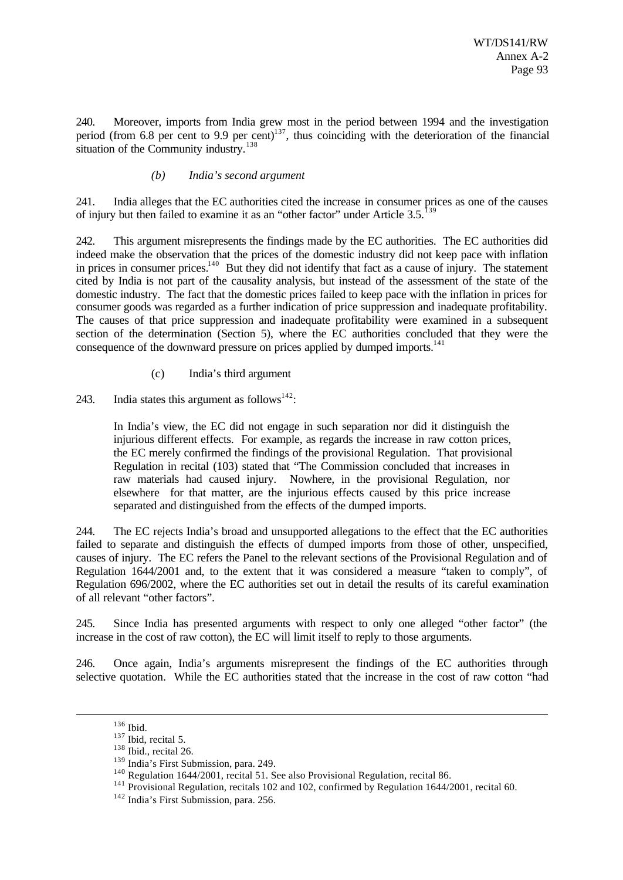240. Moreover, imports from India grew most in the period between 1994 and the investigation period (from 6.8 per cent to 9.9 per cent)[137], thus coinciding with the deterioration of the financial situation of the Community industry.[138]

*(b) India's second argument*

241. India alleges that the EC authorities cited the increase in consumer prices as one of the causes of injury but then failed to examine it as an "other factor" under Article 3.5.[139]

242. This argument misrepresents the findings made by the EC authorities. The EC authorities did indeed make the observation that the prices of the domestic industry did not keep pace with inflation in prices in consumer prices.[140] But they did not identify that fact as a cause of injury. The statement cited by India is not part of the causality analysis, but instead of the assessment of the state of the domestic industry. The fact that the domestic prices failed to keep pace with the inflation in prices for consumer goods was regarded as a further indication of price suppression and inadequate profitability. The causes of that price suppression and inadequate profitability were examined in a subsequent section of the determination (Section 5), where the EC authorities concluded that they were the consequence of the downward pressure on prices applied by dumped imports.[141]

(c) India's third argument

243. India states this argument as follows[142]:

> In India's view, the EC did not engage in such separation nor did it distinguish the injurious different effects. For example, as regards the increase in raw cotton prices, the EC merely confirmed the findings of the provisional Regulation. That provisional Regulation in recital (103) stated that "The Commission concluded that increases in raw materials had caused injury. Nowhere, in the provisional Regulation, nor elsewhere for that matter, are the injurious effects caused by this price increase separated and distinguished from the effects of the dumped imports.

244. The EC rejects India's broad and unsupported allegations to the effect that the EC authorities failed to separate and distinguish the effects of dumped imports from those of other, unspecified, causes of injury. The EC refers the Panel to the relevant sections of the Provisional Regulation and of Regulation 1644/2001 and, to the extent that it was considered a measure "taken to comply", of Regulation 696/2002, where the EC authorities set out in detail the results of its careful examination of all relevant "other factors".

245. Since India has presented arguments with respect to only one alleged "other factor" (the increase in the cost of raw cotton), the EC will limit itself to reply to those arguments.

246. Once again, India's arguments misrepresent the findings of the EC authorities through selective quotation. While the EC authorities stated that the increase in the cost of raw cotton "had

---

[136] Ibid.

[137] Ibid, recital 5.

[138] Ibid., recital 26.

[139] India's First Submission, para. 249.

[140] Regulation 1644/2001, recital 51. See also Provisional Regulation, recital 86.

[141] Provisional Regulation, recitals 102 and 102, confirmed by Regulation 1644/2001, recital 60.

[142] India's First Submission, para. 256.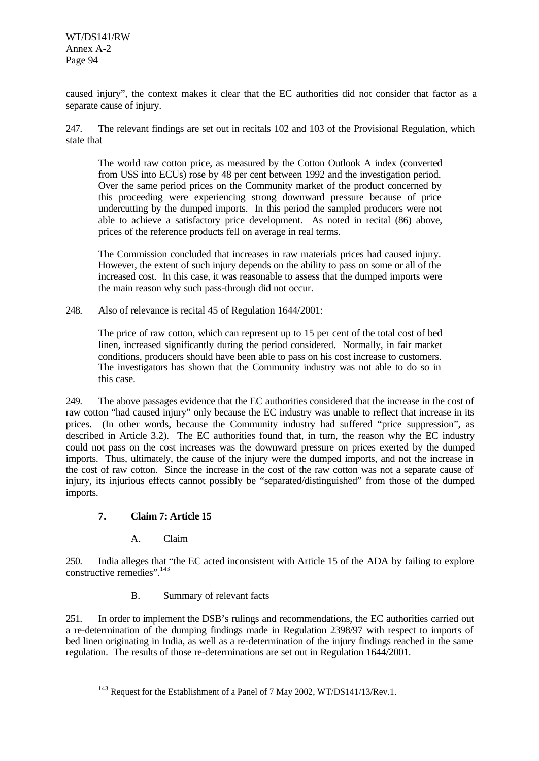caused injury", the context makes it clear that the EC authorities did not consider that factor as a separate cause of injury.

247. The relevant findings are set out in recitals 102 and 103 of the Provisional Regulation, which state that

> The world raw cotton price, as measured by the Cotton Outlook A index (converted from US$ into ECUs) rose by 48 per cent between 1992 and the investigation period. Over the same period prices on the Community market of the product concerned by this proceeding were experiencing strong downward pressure because of price undercutting by the dumped imports. In this period the sampled producers were not able to achieve a satisfactory price development. As noted in recital (86) above, prices of the reference products fell on average in real terms.
>
> The Commission concluded that increases in raw materials prices had caused injury. However, the extent of such injury depends on the ability to pass on some or all of the increased cost. In this case, it was reasonable to assess that the dumped imports were the main reason why such pass-through did not occur.

248. Also of relevance is recital 45 of Regulation 1644/2001:

> The price of raw cotton, which can represent up to 15 per cent of the total cost of bed linen, increased significantly during the period considered. Normally, in fair market conditions, producers should have been able to pass on his cost increase to customers. The investigators has shown that the Community industry was not able to do so in this case.

249. The above passages evidence that the EC authorities considered that the increase in the cost of raw cotton "had caused injury" only because the EC industry was unable to reflect that increase in its prices. (In other words, because the Community industry had suffered "price suppression", as described in Article 3.2). The EC authorities found that, in turn, the reason why the EC industry could not pass on the cost increases was the downward pressure on prices exerted by the dumped imports. Thus, ultimately, the cause of the injury were the dumped imports, and not the increase in the cost of raw cotton. Since the increase in the cost of the raw cotton was not a separate cause of injury, its injurious effects cannot possibly be "separated/distinguished" from those of the dumped imports.

### 7. Claim 7: Article 15

#### A. Claim

250. India alleges that "the EC acted inconsistent with Article 15 of the ADA by failing to explore constructive remedies".[143]

#### B. Summary of relevant facts

251. In order to implement the DSB's rulings and recommendations, the EC authorities carried out a re-determination of the dumping findings made in Regulation 2398/97 with respect to imports of bed linen originating in India, as well as a re-determination of the injury findings reached in the same regulation. The results of those re-determinations are set out in Regulation 1644/2001.

---

[143] Request for the Establishment of a Panel of 7 May 2002, WT/DS141/13/Rev.1.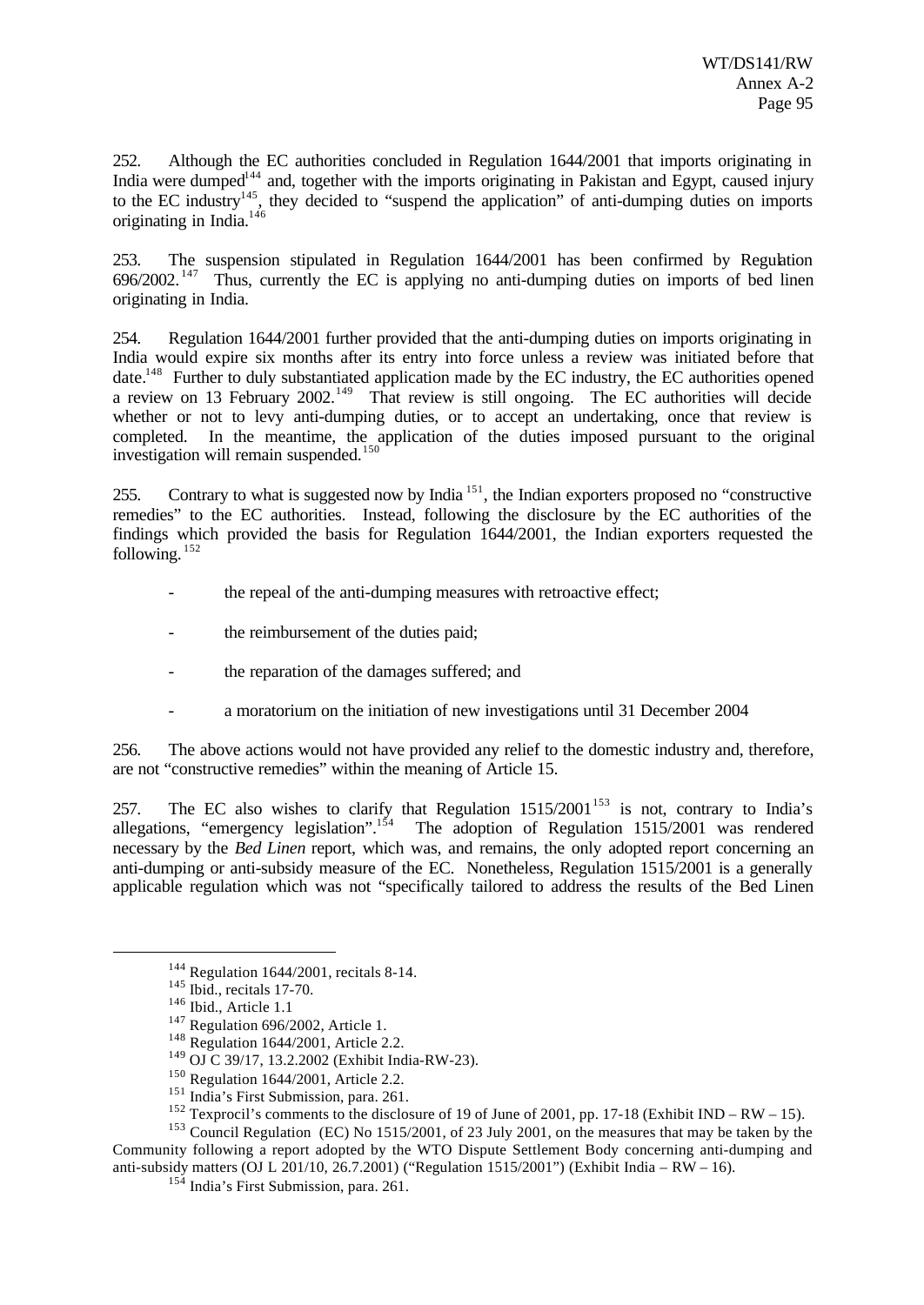252. Although the EC authorities concluded in Regulation 1644/2001 that imports originating in India were dumped[144] and, together with the imports originating in Pakistan and Egypt, caused injury to the EC industry[145], they decided to "suspend the application" of anti-dumping duties on imports originating in India.[146]

253. The suspension stipulated in Regulation 1644/2001 has been confirmed by Regulation 696/2002.[147] Thus, currently the EC is applying no anti-dumping duties on imports of bed linen originating in India.

254. Regulation 1644/2001 further provided that the anti-dumping duties on imports originating in India would expire six months after its entry into force unless a review was initiated before that date.[148] Further to duly substantiated application made by the EC industry, the EC authorities opened a review on 13 February 2002.[149] That review is still ongoing. The EC authorities will decide whether or not to levy anti-dumping duties, or to accept an undertaking, once that review is completed. In the meantime, the application of the duties imposed pursuant to the original investigation will remain suspended.[150]

255. Contrary to what is suggested now by India[151], the Indian exporters proposed no "constructive remedies" to the EC authorities. Instead, following the disclosure by the EC authorities of the findings which provided the basis for Regulation 1644/2001, the Indian exporters requested the following.[152]

- the repeal of the anti-dumping measures with retroactive effect;
- the reimbursement of the duties paid;
- the reparation of the damages suffered; and
- a moratorium on the initiation of new investigations until 31 December 2004

256. The above actions would not have provided any relief to the domestic industry and, therefore, are not "constructive remedies" within the meaning of Article 15.

257. The EC also wishes to clarify that Regulation 1515/2001[153] is not, contrary to India's allegations, "emergency legislation".[154] The adoption of Regulation 1515/2001 was rendered necessary by the *Bed Linen* report, which was, and remains, the only adopted report concerning an anti-dumping or anti-subsidy measure of the EC. Nonetheless, Regulation 1515/2001 is a generally applicable regulation which was not "specifically tailored to address the results of the Bed Linen

---

[144] Regulation 1644/2001, recitals 8-14.

[145] Ibid., recitals 17-70.

[146] Ibid., Article 1.1

[147] Regulation 696/2002, Article 1.

[148] Regulation 1644/2001, Article 2.2.

[149] OJ C 39/17, 13.2.2002 (Exhibit India-RW-23).

[150] Regulation 1644/2001, Article 2.2.

[151] India's First Submission, para. 261.

[152] Texprocil's comments to the disclosure of 19 of June of 2001, pp. 17-18 (Exhibit IND – RW – 15).

[153] Council Regulation (EC) No 1515/2001, of 23 July 2001, on the measures that may be taken by the Community following a report adopted by the WTO Dispute Settlement Body concerning anti-dumping and anti-subsidy matters (OJ L 201/10, 26.7.2001) ("Regulation 1515/2001") (Exhibit India – RW – 16).

[154] India's First Submission, para. 261.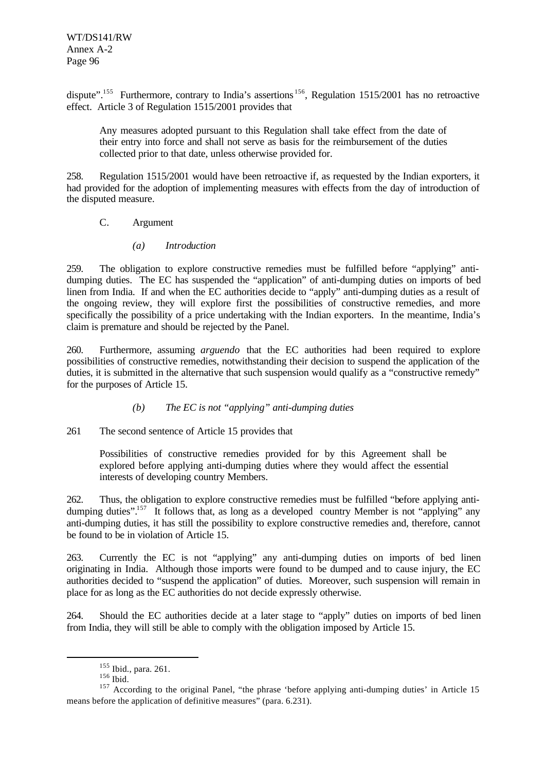dispute".[155] Furthermore, contrary to India's assertions[156], Regulation 1515/2001 has no retroactive effect. Article 3 of Regulation 1515/2001 provides that

> Any measures adopted pursuant to this Regulation shall take effect from the date of their entry into force and shall not serve as basis for the reimbursement of the duties collected prior to that date, unless otherwise provided for.

258. Regulation 1515/2001 would have been retroactive if, as requested by the Indian exporters, it had provided for the adoption of implementing measures with effects from the day of introduction of the disputed measure.

C. Argument

*(a) Introduction*

259. The obligation to explore constructive remedies must be fulfilled before "applying" anti-dumping duties. The EC has suspended the "application" of anti-dumping duties on imports of bed linen from India. If and when the EC authorities decide to "apply" anti-dumping duties as a result of the ongoing review, they will explore first the possibilities of constructive remedies, and more specifically the possibility of a price undertaking with the Indian exporters. In the meantime, India's claim is premature and should be rejected by the Panel.

260. Furthermore, assuming *arguendo* that the EC authorities had been required to explore possibilities of constructive remedies, notwithstanding their decision to suspend the application of the duties, it is submitted in the alternative that such suspension would qualify as a "constructive remedy" for the purposes of Article 15.

*(b) The EC is not "applying" anti-dumping duties*

261 The second sentence of Article 15 provides that

> Possibilities of constructive remedies provided for by this Agreement shall be explored before applying anti-dumping duties where they would affect the essential interests of developing country Members.

262. Thus, the obligation to explore constructive remedies must be fulfilled "before applying anti-dumping duties".[157] It follows that, as long as a developed country Member is not "applying" any anti-dumping duties, it has still the possibility to explore constructive remedies and, therefore, cannot be found to be in violation of Article 15.

263. Currently the EC is not "applying" any anti-dumping duties on imports of bed linen originating in India. Although those imports were found to be dumped and to cause injury, the EC authorities decided to "suspend the application" of duties. Moreover, such suspension will remain in place for as long as the EC authorities do not decide expressly otherwise.

264. Should the EC authorities decide at a later stage to "apply" duties on imports of bed linen from India, they will still be able to comply with the obligation imposed by Article 15.

---

[155] Ibid., para. 261.

[156] Ibid.

[157] According to the original Panel, "the phrase 'before applying anti-dumping duties' in Article 15 means before the application of definitive measures" (para. 6.231).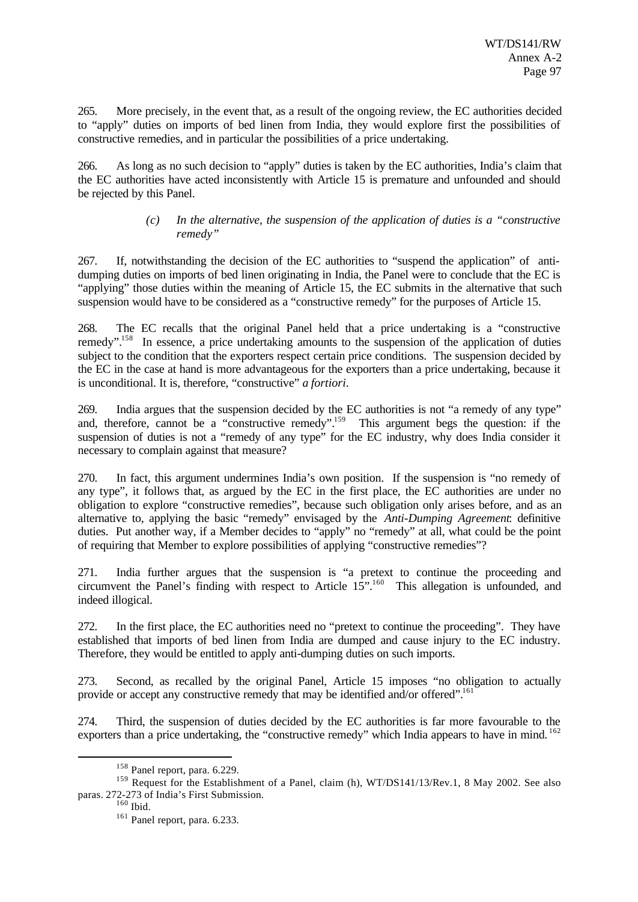265. More precisely, in the event that, as a result of the ongoing review, the EC authorities decided to "apply" duties on imports of bed linen from India, they would explore first the possibilities of constructive remedies, and in particular the possibilities of a price undertaking.

266. As long as no such decision to "apply" duties is taken by the EC authorities, India's claim that the EC authorities have acted inconsistently with Article 15 is premature and unfounded and should be rejected by this Panel.

*(c) In the alternative, the suspension of the application of duties is a "constructive remedy"*

267. If, notwithstanding the decision of the EC authorities to "suspend the application" of anti-dumping duties on imports of bed linen originating in India, the Panel were to conclude that the EC is "applying" those duties within the meaning of Article 15, the EC submits in the alternative that such suspension would have to be considered as a "constructive remedy" for the purposes of Article 15.

268. The EC recalls that the original Panel held that a price undertaking is a "constructive remedy".[158] In essence, a price undertaking amounts to the suspension of the application of duties subject to the condition that the exporters respect certain price conditions. The suspension decided by the EC in the case at hand is more advantageous for the exporters than a price undertaking, because it is unconditional. It is, therefore, "constructive" *a fortiori*.

269. India argues that the suspension decided by the EC authorities is not "a remedy of any type" and, therefore, cannot be a "constructive remedy".[159] This argument begs the question: if the suspension of duties is not a "remedy of any type" for the EC industry, why does India consider it necessary to complain against that measure?

270. In fact, this argument undermines India's own position. If the suspension is "no remedy of any type", it follows that, as argued by the EC in the first place, the EC authorities are under no obligation to explore "constructive remedies", because such obligation only arises before, and as an alternative to, applying the basic "remedy" envisaged by the *Anti-Dumping Agreement*: definitive duties. Put another way, if a Member decides to "apply" no "remedy" at all, what could be the point of requiring that Member to explore possibilities of applying "constructive remedies"?

271. India further argues that the suspension is "a pretext to continue the proceeding and circumvent the Panel's finding with respect to Article 15".[160] This allegation is unfounded, and indeed illogical.

272. In the first place, the EC authorities need no "pretext to continue the proceeding". They have established that imports of bed linen from India are dumped and cause injury to the EC industry. Therefore, they would be entitled to apply anti-dumping duties on such imports.

273. Second, as recalled by the original Panel, Article 15 imposes "no obligation to actually provide or accept any constructive remedy that may be identified and/or offered".[161]

274. Third, the suspension of duties decided by the EC authorities is far more favourable to the exporters than a price undertaking, the "constructive remedy" which India appears to have in mind.[162]

---

[158] Panel report, para. 6.229.

[159] Request for the Establishment of a Panel, claim (h), WT/DS141/13/Rev.1, 8 May 2002. See also paras. 272-273 of India's First Submission.

[160] Ibid.

[161] Panel report, para. 6.233.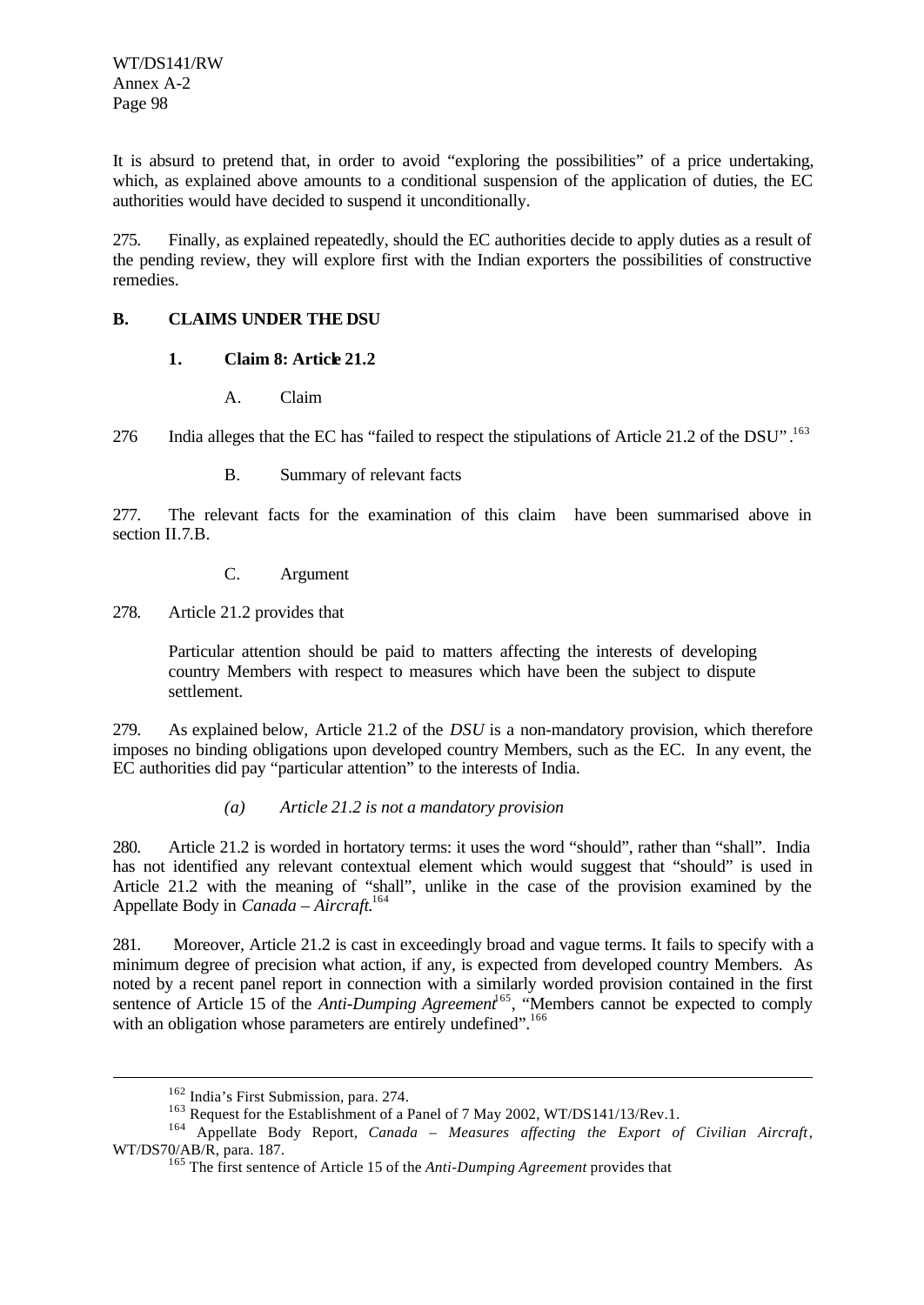It is absurd to pretend that, in order to avoid "exploring the possibilities" of a price undertaking, which, as explained above amounts to a conditional suspension of the application of duties, the EC authorities would have decided to suspend it unconditionally.

275. Finally, as explained repeatedly, should the EC authorities decide to apply duties as a result of the pending review, they will explore first with the Indian exporters the possibilities of constructive remedies.

## B. CLAIMS UNDER THE DSU

### 1. Claim 8: Article 21.2

#### A. Claim

276 India alleges that the EC has "failed to respect the stipulations of Article 21.2 of the DSU".[163]

#### B. Summary of relevant facts

277. The relevant facts for the examination of this claim have been summarised above in section II.7.B.

#### C. Argument

278. Article 21.2 provides that

> Particular attention should be paid to matters affecting the interests of developing country Members with respect to measures which have been the subject to dispute settlement.

279. As explained below, Article 21.2 of the *DSU* is a non-mandatory provision, which therefore imposes no binding obligations upon developed country Members, such as the EC. In any event, the EC authorities did pay "particular attention" to the interests of India.

##### *(a) Article 21.2 is not a mandatory provision*

280. Article 21.2 is worded in hortatory terms: it uses the word "should", rather than "shall". India has not identified any relevant contextual element which would suggest that "should" is used in Article 21.2 with the meaning of "shall", unlike in the case of the provision examined by the Appellate Body in *Canada – Aircraft*.[164]

281. Moreover, Article 21.2 is cast in exceedingly broad and vague terms. It fails to specify with a minimum degree of precision what action, if any, is expected from developed country Members. As noted by a recent panel report in connection with a similarly worded provision contained in the first sentence of Article 15 of the *Anti-Dumping Agreement*[165], "Members cannot be expected to comply with an obligation whose parameters are entirely undefined".[166]

---

[162] India's First Submission, para. 274.

[163] Request for the Establishment of a Panel of 7 May 2002, WT/DS141/13/Rev.1.

[164] Appellate Body Report, *Canada – Measures affecting the Export of Civilian Aircraft*, WT/DS70/AB/R, para. 187.

[165] The first sentence of Article 15 of the *Anti-Dumping Agreement* provides that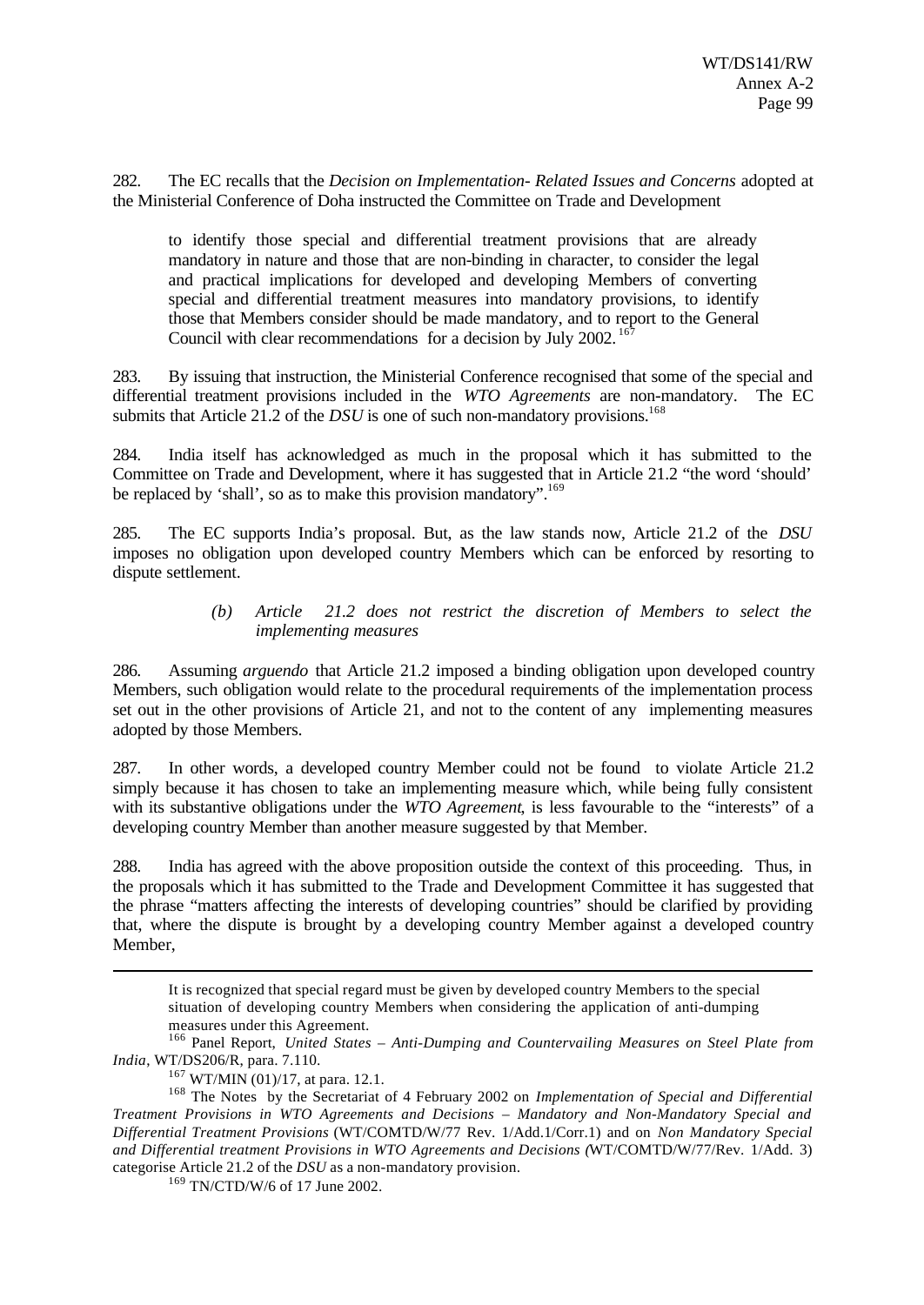282. The EC recalls that the *Decision on Implementation- Related Issues and Concerns* adopted at the Ministerial Conference of Doha instructed the Committee on Trade and Development

> to identify those special and differential treatment provisions that are already mandatory in nature and those that are non-binding in character, to consider the legal and practical implications for developed and developing Members of converting special and differential treatment measures into mandatory provisions, to identify those that Members consider should be made mandatory, and to report to the General Council with clear recommendations for a decision by July 2002.[167]

283. By issuing that instruction, the Ministerial Conference recognised that some of the special and differential treatment provisions included in the *WTO Agreements* are non-mandatory. The EC submits that Article 21.2 of the *DSU* is one of such non-mandatory provisions.[168]

284. India itself has acknowledged as much in the proposal which it has submitted to the Committee on Trade and Development, where it has suggested that in Article 21.2 "the word 'should' be replaced by 'shall', so as to make this provision mandatory".[169]

285. The EC supports India's proposal. But, as the law stands now, Article 21.2 of the *DSU* imposes no obligation upon developed country Members which can be enforced by resorting to dispute settlement.

*(b) Article 21.2 does not restrict the discretion of Members to select the implementing measures*

286. Assuming *arguendo* that Article 21.2 imposed a binding obligation upon developed country Members, such obligation would relate to the procedural requirements of the implementation process set out in the other provisions of Article 21, and not to the content of any implementing measures adopted by those Members.

287. In other words, a developed country Member could not be found to violate Article 21.2 simply because it has chosen to take an implementing measure which, while being fully consistent with its substantive obligations under the *WTO Agreement*, is less favourable to the "interests" of a developing country Member than another measure suggested by that Member.

288. India has agreed with the above proposition outside the context of this proceeding. Thus, in the proposals which it has submitted to the Trade and Development Committee it has suggested that the phrase "matters affecting the interests of developing countries" should be clarified by providing that, where the dispute is brought by a developing country Member against a developed country Member,

---

> It is recognized that special regard must be given by developed country Members to the special situation of developing country Members when considering the application of anti-dumping measures under this Agreement.

[166] Panel Report, *United States – Anti-Dumping and Countervailing Measures on Steel Plate from India*, WT/DS206/R, para. 7.110.

[167] WT/MIN (01)/17, at para. 12.1.

[168] The Notes by the Secretariat of 4 February 2002 on *Implementation of Special and Differential Treatment Provisions in WTO Agreements and Decisions – Mandatory and Non-Mandatory Special and Differential Treatment Provisions* (WT/COMTD/W/77 Rev. 1/Add.1/Corr.1) and on *Non Mandatory Special and Differential treatment Provisions in WTO Agreements and Decisions (*WT/COMTD/W/77/Rev. 1/Add. 3) categorise Article 21.2 of the *DSU* as a non-mandatory provision.

[169] TN/CTD/W/6 of 17 June 2002.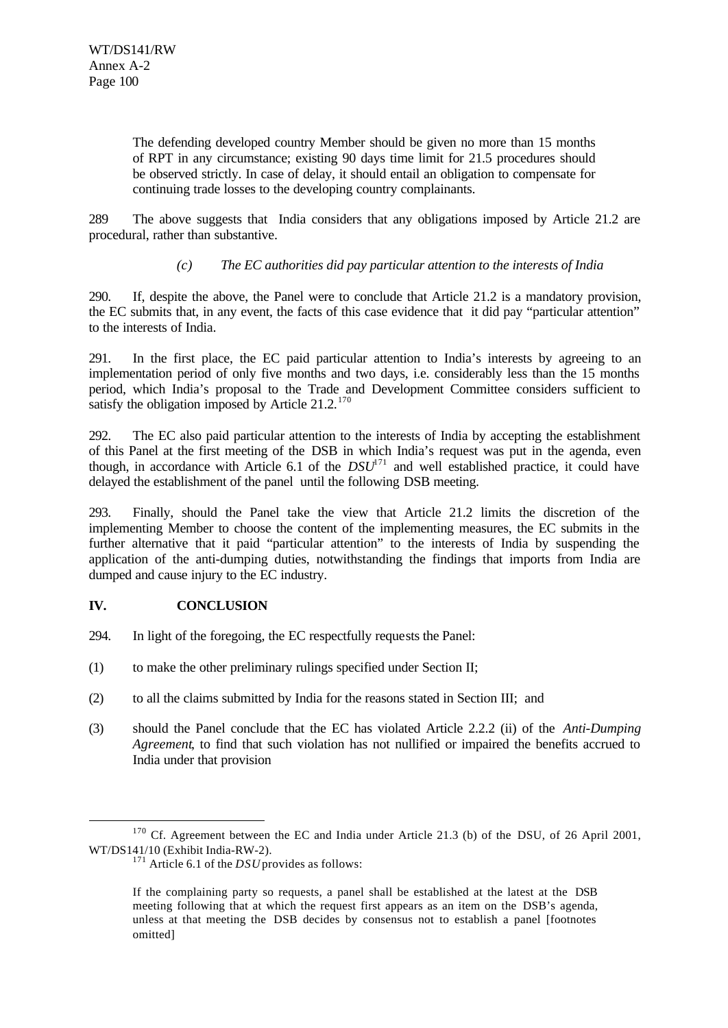> The defending developed country Member should be given no more than 15 months of RPT in any circumstance; existing 90 days time limit for 21.5 procedures should be observed strictly. In case of delay, it should entail an obligation to compensate for continuing trade losses to the developing country complainants.

289 The above suggests that India considers that any obligations imposed by Article 21.2 are procedural, rather than substantive.

*(c) The EC authorities did pay particular attention to the interests of India*

290. If, despite the above, the Panel were to conclude that Article 21.2 is a mandatory provision, the EC submits that, in any event, the facts of this case evidence that it did pay "particular attention" to the interests of India.

291. In the first place, the EC paid particular attention to India's interests by agreeing to an implementation period of only five months and two days, i.e. considerably less than the 15 months period, which India's proposal to the Trade and Development Committee considers sufficient to satisfy the obligation imposed by Article 21.2.[170]

292. The EC also paid particular attention to the interests of India by accepting the establishment of this Panel at the first meeting of the DSB in which India's request was put in the agenda, even though, in accordance with Article 6.1 of the *DSU*[171] and well established practice, it could have delayed the establishment of the panel until the following DSB meeting.

293. Finally, should the Panel take the view that Article 21.2 limits the discretion of the implementing Member to choose the content of the implementing measures, the EC submits in the further alternative that it paid "particular attention" to the interests of India by suspending the application of the anti-dumping duties, notwithstanding the findings that imports from India are dumped and cause injury to the EC industry.

## IV. CONCLUSION

294. In light of the foregoing, the EC respectfully requests the Panel:

(1) to make the other preliminary rulings specified under Section II;

(2) to all the claims submitted by India for the reasons stated in Section III; and

(3) should the Panel conclude that the EC has violated Article 2.2.2 (ii) of the *Anti-Dumping Agreement*, to find that such violation has not nullified or impaired the benefits accrued to India under that provision

---

[170] Cf. Agreement between the EC and India under Article 21.3 (b) of the DSU, of 26 April 2001, WT/DS141/10 (Exhibit India-RW-2).

[171] Article 6.1 of the *DSU* provides as follows:

> If the complaining party so requests, a panel shall be established at the latest at the DSB meeting following that at which the request first appears as an item on the DSB's agenda, unless at that meeting the DSB decides by consensus not to establish a panel [footnotes omitted]